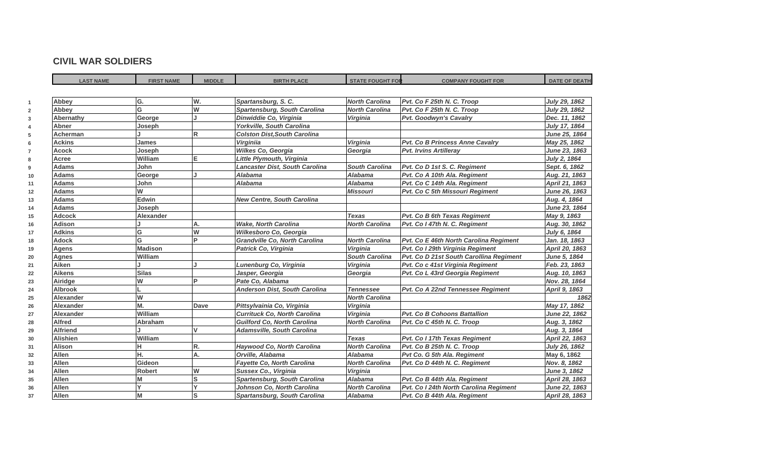## CIVIL WAR SOLDIERS

| | LAST NAME | FIRST NAME | MIDDLE | BIRTH PLACE | STATE FOUGHT FOR | COMPANY FOUGHT FOR | DATE OF DEATH |
|---|---|---|---|---|---|---|---|
| 1 | Abbey | G. | W. | Spartansburg, S. C. | North Carolina | Pvt. Co F 25th N. C. Troop | July 29, 1862 |
| 2 | Abbey | G | W | Spartensburg, South Carolina | North Carolina | Pvt. Co F 25th N. C. Troop | July 29, 1862 |
| 3 | Abernathy | George | J | Dinwiddie Co, Virginia | Virginia | Pvt. Goodwyn's Cavalry | Dec. 11, 1862 |
| 4 | Abner | Joseph | | Yorkville, South Carolina | | | July 17, 1864 |
| 5 | Acherman | J | R | Colston Dist,South Carolina | | | June 25, 1864 |
| 6 | Ackins | James | | Virginiia | Virginia | Pvt. Co B Princess Anne Cavalry | May 25, 1862 |
| 7 | Acock | Joseph | | Wilkes Co, Georgia | Georgia | Pvt. Irvins Artilleray | June 23, 1863 |
| 8 | Acree | William | E | Little Plymouth, Virginia | | | July 2, 1864 |
| 9 | Adams | John | | Lancaster Dist, South Carolina | South Carolina | Pvt. Co D 1st S. C. Regiment | Sept. 6, 1862 |
| 10 | Adams | George | J | Alabama | Alabama | Pvt. Co A 10th Ala. Regiment | Aug. 21, 1863 |
| 11 | Adams | John | | Alabama | Alabama | Pvt. Co C 14th Ala. Regiment | April 21, 1863 |
| 12 | Adams | W | | | Missouri | Pvt. Co C 5th Missouri Regiment | June 26, 1863 |
| 13 | Adams | Edwin | | New Centre, South Carolina | | | Aug. 4, 1864 |
| 14 | Adams | Joseph | | | | | June 23, 1864 |
| 15 | Adcock | Alexander | | | Texas | Pvt. Co B 6th Texas Regiment | May 9, 1863 |
| 16 | Adison | J | A. | Wake, North Carolina | North Carolina | Pvt. Co I 47th N. C. Regiment | Aug. 30, 1862 |
| 17 | Adkins | G | W | Wilkesboro Co, Georgia | | | July 6, 1864 |
| 18 | Adock | G | P | Grandville Co, North Carolina | North Carolina | Pvt. Co E 46th North Carolina Regiment | Jan. 18, 1863 |
| 19 | Agens | Madison | | Patrick Co, Virginia | Virginia | Pvt. Co I 29th Virginia Regiment | April 20, 1863 |
| 20 | Agnes | William | | | South Carolina | Pvt. Co D 21st South Carollina Regiment | June 5, 1864 |
| 21 | Aiken | J | J | Lunenburg Co, Virginia | Virginia | Pvt. Co c 41st Virginia Regiment | Feb. 23, 1863 |
| 22 | Aikens | Silas | | Jasper, Georgia | Georgia | Pvt. Co L 43rd Georgia Regiment | Aug. 10, 1863 |
| 23 | Airidge | W | P | Pate Co, Alabama | | | Nov. 28, 1864 |
| 24 | Albrook | L | | Anderson Dist, South Carolina | Tennessee | Pvt. Co A 22nd Tennessee Regiment | April 9, 1863 |
| 25 | Alexander | W | | | North Carolina | | 1862 |
| 26 | Alexander | M. | Dave | Pittsylvainia Co, Virginia | Virginia | | May 17, 1862 |
| 27 | Alexander | William | | Currituck Co, North Carolina | Virginia | Pvt. Co B Cohoons Battallion | June 22, 1862 |
| 28 | Alfred | Abraham | | Guilford Co, North Carolina | North Carolina | Pvt. Co C 45th N. C. Troop | Aug. 3, 1862 |
| 29 | Alfriend | J | V | Adamsville, South Carolina | | | Aug. 3, 1864 |
| 30 | Alishien | William | | | Texas | Pvt. Co I 17th Texas Regiment | April 22, 1863 |
| 31 | Alison | H | R. | Haywood Co, North Carolina | North Carolina | Pvt. Co B 25th N. C. Troop | July 26, 1862 |
| 32 | Allen | H. | A. | Orville, Alabama | Alabama | Pvt Co. G 5th Ala. Regiment | May 6, 1862 |
| 33 | Allen | Gideon | | Fayette Co, North Carolina | North Carolina | Pvt. Co D 44th N. C. Regiment | Nov. 8, 1862 |
| 34 | Allen | Robert | W | Sussex Co., Virginia | Virginia | | June 3, 1862 |
| 35 | Allen | M | S | Spartensburg, South Carolina | Alabama | Pvt. Co B 44th Ala. Regiment | April 28, 1863 |
| 36 | Allen | Y | Y | Johnson Co, North Carolina | North Carolina | Pvt. Co I 24th North Carolina Regiment | June 22, 1863 |
| 37 | Allen | M | S | Spartansburg, South Carolina | Alabama | Pvt. Co B 44th Ala. Regiment | April 28, 1863 |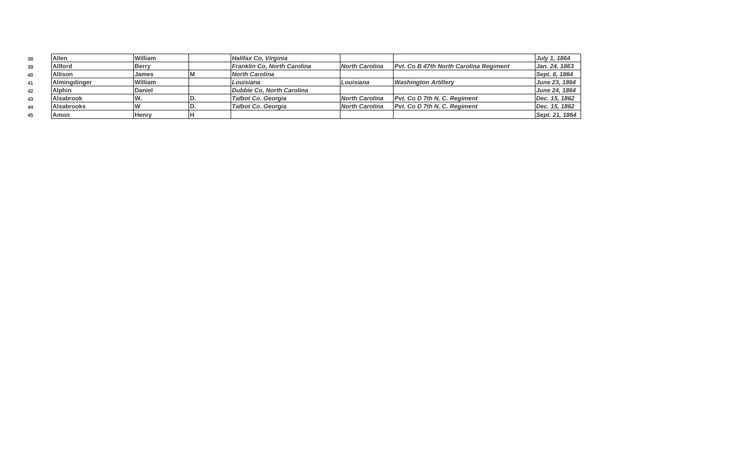| | | | | | | | |
|---|---|---|---|---|---|---|---|
| 38 | **Allen** | **William** | | ***Halifax Co, Virginia*** | | | ***July 1, 1864*** |
| 39 | **Allford** | **Berry** | | ***Franklin Co, North Carolina*** | ***North Carolina*** | ***Pvt. Co B 47th North Carolina Regiment*** | ***Jan. 24, 1863*** |
| 40 | **Allison** | **James** | **M** | ***North Carolina*** | | | ***Sept. 6, 1864*** |
| 41 | **Almingdinger** | **William** | | ***Louisiana*** | ***Louisiana*** | ***Washington Artillery*** | ***June 23, 1864*** |
| 42 | **Alphin** | **Daniel** | | ***Dubbie Co, North Carolina*** | | | ***June 24, 1864*** |
| 43 | **Alsabrook** | **W.** | **D.** | ***Talbot Co. Georgia*** | ***North Carolina*** | ***Pvt. Co D 7th N. C. Regiment*** | ***Dec. 15, 1862*** |
| 44 | **Alsabrooks** | **W** | **D.** | ***Talbot Co. Georgia*** | ***North Carolina*** | ***Pvt. Co D 7th N. C. Regiment*** | ***Dec. 15, 1862*** |
| 45 | **Amon** | **Henry** | **H** | | | | ***Sept. 21, 1864*** |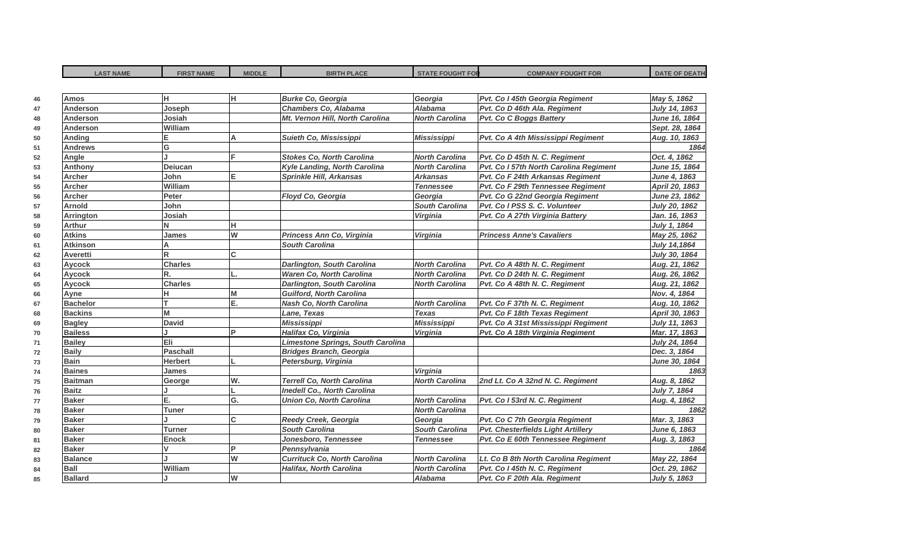| | LAST NAME | FIRST NAME | MIDDLE | BIRTH PLACE | STATE FOUGHT FOR | COMPANY FOUGHT FOR | DATE OF DEATH |
|---|---|---|---|---|---|---|---|
| 46 | **Amos** | **H** | **H** | ***Burke Co, Georgia*** | ***Georgia*** | ***Pvt. Co I 45th Georgia Regiment*** | ***May 5, 1862*** |
| 47 | **Anderson** | **Joseph** | | ***Chambers Co, Alabama*** | ***Alabama*** | ***Pvt. Co D 46th Ala. Regiment*** | ***July 14, 1863*** |
| 48 | **Anderson** | **Josiah** | | ***Mt. Vernon Hill, North Carolina*** | ***North Carolina*** | ***Pvt. Co C Boggs Battery*** | ***June 16, 1864*** |
| 49 | **Anderson** | **William** | | | | | ***Sept. 28, 1864*** |
| 50 | **Anding** | **E** | **A** | ***Suieth Co, Mississippi*** | ***Mississippi*** | ***Pvt. Co A 4th Mississippi Regiment*** | ***Aug. 10, 1863*** |
| 51 | **Andrews** | **G** | | | | | ***1864*** |
| 52 | **Angle** | **J** | **F** | ***Stokes Co, North Carolina*** | ***North Carolina*** | ***Pvt. Co D 45th N. C. Regiment*** | ***Oct. 4, 1862*** |
| 53 | **Anthony** | **Deiucan** | | ***Kyle Landing, North Carolina*** | ***North Carolina*** | ***Pvt. Co I 57th North Carolina Regiment*** | ***June 15, 1864*** |
| 54 | **Archer** | **John** | **E** | ***Sprinkle Hill, Arkansas*** | ***Arkansas*** | ***Pvt. Co F 24th Arkansas Regiment*** | ***June 4, 1863*** |
| 55 | **Archer** | **William** | | | ***Tennessee*** | ***Pvt. Co F 29th Tennessee Regiment*** | ***April 20, 1863*** |
| 56 | **Archer** | **Peter** | | ***Floyd Co, Georgia*** | ***Georgia*** | ***Pvt. Co G 22nd Georgia Regiment*** | ***June 23, 1862*** |
| 57 | **Arnold** | **John** | | | ***South Carolina*** | ***Pvt. Co I PSS S. C. Volunteer*** | ***July 20, 1862*** |
| 58 | **Arrington** | **Josiah** | | | ***Virginia*** | ***Pvt. Co A 27th Virginia Battery*** | ***Jan. 16, 1863*** |
| 59 | **Arthur** | **N** | **H** | | | | ***July 1, 1864*** |
| 60 | **Atkins** | **James** | **W** | ***Princess Ann Co, Virginia*** | ***Virginia*** | ***Princess Anne's Cavaliers*** | ***May 25, 1862*** |
| 61 | **Atkinson** | **A** | | ***South Carolina*** | | | ***July 14,1864*** |
| 62 | **Averetti** | **R** | **C** | | | | ***July 30, 1864*** |
| 63 | **Aycock** | **Charles** | | ***Darlington, South Carolina*** | ***North Carolina*** | ***Pvt. Co A 48th N. C. Regiment*** | ***Aug. 21, 1862*** |
| 64 | **Aycock** | **R.** | **L.** | ***Waren Co, North Carolina*** | ***North Carolina*** | ***Pvt. Co D 24th N. C. Regiment*** | ***Aug. 26, 1862*** |
| 65 | **Aycock** | **Charles** | | ***Darlington, South Carolina*** | ***North Carolina*** | ***Pvt. Co A 48th N. C. Regiment*** | ***Aug. 21, 1862*** |
| 66 | **Ayne** | **H** | **M** | ***Guilford, North Carolina*** | | | ***Nov. 4, 1864*** |
| 67 | **Bachelor** | **T** | **E.** | ***Nash Co, North Carolina*** | ***North Carolina*** | ***Pvt. Co F 37th N. C. Regiment*** | ***Aug. 10, 1862*** |
| 68 | **Backins** | **M** | | ***Lane, Texas*** | ***Texas*** | ***Pvt. Co F 18th Texas Regiment*** | ***April 30, 1863*** |
| 69 | **Bagley** | **David** | | ***Mississippi*** | ***Mississippi*** | ***Pvt. Co A 31st Mississippi Regiment*** | ***July 11, 1863*** |
| 70 | **Bailess** | **J** | **P** | ***Halifax Co, Virginia*** | ***Virginia*** | ***Pvt. Co A 18th Virginia Regiment*** | ***Mar. 17, 1863*** |
| 71 | **Bailey** | **Eli** | | ***Limestone Springs, South Carolina*** | | | ***July 24, 1864*** |
| 72 | **Baily** | **Paschall** | | ***Bridges Branch, Georgia*** | | | ***Dec. 3, 1864*** |
| 73 | **Bain** | **Herbert** | **L** | ***Petersburg, Virginia*** | | | ***June 30, 1864*** |
| 74 | **Baines** | **James** | | | ***Virginia*** | | ***1863*** |
| 75 | **Baitman** | **George** | **W.** | ***Terrell Co, North Carolina*** | ***North Carolina*** | ***2nd Lt. Co A 32nd N. C. Regiment*** | ***Aug. 8, 1862*** |
| 76 | **Baitz** | **J** | **L** | ***Inedell Co., North Carolina*** | | | ***July 7, 1864*** |
| 77 | **Baker** | **E.** | **G.** | ***Union Co, North Carolina*** | ***North Carolina*** | ***Pvt. Co I 53rd N. C. Regiment*** | ***Aug. 4, 1862*** |
| 78 | **Baker** | **Tuner** | | | ***North Carolina*** | | ***1862*** |
| 79 | **Baker** | **J** | **C** | ***Reedy Creek, Georgia*** | ***Georgia*** | ***Pvt. Co C 7th Georgia Regiment*** | ***Mar. 3, 1863*** |
| 80 | **Baker** | **Turner** | | ***South Carolina*** | ***South Carolina*** | ***Pvt. Chesterfields Light Artillery*** | ***June 6, 1863*** |
| 81 | **Baker** | **Enock** | | ***Jonesboro, Tennessee*** | ***Tennessee*** | ***Pvt. Co E 60th Tennessee Regiment*** | ***Aug. 3, 1863*** |
| 82 | **Baker** | **V** | **P** | ***Pennsylvania*** | | | ***1864*** |
| 83 | **Balance** | **J** | **W** | ***Currituck Co, North Carolina*** | ***North Carolina*** | ***Lt. Co B 8th North Carolina Regiment*** | ***May 22, 1864*** |
| 84 | **Ball** | **William** | | ***Halifax, North Carolina*** | ***North Carolina*** | ***Pvt. Co I 45th N. C. Regiment*** | ***Oct. 29, 1862*** |
| 85 | **Ballard** | **J** | **W** | | ***Alabama*** | ***Pvt. Co F 20th Ala. Regiment*** | ***July 5, 1863*** |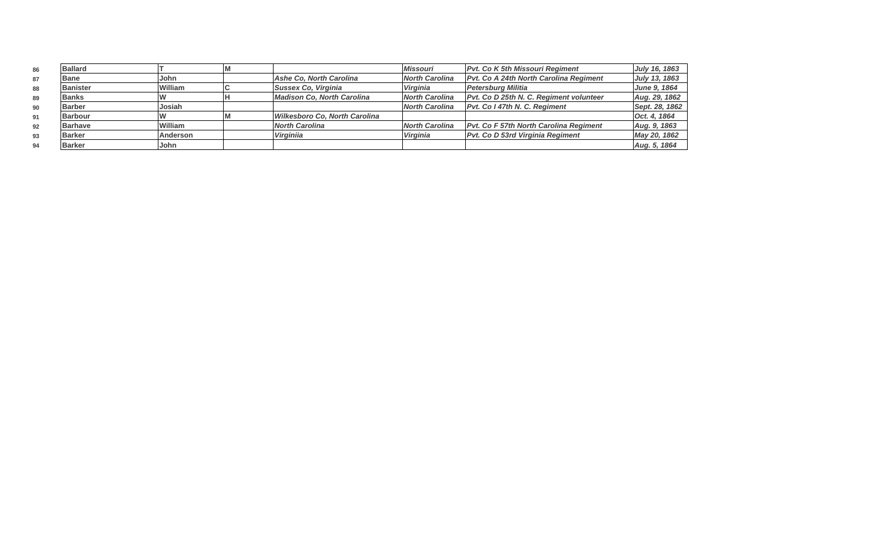| | | | | | | | |
|---|---|---|---|---|---|---|---|
| 86 | Ballard | T | M | | *Missouri* | *Pvt. Co K 5th Missouri Regiment* | *July 16, 1863* |
| 87 | Bane | John | | *Ashe Co, North Carolina* | *North Carolina* | *Pvt. Co A 24th North Carolina Regiment* | *July 13, 1863* |
| 88 | Banister | William | C | *Sussex Co, Virginia* | *Virginia* | *Petersburg Militia* | *June 9, 1864* |
| 89 | Banks | W | H | *Madison Co, North Carolina* | *North Carolina* | *Pvt. Co D 25th N. C. Regiment volunteer* | *Aug. 29, 1862* |
| 90 | Barber | Josiah | | | *North Carolina* | *Pvt. Co I 47th N. C. Regiment* | *Sept. 28, 1862* |
| 91 | Barbour | W | M | *Wilkesboro Co, North Carolina* | | | *Oct. 4, 1864* |
| 92 | Barhave | William | | *North Carolina* | *North Carolina* | *Pvt. Co F 57th North Carolina Regiment* | *Aug. 9, 1863* |
| 93 | Barker | Anderson | | *Virginiia* | *Virginia* | *Pvt. Co D 53rd Virginia Regiment* | *May 20, 1862* |
| 94 | Barker | John | | | | | *Aug. 5, 1864* |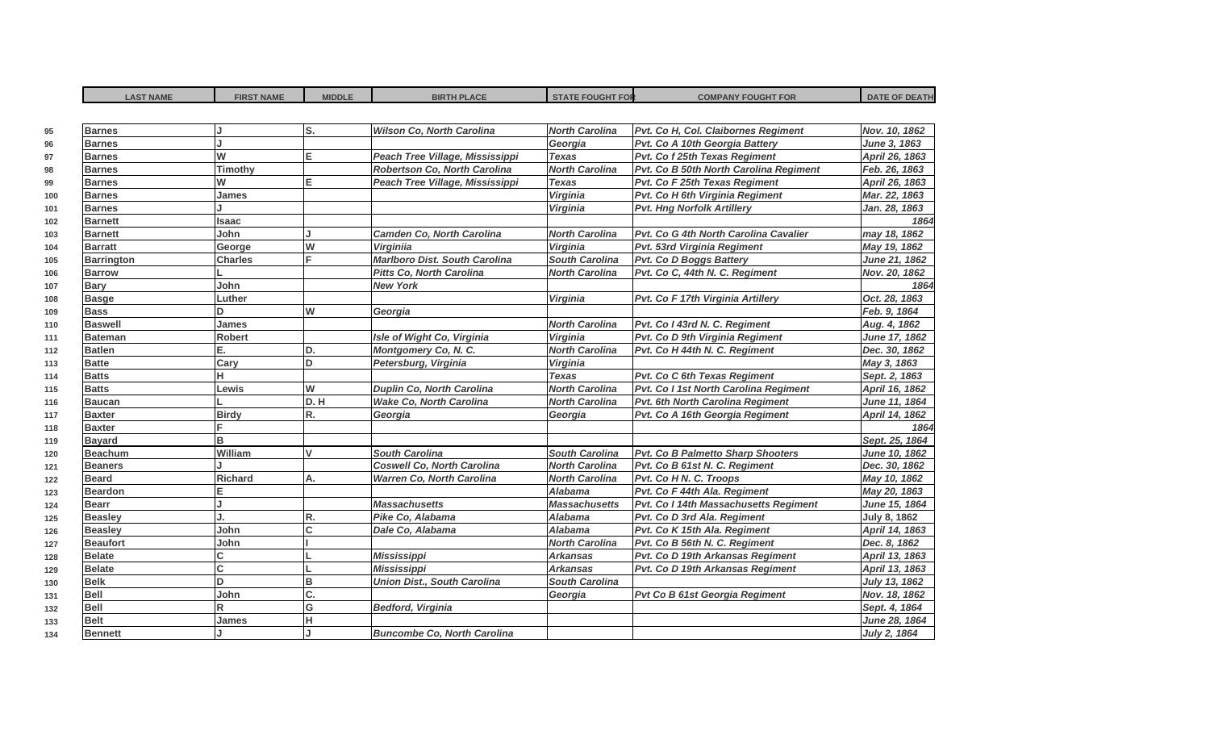| | LAST NAME | FIRST NAME | MIDDLE | BIRTH PLACE | STATE FOUGHT FOR | COMPANY FOUGHT FOR | DATE OF DEATH |
|---|---|---|---|---|---|---|---|
| 95 | **Barnes** | **J** | **S.** | ***Wilson Co, North Carolina*** | ***North Carolina*** | ***Pvt. Co H, Col. Claibornes Regiment*** | ***Nov. 10, 1862*** |
| 96 | **Barnes** | **J** | | | ***Georgia*** | ***Pvt. Co A 10th Georgia Battery*** | ***June 3, 1863*** |
| 97 | **Barnes** | **W** | **E** | ***Peach Tree Village, Mississippi*** | ***Texas*** | ***Pvt. Co f 25th Texas Regiment*** | ***April 26, 1863*** |
| 98 | **Barnes** | **Timothy** | | ***Robertson Co, North Carolina*** | ***North Carolina*** | ***Pvt. Co B 50th North Carolina Regiment*** | ***Feb. 26, 1863*** |
| 99 | **Barnes** | **W** | **E** | ***Peach Tree Village, Mississippi*** | ***Texas*** | ***Pvt. Co F 25th Texas Regiment*** | ***April 26, 1863*** |
| 100 | **Barnes** | **James** | | | ***Virginia*** | ***Pvt. Co H 6th Virginia Regiment*** | ***Mar. 22, 1863*** |
| 101 | **Barnes** | **J** | | | ***Virginia*** | ***Pvt. Hng Norfolk Artillery*** | ***Jan. 28, 1863*** |
| 102 | **Barnett** | **Isaac** | | | | | ***1864*** |
| 103 | **Barnett** | **John** | **J** | ***Camden Co, North Carolina*** | ***North Carolina*** | ***Pvt. Co G 4th North Carolina Cavalier*** | ***may 18, 1862*** |
| 104 | **Barratt** | **George** | **W** | ***Virginiia*** | ***Virginia*** | ***Pvt. 53rd Virginia Regiment*** | ***May 19, 1862*** |
| 105 | **Barrington** | **Charles** | **F** | ***Marlboro Dist. South Carolina*** | ***South Carolina*** | ***Pvt. Co D Boggs Battery*** | ***June 21, 1862*** |
| 106 | **Barrow** | **L** | | ***Pitts Co, North Carolina*** | ***North Carolina*** | ***Pvt. Co C, 44th N. C. Regiment*** | ***Nov. 20, 1862*** |
| 107 | **Bary** | **John** | | ***New York*** | | | ***1864*** |
| 108 | **Basge** | **Luther** | | | ***Virginia*** | ***Pvt. Co F 17th Virginia Artillery*** | ***Oct. 28, 1863*** |
| 109 | **Bass** | **D** | **W** | ***Georgia*** | | | ***Feb. 9, 1864*** |
| 110 | **Baswell** | **James** | | | ***North Carolina*** | ***Pvt. Co I 43rd N. C. Regiment*** | ***Aug. 4, 1862*** |
| 111 | **Bateman** | **Robert** | | ***Isle of Wight Co, Virginia*** | ***Virginia*** | ***Pvt. Co D 9th Virginia Regiment*** | ***June 17, 1862*** |
| 112 | **Batlen** | **E.** | **D.** | ***Montgomery Co, N. C.*** | ***North Carolina*** | ***Pvt. Co H 44th N. C. Regiment*** | ***Dec. 30, 1862*** |
| 113 | **Batte** | **Cary** | **D** | ***Petersburg, Virginia*** | ***Virginia*** | | ***May 3, 1863*** |
| 114 | **Batts** | **H** | | | ***Texas*** | ***Pvt. Co C 6th Texas Regiment*** | ***Sept. 2, 1863*** |
| 115 | **Batts** | **Lewis** | **W** | ***Duplin Co, North Carolina*** | ***North Carolina*** | ***Pvt. Co I 1st North Carolina Regiment*** | ***April 16, 1862*** |
| 116 | **Baucan** | **L** | **D. H** | ***Wake Co, North Carolina*** | ***North Carolina*** | ***Pvt. 6th North Carolina Regiment*** | ***June 11, 1864*** |
| 117 | **Baxter** | **Birdy** | **R.** | ***Georgia*** | ***Georgia*** | ***Pvt. Co A 16th Georgia Regiment*** | ***April 14, 1862*** |
| 118 | **Baxter** | **F** | | | | | ***1864*** |
| 119 | **Bayard** | **B** | | | | | ***Sept. 25, 1864*** |
| 120 | **Beachum** | **William** | **V** | ***South Carolina*** | ***South Carolina*** | ***Pvt. Co B Palmetto Sharp Shooters*** | ***June 10, 1862*** |
| 121 | **Beaners** | **J** | | ***Coswell Co, North Carolina*** | ***North Carolina*** | ***Pvt. Co B 61st N. C. Regiment*** | ***Dec. 30, 1862*** |
| 122 | **Beard** | **Richard** | **A.** | ***Warren Co, North Carolina*** | ***North Carolina*** | ***Pvt. Co H N. C. Troops*** | ***May 10, 1862*** |
| 123 | **Beardon** | **E** | | | ***Alabama*** | ***Pvt. Co F 44th Ala. Regiment*** | ***May 20, 1863*** |
| 124 | **Bearr** | **J** | | ***Massachusetts*** | ***Massachusetts*** | ***Pvt. Co I 14th Massachusetts Regiment*** | ***June 15, 1864*** |
| 125 | **Beasley** | **J.** | **R.** | ***Pike Co, Alabama*** | ***Alabama*** | ***Pvt. Co D 3rd Ala. Regiment*** | ***July 8, 1862*** |
| 126 | **Beasley** | **John** | **C** | ***Dale Co, Alabama*** | ***Alabama*** | ***Pvt. Co K 15th Ala. Regiment*** | ***April 14, 1863*** |
| 127 | **Beaufort** | **John** | **I** | | ***North Carolina*** | ***Pvt. Co B 56th N. C. Regiment*** | ***Dec. 8, 1862*** |
| 128 | **Belate** | **C** | **L** | ***Mississippi*** | ***Arkansas*** | ***Pvt. Co D 19th Arkansas Regiment*** | ***April 13, 1863*** |
| 129 | **Belate** | **C** | **L** | ***Mississippi*** | ***Arkansas*** | ***Pvt. Co D 19th Arkansas Regiment*** | ***April 13, 1863*** |
| 130 | **Belk** | **D** | **B** | ***Union Dist., South Carolina*** | ***South Carolina*** | | ***July 13, 1862*** |
| 131 | **Bell** | **John** | **C.** | | ***Georgia*** | ***Pvt Co B 61st Georgia Regiment*** | ***Nov. 18, 1862*** |
| 132 | **Bell** | **R** | **G** | ***Bedford, Virginia*** | | | ***Sept. 4, 1864*** |
| 133 | **Belt** | **James** | **H** | | | | ***June 28, 1864*** |
| 134 | **Bennett** | **J** | **J** | ***Buncombe Co, North Carolina*** | | | ***July 2, 1864*** |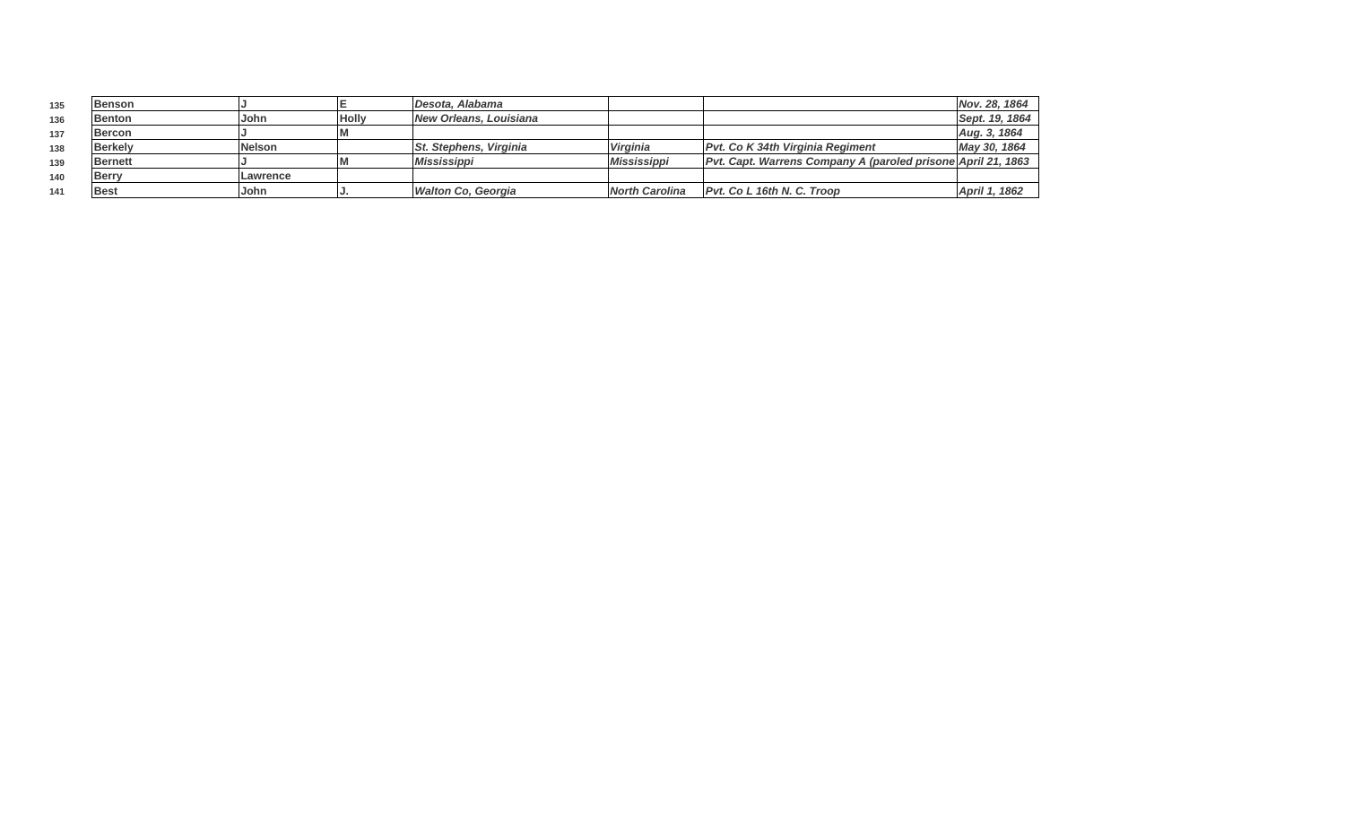| | | | | | | | |
|---|---|---|---|---|---|---|---|
| 135 | **Benson** | **J** | **E** | ***Desota, Alabama*** | | | ***Nov. 28, 1864*** |
| 136 | **Benton** | **John** | **Holly** | ***New Orleans, Louisiana*** | | | ***Sept. 19, 1864*** |
| 137 | **Bercon** | **J** | **M** | | | | ***Aug. 3, 1864*** |
| 138 | **Berkely** | **Nelson** | | ***St. Stephens, Virginia*** | ***Virginia*** | ***Pvt. Co K 34th Virginia Regiment*** | ***May 30, 1864*** |
| 139 | **Bernett** | **J** | **M** | ***Mississippi*** | ***Mississippi*** | ***Pvt. Capt. Warrens Company A (paroled prisone*** | ***April 21, 1863*** |
| 140 | **Berry** | **Lawrence** | | | | | |
| 141 | **Best** | **John** | **J.** | ***Walton Co, Georgia*** | ***North Carolina*** | ***Pvt. Co L 16th N. C. Troop*** | ***April 1, 1862*** |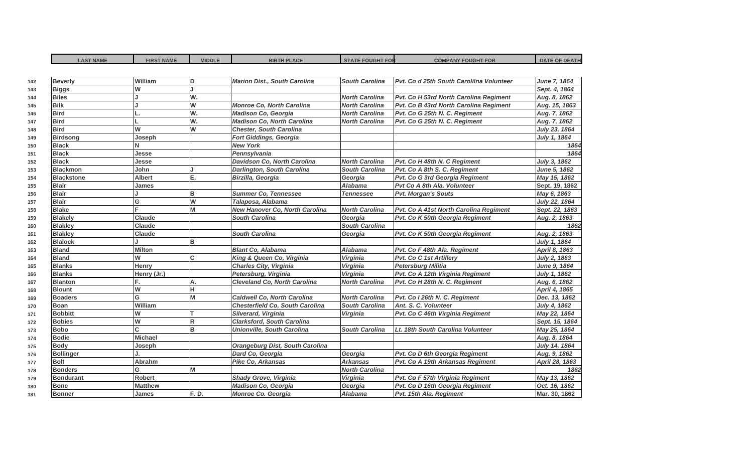|  | LAST NAME | FIRST NAME | MIDDLE | BIRTH PLACE | STATE FOUGHT FOR | COMPANY FOUGHT FOR | DATE OF DEATH |
|---|---|---|---|---|---|---|---|
| 142 | **Beverly** | **William** | **D** | ***Marion Dist., South Carolina*** | ***South Carolina*** | ***Pvt. Co d 25th South Carolilna Volunteer*** | ***June 7, 1864*** |
| 143 | **Biggs** | **W** | **J** |  |  |  | ***Sept. 4, 1864*** |
| 144 | **Biles** | **J** | **W.** |  | ***North Carolina*** | ***Pvt. Co H 53rd North Carolina Regiment*** | ***Aug. 8, 1862*** |
| 145 | **Bilk** | **J** | **W** | ***Monroe Co, North Carolina*** | ***North Carolina*** | ***Pvt. Co B 43rd North Carolina Regiment*** | ***Aug. 15, 1863*** |
| 146 | **Bird** | **L.** | **W.** | ***Madison Co, Georgia*** | ***North Carolina*** | ***Pvt. Co G 25th N. C. Regiment*** | ***Aug. 7, 1862*** |
| 147 | **Bird** | **L** | **W.** | ***Madison Co, North Carolina*** | ***North Carolina*** | ***Pvt. Co G 25th N. C. Regiment*** | ***Aug. 7, 1862*** |
| 148 | **Bird** | **W** | **W** | ***Chester, South Carolina*** |  |  | ***July 23, 1864*** |
| 149 | **Birdsong** | **Joseph** |  | ***Fort Giddings, Georgia*** |  |  | ***July 1, 1864*** |
| 150 | **Black** | **N** |  | ***New York*** |  |  | ***1864*** |
| 151 | **Black** | **Jesse** |  | ***Pennsylvania*** |  |  | ***1864*** |
| 152 | **Black** | **Jesse** |  | ***Davidson Co, North Carolina*** | ***North Carolina*** | ***Pvt. Co H 48th N. C Regiment*** | ***July 3, 1862*** |
| 153 | **Blackmon** | **John** | **J** | ***Darlington, South Carolina*** | ***South Carolina*** | ***Pvt. Co A 8th S. C. Regiment*** | ***June 5, 1862*** |
| 154 | **Blackstone** | **Albert** | **E.** | ***Birzilla, Georgia*** | ***Georgia*** | ***Pvt. Co G 3rd Georgia Regiment*** | ***May 15, 1862*** |
| 155 | **Blair** | **James** |  |  | ***Alabama*** | ***Pvt Co A 8th Ala. Volunteer*** | **Sept. 19, 1862** |
| 156 | **Blair** | **J** | **B** | ***Summer Co, Tennessee*** | ***Tennessee*** | ***Pvt. Morgan's Souts*** | ***May 6, 1863*** |
| 157 | **Blair** | **G** | **W** | ***Talaposa, Alabama*** |  |  | ***July 22, 1864*** |
| 158 | **Blake** | **F** | **M** | ***New Hanover Co, North Carolina*** | ***North Carolina*** | ***Pvt. Co A 41st North Carolina Regiment*** | ***Sept. 22, 1863*** |
| 159 | **Blakely** | **Claude** |  | ***South Carolina*** | ***Georgia*** | ***Pvt. Co K 50th Georgia Regiment*** | ***Aug. 2, 1863*** |
| 160 | **Blakley** | **Claude** |  |  | ***South Carolina*** |  | ***1862*** |
| 161 | **Blakley** | **Claude** |  | ***South Carolina*** | ***Georgia*** | ***Pvt. Co K 50th Georgia Regiment*** | ***Aug. 2, 1863*** |
| 162 | **Blalock** | **J** | **B** |  |  |  | ***July 1, 1864*** |
| 163 | **Bland** | **Milton** |  | ***Blant Co, Alabama*** | ***Alabama*** | ***Pvt. Co F 48th Ala. Regiment*** | ***April 8, 1863*** |
| 164 | **Bland** | **W** | **C** | ***King & Queen Co, Virginia*** | ***Virginia*** | ***Pvt. Co C 1st Artillery*** | ***July 2, 1863*** |
| 165 | **Blanks** | **Henry** |  | ***Charles City, Virginia*** | ***Virginia*** | ***Petersburg Militia*** | ***June 9, 1864*** |
| 166 | **Blanks** | **Henry (Jr.)** |  | ***Petersburg, Virginia*** | ***Virginia*** | ***Pvt. Co A 12th Virginia Regiment*** | ***July 1, 1862*** |
| 167 | **Blanton** | **F.** | **A.** | ***Cleveland Co, North Carolina*** | ***North Carolina*** | ***Pvt. Co H 28th N. C. Regiment*** | ***Aug. 6, 1862*** |
| 168 | **Blount** | **W** | **H** |  |  |  | ***April 4, 1865*** |
| 169 | **Boaders** | **G** | **M** | ***Caldwell Co, North Carolina*** | ***North Carolina*** | ***Pvt. Co I 26th N. C. Regiment*** | ***Dec. 13, 1862*** |
| 170 | **Boan** | **William** |  | ***Chesterfield Co, South Carolina*** | ***South Carolina*** | ***Ant. S. C. Volunteer*** | ***July 4, 1862*** |
| 171 | **Bobbitt** | **W** | **T** | ***Silverard, Virginia*** | ***Virginia*** | ***Pvt. Co C 46th Virginia Regiment*** | ***May 22, 1864*** |
| 172 | **Bobies** | **W** | **R** | ***Clarksford, South Carolina*** |  |  | ***Sept. 15, 1864*** |
| 173 | **Bobo** | **C** | **B** | ***Unionville, South Carolina*** | ***South Carolina*** | ***Lt. 18th South Carolina Volunteer*** | ***May 25, 1864*** |
| 174 | **Bodie** | **Michael** |  |  |  |  | ***Aug. 8, 1864*** |
| 175 | **Body** | **Joseph** |  | ***Orangeburg Dist, South Carolina*** |  |  | ***July 14, 1864*** |
| 176 | **Bollinger** | **J.** |  | ***Dard Co, Georgia*** | ***Georgia*** | ***Pvt. Co D 6th Georgia Regiment*** | ***Aug. 9, 1862*** |
| 177 | **Bolt** | **Abrahm** |  | ***Pike Co, Arkansas*** | ***Arkansas*** | ***Pvt. Co A 19th Arkansas Regiment*** | ***April 28, 1863*** |
| 178 | **Bonders** | **G** | **M** |  | ***North Carolina*** |  | ***1862*** |
| 179 | **Bondurant** | **Robert** |  | ***Shady Grove, Virginia*** | ***Virginia*** | ***Pvt. Co F 57th Virginia Regiment*** | ***May 13, 1862*** |
| 180 | **Bone** | **Matthew** |  | ***Madison Co, Georgia*** | ***Georgia*** | ***Pvt. Co D 16th Georgia Regiment*** | ***Oct. 16, 1862*** |
| 181 | **Bonner** | **James** | **F. D.** | ***Monroe Co. Georgia*** | ***Alabama*** | ***Pvt. 15th Ala. Regiment*** | **Mar. 30, 1862** |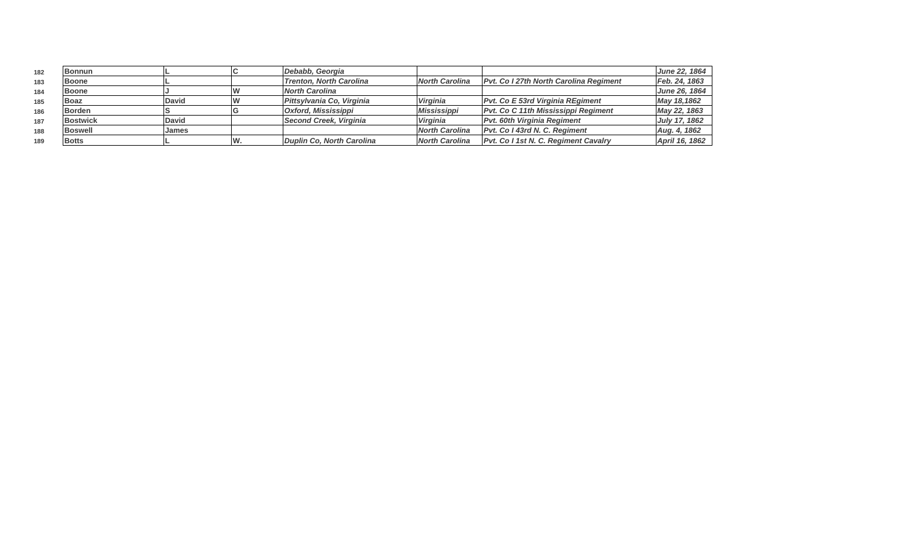| | | | | | | | |
|---|---|---|---|---|---|---|---|
| 182 | **Bonnun** | **L** | **C** | ***Debabb, Georgia*** | | | ***June 22, 1864*** |
| 183 | **Boone** | **L** | | ***Trenton, North Carolina*** | ***North Carolina*** | ***Pvt. Co I 27th North Carolina Regiment*** | ***Feb. 24, 1863*** |
| 184 | **Boone** | **J** | **W** | ***North Carolina*** | | | ***June 26, 1864*** |
| 185 | **Boaz** | **David** | **W** | ***Pittsylvania Co, Virginia*** | ***Virginia*** | ***Pvt. Co E 53rd Virginia REgiment*** | ***May 18,1862*** |
| 186 | **Borden** | **S** | **G** | ***Oxford, Mississippi*** | ***Mississippi*** | ***Pvt. Co C 11th Mississippi Regiment*** | ***May 22, 1863*** |
| 187 | **Bostwick** | **David** | | ***Second Creek, Virginia*** | ***Virginia*** | ***Pvt. 60th Virginia Regiment*** | ***July 17, 1862*** |
| 188 | **Boswell** | **James** | | | ***North Carolina*** | ***Pvt. Co I 43rd N. C. Regiment*** | ***Aug. 4, 1862*** |
| 189 | **Botts** | **L** | **W.** | ***Duplin Co, North Carolina*** | ***North Carolina*** | ***Pvt. Co I 1st N. C. Regiment Cavalry*** | ***April 16, 1862*** |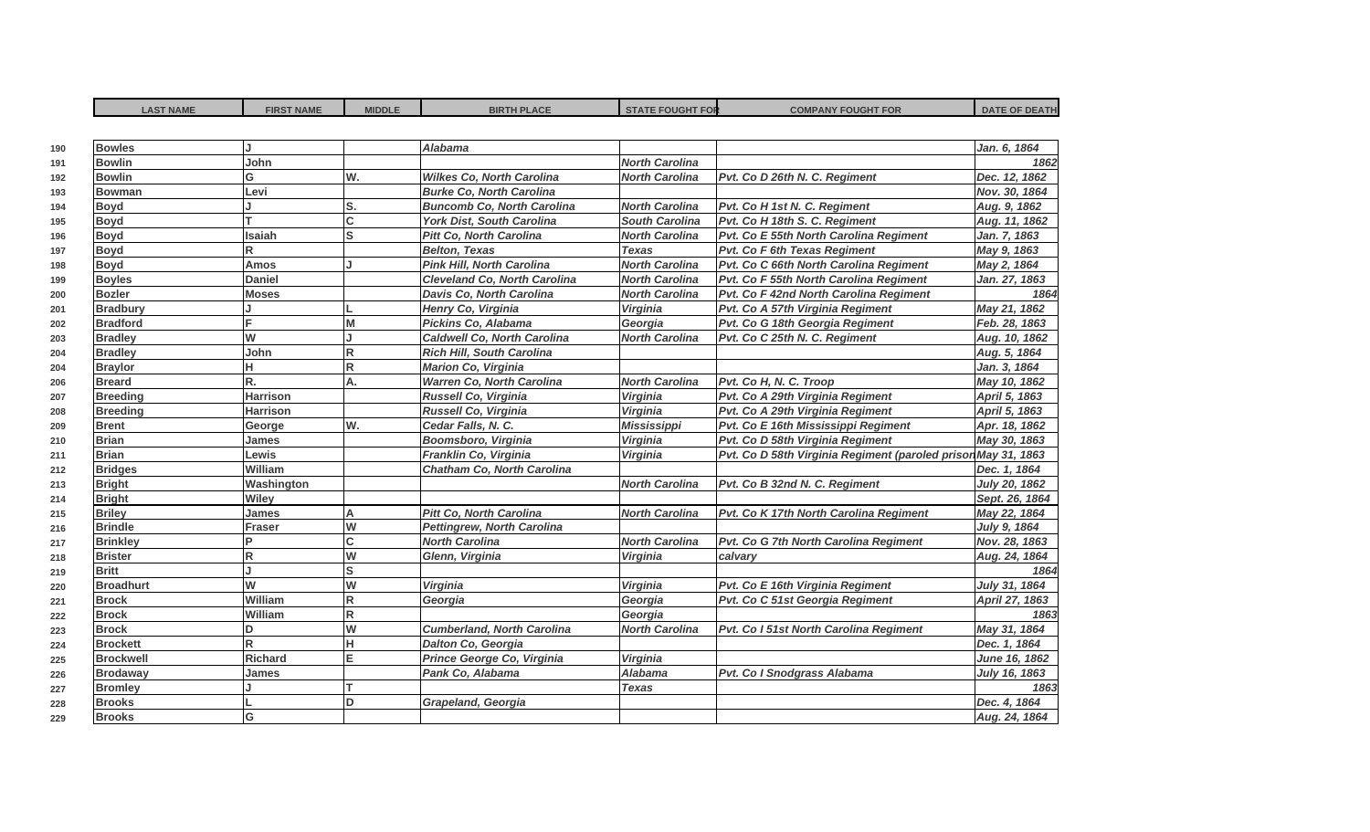| | LAST NAME | FIRST NAME | MIDDLE | BIRTH PLACE | STATE FOUGHT FOR | COMPANY FOUGHT FOR | DATE OF DEATH |
|---|---|---|---|---|---|---|---|
| 190 | Bowles | J | | Alabama | | | Jan. 6, 1864 |
| 191 | Bowlin | John | | | North Carolina | | 1862 |
| 192 | Bowlin | G | W. | Wilkes Co, North Carolina | North Carolina | Pvt. Co D 26th N. C. Regiment | Dec. 12, 1862 |
| 193 | Bowman | Levi | | Burke Co, North Carolina | | | Nov. 30, 1864 |
| 194 | Boyd | J | S. | Buncomb Co, North Carolina | North Carolina | Pvt. Co H 1st N. C. Regiment | Aug. 9, 1862 |
| 195 | Boyd | T | C | York Dist, South Carolina | South Carolina | Pvt. Co H 18th S. C. Regiment | Aug. 11, 1862 |
| 196 | Boyd | Isaiah | S | Pitt Co, North Carolina | North Carolina | Pvt. Co E 55th North Carolina Regiment | Jan. 7, 1863 |
| 197 | Boyd | R | | Belton, Texas | Texas | Pvt. Co F 6th Texas Regiment | May 9, 1863 |
| 198 | Boyd | Amos | J | Pink Hill, North Carolina | North Carolina | Pvt. Co C 66th North Carolina Regiment | May 2, 1864 |
| 199 | Boyles | Daniel | | Cleveland Co, North Carolina | North Carolina | Pvt. Co F 55th North Carolina Regiment | Jan. 27, 1863 |
| 200 | Bozler | Moses | | Davis Co, North Carolina | North Carolina | Pvt. Co F 42nd North Carolina Regiment | 1864 |
| 201 | Bradbury | J | L | Henry Co, Virginia | Virginia | Pvt. Co A 57th Virginia Regiment | May 21, 1862 |
| 202 | Bradford | F | M | Pickins Co, Alabama | Georgia | Pvt. Co G 18th Georgia Regiment | Feb. 28, 1863 |
| 203 | Bradley | W | J | Caldwell Co, North Carolina | North Carolina | Pvt. Co C 25th N. C. Regiment | Aug. 10, 1862 |
| 204 | Bradley | John | R | Rich Hill, South Carolina | | | Aug. 5, 1864 |
| 204 | Braylor | H | R | Marion Co, Virginia | | | Jan. 3, 1864 |
| 206 | Breard | R. | A. | Warren Co, North Carolina | North Carolina | Pvt. Co H, N. C. Troop | May 10, 1862 |
| 207 | Breeding | Harrison | | Russell Co, Virginia | Virginia | Pvt. Co A 29th Virginia Regiment | April 5, 1863 |
| 208 | Breeding | Harrison | | Russell Co, Virginia | Virginia | Pvt. Co A 29th Virginia Regiment | April 5, 1863 |
| 209 | Brent | George | W. | Cedar Falls, N. C. | Mississippi | Pvt. Co E 16th Mississippi Regiment | Apr. 18, 1862 |
| 210 | Brian | James | | Boomsboro, Virginia | Virginia | Pvt. Co D 58th Virginia Regiment | May 30, 1863 |
| 211 | Brian | Lewis | | Franklin Co, Virginia | Virginia | Pvt. Co D 58th Virginia Regiment (paroled prison | May 31, 1863 |
| 212 | Bridges | William | | Chatham Co, North Carolina | | | Dec. 1, 1864 |
| 213 | Bright | Washington | | | North Carolina | Pvt. Co B 32nd N. C. Regiment | July 20, 1862 |
| 214 | Bright | Wiley | | | | | Sept. 26, 1864 |
| 215 | Briley | James | A | Pitt Co, North Carolina | North Carolina | Pvt. Co K 17th North Carolina Regiment | May 22, 1864 |
| 216 | Brindle | Fraser | W | Pettingrew, North Carolina | | | July 9, 1864 |
| 217 | Brinkley | P | C | North Carolina | North Carolina | Pvt. Co G 7th North Carolina Regiment | Nov. 28, 1863 |
| 218 | Brister | R | W | Glenn, Virginia | Virginia | calvary | Aug. 24, 1864 |
| 219 | Britt | J | S | | | | 1864 |
| 220 | Broadhurt | W | W | Virginia | Virginia | Pvt. Co E 16th Virginia Regiment | July 31, 1864 |
| 221 | Brock | William | R | Georgia | Georgia | Pvt. Co C 51st Georgia Regiment | April 27, 1863 |
| 222 | Brock | William | R | | Georgia | | 1863 |
| 223 | Brock | D | W | Cumberland, North Carolina | North Carolina | Pvt. Co I 51st North Carolina Regiment | May 31, 1864 |
| 224 | Brockett | R | H | Dalton Co, Georgia | | | Dec. 1, 1864 |
| 225 | Brockwell | Richard | E | Prince George Co, Virginia | Virginia | | June 16, 1862 |
| 226 | Brodaway | James | | Pank Co, Alabama | Alabama | Pvt. Co I Snodgrass Alabama | July 16, 1863 |
| 227 | Bromley | J | T | | Texas | | 1863 |
| 228 | Brooks | L | D | Grapeland, Georgia | | | Dec. 4, 1864 |
| 229 | Brooks | G | | | | | Aug. 24, 1864 |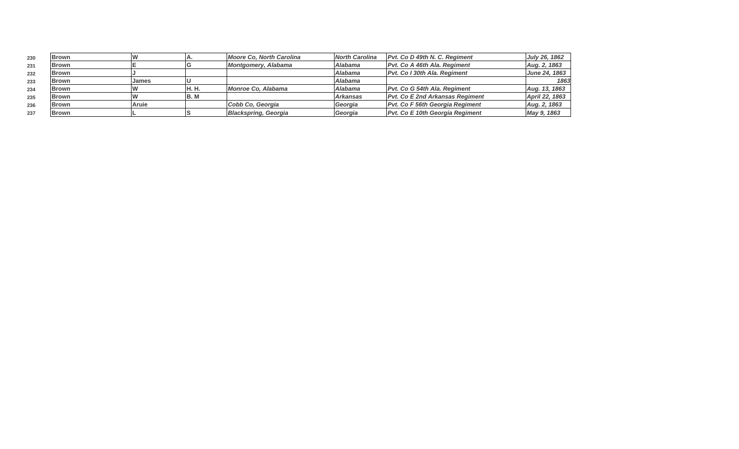| | | | | | | | |
|---|---|---|---|---|---|---|---|
| 230 | **Brown** | **W** | **A.** | ***Moore Co, North Carolina*** | ***North Carolina*** | ***Pvt. Co D 49th N. C. Regiment*** | ***July 26, 1862*** |
| 231 | **Brown** | **E** | **G** | ***Montgomery, Alabama*** | ***Alabama*** | ***Pvt. Co A 46th Ala. Regiment*** | ***Aug. 2, 1863*** |
| 232 | **Brown** | **J** | | | ***Alabama*** | ***Pvt. Co I 30th Ala. Regiment*** | ***June 24, 1863*** |
| 233 | **Brown** | **James** | **U** | | ***Alabama*** | | ***1863*** |
| 234 | **Brown** | **W** | **H. H.** | ***Monroe Co, Alabama*** | ***Alabama*** | ***Pvt. Co G 54th Ala. Regiment*** | ***Aug. 13, 1863*** |
| 235 | **Brown** | **W** | **B. M** | | ***Arkansas*** | ***Pvt. Co E 2nd Arkansas Regiment*** | ***April 22, 1863*** |
| 236 | **Brown** | **Aruie** | | ***Cobb Co, Georgia*** | ***Georgia*** | ***Pvt. Co F 56th Georgia Regiment*** | ***Aug. 2, 1863*** |
| 237 | **Brown** | **L** | **S** | ***Blackspring, Georgia*** | ***Georgia*** | ***Pvt. Co E 10th Georgia Regiment*** | ***May 9, 1863*** |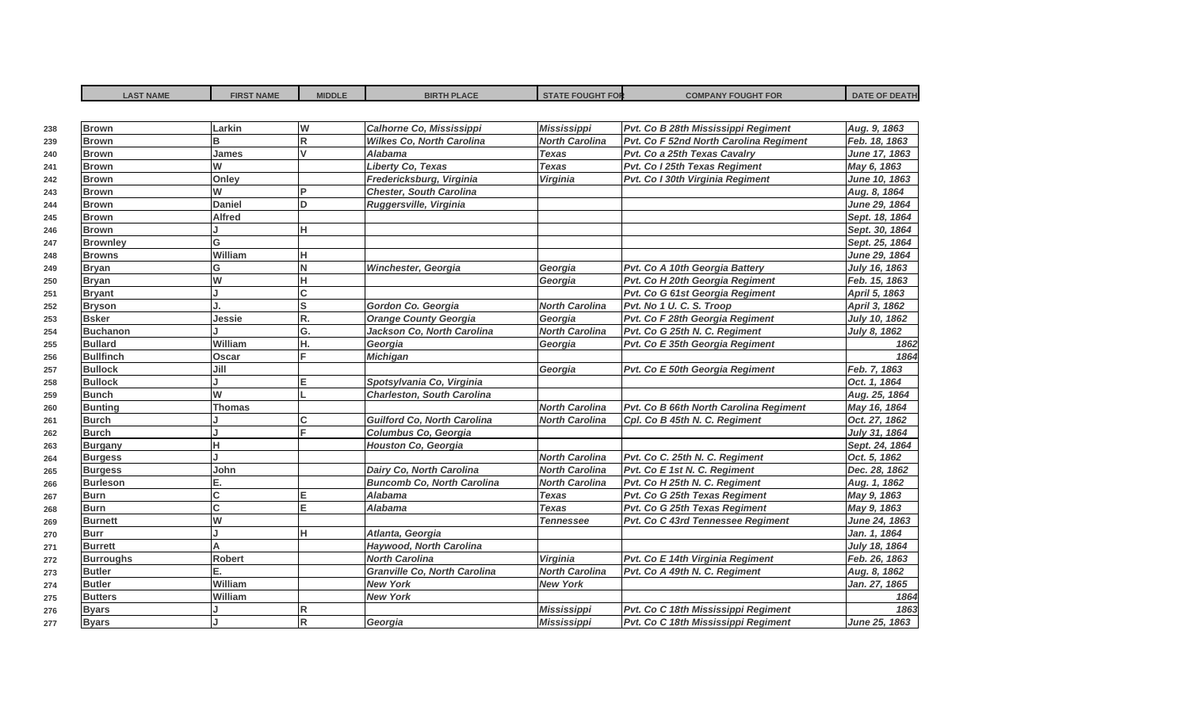|  | LAST NAME | FIRST NAME | MIDDLE | BIRTH PLACE | STATE FOUGHT FOR | COMPANY FOUGHT FOR | DATE OF DEATH |
|---|---|---|---|---|---|---|---|
| 238 | Brown | Larkin | W | *Calhorne Co, Mississippi* | *Mississippi* | *Pvt. Co B 28th Mississippi Regiment* | *Aug. 9, 1863* |
| 239 | Brown | B | R | *Wilkes Co, North Carolina* | *North Carolina* | *Pvt. Co F 52nd North Carolina Regiment* | *Feb. 18, 1863* |
| 240 | Brown | James | V | *Alabama* | *Texas* | *Pvt. Co a 25th Texas Cavalry* | *June 17, 1863* |
| 241 | Brown | W |  | *Liberty Co, Texas* | *Texas* | *Pvt. Co I 25th Texas Regiment* | *May 6, 1863* |
| 242 | Brown | Onley |  | *Fredericksburg, Virginia* | *Virginia* | *Pvt. Co I 30th Virginia Regiment* | *June 10, 1863* |
| 243 | Brown | W | P | *Chester, South Carolina* |  |  | *Aug. 8, 1864* |
| 244 | Brown | Daniel | D | *Ruggersville, Virginia* |  |  | *June 29, 1864* |
| 245 | Brown | Alfred |  |  |  |  | *Sept. 18, 1864* |
| 246 | Brown | J | H |  |  |  | *Sept. 30, 1864* |
| 247 | Brownley | G |  |  |  |  | *Sept. 25, 1864* |
| 248 | Browns | William | H |  |  |  | *June 29, 1864* |
| 249 | Bryan | G | N | *Winchester, Georgia* | *Georgia* | *Pvt. Co A 10th Georgia Battery* | *July 16, 1863* |
| 250 | Bryan | W | H |  | *Georgia* | *Pvt. Co H 20th Georgia Regiment* | *Feb. 15, 1863* |
| 251 | Bryant | J | C |  |  | *Pvt. Co G 61st Georgia Regiment* | *April 5, 1863* |
| 252 | Bryson | J. | S | *Gordon Co. Georgia* | *North Carolina* | *Pvt. No 1 U. C. S. Troop* | *April 3, 1862* |
| 253 | Bsker | Jessie | R. | *Orange County Georgia* | *Georgia* | *Pvt. Co F 28th Georgia Regiment* | *July 10, 1862* |
| 254 | Buchanon | J | G. | *Jackson Co, North Carolina* | *North Carolina* | *Pvt. Co G 25th N. C. Regiment* | *July 8, 1862* |
| 255 | Bullard | William | H. | *Georgia* | *Georgia* | *Pvt. Co E 35th Georgia Regiment* | *1862* |
| 256 | Bullfinch | Oscar | F | *Michigan* |  |  | *1864* |
| 257 | Bullock | Jill |  |  | *Georgia* | *Pvt. Co E 50th Georgia Regiment* | *Feb. 7, 1863* |
| 258 | Bullock | J | E | *Spotsylvania Co, Virginia* |  |  | *Oct. 1, 1864* |
| 259 | Bunch | W | L | *Charleston, South Carolina* |  |  | *Aug. 25, 1864* |
| 260 | Bunting | Thomas |  |  | *North Carolina* | *Pvt. Co B 66th North Carolina Regiment* | *May 16, 1864* |
| 261 | Burch | J | C | *Guilford Co, North Carolina* | *North Carolina* | *Cpl. Co B 45th N. C. Regiment* | *Oct. 27, 1862* |
| 262 | Burch | J | F | *Columbus Co, Georgia* |  |  | *July 31, 1864* |
| 263 | Burgany | H |  | *Houston Co, Georgia* |  |  | *Sept. 24, 1864* |
| 264 | Burgess | J |  |  | *North Carolina* | *Pvt. Co C. 25th N. C. Regiment* | *Oct. 5, 1862* |
| 265 | Burgess | John |  | *Dairy Co, North Carolina* | *North Carolina* | *Pvt. Co E 1st N. C. Regiment* | *Dec. 28, 1862* |
| 266 | Burleson | E. |  | *Buncomb Co, North Carolina* | *North Carolina* | *Pvt. Co H 25th N. C. Regiment* | *Aug. 1, 1862* |
| 267 | Burn | C | E | *Alabama* | *Texas* | *Pvt. Co G 25th Texas Regiment* | *May 9, 1863* |
| 268 | Burn | C | E | *Alabama* | *Texas* | *Pvt. Co G 25th Texas Regiment* | *May 9, 1863* |
| 269 | Burnett | W |  |  | *Tennessee* | *Pvt. Co C 43rd Tennessee Regiment* | *June 24, 1863* |
| 270 | Burr | J | H | *Atlanta, Georgia* |  |  | *Jan. 1, 1864* |
| 271 | Burrett | A |  | *Haywood, North Carolina* |  |  | *July 18, 1864* |
| 272 | Burroughs | Robert |  | *North Carolina* | *Virginia* | *Pvt. Co E 14th Virginia Regiment* | *Feb. 26, 1863* |
| 273 | Butler | E. |  | *Granville Co, North Carolina* | *North Carolina* | *Pvt. Co A 49th N. C. Regiment* | *Aug. 8, 1862* |
| 274 | Butler | William |  | *New York* | *New York* |  | *Jan. 27, 1865* |
| 275 | Butters | William |  | *New York* |  |  | *1864* |
| 276 | Byars | J | R |  | *Mississippi* | *Pvt. Co C 18th Mississippi Regiment* | *1863* |
| 277 | Byars | J | R | *Georgia* | *Mississippi* | *Pvt. Co C 18th Mississippi Regiment* | *June 25, 1863* |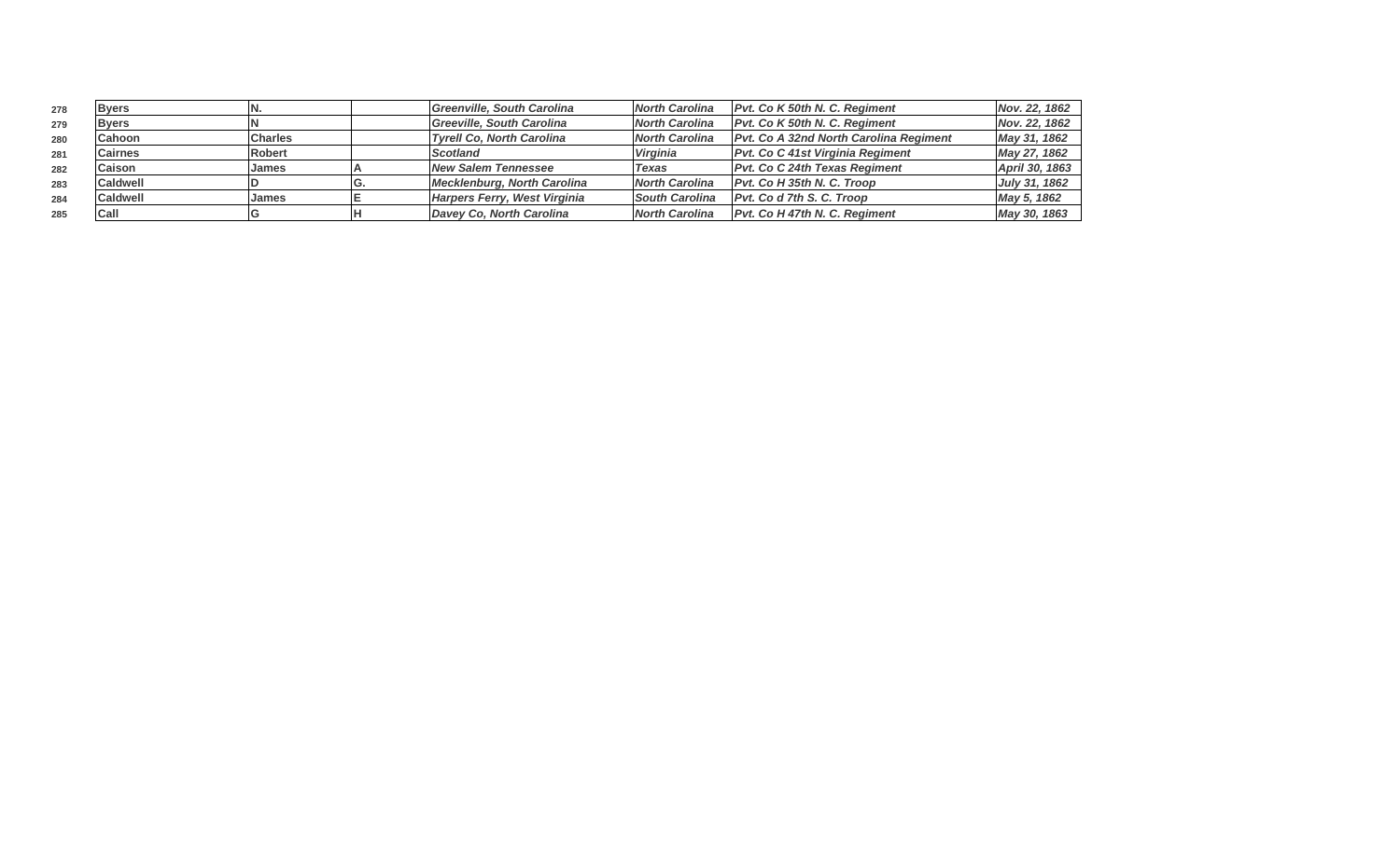| | | | | | | | |
|---|---|---|---|---|---|---|---|
| 278 | **Byers** | **N.** | | ***Greenville, South Carolina*** | ***North Carolina*** | ***Pvt. Co K 50th N. C. Regiment*** | ***Nov. 22, 1862*** |
| 279 | **Byers** | **N** | | ***Greeville, South Carolina*** | ***North Carolina*** | ***Pvt. Co K 50th N. C. Regiment*** | ***Nov. 22, 1862*** |
| 280 | **Cahoon** | **Charles** | | ***Tyrell Co, North Carolina*** | ***North Carolina*** | ***Pvt. Co A 32nd North Carolina Regiment*** | ***May 31, 1862*** |
| 281 | **Cairnes** | **Robert** | | ***Scotland*** | ***Virginia*** | ***Pvt. Co C 41st Virginia Regiment*** | ***May 27, 1862*** |
| 282 | **Caison** | **James** | **A** | ***New Salem Tennessee*** | ***Texas*** | ***Pvt. Co C 24th Texas Regiment*** | ***April 30, 1863*** |
| 283 | **Caldwell** | **D** | **G.** | ***Mecklenburg, North Carolina*** | ***North Carolina*** | ***Pvt. Co H 35th N. C. Troop*** | ***July 31, 1862*** |
| 284 | **Caldwell** | **James** | **E** | ***Harpers Ferry, West Virginia*** | ***South Carolina*** | ***Pvt. Co d 7th S. C. Troop*** | ***May 5, 1862*** |
| 285 | **Call** | **G** | **H** | ***Davey Co, North Carolina*** | ***North Carolina*** | ***Pvt. Co H 47th N. C. Regiment*** | ***May 30, 1863*** |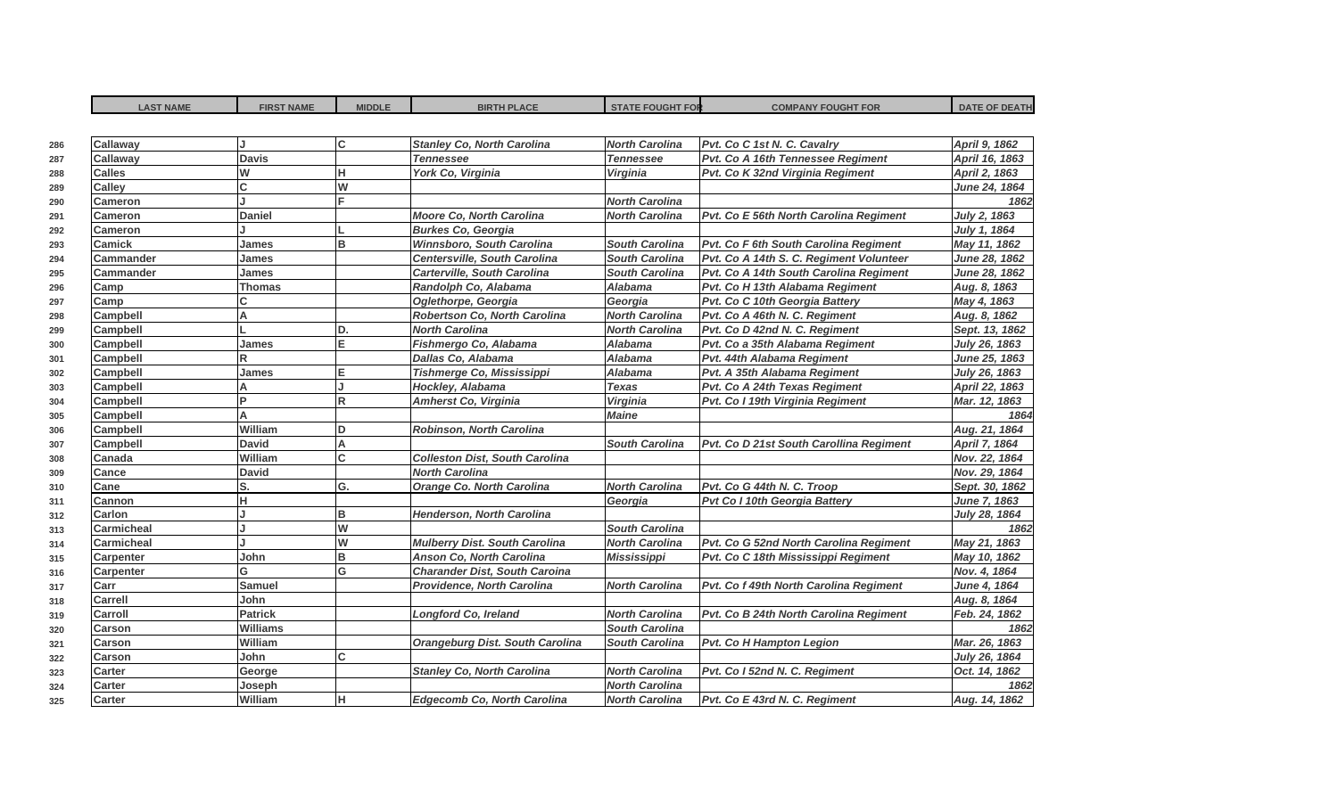| | LAST NAME | FIRST NAME | MIDDLE | BIRTH PLACE | STATE FOUGHT FOR | COMPANY FOUGHT FOR | DATE OF DEATH |
|---|---|---|---|---|---|---|---|
| 286 | Callaway | J | C | Stanley Co, North Carolina | North Carolina | Pvt. Co C 1st N. C. Cavalry | April 9, 1862 |
| 287 | Callaway | Davis | | Tennessee | Tennessee | Pvt. Co A 16th Tennessee Regiment | April 16, 1863 |
| 288 | Calles | W | H | York Co, Virginia | Virginia | Pvt. Co K 32nd Virginia Regiment | April 2, 1863 |
| 289 | Calley | C | W | | | | June 24, 1864 |
| 290 | Cameron | J | F | | North Carolina | | 1862 |
| 291 | Cameron | Daniel | | Moore Co, North Carolina | North Carolina | Pvt. Co E 56th North Carolina Regiment | July 2, 1863 |
| 292 | Cameron | J | L | Burkes Co, Georgia | | | July 1, 1864 |
| 293 | Camick | James | B | Winnsboro, South Carolina | South Carolina | Pvt. Co F 6th South Carolina Regiment | May 11, 1862 |
| 294 | Cammander | James | | Centersville, South Carolina | South Carolina | Pvt. Co A 14th S. C. Regiment Volunteer | June 28, 1862 |
| 295 | Cammander | James | | Carterville, South Carolina | South Carolina | Pvt. Co A 14th South Carolina Regiment | June 28, 1862 |
| 296 | Camp | Thomas | | Randolph Co, Alabama | Alabama | Pvt. Co H 13th Alabama Regiment | Aug. 8, 1863 |
| 297 | Camp | C | | Oglethorpe, Georgia | Georgia | Pvt. Co C 10th Georgia Battery | May 4, 1863 |
| 298 | Campbell | A | | Robertson Co, North Carolina | North Carolina | Pvt. Co A 46th N. C. Regiment | Aug. 8, 1862 |
| 299 | Campbell | L | D. | North Carolina | North Carolina | Pvt. Co D 42nd N. C. Regiment | Sept. 13, 1862 |
| 300 | Campbell | James | E | Fishmergo Co, Alabama | Alabama | Pvt. Co a 35th Alabama Regiment | July 26, 1863 |
| 301 | Campbell | R | | Dallas Co, Alabama | Alabama | Pvt. 44th Alabama Regiment | June 25, 1863 |
| 302 | Campbell | James | E | Tishmerge Co, Mississippi | Alabama | Pvt. A 35th Alabama Regiment | July 26, 1863 |
| 303 | Campbell | A | J | Hockley, Alabama | Texas | Pvt. Co A 24th Texas Regiment | April 22, 1863 |
| 304 | Campbell | P | R | Amherst Co, Virginia | Virginia | Pvt. Co I 19th Virginia Regiment | Mar. 12, 1863 |
| 305 | Campbell | A | | | Maine | | 1864 |
| 306 | Campbell | William | D | Robinson, North Carolina | | | Aug. 21, 1864 |
| 307 | Campbell | David | A | | South Carolina | Pvt. Co D 21st South Carollina Regiment | April 7, 1864 |
| 308 | Canada | William | C | Colleston Dist, South Carolina | | | Nov. 22, 1864 |
| 309 | Cance | David | | North Carolina | | | Nov. 29, 1864 |
| 310 | Cane | S. | G. | Orange Co. North Carolina | North Carolina | Pvt. Co G 44th N. C. Troop | Sept. 30, 1862 |
| 311 | Cannon | H | | | Georgia | Pvt Co I 10th Georgia Battery | June 7, 1863 |
| 312 | Carlon | J | B | Henderson, North Carolina | | | July 28, 1864 |
| 313 | Carmicheal | J | W | | South Carolina | | 1862 |
| 314 | Carmicheal | J | W | Mulberry Dist. South Carolina | North Carolina | Pvt. Co G 52nd North Carolina Regiment | May 21, 1863 |
| 315 | Carpenter | John | B | Anson Co, North Carolina | Mississippi | Pvt. Co C 18th Mississippi Regiment | May 10, 1862 |
| 316 | Carpenter | G | G | Charander Dist, South Caroina | | | Nov. 4, 1864 |
| 317 | Carr | Samuel | | Providence, North Carolina | North Carolina | Pvt. Co f 49th North Carolina Regiment | June 4, 1864 |
| 318 | Carrell | John | | | | | Aug. 8, 1864 |
| 319 | Carroll | Patrick | | Longford Co, Ireland | North Carolina | Pvt. Co B 24th North Carolina Regiment | Feb. 24, 1862 |
| 320 | Carson | Williams | | | South Carolina | | 1862 |
| 321 | Carson | William | | Orangeburg Dist. South Carolina | South Carolina | Pvt. Co H Hampton Legion | Mar. 26, 1863 |
| 322 | Carson | John | C | | | | July 26, 1864 |
| 323 | Carter | George | | Stanley Co, North Carolina | North Carolina | Pvt. Co I 52nd N. C. Regiment | Oct. 14, 1862 |
| 324 | Carter | Joseph | | | North Carolina | | 1862 |
| 325 | Carter | William | H | Edgecomb Co, North Carolina | North Carolina | Pvt. Co E 43rd N. C. Regiment | Aug. 14, 1862 |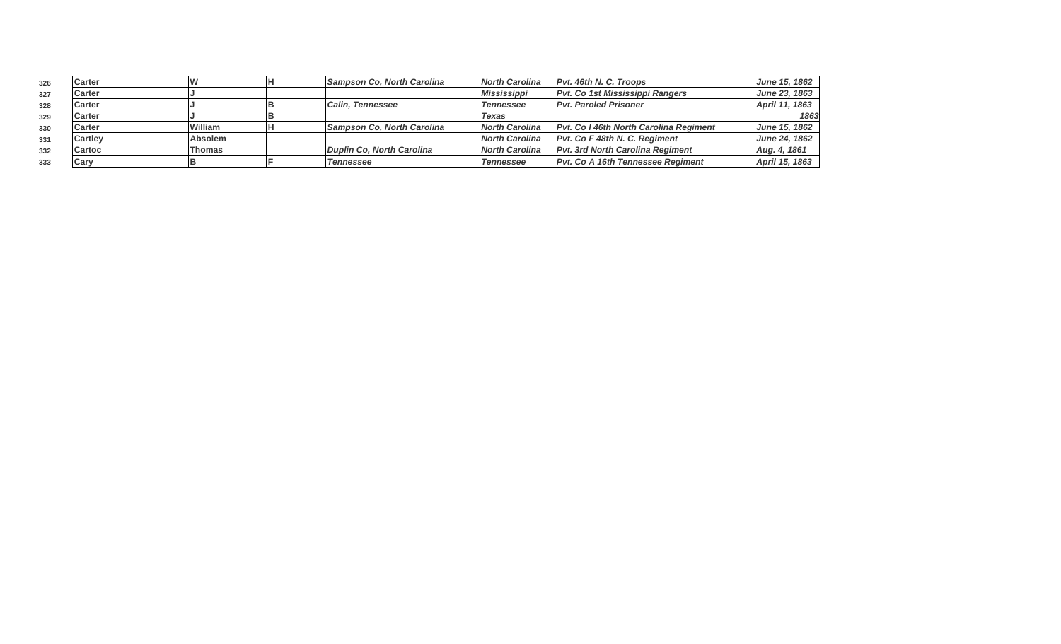| 326 | Carter | W | H | *Sampson Co, North Carolina* | *North Carolina* | *Pvt. 46th N. C. Troops* | *June 15, 1862* |
|---|---|---|---|---|---|---|---|
| 327 | Carter | J | | | *Mississippi* | *Pvt. Co 1st Mississippi Rangers* | *June 23, 1863* |
| 328 | Carter | J | B | *Calin, Tennessee* | *Tennessee* | *Pvt. Paroled Prisoner* | *April 11, 1863* |
| 329 | Carter | J | B | | *Texas* | | *1863* |
| 330 | Carter | William | H | *Sampson Co, North Carolina* | *North Carolina* | *Pvt. Co I 46th North Carolina Regiment* | *June 15, 1862* |
| 331 | Cartley | Absolem | | | *North Carolina* | *Pvt. Co F 48th N. C. Regiment* | *June 24, 1862* |
| 332 | Cartoc | Thomas | | *Duplin Co, North Carolina* | *North Carolina* | *Pvt. 3rd North Carolina Regiment* | *Aug. 4, 1861* |
| 333 | Cary | B | F | *Tennessee* | *Tennessee* | *Pvt. Co A 16th Tennessee Regiment* | *April 15, 1863* |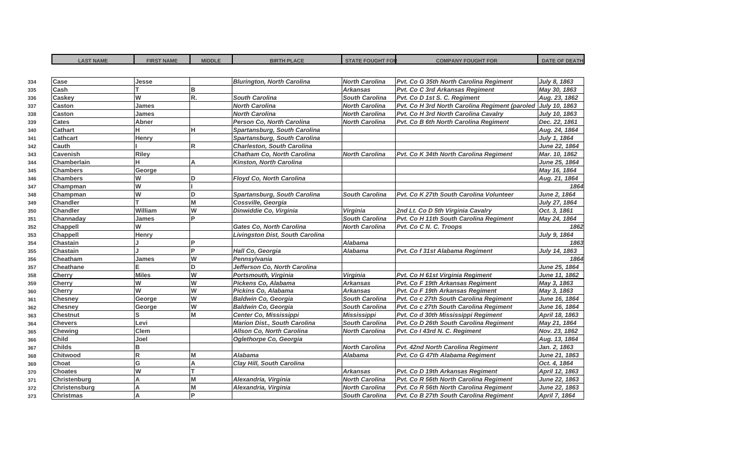|  | LAST NAME | FIRST NAME | MIDDLE | BIRTH PLACE | STATE FOUGHT FOR | COMPANY FOUGHT FOR | DATE OF DEATH |
|---|---|---|---|---|---|---|---|
| 334 | Case | Jesse |  | *Blurington, North Carolina* | *North Carolina* | *Pvt. Co G 35th North Carolina Regiment* | *July 8, 1863* |
| 335 | Cash | T | B |  | *Arkansas* | *Pvt. Co C 3rd Arkansas Regiment* | *May 30, 1863* |
| 336 | Caskey | W | R. | *South Carolina* | *South Carolina* | *Pvt. Co D 1st S. C. Regiment* | *Aug. 23, 1862* |
| 337 | Caston | James |  | *North Carolina* | *North Carolina* | *Pvt. Co H 3rd North Carolina Regiment (paroled* | *July 10, 1863* |
| 338 | Caston | James |  | *North Carolina* | *North Carolina* | *Pvt. Co H 3rd North Carolina Cavalry* | *July 10, 1863* |
| 339 | Cates | Abner |  | *Person Co, North Carolina* | *North Carolina* | *Pvt. Co B 6th North Carolina Regiment* | *Dec. 22, 1861* |
| 340 | Cathart | H | H | *Spartansburg, South Carolina* |  |  | *Aug. 24, 1864* |
| 341 | Cathcart | Henry |  | *Spartansburg, South Carolina* |  |  | *July 1, 1864* |
| 342 | Cauth | I | R | *Charleston, South Carolina* |  |  | *June 22, 1864* |
| 343 | Cavenish | Riley |  | *Chatham Co, North Carolina* | *North Carolina* | *Pvt. Co K 34th North Carolina Regiment* | *Mar. 10, 1862* |
| 344 | Chamberlain | H | A | *Kinston, North Carolina* |  |  | *June 25, 1864* |
| 345 | Chambers | George |  |  |  |  | *May 16, 1864* |
| 346 | Chambers | W | D | *Floyd Co, North Carolina* |  |  | *Aug. 21, 1864* |
| 347 | Champman | W | I |  |  |  | *1864* |
| 348 | Champman | W | D | *Spartansburg, South Carolina* | *South Carolina* | *Pvt. Co K 27th South Carolina Volunteer* | *June 2, 1864* |
| 349 | Chandler | T | M | *Cossville, Georgia* |  |  | *July 27, 1864* |
| 350 | Chandler | William | W | *Dinwiddie Co, Virginia* | *Virginia* | *2nd Lt. Co D 5th Virginia Cavalry* | *Oct. 3, 1861* |
| 351 | Channaday | James | P |  | *South Carolina* | *Pvt. Co H 11th South Carolina Regiment* | *May 24, 1864* |
| 352 | Chappell | W |  | *Gates Co, North Carolina* | *North Carolina* | *Pvt. Co C N. C. Troops* | *1862* |
| 353 | Chappell | Henry |  | *Livingston Dist, South Carolina* |  |  | *July 9, 1864* |
| 354 | Chastain | J | P |  | *Alabama* |  | *1863* |
| 355 | Chastain | J | P | *Hall Co, Georgia* | *Alabama* | *Pvt. Co f 31st Alabama Regiment* | *July 14, 1863* |
| 356 | Cheatham | James | W | *Pennsylvania* |  |  | *1864* |
| 357 | Cheathane | E | D | *Jefferson Co, North Carolina* |  |  | *June 25, 1864* |
| 358 | Cherry | Miles | W | *Portsmouth, Virginia* | *Virginia* | *Pvt. Co H 61st Virginia Regiment* | *June 11, 1862* |
| 359 | Cherry | W | W | *Pickens Co, Alabama* | *Arkansas* | *Pvt. Co F 19th Arkansas Regiment* | *May 3, 1863* |
| 360 | Cherry | W | W | *Pickins Co, Alabama* | *Arkansas* | *Pvt. Co F 19th Arkansas Regiment* | *May 3, 1863* |
| 361 | Chesney | George | W | *Baldwin Co, Georgia* | *South Carolina* | *Pvt. Co c 27th South Carolina Regiment* | *June 16, 1864* |
| 362 | Chesney | George | W | *Baldwin Co, Georgia* | *South Carolina* | *Pvt. Co c 27th South Carolina Regiment* | *June 16, 1864* |
| 363 | Chestnut | S | M | *Center Co, Mississippi* | *Mississippi* | *Pvt. Co d 30th Mississippi Regiment* | *April 18, 1863* |
| 364 | Chevers | Levi |  | *Marion Dist., South Carolina* | *South Carolina* | *Pvt. Co D 26th South Carolina Regiment* | *May 21, 1864* |
| 365 | Chewing | Clem |  | *Allson Co, North Carolina* | *North Carolina* | *Pvt. Co I 43rd N. C. Regiment* | *Nov. 23, 1862* |
| 366 | Child | Joel |  | *Oglethorpe Co, Georgia* |  |  | *Aug. 13, 1864* |
| 367 | Childs | B |  |  | *North Carolina* | *Pvt. 42nd North Carolina Regiment* | *Jan. 2, 1863* |
| 368 | Chitwood | R | M | *Alabama* | *Alabama* | *Pvt. Co G 47th Alabama Regiment* | *June 21, 1863* |
| 369 | Choat | G | A | *Clay Hill, South Carolina* |  |  | *Oct. 4, 1864* |
| 370 | Choates | W | T |  | *Arkansas* | *Pvt. Co D 19th Arkansas Regiment* | *April 12, 1863* |
| 371 | Christenburg | A | M | *Alexandria, Virginia* | *North Carolina* | *Pvt. Co R 56th North Carolina Regiment* | *June 22, 1863* |
| 372 | Christensburg | A | M | *Alexandria, Virginia* | *North Carolina* | *Pvt. Co R 56th North Carolina Regiment* | *June 22, 1863* |
| 373 | Christmas | A | P |  | *South Carolina* | *Pvt. Co B 27th South Carolina Regiment* | *April 7, 1864* |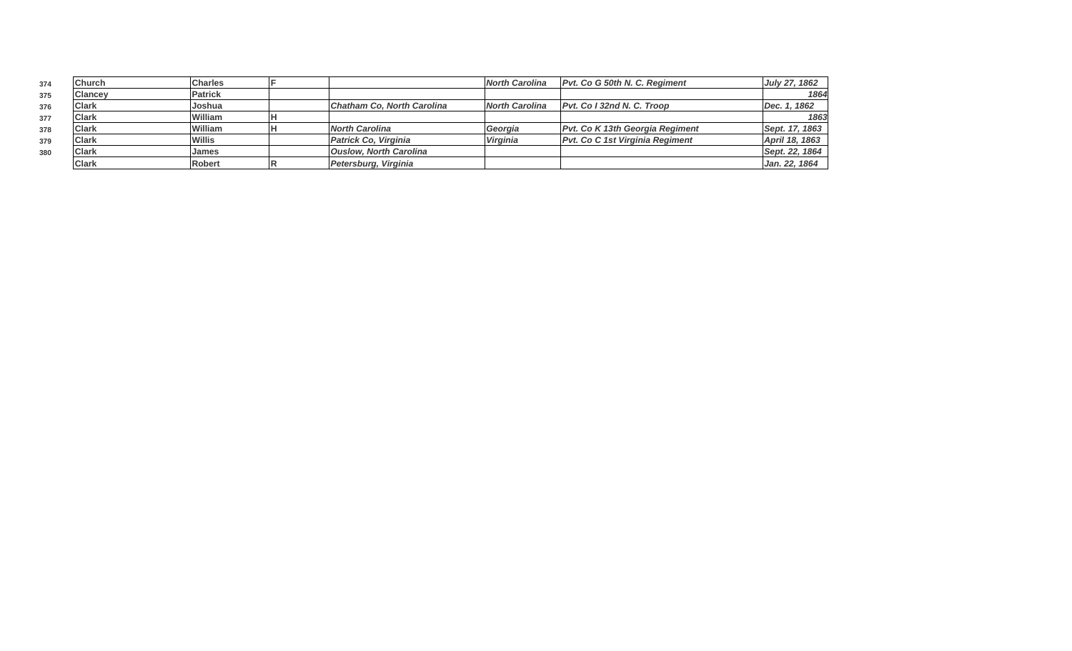| | | | | | | | |
|---|---|---|---|---|---|---|---|
| 374 | Church | Charles | F | | *North Carolina* | *Pvt. Co G 50th N. C. Regiment* | *July 27, 1862* |
| 375 | Clancey | Patrick | | | | | *1864* |
| 376 | Clark | Joshua | | *Chatham Co, North Carolina* | *North Carolina* | *Pvt. Co I 32nd N. C. Troop* | *Dec. 1, 1862* |
| 377 | Clark | William | H | | | | *1863* |
| 378 | Clark | William | H | *North Carolina* | *Georgia* | *Pvt. Co K 13th Georgia Regiment* | *Sept. 17, 1863* |
| 379 | Clark | Willis | | *Patrick Co, Virginia* | *Virginia* | *Pvt. Co C 1st Virginia Regiment* | *April 18, 1863* |
| 380 | Clark | James | | *Ouslow, North Carolina* | | | *Sept. 22, 1864* |
| | Clark | Robert | R | *Petersburg, Virginia* | | | *Jan. 22, 1864* |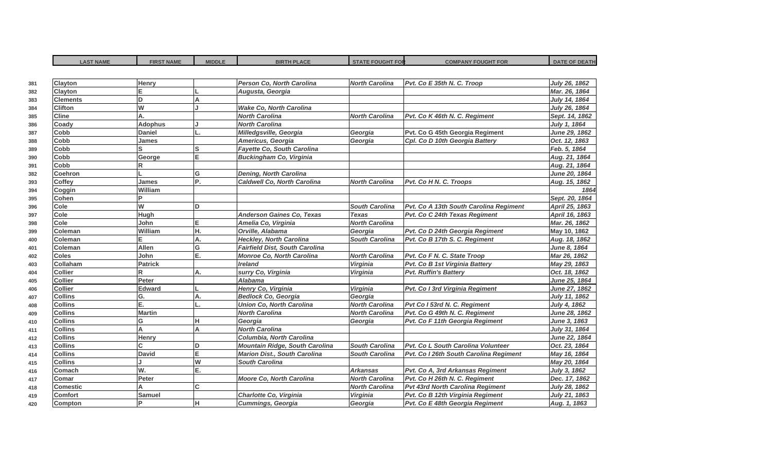|  | LAST NAME | FIRST NAME | MIDDLE | BIRTH PLACE | STATE FOUGHT FOR | COMPANY FOUGHT FOR | DATE OF DEATH |
|---|---|---|---|---|---|---|---|
| 381 | Clayton | Henry |  | *Person Co, North Carolina* | *North Carolina* | *Pvt. Co E 35th N. C. Troop* | *July 26, 1862* |
| 382 | Clayton | E | L | *Augusta, Georgia* |  |  | *Mar. 26, 1864* |
| 383 | Clements | D | A |  |  |  | *July 14, 1864* |
| 384 | Clifton | W | J | *Wake Co, North Carolina* |  |  | *July 26, 1864* |
| 385 | Cline | A. |  | *North Carolina* | *North Carolina* | *Pvt. Co K 46th N. C. Regiment* | *Sept. 14, 1862* |
| 386 | Coady | Adophus | J | *North Carolina* |  |  | *July 1, 1864* |
| 387 | Cobb | Daniel | L. | *Milledgsville, Georgia* | *Georgia* | Pvt. Co G 45th Georgia Regiment | *June 29, 1862* |
| 388 | Cobb | James |  | *Americus, Georgia* | *Georgia* | *Cpl. Co D 10th Georgia Battery* | *Oct. 12, 1863* |
| 389 | Cobb | S | S | *Fayette Co, South Carolina* |  |  | *Feb. 5, 1864* |
| 390 | Cobb | George | E | *Buckingham Co, Virginia* |  |  | *Aug. 21, 1864* |
| 391 | Cobb | R |  |  |  |  | *Aug. 21, 1864* |
| 382 | Coehron | L | G | *Dening, North Carolina* |  |  | *June 20, 1864* |
| 393 | Coffey | James | P. | *Caldwell Co, North Carolina* | *North Carolina* | *Pvt. Co H N. C. Troops* | *Aug. 15, 1862* |
| 394 | Coggin | William |  |  |  |  | *1864* |
| 395 | Cohen | P |  |  |  |  | *Sept. 20, 1864* |
| 396 | Cole | W | D |  | *South Carolina* | *Pvt. Co A 13th South Carolina Regiment* | *April 25, 1863* |
| 397 | Cole | Hugh |  | *Anderson Gaines Co, Texas* | *Texas* | *Pvt. Co C 24th Texas Regiment* | *April 16, 1863* |
| 398 | Cole | John | E | *Amelia Co, Virginia* | *North Carolina* |  | *Mar. 26, 1862* |
| 399 | Coleman | William | H. | *Orville, Alabama* | *Georgia* | *Pvt. Co D 24th Georgia Regiment* | May 10, 1862 |
| 400 | Coleman | E | A. | *Heckley, North Carolina* | *South Carolina* | *Pvt. Co B 17th S. C. Regiment* | *Aug. 18, 1862* |
| 401 | Coleman | Allen | G | *Fairfield Dist, South Carolina* |  |  | *June 8, 1864* |
| 402 | Coles | John | E. | *Monroe Co, North Carolina* | *North Carolina* | *Pvt. Co F N. C. State Troop* | *Mar 26, 1862* |
| 403 | Collaham | Patrick |  | *Ireland* | *Virginia* | *Pvt. Co B 1st Virginia Battery* | *May 29, 1863* |
| 404 | Collier | R | A. | *surry Co, Virginia* | *Virginia* | *Pvt. Ruffin's Battery* | *Oct. 18, 1862* |
| 405 | Collier | Peter |  | *Alabama* |  |  | *June 25, 1864* |
| 406 | Collier | Edward | L | *Henry Co, Virginia* | *Virginia* | *Pvt. Co I 3rd Virginia Regiment* | *June 27, 1862* |
| 407 | Collins | G. | A. | *Bedlock Co, Georgia* | *Georgia* |  | *July 11, 1862* |
| 408 | Collins | E. | L. | *Union Co, North Carolina* | *North Carolina* | *Pvt Co I 53rd N. C. Regiment* | *July 4, 1862* |
| 409 | Collins | Martin |  | *North Carolina* | *North Carolina* | *Pvt. Co G 49th N. C. Regiment* | *June 28, 1862* |
| 410 | Collins | G | H | *Georgia* | *Georgia* | *Pvt. Co F 11th Georgia Regiment* | *June 3, 1863* |
| 411 | Collins | A | A | *North Carolina* |  |  | *July 31, 1864* |
| 412 | Collins | Henry |  | *Columbia, North Carolina* |  |  | *June 22, 1864* |
| 413 | Collins | C | D | *Mountain Ridge, South Carolina* | *South Carolina* | *Pvt. Co L South Carolina Volunteer* | *Oct. 23, 1864* |
| 414 | Collins | David | E | *Marion Dist., South Carolina* | *South Carolina* | *Pvt. Co I 26th South Carolina Regiment* | *May 16, 1864* |
| 415 | Collins | J | W | *South Carolina* |  |  | *May 20, 1864* |
| 416 | Comach | W. | E. |  | *Arkansas* | *Pvt. Co A, 3rd Arkansas Regiment* | *July 3, 1862* |
| 417 | Comar | Peter |  | *Moore Co, North Carolina* | *North Carolina* | *Pvt. Co H 26th N. C. Regiment* | *Dec. 17, 1862* |
| 418 | Comestic | A | C |  | *North Carolina* | *Pvt 43rd North Carolina Regiment* | *July 28, 1862* |
| 419 | Comfort | Samuel |  | *Charlotte Co, Virginia* | *Virginia* | *Pvt. Co B 12th Virginia Regiment* | *July 21, 1863* |
| 420 | Compton | P | H | *Cummings, Georgia* | *Georgia* | *Pvt. Co E 48th Georgia Regiment* | *Aug. 1, 1863* |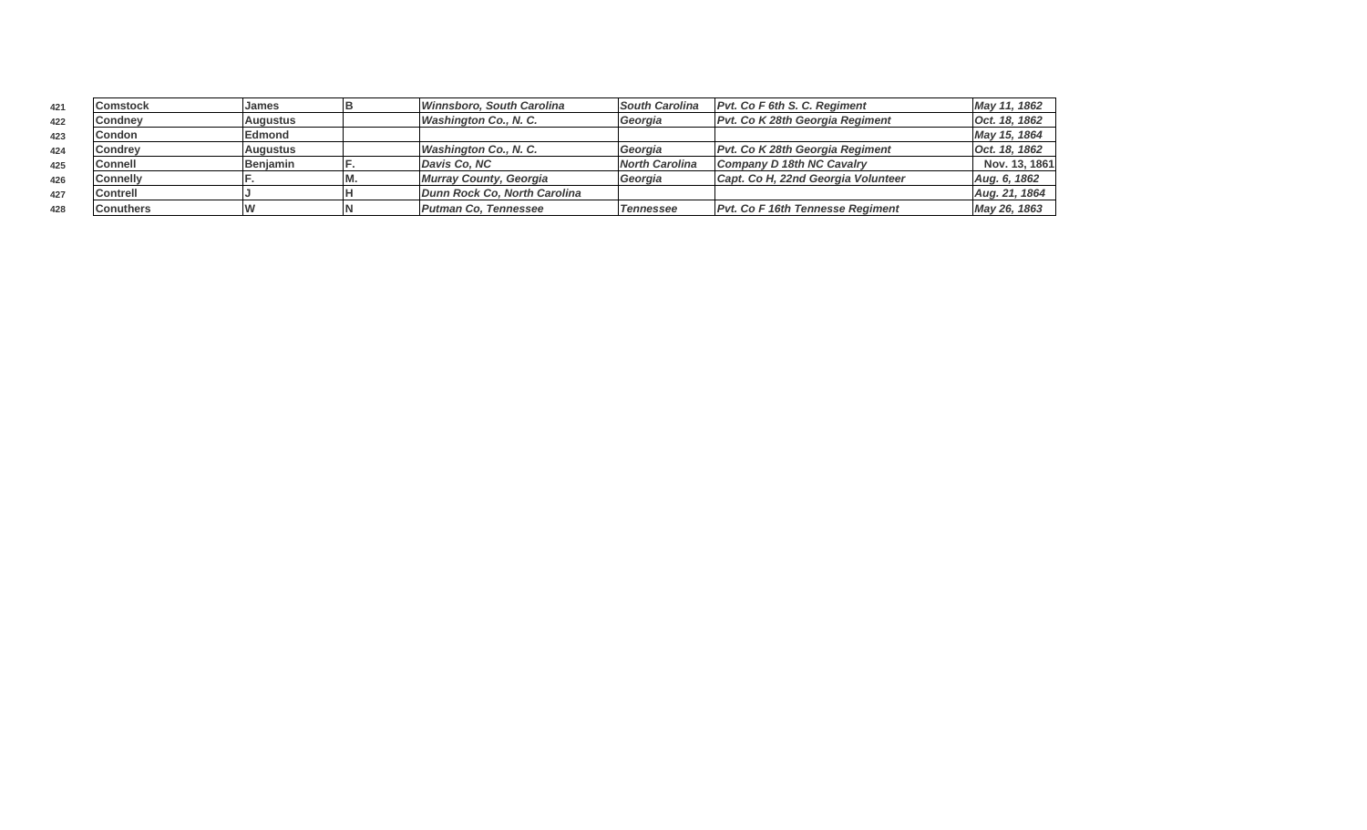| | | | | | | | |
|---|---|---|---|---|---|---|---|
| 421 | **Comstock** | **James** | **B** | ***Winnsboro, South Carolina*** | ***South Carolina*** | ***Pvt. Co F 6th S. C. Regiment*** | ***May 11, 1862*** |
| 422 | **Condney** | **Augustus** | | ***Washington Co., N. C.*** | ***Georgia*** | ***Pvt. Co K 28th Georgia Regiment*** | ***Oct. 18, 1862*** |
| 423 | **Condon** | **Edmond** | | | | | ***May 15, 1864*** |
| 424 | **Condrey** | **Augustus** | | ***Washington Co., N. C.*** | ***Georgia*** | ***Pvt. Co K 28th Georgia Regiment*** | ***Oct. 18, 1862*** |
| 425 | **Connell** | **Benjamin** | **F.** | ***Davis Co, NC*** | ***North Carolina*** | ***Company D 18th NC Cavalry*** | **Nov. 13, 1861** |
| 426 | **Connelly** | **F.** | **M.** | ***Murray County, Georgia*** | ***Georgia*** | ***Capt. Co H, 22nd Georgia Volunteer*** | ***Aug. 6, 1862*** |
| 427 | **Contrell** | **J** | **H** | ***Dunn Rock Co, North Carolina*** | | | ***Aug. 21, 1864*** |
| 428 | **Conuthers** | **W** | **N** | ***Putman Co, Tennessee*** | ***Tennessee*** | ***Pvt. Co F 16th Tennesse Regiment*** | ***May 26, 1863*** |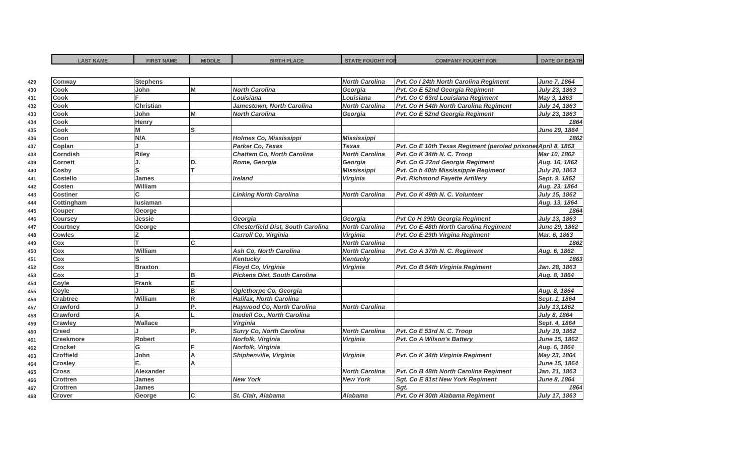|  | LAST NAME | FIRST NAME | MIDDLE | BIRTH PLACE | STATE FOUGHT FOR | COMPANY FOUGHT FOR | DATE OF DEATH |
|---|---|---|---|---|---|---|---|
| 429 | Conway | Stephens |  |  | North Carolina | Pvt. Co I 24th North Carolina Regiment | June 7, 1864 |
| 430 | Cook | John | M | North Carolina | Georgia | Pvt. Co E 52nd Georgia Regiment | July 23, 1863 |
| 431 | Cook | F |  | Louisiana | Louisiana | Pvt. Co C 63rd Louisiana Regiment | May 3, 1863 |
| 432 | Cook | Christian |  | Jamestown, North Carolina | North Carolina | Pvt. Co H 54th North Carolina Regiment | July 14, 1863 |
| 433 | Cook | John | M | North Carolina | Georgia | Pvt. Co E 52nd Georgia Regiment | July 23, 1863 |
| 434 | Cook | Henry |  |  |  |  | 1864 |
| 435 | Cook | M | S |  |  |  | June 29, 1864 |
| 436 | Coon | N/A |  | Holmes Co, Mississippi | Mississippi |  | 1862 |
| 437 | Coplan | J |  | Parker Co, Texas | Texas | Pvt. Co E 10th Texas Regiment (paroled prisoner | April 8, 1863 |
| 438 | Corndish | Riley |  | Chattam Co, North Carolina | North Carolina | Pvt. Co K 34th N. C. Troop | Mar 10, 1862 |
| 439 | Cornett | J. | D. | Rome, Georgia | Georgia | Pvt. Co G 22nd Georgia Regiment | Aug. 16, 1862 |
| 440 | Cosby | S | T |  | Mississippi | Pvt. Co h 40th Mississippie Regiment | July 20, 1863 |
| 441 | Costello | James |  | Ireland | Virginia | Pvt. Richmond Fayette Artillery | Sept. 9, 1862 |
| 442 | Costen | William |  |  |  |  | Aug. 23, 1864 |
| 443 | Costiner | C |  | Linking North Carolina | North Carolina | Pvt. Co K 49th N. C. Volunteer | July 15, 1862 |
| 444 | Cottingham | lusiaman |  |  |  |  | Aug. 13, 1864 |
| 445 | Couper | George |  |  |  |  | 1864 |
| 446 | Coursey | Jessie |  | Georgia | Georgia | Pvt Co H 39th Georgia Regiment | July 13, 1863 |
| 447 | Courtney | George |  | Chesterfield Dist, South Carolina | North Carolina | Pvt. Co E 48th North Carolina Regiment | June 29, 1862 |
| 448 | Cowles | Z |  | Carroll Co, Virginia | Virginia | Pvt. Co E 29th Virgina Regiment | Mar. 6, 1863 |
| 449 | Cox | T | C |  | North Carolina |  | 1862 |
| 450 | Cox | William |  | Ash Co, North Carolina | North Carolina | Pvt. Co A 37th N. C. Regiment | Aug. 6, 1862 |
| 451 | Cox | S |  | Kentucky | Kentucky |  | 1863 |
| 452 | Cox | Braxton |  | Floyd Co, Virginia | Virginia | Pvt. Co B 54th Virginia Regiment | Jan. 28, 1863 |
| 453 | Cox | J | B | Pickens Dist, South Carolina |  |  | Aug. 8, 1864 |
| 454 | Coyle | Frank | E |  |  |  |  |
| 455 | Coyle | J | B | Oglethorpe Co, Georgia |  |  | Aug. 8, 1864 |
| 456 | Crabtree | William | R | Halifax, North Carolina |  |  | Sept. 1, 1864 |
| 457 | Crawford | J | P. | Haywood Co, North Carolina | North Carolina |  | July 13,1862 |
| 458 | Crawford | A | L | Inedell Co., North Carolina |  |  | July 8, 1864 |
| 459 | Crawley | Wallace |  | Virginia |  |  | Sept. 4, 1864 |
| 460 | Creed | J | P. | Surry Co, North Carolina | North Carolina | Pvt. Co E 53rd N. C. Troop | July 19, 1862 |
| 461 | Creekmore | Robert |  | Norfolk, Virginia | Virginia | Pvt. Co A Wilson's Battery | June 15, 1862 |
| 462 | Crocket | G | F | Norfolk, Virginia |  |  | Aug. 6, 1864 |
| 463 | Croffield | John | A | Shiphenville, Virginia | Virginia | Pvt. Co K 34th Virginia Regiment | May 23, 1864 |
| 464 | Crosley | E. | A |  |  |  | June 15, 1864 |
| 465 | Cross | Alexander |  |  | North Carolina | Pvt. Co B 48th North Carolina Regiment | Jan. 21, 1863 |
| 466 | Crottren | James |  | New York | New York | Sgt. Co E 81st New York Regiment | June 8, 1864 |
| 467 | Crottren | James |  |  |  | Sgt. | 1864 |
| 468 | Crover | George | C | St. Clair, Alabama | Alabama | Pvt. Co H 30th Alabama Regiment | July 17, 1863 |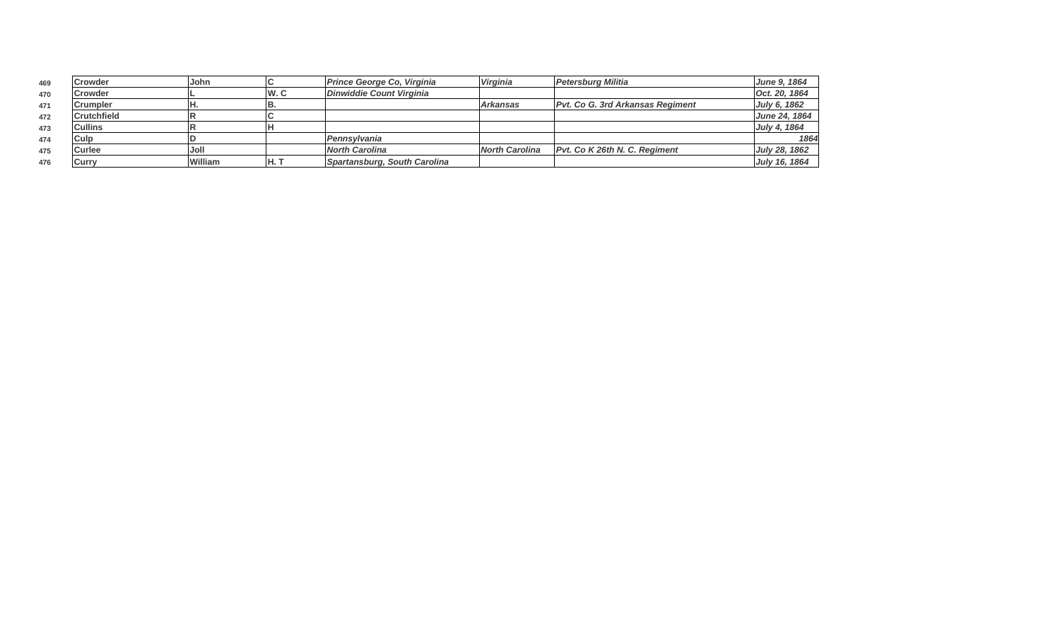| | | | | | | | |
|---|---|---|---|---|---|---|---|
| 469 | Crowder | John | C | *Prince George Co, Virginia* | *Virginia* | *Petersburg Militia* | *June 9, 1864* |
| 470 | Crowder | L | W. C | *Dinwiddie Count Virginia* | | | *Oct. 20, 1864* |
| 471 | Crumpler | H. | B. | | *Arkansas* | *Pvt. Co G. 3rd Arkansas Regiment* | *July 6, 1862* |
| 472 | Crutchfield | R | C | | | | *June 24, 1864* |
| 473 | Cullins | R | H | | | | *July 4, 1864* |
| 474 | Culp | D | | *Pennsylvania* | | | *1864* |
| 475 | Curlee | Joll | | *North Carolina* | *North Carolina* | *Pvt. Co K 26th N. C. Regiment* | *July 28, 1862* |
| 476 | Curry | William | H. T | *Spartansburg, South Carolina* | | | *July 16, 1864* |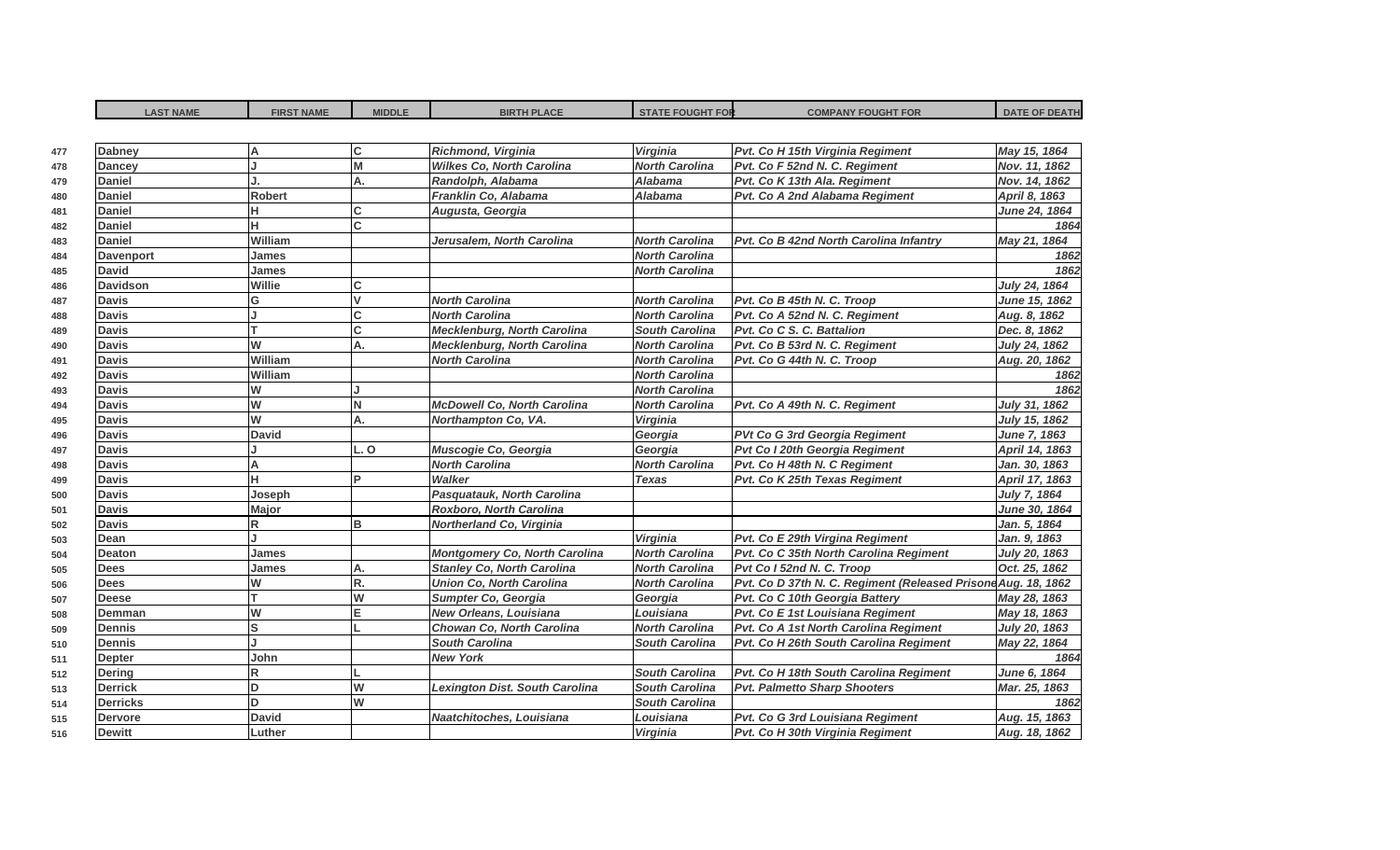| | LAST NAME | FIRST NAME | MIDDLE | BIRTH PLACE | STATE FOUGHT FOR | COMPANY FOUGHT FOR | DATE OF DEATH |
|---|---|---|---|---|---|---|---|
| 477 | Dabney | A | C | *Richmond, Virginia* | *Virginia* | *Pvt. Co H 15th Virginia Regiment* | *May 15, 1864* |
| 478 | Dancey | J | M | *Wilkes Co, North Carolina* | *North Carolina* | *Pvt. Co F 52nd N. C. Regiment* | *Nov. 11, 1862* |
| 479 | Daniel | J. | A. | *Randolph, Alabama* | *Alabama* | *Pvt. Co K 13th Ala. Regiment* | *Nov. 14, 1862* |
| 480 | Daniel | Robert | | *Franklin Co, Alabama* | *Alabama* | *Pvt. Co A 2nd Alabama Regiment* | *April 8, 1863* |
| 481 | Daniel | H | C | *Augusta, Georgia* | | | *June 24, 1864* |
| 482 | Daniel | H | C | | | | *1864* |
| 483 | Daniel | William | | *Jerusalem, North Carolina* | *North Carolina* | *Pvt. Co B 42nd North Carolina Infantry* | *May 21, 1864* |
| 484 | Davenport | James | | | *North Carolina* | | *1862* |
| 485 | David | James | | | *North Carolina* | | *1862* |
| 486 | Davidson | Willie | C | | | | *July 24, 1864* |
| 487 | Davis | G | V | *North Carolina* | *North Carolina* | *Pvt. Co B 45th N. C. Troop* | *June 15, 1862* |
| 488 | Davis | J | C | *North Carolina* | *North Carolina* | *Pvt. Co A 52nd N. C. Regiment* | *Aug. 8, 1862* |
| 489 | Davis | T | C | *Mecklenburg, North Carolina* | *South Carolina* | *Pvt. Co C S. C. Battalion* | *Dec. 8, 1862* |
| 490 | Davis | W | A. | *Mecklenburg, North Carolina* | *North Carolina* | *Pvt. Co B 53rd N. C. Regiment* | *July 24, 1862* |
| 491 | Davis | William | | *North Carolina* | *North Carolina* | *Pvt. Co G 44th N. C. Troop* | *Aug. 20, 1862* |
| 492 | Davis | William | | | *North Carolina* | | *1862* |
| 493 | Davis | W | J | | *North Carolina* | | *1862* |
| 494 | Davis | W | N | *McDowell Co, North Carolina* | *North Carolina* | *Pvt. Co A 49th N. C. Regiment* | *July 31, 1862* |
| 495 | Davis | W | A. | *Northampton Co, VA.* | *Virginia* | | *July 15, 1862* |
| 496 | Davis | David | | | *Georgia* | *PVt Co G 3rd Georgia Regiment* | *June 7, 1863* |
| 497 | Davis | J | L. O | *Muscogie Co, Georgia* | *Georgia* | *Pvt Co I 20th Georgia Regiment* | *April 14, 1863* |
| 498 | Davis | A | | *North Carolina* | *North Carolina* | *Pvt. Co H 48th N. C Regiment* | *Jan. 30, 1863* |
| 499 | Davis | H | P | *Walker* | *Texas* | *Pvt. Co K 25th Texas Regiment* | *April 17, 1863* |
| 500 | Davis | Joseph | | *Pasquatauk, North Carolina* | | | *July 7, 1864* |
| 501 | Davis | Major | | *Roxboro, North Carolina* | | | *June 30, 1864* |
| 502 | Davis | R | B | *Northerland Co, Virginia* | | | *Jan. 5, 1864* |
| 503 | Dean | J | | | *Virginia* | *Pvt. Co E 29th Virgina Regiment* | *Jan. 9, 1863* |
| 504 | Deaton | James | | *Montgomery Co, North Carolina* | *North Carolina* | *Pvt. Co C 35th North Carolina Regiment* | *July 20, 1863* |
| 505 | Dees | James | A. | *Stanley Co, North Carolina* | *North Carolina* | *Pvt Co I 52nd N. C. Troop* | *Oct. 25, 1862* |
| 506 | Dees | W | R. | *Union Co, North Carolina* | *North Carolina* | *Pvt. Co D 37th N. C. Regiment (Released Prisone* | *Aug. 18, 1862* |
| 507 | Deese | T | W | *Sumpter Co, Georgia* | *Georgia* | *Pvt. Co C 10th Georgia Battery* | *May 28, 1863* |
| 508 | Demman | W | E | *New Orleans, Louisiana* | *Louisiana* | *Pvt. Co E 1st Louisiana Regiment* | *May 18, 1863* |
| 509 | Dennis | S | L | *Chowan Co, North Carolina* | *North Carolina* | *Pvt. Co A 1st North Carolina Regiment* | *July 20, 1863* |
| 510 | Dennis | J | | *South Carolina* | *South Carolina* | *Pvt. Co H 26th South Carolina Regiment* | *May 22, 1864* |
| 511 | Depter | John | | *New York* | | | *1864* |
| 512 | Dering | R | L | | *South Carolina* | *Pvt. Co H 18th South Carolina Regiment* | *June 6, 1864* |
| 513 | Derrick | D | W | *Lexington Dist. South Carolina* | *South Carolina* | *Pvt. Palmetto Sharp Shooters* | *Mar. 25, 1863* |
| 514 | Derricks | D | W | | *South Carolina* | | *1862* |
| 515 | Dervore | David | | *Naatchitoches, Louisiana* | *Louisiana* | *Pvt. Co G 3rd Louisiana Regiment* | *Aug. 15, 1863* |
| 516 | Dewitt | Luther | | | *Virginia* | *Pvt. Co H 30th Virginia Regiment* | *Aug. 18, 1862* |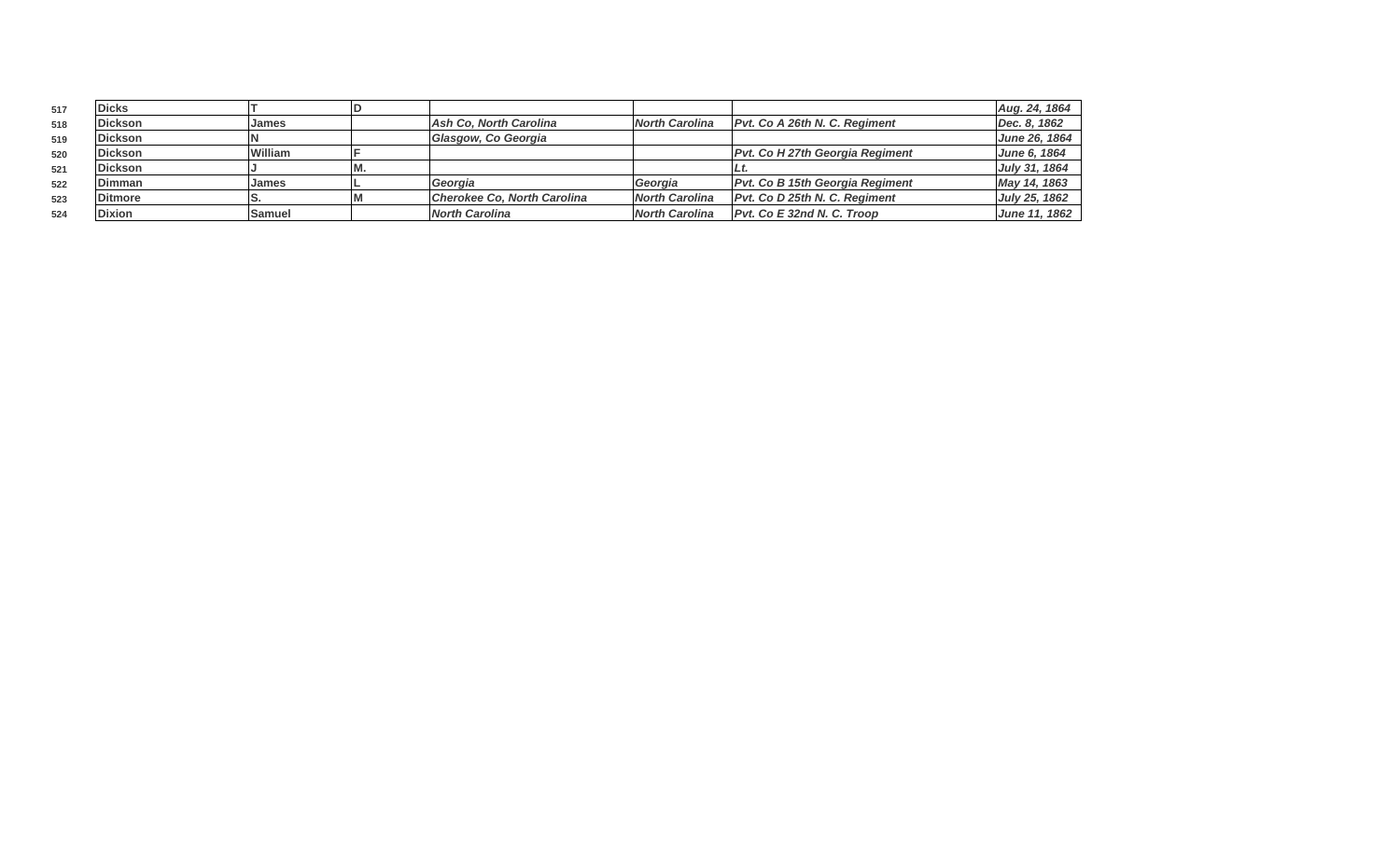| | | | | | | | |
|---|---|---|---|---|---|---|---|
| 517 | Dicks | T | D | | | | *Aug. 24, 1864* |
| 518 | Dickson | James | | *Ash Co, North Carolina* | *North Carolina* | *Pvt. Co A 26th N. C. Regiment* | *Dec. 8, 1862* |
| 519 | Dickson | N | | *Glasgow, Co Georgia* | | | *June 26, 1864* |
| 520 | Dickson | William | F | | | *Pvt. Co H 27th Georgia Regiment* | *June 6, 1864* |
| 521 | Dickson | J | M. | | | *Lt.* | *July 31, 1864* |
| 522 | Dimman | James | L | *Georgia* | *Georgia* | *Pvt. Co B 15th Georgia Regiment* | *May 14, 1863* |
| 523 | Ditmore | S. | M | *Cherokee Co, North Carolina* | *North Carolina* | *Pvt. Co D 25th N. C. Regiment* | *July 25, 1862* |
| 524 | Dixion | Samuel | | *North Carolina* | *North Carolina* | *Pvt. Co E 32nd N. C. Troop* | *June 11, 1862* |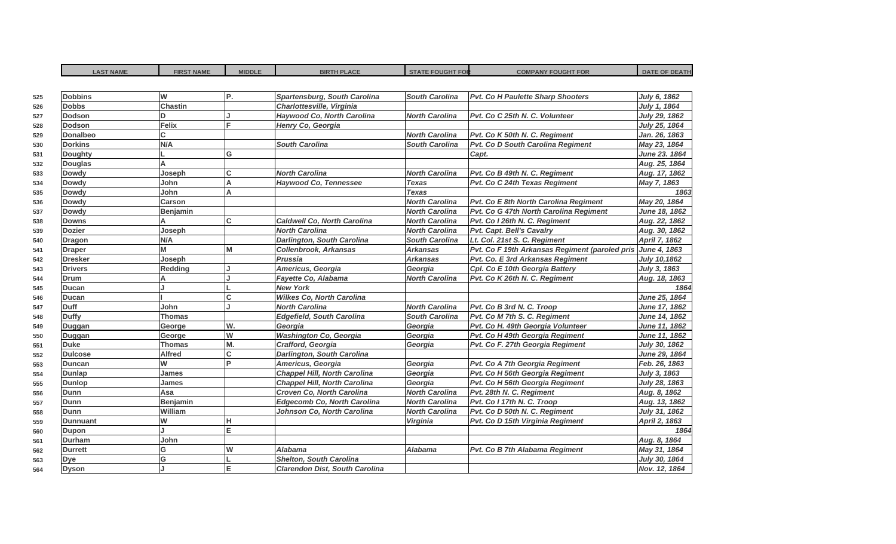| | LAST NAME | FIRST NAME | MIDDLE | BIRTH PLACE | STATE FOUGHT FOR | COMPANY FOUGHT FOR | DATE OF DEATH |
|---|---|---|---|---|---|---|---|
| 525 | Dobbins | W | P. | *Spartensburg, South Carolina* | *South Carolina* | *Pvt. Co H Paulette Sharp Shooters* | *July 6, 1862* |
| 526 | Dobbs | Chastin | | *Charlottesville, Virginia* | | | *July 1, 1864* |
| 527 | Dodson | D | J | *Haywood Co, North Carolina* | *North Carolina* | *Pvt. Co C 25th N. C. Volunteer* | *July 29, 1862* |
| 528 | Dodson | Felix | F | *Henry Co, Georgia* | | | *July 25, 1864* |
| 529 | Donalbeo | C | | | *North Carolina* | *Pvt. Co K 50th N. C. Regiment* | *Jan. 26, 1863* |
| 530 | Dorkins | N/A | | *South Carolina* | *South Carolina* | *Pvt. Co D South Carolina Regiment* | *May 23, 1864* |
| 531 | Doughty | L | G | | | *Capt.* | *June 23. 1864* |
| 532 | Douglas | A | | | | | *Aug. 25, 1864* |
| 533 | Dowdy | Joseph | C | *North Carolina* | *North Carolina* | *Pvt. Co B 49th N. C. Regiment* | *Aug. 17, 1862* |
| 534 | Dowdy | John | A | *Haywood Co, Tennessee* | *Texas* | *Pvt. Co C 24th Texas Regiment* | *May 7, 1863* |
| 535 | Dowdy | John | A | | *Texas* | | *1863* |
| 536 | Dowdy | Carson | | | *North Carolina* | *Pvt. Co E 8th North Carolina Regiment* | *May 20, 1864* |
| 537 | Dowdy | Benjamin | | | *North Carolina* | *Pvt. Co G 47th North Carolina Regiment* | *June 18, 1862* |
| 538 | Downs | A | C | *Caldwell Co, North Carolina* | *North Carolina* | *Pvt. Co I 26th N. C. Regiment* | *Aug. 22, 1862* |
| 539 | Dozier | Joseph | | *North Carolina* | *North Carolina* | *Pvt. Capt. Bell's Cavalry* | *Aug. 30, 1862* |
| 540 | Dragon | N/A | | *Darlington, South Carolina* | *South Carolina* | *Lt. Col. 21st S. C. Regiment* | *April 7, 1862* |
| 541 | Draper | M | M | *Collenbrook, Arkansas* | *Arkansas* | *Pvt. Co F 19th Arkansas Regiment (paroled pris* | *June 4, 1863* |
| 542 | Dresker | Joseph | | *Prussia* | *Arkansas* | *Pvt. Co. E 3rd Arkansas Regiment* | *July 10,1862* |
| 543 | Drivers | Redding | J | *Americus, Georgia* | *Georgia* | *Cpl. Co E 10th Georgia Battery* | *July 3, 1863* |
| 544 | Drum | A | J | *Fayette Co, Alabama* | *North Carolina* | *Pvt. Co K 26th N. C. Regiment* | *Aug. 18, 1863* |
| 545 | Ducan | J | L | *New York* | | | *1864* |
| 546 | Ducan | I | C | *Wilkes Co, North Carolina* | | | *June 25, 1864* |
| 547 | Duff | John | J | *North Carolina* | *North Carolina* | *Pvt. Co B 3rd N. C. Troop* | *June 17, 1862* |
| 548 | Duffy | Thomas | | *Edgefield, South Carolina* | *South Carolina* | *Pvt. Co M 7th S. C. Regiment* | *June 14, 1862* |
| 549 | Duggan | George | W. | *Georgia* | *Georgia* | *Pvt. Co H. 49th Georgia Volunteer* | *June 11, 1862* |
| 550 | Duggan | George | W | *Washington Co, Georgia* | *Georgia* | *Pvt. Co H 49th Georgia Regiment* | *June 11, 1862* |
| 551 | Duke | Thomas | M. | *Crafford, Georgia* | *Georgia* | *Pvt. Co F. 27th Georgia Regiment* | *July 30, 1862* |
| 552 | Dulcose | Alfred | C | *Darlington, South Carolina* | | | *June 29, 1864* |
| 553 | Duncan | W | P | *Americus, Georgia* | *Georgia* | *Pvt. Co A 7th Georgia Regiment* | *Feb. 26, 1863* |
| 554 | Dunlap | James | | *Chappel Hill, North Carolina* | *Georgia* | *Pvt. Co H 56th Georgia Regiment* | *July 3, 1863* |
| 555 | Dunlop | James | | *Chappel Hill, North Carolina* | *Georgia* | *Pvt. Co H 56th Georgia Regiment* | *July 28, 1863* |
| 556 | Dunn | Asa | | *Croven Co, North Carolina* | *North Carolina* | *Pvt. 28th N. C. Regiment* | *Aug. 8, 1862* |
| 557 | Dunn | Benjamin | | *Edgecomb Co, North Carolina* | *North Carolina* | *Pvt. Co I 17th N. C. Troop* | *Aug. 13, 1862* |
| 558 | Dunn | William | | *Johnson Co, North Carolina* | *North Carolina* | *Pvt. Co D 50th N. C. Regiment* | *July 31, 1862* |
| 559 | Dunnuant | W | H | | *Virginia* | *Pvt. Co D 15th Virginia Regiment* | *April 2, 1863* |
| 560 | Dupon | J | E | | | | *1864* |
| 561 | Durham | John | | | | | *Aug. 8, 1864* |
| 562 | Durrett | G | W | *Alabama* | *Alabama* | *Pvt. Co B 7th Alabama Regiment* | *May 31, 1864* |
| 563 | Dye | G | L | *Shelton, South Carolina* | | | *July 30, 1864* |
| 564 | Dyson | J | E | *Clarendon Dist, South Carolina* | | | *Nov. 12, 1864* |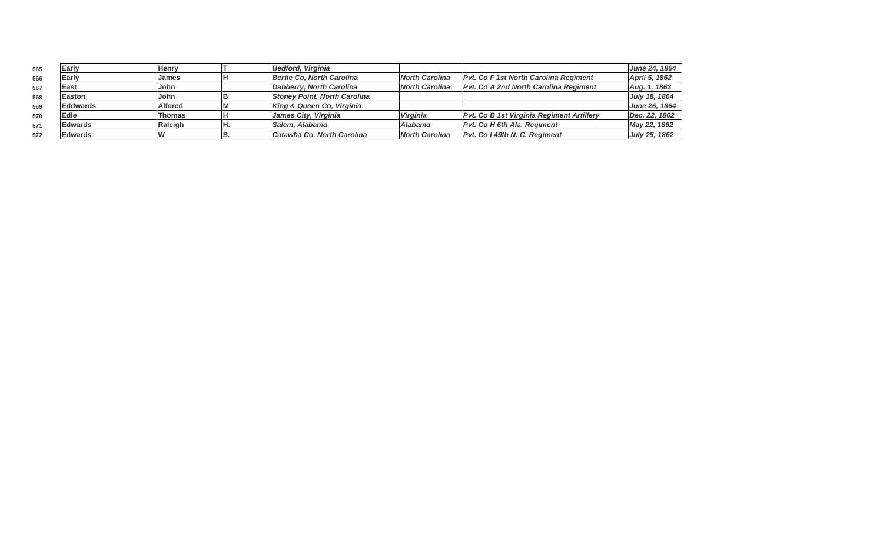| | | | | | | | |
|---|---|---|---|---|---|---|---|
| 565 | **Early** | **Henry** | **T** | ***Bedford, Virginia*** | | | ***June 24, 1864*** |
| 566 | **Early** | **James** | **H** | ***Bertie Co, North Carolina*** | ***North Carolina*** | ***Pvt. Co F 1st North Carolina Regiment*** | ***April 5, 1862*** |
| 567 | **East** | **John** | | ***Dabberry, North Carolina*** | ***North Carolina*** | ***Pvt. Co A 2nd North Carolina Regiment*** | ***Aug. 1, 1863*** |
| 568 | **Easton** | **John** | **B** | ***Stoney Point, North Carolina*** | | | ***July 18, 1864*** |
| 569 | **Eddwards** | **Alfored** | **M** | ***King & Queen Co, Virginia*** | | | ***June 26, 1864*** |
| 570 | **Edle** | **Thomas** | **H** | ***James City, Virginia*** | ***Virginia*** | ***Pvt. Co B 1st Virginia Regiment Artillery*** | ***Dec. 22, 1862*** |
| 571 | **Edwards** | **Raleigh** | **H.** | ***Salem, Alabama*** | ***Alabama*** | ***Pvt. Co H 6th Ala. Regiment*** | ***May 22, 1862*** |
| 572 | **Edwards** | **W** | **S.** | ***Catawha Co, North Carolina*** | ***North Carolina*** | ***Pvt. Co I 49th N. C. Regiment*** | ***July 25, 1862*** |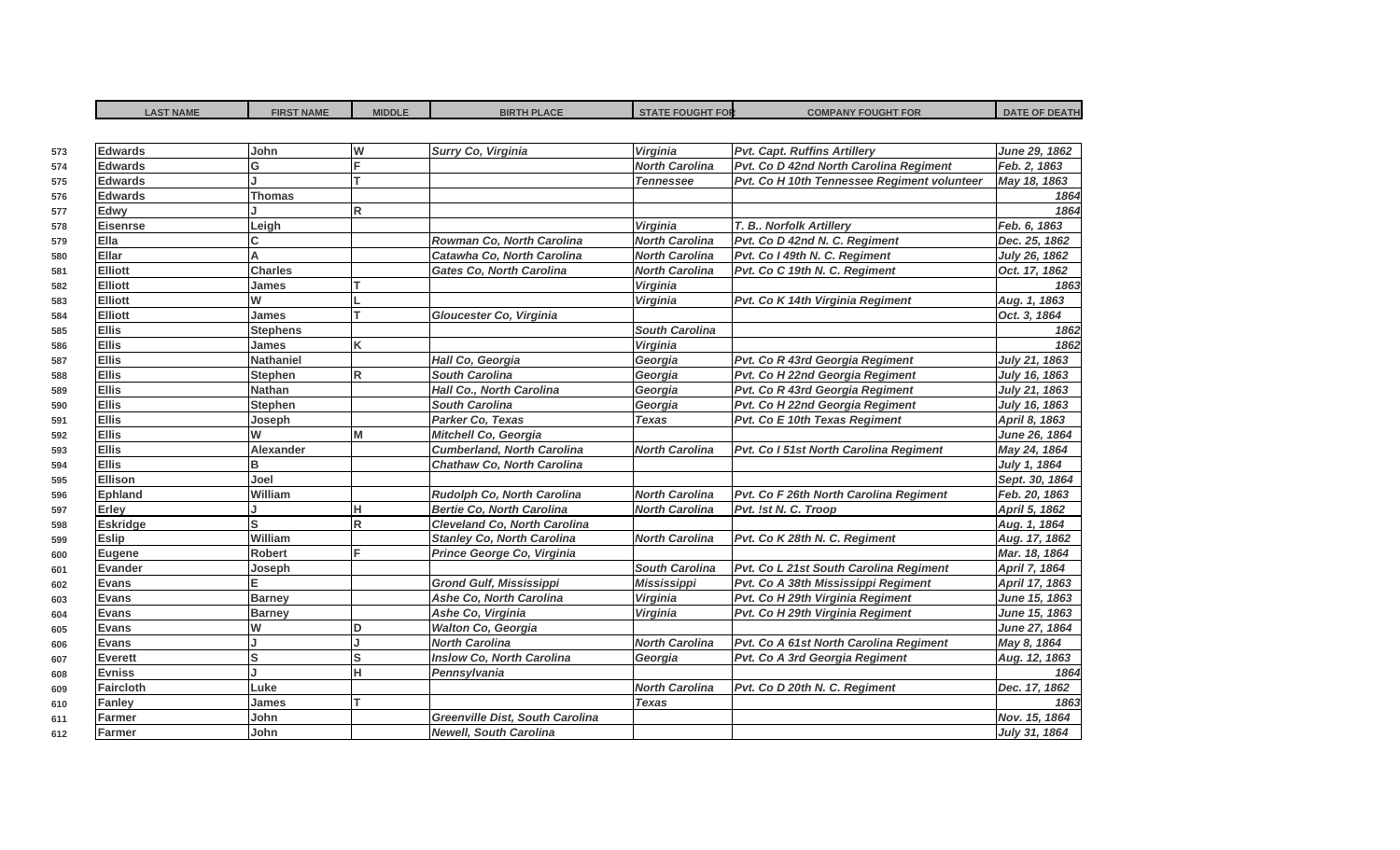| | LAST NAME | FIRST NAME | MIDDLE | BIRTH PLACE | STATE FOUGHT FOR | COMPANY FOUGHT FOR | DATE OF DEATH |
|---|---|---|---|---|---|---|---|
| 573 | Edwards | John | W | Surry Co, Virginia | Virginia | Pvt. Capt. Ruffins Artillery | June 29, 1862 |
| 574 | Edwards | G | F | | North Carolina | Pvt. Co D 42nd North Carolina Regiment | Feb. 2, 1863 |
| 575 | Edwards | J | T | | Tennessee | Pvt. Co H 10th Tennessee Regiment volunteer | May 18, 1863 |
| 576 | Edwards | Thomas | | | | | 1864 |
| 577 | Edwy | J | R | | | | 1864 |
| 578 | Eisenrse | Leigh | | | Virginia | T. B.. Norfolk Artillery | Feb. 6, 1863 |
| 579 | Ella | C | | Rowman Co, North Carolina | North Carolina | Pvt. Co D 42nd N. C. Regiment | Dec. 25, 1862 |
| 580 | Ellar | A | | Catawha Co, North Carolina | North Carolina | Pvt. Co I 49th N. C. Regiment | July 26, 1862 |
| 581 | Elliott | Charles | | Gates Co, North Carolina | North Carolina | Pvt. Co C 19th N. C. Regiment | Oct. 17, 1862 |
| 582 | Elliott | James | T | | Virginia | | 1863 |
| 583 | Elliott | W | L | | Virginia | Pvt. Co K 14th Virginia Regiment | Aug. 1, 1863 |
| 584 | Elliott | James | T | Gloucester Co, Virginia | | | Oct. 3, 1864 |
| 585 | Ellis | Stephens | | | South Carolina | | 1862 |
| 586 | Ellis | James | K | | Virginia | | 1862 |
| 587 | Ellis | Nathaniel | | Hall Co, Georgia | Georgia | Pvt. Co R 43rd Georgia Regiment | July 21, 1863 |
| 588 | Ellis | Stephen | R | South Carolina | Georgia | Pvt. Co H 22nd Georgia Regiment | July 16, 1863 |
| 589 | Ellis | Nathan | | Hall Co., North Carolina | Georgia | Pvt. Co R 43rd Georgia Regiment | July 21, 1863 |
| 590 | Ellis | Stephen | | South Carolina | Georgia | Pvt. Co H 22nd Georgia Regiment | July 16, 1863 |
| 591 | Ellis | Joseph | | Parker Co, Texas | Texas | Pvt. Co E 10th Texas Regiment | April 8, 1863 |
| 592 | Ellis | W | M | Mitchell Co, Georgia | | | June 26, 1864 |
| 593 | Ellis | Alexander | | Cumberland, North Carolina | North Carolina | Pvt. Co I 51st North Carolina Regiment | May 24, 1864 |
| 594 | Ellis | B | | Chathaw Co, North Carolina | | | July 1, 1864 |
| 595 | Ellison | Joel | | | | | Sept. 30, 1864 |
| 596 | Ephland | William | | Rudolph Co, North Carolina | North Carolina | Pvt. Co F 26th North Carolina Regiment | Feb. 20, 1863 |
| 597 | Erley | J | H | Bertie Co, North Carolina | North Carolina | Pvt. !st N. C. Troop | April 5, 1862 |
| 598 | Eskridge | S | R | Cleveland Co, North Carolina | | | Aug. 1, 1864 |
| 599 | Eslip | William | | Stanley Co, North Carolina | North Carolina | Pvt. Co K 28th N. C. Regiment | Aug. 17, 1862 |
| 600 | Eugene | Robert | F | Prince George Co, Virginia | | | Mar. 18, 1864 |
| 601 | Evander | Joseph | | | South Carolina | Pvt. Co L 21st South Carolina Regiment | April 7, 1864 |
| 602 | Evans | E | | Grond Gulf, Mississippi | Mississippi | Pvt. Co A 38th Mississippi Regiment | April 17, 1863 |
| 603 | Evans | Barney | | Ashe Co, North Carolina | Virginia | Pvt. Co H 29th Virginia Regiment | June 15, 1863 |
| 604 | Evans | Barney | | Ashe Co, Virginia | Virginia | Pvt. Co H 29th Virginia Regiment | June 15, 1863 |
| 605 | Evans | W | D | Walton Co, Georgia | | | June 27, 1864 |
| 606 | Evans | J | J | North Carolina | North Carolina | Pvt. Co A 61st North Carolina Regiment | May 8, 1864 |
| 607 | Everett | S | S | Inslow Co, North Carolina | Georgia | Pvt. Co A 3rd Georgia Regiment | Aug. 12, 1863 |
| 608 | Evniss | J | H | Pennsylvania | | | 1864 |
| 609 | Faircloth | Luke | | | North Carolina | Pvt. Co D 20th N. C. Regiment | Dec. 17, 1862 |
| 610 | Fanley | James | T | | Texas | | 1863 |
| 611 | Farmer | John | | Greenville Dist, South Carolina | | | Nov. 15, 1864 |
| 612 | Farmer | John | | Newell, South Carolina | | | July 31, 1864 |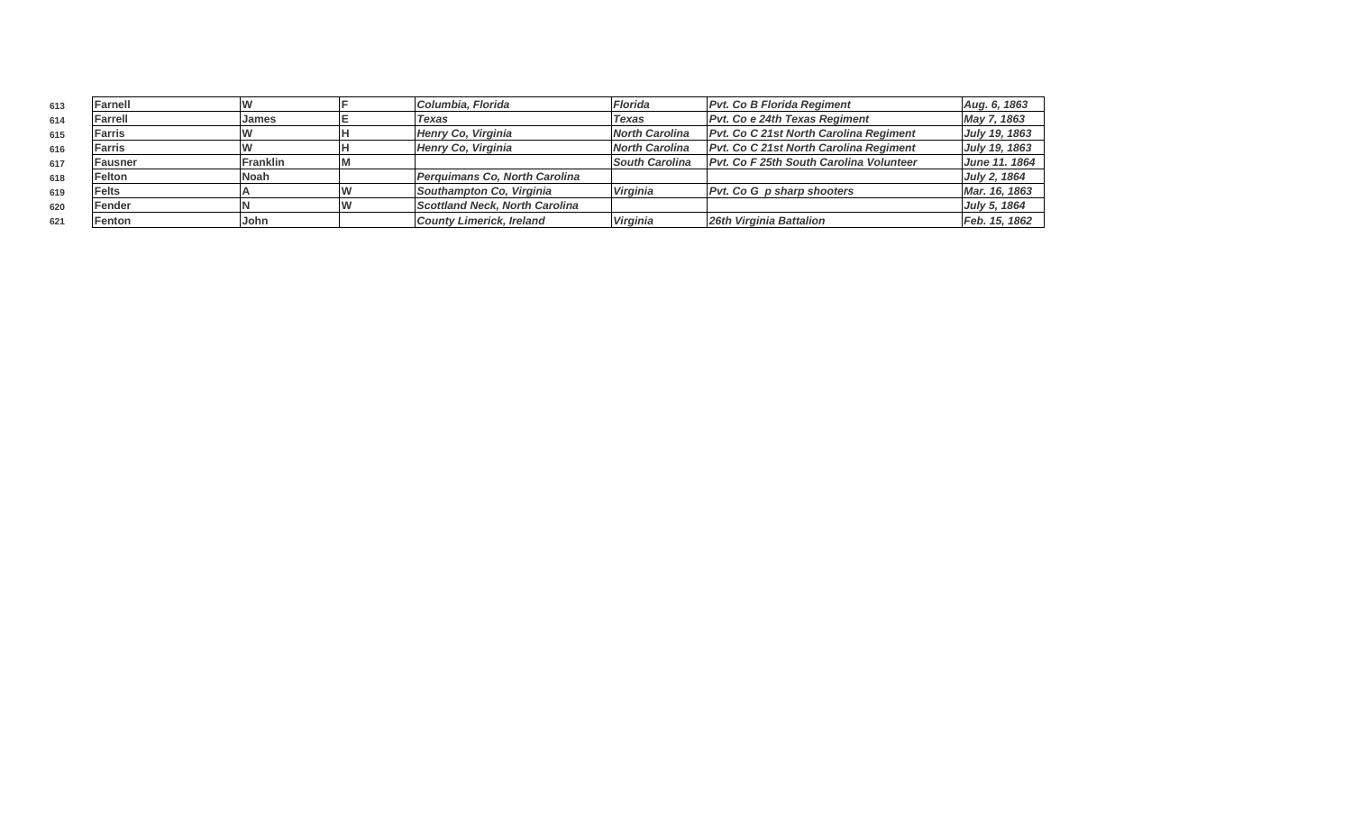| | | | | | | | |
|---|---|---|---|---|---|---|---|
| 613 | Farnell | W | F | *Columbia, Florida* | *Florida* | *Pvt. Co B Florida Regiment* | *Aug. 6, 1863* |
| 614 | Farrell | James | E | *Texas* | *Texas* | *Pvt. Co e 24th Texas Regiment* | *May 7, 1863* |
| 615 | Farris | W | H | *Henry Co, Virginia* | *North Carolina* | *Pvt. Co C 21st North Carolina Regiment* | *July 19, 1863* |
| 616 | Farris | W | H | *Henry Co, Virginia* | *North Carolina* | *Pvt. Co C 21st North Carolina Regiment* | *July 19, 1863* |
| 617 | Fausner | Franklin | M | | *South Carolina* | *Pvt. Co F 25th South Carolina Volunteer* | *June 11. 1864* |
| 618 | Felton | Noah | | *Perquimans Co, North Carolina* | | | *July 2, 1864* |
| 619 | Felts | A | W | *Southampton Co, Virginia* | *Virginia* | *Pvt. Co G p sharp shooters* | *Mar. 16, 1863* |
| 620 | Fender | N | W | *Scottland Neck, North Carolina* | | | *July 5, 1864* |
| 621 | Fenton | John | | *County Limerick, Ireland* | *Virginia* | *26th Virginia Battalion* | *Feb. 15, 1862* |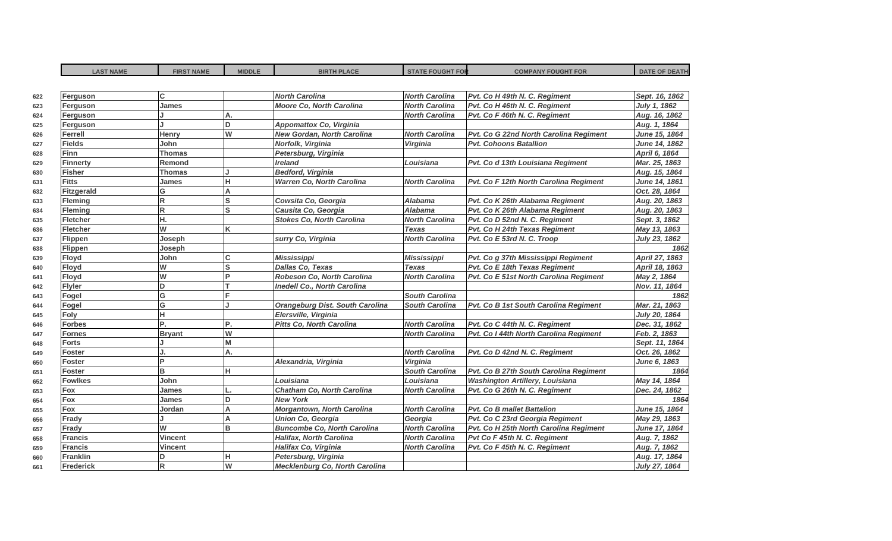|  | LAST NAME | FIRST NAME | MIDDLE | BIRTH PLACE | STATE FOUGHT FOR | COMPANY FOUGHT FOR | DATE OF DEATH |
|---|---|---|---|---|---|---|---|
| 622 | Ferguson | C |  | North Carolina | North Carolina | Pvt. Co H 49th N. C. Regiment | Sept. 16, 1862 |
| 623 | Ferguson | James |  | Moore Co, North Carolina | North Carolina | Pvt. Co H 46th N. C. Regiment | July 1, 1862 |
| 624 | Ferguson | J | A. |  | North Carolina | Pvt. Co F 46th N. C. Regiment | Aug. 16, 1862 |
| 625 | Ferguson | J | D | Appomattox Co, Virginia |  |  | Aug. 1, 1864 |
| 626 | Ferrell | Henry | W | New Gordan, North Carolina | North Carolina | Pvt. Co G 22nd North Carolina Regiment | June 15, 1864 |
| 627 | Fields | John |  | Norfolk, Virginia | Virginia | Pvt. Cohoons Batallion | June 14, 1862 |
| 628 | Finn | Thomas |  | Petersburg, Virginia |  |  | April 6, 1864 |
| 629 | Finnerty | Remond |  | Ireland | Louisiana | Pvt. Co d 13th Louisiana Regiment | Mar. 25, 1863 |
| 630 | Fisher | Thomas | J | Bedford, Virginia |  |  | Aug. 15, 1864 |
| 631 | Fitts | James | H | Warren Co, North Carolina | North Carolina | Pvt. Co F 12th North Carolina Regiment | June 14, 1861 |
| 632 | Fitzgerald | G | A |  |  |  | Oct. 28, 1864 |
| 633 | Fleming | R | S | Cowsita Co, Georgia | Alabama | Pvt. Co K 26th Alabama Regiment | Aug. 20, 1863 |
| 634 | Fleming | R | S | Causita Co, Georgia | Alabama | Pvt. Co K 26th Alabama Regiment | Aug. 20, 1863 |
| 635 | Fletcher | H. |  | Stokes Co, North Carolina | North Carolina | Pvt. Co D 52nd N. C. Regiment | Sept. 3, 1862 |
| 636 | Fletcher | W | K |  | Texas | Pvt. Co H 24th Texas Regiment | May 13, 1863 |
| 637 | Flippen | Joseph |  | surry Co, Virginia | North Carolina | Pvt. Co E 53rd N. C. Troop | July 23, 1862 |
| 638 | Flippen | Joseph |  |  |  |  | 1862 |
| 639 | Floyd | John | C | Mississippi | Mississippi | Pvt. Co g 37th Mississippi Regiment | April 27, 1863 |
| 640 | Floyd | W | S | Dallas Co, Texas | Texas | Pvt. Co E 18th Texas Regiment | April 18, 1863 |
| 641 | Floyd | W | P | Robeson Co, North Carolina | North Carolina | Pvt. Co E 51st North Carolina Regiment | May 2, 1864 |
| 642 | Flyler | D | T | Inedell Co., North Carolina |  |  | Nov. 11, 1864 |
| 643 | Fogel | G | F |  | South Carolina |  | 1862 |
| 644 | Fogel | G | J | Orangeburg Dist. South Carolina | South Carolina | Pvt. Co B 1st South Carolina Regiment | Mar. 21, 1863 |
| 645 | Foly | H |  | Elersville, Virginia |  |  | July 20, 1864 |
| 646 | Forbes | P. | P. | Pitts Co, North Carolina | North Carolina | Pvt. Co C 44th N. C. Regiment | Dec. 31, 1862 |
| 647 | Fornes | Bryant | W |  | North Carolina | Pvt. Co I 44th North Carolina Regiment | Feb. 2, 1863 |
| 648 | Forts | J | M |  |  |  | Sept. 11, 1864 |
| 649 | Foster | J. | A. |  | North Carolina | Pvt. Co D 42nd N. C. Regiment | Oct. 26, 1862 |
| 650 | Foster | P |  | Alexandria, Virginia | Virginia |  | June 6, 1863 |
| 651 | Foster | B | H |  | South Carolina | Pvt. Co B 27th South Carolina Regiment | 1864 |
| 652 | Fowlkes | John |  | Louisiana | Louisiana | Washington Artillery, Louisiana | May 14, 1864 |
| 653 | Fox | James | L. | Chatham Co, North Carolina | North Carolina | Pvt. Co G 26th N. C. Regiment | Dec. 24, 1862 |
| 654 | Fox | James | D | New York |  |  | 1864 |
| 655 | Fox | Jordan | A | Morgantown, North Carolina | North Carolina | Pvt. Co B mallet Battalion | June 15, 1864 |
| 656 | Frady | J | A | Union Co, Georgia | Georgia | Pvt. Co C 23rd Georgia Regiment | May 29, 1863 |
| 657 | Frady | W | B | Buncombe Co, North Carolina | North Carolina | Pvt. Co H 25th North Carolina Regiment | June 17, 1864 |
| 658 | Francis | Vincent |  | Halifax, North Carolina | North Carolina | Pvt Co F 45th N. C. Regiment | Aug. 7, 1862 |
| 659 | Francis | Vincent |  | Halifax Co, Virginia | North Carolina | Pvt. Co F 45th N. C. Regiment | Aug. 7, 1862 |
| 660 | Franklin | D | H | Petersburg, Virginia |  |  | Aug. 17, 1864 |
| 661 | Frederick | R | W | Mecklenburg Co, North Carolina |  |  | July 27, 1864 |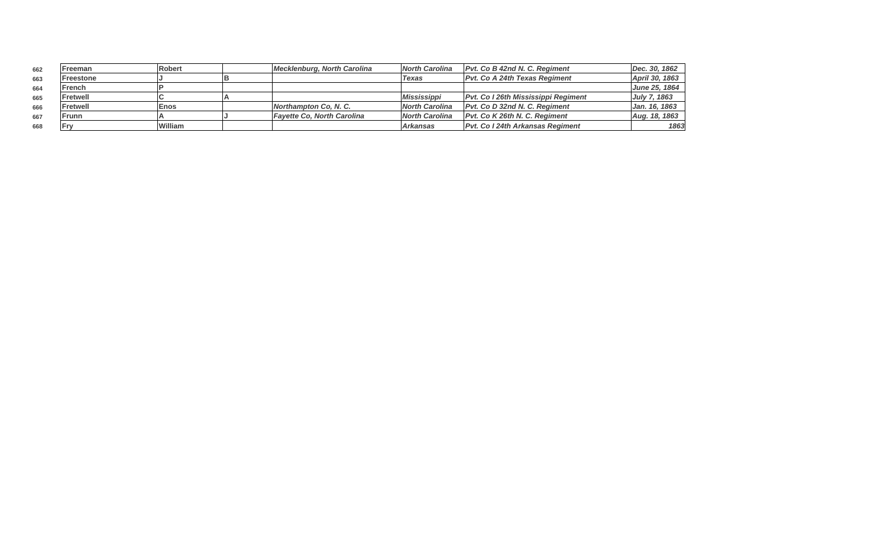| | | | | | | | |
|---|---|---|---|---|---|---|---|
| 662 | **Freeman** | **Robert** | | ***Mecklenburg, North Carolina*** | ***North Carolina*** | ***Pvt. Co B 42nd N. C. Regiment*** | ***Dec. 30, 1862*** |
| 663 | **Freestone** | **J** | **B** | | ***Texas*** | ***Pvt. Co A 24th Texas Regiment*** | ***April 30, 1863*** |
| 664 | **French** | **P** | | | | | ***June 25, 1864*** |
| 665 | **Fretwell** | **C** | **A** | | ***Mississippi*** | ***Pvt. Co I 26th Mississippi Regiment*** | ***July 7, 1863*** |
| 666 | **Fretwell** | **Enos** | | ***Northampton Co, N. C.*** | ***North Carolina*** | ***Pvt. Co D 32nd N. C. Regiment*** | ***Jan. 16, 1863*** |
| 667 | **Frunn** | **A** | **J** | ***Fayette Co, North Carolina*** | ***North Carolina*** | ***Pvt. Co K 26th N. C. Regiment*** | ***Aug. 18, 1863*** |
| 668 | **Fry** | **William** | | | ***Arkansas*** | ***Pvt. Co I 24th Arkansas Regiment*** | ***1863*** |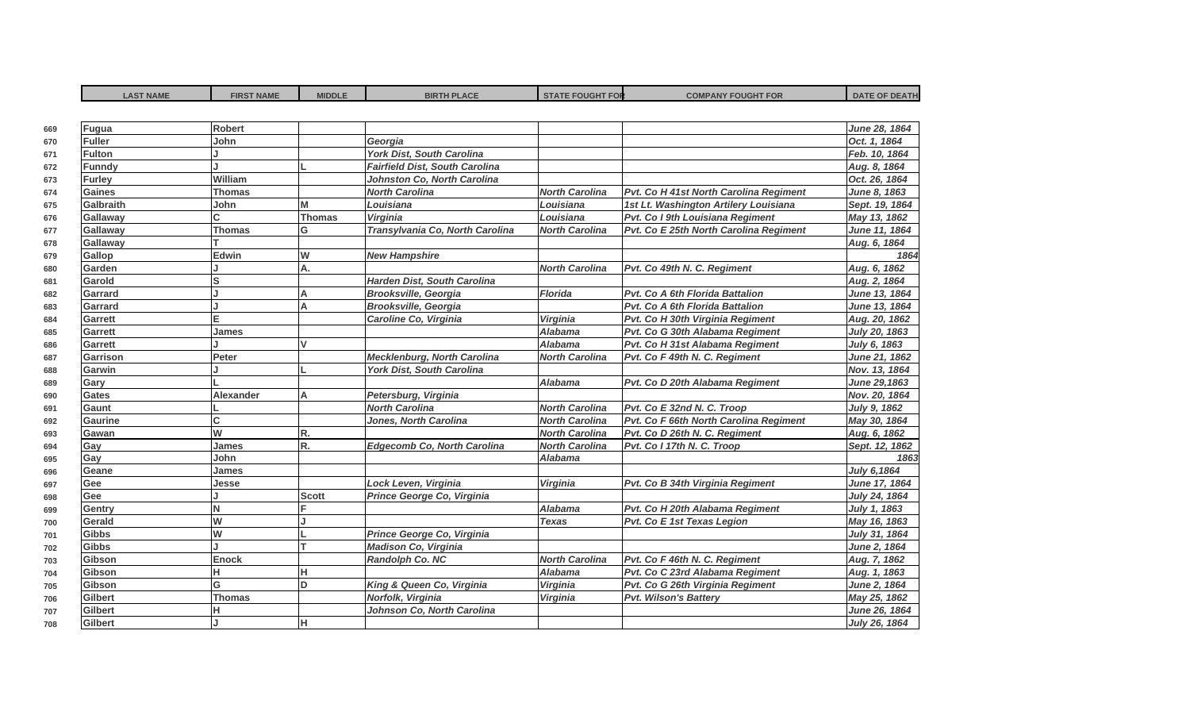| | LAST NAME | FIRST NAME | MIDDLE | BIRTH PLACE | STATE FOUGHT FOR | COMPANY FOUGHT FOR | DATE OF DEATH |
|---|---|---|---|---|---|---|---|
| 669 | Fugua | Robert | | | | | *June 28, 1864* |
| 670 | Fuller | John | | *Georgia* | | | *Oct. 1, 1864* |
| 671 | Fulton | J | | *York Dist, South Carolina* | | | *Feb. 10, 1864* |
| 672 | Funndy | J | L | *Fairfield Dist, South Carolina* | | | *Aug. 8, 1864* |
| 673 | Furley | William | | *Johnston Co, North Carolina* | | | *Oct. 26, 1864* |
| 674 | Gaines | Thomas | | *North Carolina* | *North Carolina* | *Pvt. Co H 41st North Carolina Regiment* | *June 8, 1863* |
| 675 | Galbraith | John | M | *Louisiana* | *Louisiana* | *1st Lt. Washington Artilery Louisiana* | *Sept. 19, 1864* |
| 676 | Gallaway | C | Thomas | *Virginia* | *Louisiana* | *Pvt. Co I 9th Louisiana Regiment* | *May 13, 1862* |
| 677 | Gallaway | Thomas | G | *Transylvania Co, North Carolina* | *North Carolina* | *Pvt. Co E 25th North Carolina Regiment* | *June 11, 1864* |
| 678 | Gallaway | T | | | | | *Aug. 6, 1864* |
| 679 | Gallop | Edwin | W | *New Hampshire* | | | *1864* |
| 680 | Garden | J | A. | | *North Carolina* | *Pvt. Co 49th N. C. Regiment* | *Aug. 6, 1862* |
| 681 | Garold | S | | *Harden Dist, South Carolina* | | | *Aug. 2, 1864* |
| 682 | Garrard | J | A | *Brooksville, Georgia* | *Florida* | *Pvt. Co A 6th Florida Battalion* | *June 13, 1864* |
| 683 | Garrard | J | A | *Brooksville, Georgia* | | *Pvt. Co A 6th Florida Battalion* | *June 13, 1864* |
| 684 | Garrett | E | | *Caroline Co, Virginia* | *Virginia* | *Pvt. Co H 30th Virginia Regiment* | *Aug. 20, 1862* |
| 685 | Garrett | James | | | *Alabama* | *Pvt. Co G 30th Alabama Regiment* | *July 20, 1863* |
| 686 | Garrett | J | V | | *Alabama* | *Pvt. Co H 31st Alabama Regiment* | *July 6, 1863* |
| 687 | Garrison | Peter | | *Mecklenburg, North Carolina* | *North Carolina* | *Pvt. Co F 49th N. C. Regiment* | *June 21, 1862* |
| 688 | Garwin | J | L | *York Dist, South Carolina* | | | *Nov. 13, 1864* |
| 689 | Gary | L | | | *Alabama* | *Pvt. Co D 20th Alabama Regiment* | *June 29,1863* |
| 690 | Gates | Alexander | A | *Petersburg, Virginia* | | | *Nov. 20, 1864* |
| 691 | Gaunt | L | | *North Carolina* | *North Carolina* | *Pvt. Co E 32nd N. C. Troop* | *July 9, 1862* |
| 692 | Gaurine | C | | *Jones, North Carolina* | *North Carolina* | *Pvt. Co F 66th North Carolina Regiment* | *May 30, 1864* |
| 693 | Gawan | W | R. | | *North Carolina* | *Pvt. Co D 26th N. C. Regiment* | *Aug. 6, 1862* |
| 694 | Gay | James | R. | *Edgecomb Co, North Carolina* | *North Carolina* | *Pvt. Co I 17th N. C. Troop* | *Sept. 12, 1862* |
| 695 | Gay | John | | | *Alabama* | | *1863* |
| 696 | Geane | James | | | | | *July 6,1864* |
| 697 | Gee | Jesse | | *Lock Leven, Virginia* | *Virginia* | *Pvt. Co B 34th Virginia Regiment* | *June 17, 1864* |
| 698 | Gee | J | Scott | *Prince George Co, Virginia* | | | *July 24, 1864* |
| 699 | Gentry | N | F | | *Alabama* | *Pvt. Co H 20th Alabama Regiment* | *July 1, 1863* |
| 700 | Gerald | W | J | | *Texas* | *Pvt. Co E 1st Texas Legion* | *May 16, 1863* |
| 701 | Gibbs | W | L | *Prince George Co, Virginia* | | | *July 31, 1864* |
| 702 | Gibbs | J | T | *Madison Co, Virginia* | | | *June 2, 1864* |
| 703 | Gibson | Enock | | *Randolph Co. NC* | *North Carolina* | *Pvt. Co F 46th N. C. Regiment* | *Aug. 7, 1862* |
| 704 | Gibson | H | H | | *Alabama* | *Pvt. Co C 23rd Alabama Regiment* | *Aug. 1, 1863* |
| 705 | Gibson | G | D | *King & Queen Co, Virginia* | *Virginia* | *Pvt. Co G 26th Virginia Regiment* | *June 2, 1864* |
| 706 | Gilbert | Thomas | | *Norfolk, Virginia* | *Virginia* | *Pvt. Wilson's Battery* | *May 25, 1862* |
| 707 | Gilbert | H | | *Johnson Co, North Carolina* | | | *June 26, 1864* |
| 708 | Gilbert | J | H | | | | *July 26, 1864* |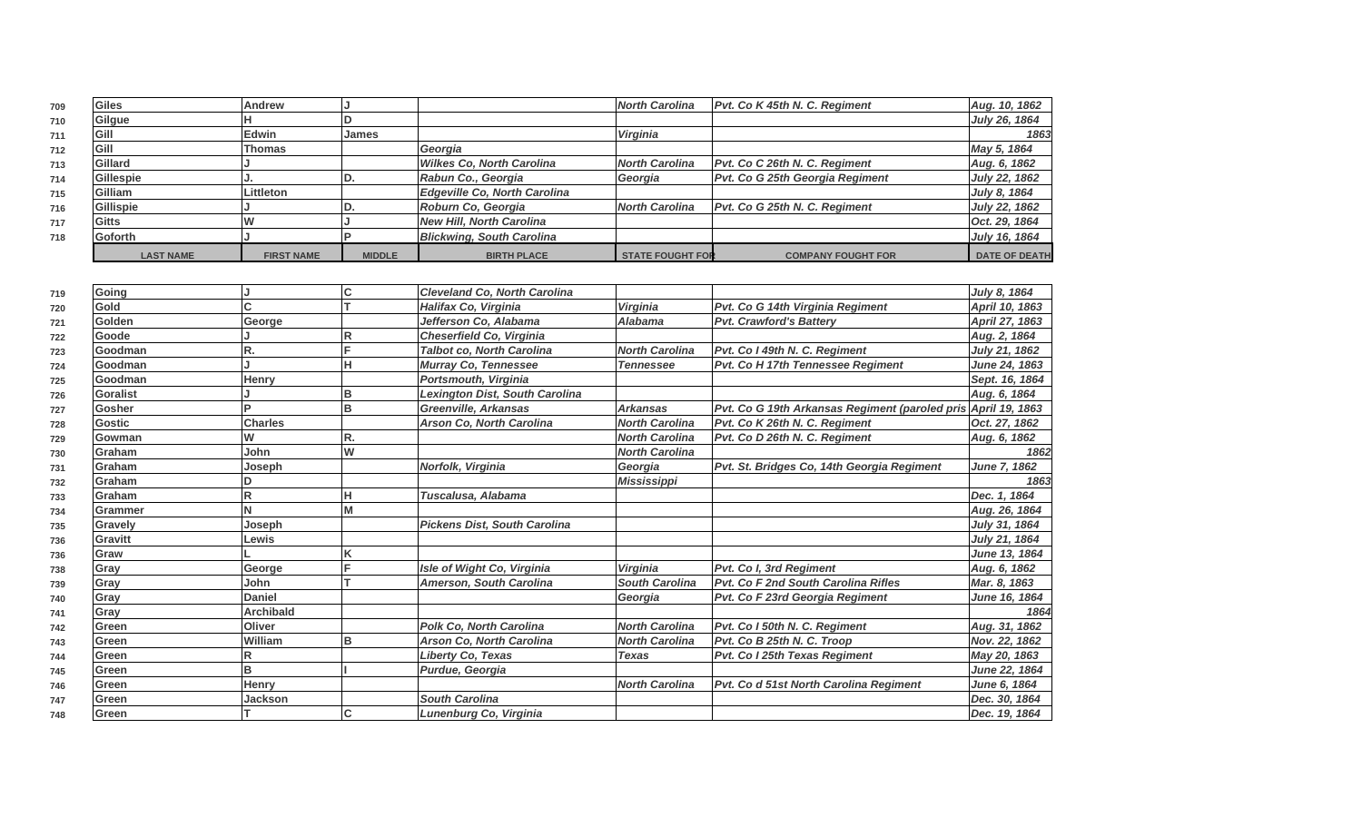| | LAST NAME | FIRST NAME | MIDDLE | BIRTH PLACE | STATE FOUGHT FOR | COMPANY FOUGHT FOR | DATE OF DEATH |
|---|---|---|---|---|---|---|---|
| 709 | Giles | Andrew | J | | *North Carolina* | *Pvt. Co K 45th N. C. Regiment* | *Aug. 10, 1862* |
| 710 | Gilgue | H | D | | | | *July 26, 1864* |
| 711 | Gill | Edwin | James | | *Virginia* | | *1863* |
| 712 | Gill | Thomas | | *Georgia* | | | *May 5, 1864* |
| 713 | Gillard | J | | *Wilkes Co, North Carolina* | *North Carolina* | *Pvt. Co C 26th N. C. Regiment* | *Aug. 6, 1862* |
| 714 | Gillespie | J. | D. | *Rabun Co., Georgia* | *Georgia* | *Pvt. Co G 25th Georgia Regiment* | *July 22, 1862* |
| 715 | Gilliam | Littleton | | *Edgeville Co, North Carolina* | | | *July 8, 1864* |
| 716 | Gillispie | J | D. | *Roburn Co, Georgia* | *North Carolina* | *Pvt. Co G 25th N. C. Regiment* | *July 22, 1862* |
| 717 | Gitts | W | J | *New Hill, North Carolina* | | | *Oct. 29, 1864* |
| 718 | Goforth | J | P | *Blickwing, South Carolina* | | | *July 16, 1864* |
| 719 | Going | J | C | *Cleveland Co, North Carolina* | | | *July 8, 1864* |
| 720 | Gold | C | T | *Halifax Co, Virginia* | *Virginia* | *Pvt. Co G 14th Virginia Regiment* | *April 10, 1863* |
| 721 | Golden | George | | *Jefferson Co, Alabama* | *Alabama* | *Pvt. Crawford's Battery* | *April 27, 1863* |
| 722 | Goode | J | R | *Cheserfield Co, Virginia* | | | *Aug. 2, 1864* |
| 723 | Goodman | R. | F | *Talbot co, North Carolina* | *North Carolina* | *Pvt. Co I 49th N. C. Regiment* | *July 21, 1862* |
| 724 | Goodman | J | H | *Murray Co, Tennessee* | *Tennessee* | *Pvt. Co H 17th Tennessee Regiment* | *June 24, 1863* |
| 725 | Goodman | Henry | | *Portsmouth, Virginia* | | | *Sept. 16, 1864* |
| 726 | Goralist | J | B | *Lexington Dist, South Carolina* | | | *Aug. 6, 1864* |
| 727 | Gosher | P | B | *Greenville, Arkansas* | *Arkansas* | *Pvt. Co G 19th Arkansas Regiment (paroled pris* | *April 19, 1863* |
| 728 | Gostic | Charles | | *Arson Co, North Carolina* | *North Carolina* | *Pvt. Co K 26th N. C. Regiment* | *Oct. 27, 1862* |
| 729 | Gowman | W | R. | | *North Carolina* | *Pvt. Co D 26th N. C. Regiment* | *Aug. 6, 1862* |
| 730 | Graham | John | W | | *North Carolina* | | *1862* |
| 731 | Graham | Joseph | | *Norfolk, Virginia* | *Georgia* | *Pvt. St. Bridges Co, 14th Georgia Regiment* | *June 7, 1862* |
| 732 | Graham | D | | | *Mississippi* | | *1863* |
| 733 | Graham | R | H | *Tuscalusa, Alabama* | | | *Dec. 1, 1864* |
| 734 | Grammer | N | M | | | | *Aug. 26, 1864* |
| 735 | Gravely | Joseph | | *Pickens Dist, South Carolina* | | | *July 31, 1864* |
| 736 | Gravitt | Lewis | | | | | *July 21, 1864* |
| 737 | Graw | L | K | | | | *June 13, 1864* |
| 738 | Gray | George | F | *Isle of Wight Co, Virginia* | *Virginia* | *Pvt. Co I, 3rd Regiment* | *Aug. 6, 1862* |
| 739 | Gray | John | T | *Amerson, South Carolina* | *South Carolina* | *Pvt. Co F 2nd South Carolina Rifles* | *Mar. 8, 1863* |
| 740 | Gray | Daniel | | | *Georgia* | *Pvt. Co F 23rd Georgia Regiment* | *June 16, 1864* |
| 741 | Gray | Archibald | | | | | *1864* |
| 742 | Green | Oliver | | *Polk Co, North Carolina* | *North Carolina* | *Pvt. Co I 50th N. C. Regiment* | *Aug. 31, 1862* |
| 743 | Green | William | B | *Arson Co, North Carolina* | *North Carolina* | *Pvt. Co B 25th N. C. Troop* | *Nov. 22, 1862* |
| 744 | Green | R | | *Liberty Co, Texas* | *Texas* | *Pvt. Co I 25th Texas Regiment* | *May 20, 1863* |
| 745 | Green | B | I | *Purdue, Georgia* | | | *June 22, 1864* |
| 746 | Green | Henry | | | *North Carolina* | *Pvt. Co d 51st North Carolina Regiment* | *June 6, 1864* |
| 747 | Green | Jackson | | *South Carolina* | | | *Dec. 30, 1864* |
| 748 | Green | T | C | *Lunenburg Co, Virginia* | | | *Dec. 19, 1864* |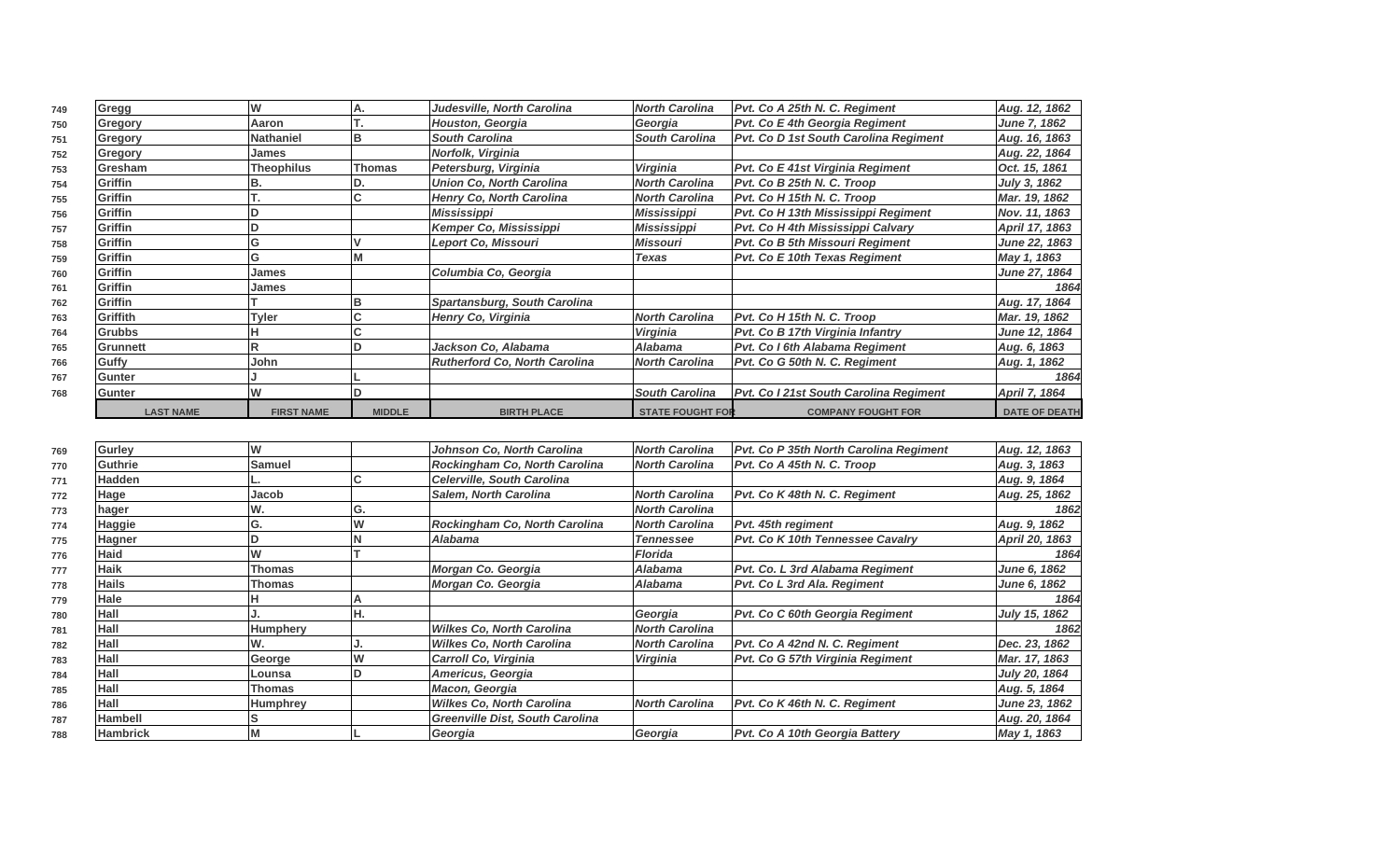| | LAST NAME | FIRST NAME | MIDDLE | BIRTH PLACE | STATE FOUGHT FOR | COMPANY FOUGHT FOR | DATE OF DEATH |
|---|---|---|---|---|---|---|---|
| 749 | Gregg | W | A. | *Judesville, North Carolina* | *North Carolina* | *Pvt. Co A 25th N. C. Regiment* | *Aug. 12, 1862* |
| 750 | Gregory | Aaron | T. | *Houston, Georgia* | *Georgia* | *Pvt. Co E 4th Georgia Regiment* | *June 7, 1862* |
| 751 | Gregory | Nathaniel | B | *South Carolina* | *South Carolina* | *Pvt. Co D 1st South Carolina Regiment* | *Aug. 16, 1863* |
| 752 | Gregory | James | | *Norfolk, Virginia* | | | *Aug. 22, 1864* |
| 753 | Gresham | Theophilus | Thomas | *Petersburg, Virginia* | *Virginia* | *Pvt. Co E 41st Virginia Regiment* | *Oct. 15, 1861* |
| 754 | Griffin | B. | D. | *Union Co, North Carolina* | *North Carolina* | *Pvt. Co B 25th N. C. Troop* | *July 3, 1862* |
| 755 | Griffin | T. | C | *Henry Co, North Carolina* | *North Carolina* | *Pvt. Co H 15th N. C. Troop* | *Mar. 19, 1862* |
| 756 | Griffin | D | | *Mississippi* | *Mississippi* | *Pvt. Co H 13th Mississippi Regiment* | *Nov. 11, 1863* |
| 757 | Griffin | D | | *Kemper Co, Mississippi* | *Mississippi* | *Pvt. Co H 4th Mississippi Calvary* | *April 17, 1863* |
| 758 | Griffin | G | V | *Leport Co, Missouri* | *Missouri* | *Pvt. Co B 5th Missouri Regiment* | *June 22, 1863* |
| 759 | Griffin | G | M | | *Texas* | *Pvt. Co E 10th Texas Regiment* | *May 1, 1863* |
| 760 | Griffin | James | | *Columbia Co, Georgia* | | | *June 27, 1864* |
| 761 | Griffin | James | | | | | *1864* |
| 762 | Griffin | T | B | *Spartansburg, South Carolina* | | | *Aug. 17, 1864* |
| 763 | Griffith | Tyler | C | *Henry Co, Virginia* | *North Carolina* | *Pvt. Co H 15th N. C. Troop* | *Mar. 19, 1862* |
| 764 | Grubbs | H | C | | *Virginia* | *Pvt. Co B 17th Virginia Infantry* | *June 12, 1864* |
| 765 | Grunnett | R | D | *Jackson Co, Alabama* | *Alabama* | *Pvt. Co I 6th Alabama Regiment* | *Aug. 6, 1863* |
| 766 | Guffy | John | | *Rutherford Co, North Carolina* | *North Carolina* | *Pvt. Co G 50th N. C. Regiment* | *Aug. 1, 1862* |
| 767 | Gunter | J | L | | | | *1864* |
| 768 | Gunter | W | D | | *South Carolina* | *Pvt. Co I 21st South Carolina Regiment* | *April 7, 1864* |
| 769 | Gurley | W | | *Johnson Co, North Carolina* | *North Carolina* | *Pvt. Co P 35th North Carolina Regiment* | *Aug. 12, 1863* |
| 770 | Guthrie | Samuel | | *Rockingham Co, North Carolina* | *North Carolina* | *Pvt. Co A 45th N. C. Troop* | *Aug. 3, 1863* |
| 771 | Hadden | L. | C | *Celerville, South Carolina* | | | *Aug. 9, 1864* |
| 772 | Hage | Jacob | | *Salem, North Carolina* | *North Carolina* | *Pvt. Co K 48th N. C. Regiment* | *Aug. 25, 1862* |
| 773 | hager | W. | G. | | *North Carolina* | | *1862* |
| 774 | Haggie | G. | W | *Rockingham Co, North Carolina* | *North Carolina* | *Pvt. 45th regiment* | *Aug. 9, 1862* |
| 775 | Hagner | D | N | *Alabama* | *Tennessee* | *Pvt. Co K 10th Tennessee Cavalry* | *April 20, 1863* |
| 776 | Haid | W | T | | *Florida* | | *1864* |
| 777 | Haik | Thomas | | *Morgan Co. Georgia* | *Alabama* | *Pvt. Co. L 3rd Alabama Regiment* | *June 6, 1862* |
| 778 | Hails | Thomas | | *Morgan Co. Georgia* | *Alabama* | *Pvt. Co L 3rd Ala. Regiment* | *June 6, 1862* |
| 779 | Hale | H | A | | | | *1864* |
| 780 | Hall | J. | H. | | *Georgia* | *Pvt. Co C 60th Georgia Regiment* | *July 15, 1862* |
| 781 | Hall | Humphery | | *Wilkes Co, North Carolina* | *North Carolina* | | *1862* |
| 782 | Hall | W. | J. | *Wilkes Co, North Carolina* | *North Carolina* | *Pvt. Co A 42nd N. C. Regiment* | *Dec. 23, 1862* |
| 783 | Hall | George | W | *Carroll Co, Virginia* | *Virginia* | *Pvt. Co G 57th Virginia Regiment* | *Mar. 17, 1863* |
| 784 | Hall | Lounsa | D | *Americus, Georgia* | | | *July 20, 1864* |
| 785 | Hall | Thomas | | *Macon, Georgia* | | | *Aug. 5, 1864* |
| 786 | Hall | Humphrey | | *Wilkes Co, North Carolina* | *North Carolina* | *Pvt. Co K 46th N. C. Regiment* | *June 23, 1862* |
| 787 | Hambell | S | | *Greenville Dist, South Carolina* | | | *Aug. 20, 1864* |
| 788 | Hambrick | M | L | *Georgia* | *Georgia* | *Pvt. Co A 10th Georgia Battery* | *May 1, 1863* |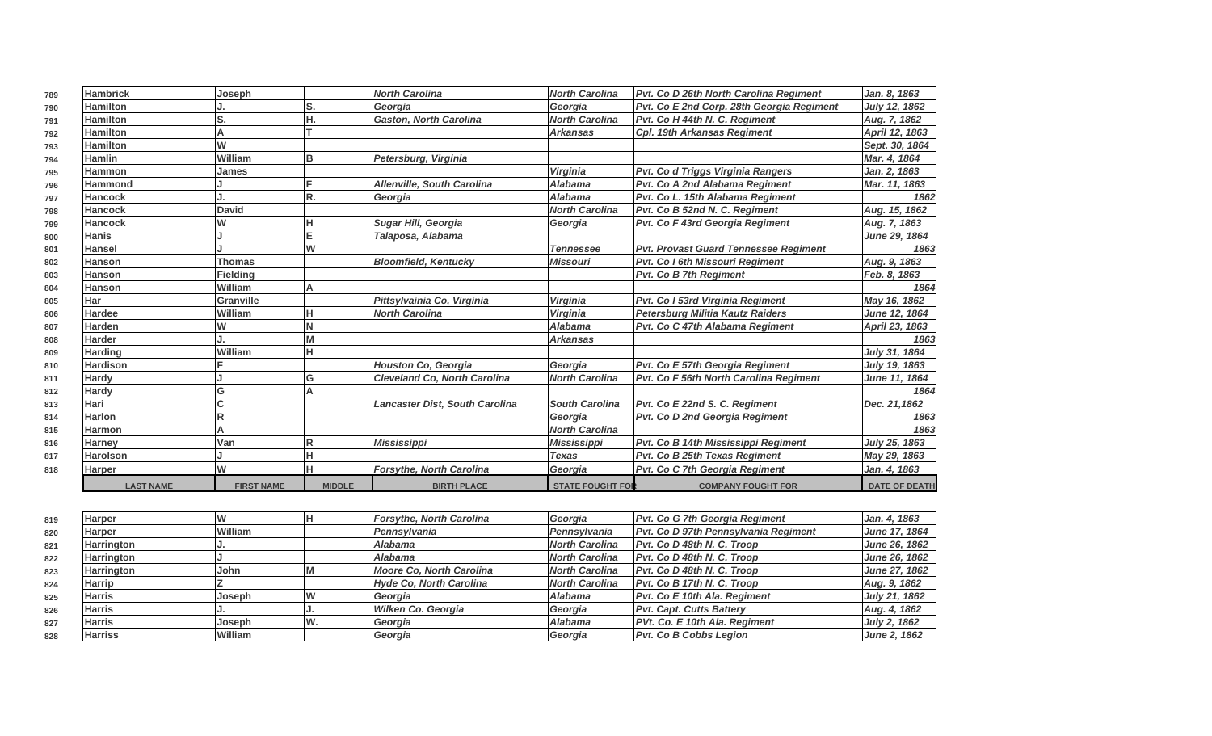| | LAST NAME | FIRST NAME | MIDDLE | BIRTH PLACE | STATE FOUGHT FOR | COMPANY FOUGHT FOR | DATE OF DEATH |
|---|---|---|---|---|---|---|---|
| 789 | Hambrick | Joseph | | *North Carolina* | *North Carolina* | *Pvt. Co D 26th North Carolina Regiment* | *Jan. 8, 1863* |
| 790 | Hamilton | J. | S. | *Georgia* | *Georgia* | *Pvt. Co E 2nd Corp. 28th Georgia Regiment* | *July 12, 1862* |
| 791 | Hamilton | S. | H. | *Gaston, North Carolina* | *North Carolina* | *Pvt. Co H 44th N. C. Regiment* | *Aug. 7, 1862* |
| 792 | Hamilton | A | T | | *Arkansas* | *Cpl. 19th Arkansas Regiment* | *April 12, 1863* |
| 793 | Hamilton | W | | | | | *Sept. 30, 1864* |
| 794 | Hamlin | William | B | *Petersburg, Virginia* | | | *Mar. 4, 1864* |
| 795 | Hammon | James | | | *Virginia* | *Pvt. Co d Triggs Virginia Rangers* | *Jan. 2, 1863* |
| 796 | Hammond | J | F | *Allenville, South Carolina* | *Alabama* | *Pvt. Co A 2nd Alabama Regiment* | *Mar. 11, 1863* |
| 797 | Hancock | J. | R. | *Georgia* | *Alabama* | *Pvt. Co L. 15th Alabama Regiment* | *1862* |
| 798 | Hancock | David | | | *North Carolina* | *Pvt. Co B 52nd N. C. Regiment* | *Aug. 15, 1862* |
| 799 | Hancock | W | H | *Sugar Hill, Georgia* | *Georgia* | *Pvt. Co F 43rd Georgia Regiment* | *Aug. 7, 1863* |
| 800 | Hanis | J | E | *Talaposa, Alabama* | | | *June 29, 1864* |
| 801 | Hansel | J | W | | *Tennessee* | *Pvt. Provast Guard Tennessee Regiment* | *1863* |
| 802 | Hanson | Thomas | | *Bloomfield, Kentucky* | *Missouri* | *Pvt. Co I 6th Missouri Regiment* | *Aug. 9, 1863* |
| 803 | Hanson | Fielding | | | | *Pvt. Co B 7th Regiment* | *Feb. 8, 1863* |
| 804 | Hanson | William | A | | | | *1864* |
| 805 | Har | Granville | | *Pittsylvainia Co, Virginia* | *Virginia* | *Pvt. Co I 53rd Virginia Regiment* | *May 16, 1862* |
| 806 | Hardee | William | H | *North Carolina* | *Virginia* | *Petersburg Militia Kautz Raiders* | *June 12, 1864* |
| 807 | Harden | W | N | | *Alabama* | *Pvt. Co C 47th Alabama Regiment* | *April 23, 1863* |
| 808 | Harder | J. | M | | *Arkansas* | | *1863* |
| 809 | Harding | William | H | | | | *July 31, 1864* |
| 810 | Hardison | F | | *Houston Co, Georgia* | *Georgia* | *Pvt. Co E 57th Georgia Regiment* | *July 19, 1863* |
| 811 | Hardy | J | G | *Cleveland Co, North Carolina* | *North Carolina* | *Pvt. Co F 56th North Carolina Regiment* | *June 11, 1864* |
| 812 | Hardy | G | A | | | | *1864* |
| 813 | Hari | C | | *Lancaster Dist, South Carolina* | *South Carolina* | *Pvt. Co E 22nd S. C. Regiment* | *Dec. 21,1862* |
| 814 | Harlon | R | | | *Georgia* | *Pvt. Co D 2nd Georgia Regiment* | *1863* |
| 815 | Harmon | A | | | *North Carolina* | | *1863* |
| 816 | Harney | Van | R | *Mississippi* | *Mississippi* | *Pvt. Co B 14th Mississippi Regiment* | *July 25, 1863* |
| 817 | Harolson | J | H | | *Texas* | *Pvt. Co B 25th Texas Regiment* | *May 29, 1863* |
| 818 | Harper | W | H | *Forsythe, North Carolina* | *Georgia* | *Pvt. Co C 7th Georgia Regiment* | *Jan. 4, 1863* |
| 819 | Harper | W | H | *Forsythe, North Carolina* | *Georgia* | *Pvt. Co G 7th Georgia Regiment* | *Jan. 4, 1863* |
| 820 | Harper | William | | *Pennsylvania* | *Pennsylvania* | *Pvt. Co D 97th Pennsylvania Regiment* | *June 17, 1864* |
| 821 | Harrington | J. | | *Alabama* | *North Carolina* | *Pvt. Co D 48th N. C. Troop* | *June 26, 1862* |
| 822 | Harrington | J | | *Alabama* | *North Carolina* | *Pvt. Co D 48th N. C. Troop* | *June 26, 1862* |
| 823 | Harrington | John | M | *Moore Co, North Carolina* | *North Carolina* | *Pvt. Co D 48th N. C. Troop* | *June 27, 1862* |
| 824 | Harrip | Z | | *Hyde Co, North Carolina* | *North Carolina* | *Pvt. Co B 17th N. C. Troop* | *Aug. 9, 1862* |
| 825 | Harris | Joseph | W | *Georgia* | *Alabama* | *Pvt. Co E 10th Ala. Regiment* | *July 21, 1862* |
| 826 | Harris | J. | J. | *Wilken Co. Georgia* | *Georgia* | *Pvt. Capt. Cutts Battery* | *Aug. 4, 1862* |
| 827 | Harris | Joseph | W. | *Georgia* | *Alabama* | *PVt. Co. E 10th Ala. Regiment* | *July 2, 1862* |
| 828 | Harriss | William | | *Georgia* | *Georgia* | *Pvt. Co B Cobbs Legion* | *June 2, 1862* |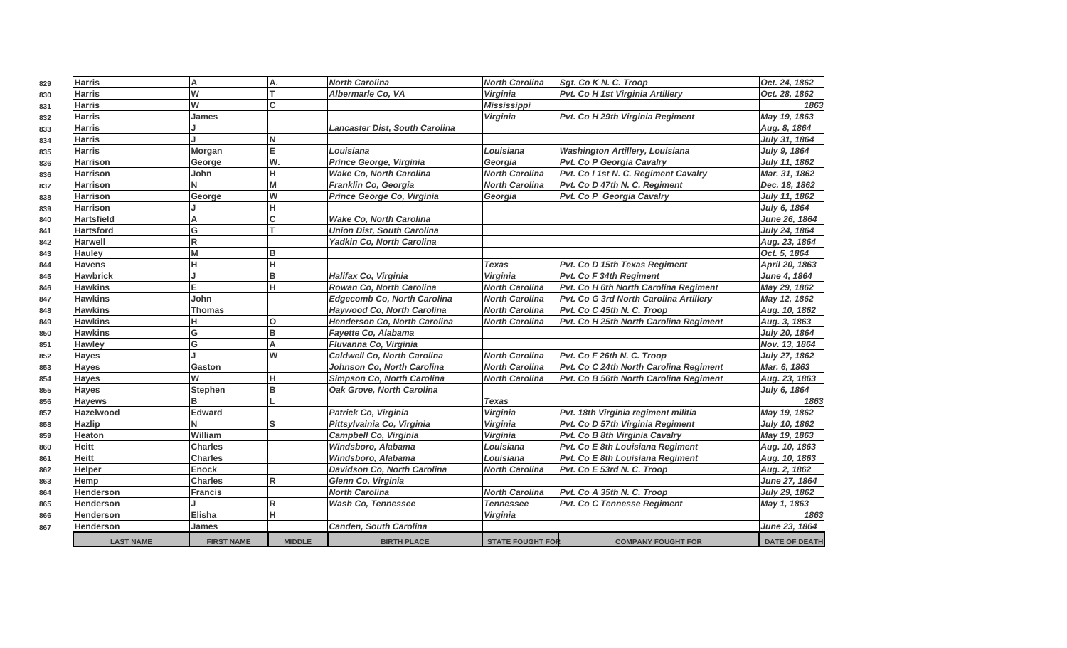| | LAST NAME | FIRST NAME | MIDDLE | BIRTH PLACE | STATE FOUGHT FOR | COMPANY FOUGHT FOR | DATE OF DEATH |
|---|---|---|---|---|---|---|---|
| 829 | Harris | A | A. | North Carolina | North Carolina | Sgt. Co K N. C. Troop | Oct. 24, 1862 |
| 830 | Harris | W | T | Albermarle Co, VA | Virginia | Pvt. Co H 1st Virginia Artillery | Oct. 28, 1862 |
| 831 | Harris | W | C | | Mississippi | | 1863 |
| 832 | Harris | James | | | Virginia | Pvt. Co H 29th Virginia Regiment | May 19, 1863 |
| 833 | Harris | J | | Lancaster Dist, South Carolina | | | Aug. 8, 1864 |
| 834 | Harris | J | N | | | | July 31, 1864 |
| 835 | Harris | Morgan | E | Louisiana | Louisiana | Washington Artillery, Louisiana | July 9, 1864 |
| 836 | Harrison | George | W. | Prince George, Virginia | Georgia | Pvt. Co P Georgia Cavalry | July 11, 1862 |
| 836 | Harrison | John | H | Wake Co, North Carolina | North Carolina | Pvt. Co I 1st N. C. Regiment Cavalry | Mar. 31, 1862 |
| 837 | Harrison | N | M | Franklin Co, Georgia | North Carolina | Pvt. Co D 47th N. C. Regiment | Dec. 18, 1862 |
| 838 | Harrison | George | W | Prince George Co, Virginia | Georgia | Pvt. Co P Georgia Cavalry | July 11, 1862 |
| 839 | Harrison | J | H | | | | July 6, 1864 |
| 840 | Hartsfield | A | C | Wake Co, North Carolina | | | June 26, 1864 |
| 841 | Hartsford | G | T | Union Dist, South Carolina | | | July 24, 1864 |
| 842 | Harwell | R | | Yadkin Co, North Carolina | | | Aug. 23, 1864 |
| 843 | Hauley | M | B | | | | Oct. 5, 1864 |
| 844 | Havens | H | H | | Texas | Pvt. Co D 15th Texas Regiment | April 20, 1863 |
| 845 | Hawbrick | J | B | Halifax Co, Virginia | Virginia | Pvt. Co F 34th Regiment | June 4, 1864 |
| 846 | Hawkins | E | H | Rowan Co, North Carolina | North Carolina | Pvt. Co H 6th North Carolina Regiment | May 29, 1862 |
| 847 | Hawkins | John | | Edgecomb Co, North Carolina | North Carolina | Pvt. Co G 3rd North Carolina Artillery | May 12, 1862 |
| 848 | Hawkins | Thomas | | Haywood Co, North Carolina | North Carolina | Pvt. Co C 45th N. C. Troop | Aug. 10, 1862 |
| 849 | Hawkins | H | O | Henderson Co, North Carolina | North Carolina | Pvt. Co H 25th North Carolina Regiment | Aug. 3, 1863 |
| 850 | Hawkins | G | B | Fayette Co, Alabama | | | July 20, 1864 |
| 851 | Hawley | G | A | Fluvanna Co, Virginia | | | Nov. 13, 1864 |
| 852 | Hayes | J | W | Caldwell Co, North Carolina | North Carolina | Pvt. Co F 26th N. C. Troop | July 27, 1862 |
| 853 | Hayes | Gaston | | Johnson Co, North Carolina | North Carolina | Pvt. Co C 24th North Carolina Regiment | Mar. 6, 1863 |
| 854 | Hayes | W | H | Simpson Co, North Carolina | North Carolina | Pvt. Co B 56th North Carolina Regiment | Aug. 23, 1863 |
| 855 | Hayes | Stephen | B | Oak Grove, North Carolina | | | July 6, 1864 |
| 856 | Hayews | B | L | | Texas | | 1863 |
| 857 | Hazelwood | Edward | | Patrick Co, Virginia | Virginia | Pvt. 18th Virginia regiment militia | May 19, 1862 |
| 858 | Hazlip | N | S | Pittsylvainia Co, Virginia | Virginia | Pvt. Co D 57th Virginia Regiment | July 10, 1862 |
| 859 | Heaton | William | | Campbell Co, Virginia | Virginia | Pvt. Co B 8th Virginia Cavalry | May 19, 1863 |
| 860 | Heitt | Charles | | Windsboro, Alabama | Louisiana | Pvt. Co E 8th Louisiana Regiment | Aug. 10, 1863 |
| 861 | Heitt | Charles | | Windsboro, Alabama | Louisiana | Pvt. Co E 8th Louisiana Regiment | Aug. 10, 1863 |
| 862 | Helper | Enock | | Davidson Co, North Carolina | North Carolina | Pvt. Co E 53rd N. C. Troop | Aug. 2, 1862 |
| 863 | Hemp | Charles | R | Glenn Co, Virginia | | | June 27, 1864 |
| 864 | Henderson | Francis | | North Carolina | North Carolina | Pvt. Co A 35th N. C. Troop | July 29, 1862 |
| 865 | Henderson | J | R | Wash Co, Tennessee | Tennessee | Pvt. Co C Tennesse Regiment | May 1, 1863 |
| 866 | Henderson | Elisha | H | | Virginia | | 1863 |
| 867 | Henderson | James | | Canden, South Carolina | | | June 23, 1864 |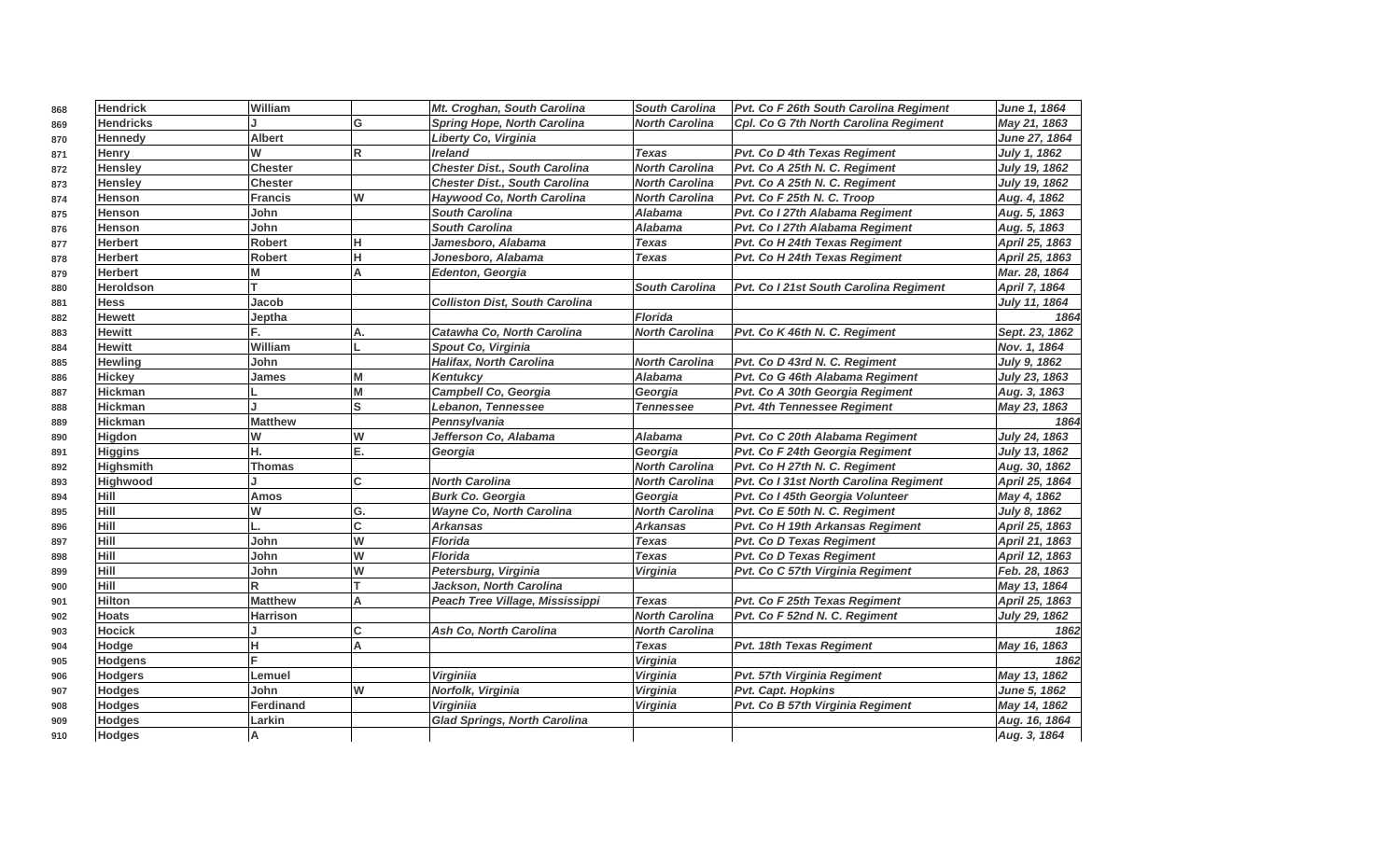| | | | | | | | |
|---|---|---|---|---|---|---|---|
| 868 | Hendrick | William | | *Mt. Croghan, South Carolina* | *South Carolina* | *Pvt. Co F 26th South Carolina Regiment* | *June 1, 1864* |
| 869 | Hendricks | J | G | *Spring Hope, North Carolina* | *North Carolina* | *Cpl. Co G 7th North Carolina Regiment* | *May 21, 1863* |
| 870 | Hennedy | Albert | | *Liberty Co, Virginia* | | | *June 27, 1864* |
| 871 | Henry | W | R | *Ireland* | *Texas* | *Pvt. Co D 4th Texas Regiment* | *July 1, 1862* |
| 872 | Hensley | Chester | | *Chester Dist., South Carolina* | *North Carolina* | *Pvt. Co A 25th N. C. Regiment* | *July 19, 1862* |
| 873 | Hensley | Chester | | *Chester Dist., South Carolina* | *North Carolina* | *Pvt. Co A 25th N. C. Regiment* | *July 19, 1862* |
| 874 | Henson | Francis | W | *Haywood Co, North Carolina* | *North Carolina* | *Pvt. Co F 25th N. C. Troop* | *Aug. 4, 1862* |
| 875 | Henson | John | | *South Carolina* | *Alabama* | *Pvt. Co I 27th Alabama Regiment* | *Aug. 5, 1863* |
| 876 | Henson | John | | *South Carolina* | *Alabama* | *Pvt. Co I 27th Alabama Regiment* | *Aug. 5, 1863* |
| 877 | Herbert | Robert | H | *Jamesboro, Alabama* | *Texas* | *Pvt. Co H 24th Texas Regiment* | *April 25, 1863* |
| 878 | Herbert | Robert | H | *Jonesboro, Alabama* | *Texas* | *Pvt. Co H 24th Texas Regiment* | *April 25, 1863* |
| 879 | Herbert | M | A | *Edenton, Georgia* | | | *Mar. 28, 1864* |
| 880 | Heroldson | T | | | *South Carolina* | *Pvt. Co I 21st South Carolina Regiment* | *April 7, 1864* |
| 881 | Hess | Jacob | | *Colliston Dist, South Carolina* | | | *July 11, 1864* |
| 882 | Hewett | Jeptha | | | *Florida* | | *1864* |
| 883 | Hewitt | F. | A. | *Catawha Co, North Carolina* | *North Carolina* | *Pvt. Co K 46th N. C. Regiment* | *Sept. 23, 1862* |
| 884 | Hewitt | William | L | *Spout Co, Virginia* | | | *Nov. 1, 1864* |
| 885 | Hewling | John | | *Halifax, North Carolina* | *North Carolina* | *Pvt. Co D 43rd N. C. Regiment* | *July 9, 1862* |
| 886 | Hickey | James | M | *Kentukcy* | *Alabama* | *Pvt. Co G 46th Alabama Regiment* | *July 23, 1863* |
| 887 | Hickman | L | M | *Campbell Co, Georgia* | *Georgia* | *Pvt. Co A 30th Georgia Regiment* | *Aug. 3, 1863* |
| 888 | Hickman | J | S | *Lebanon, Tennessee* | *Tennessee* | *Pvt. 4th Tennessee Regiment* | *May 23, 1863* |
| 889 | Hickman | Matthew | | *Pennsylvania* | | | *1864* |
| 890 | Higdon | W | W | *Jefferson Co, Alabama* | *Alabama* | *Pvt. Co C 20th Alabama Regiment* | *July 24, 1863* |
| 891 | Higgins | H. | E. | *Georgia* | *Georgia* | *Pvt. Co F 24th Georgia Regiment* | *July 13, 1862* |
| 892 | Highsmith | Thomas | | | *North Carolina* | *Pvt. Co H 27th N. C. Regiment* | *Aug. 30, 1862* |
| 893 | Highwood | J | C | *North Carolina* | *North Carolina* | *Pvt. Co I 31st North Carolina Regiment* | *April 25, 1864* |
| 894 | Hill | Amos | | *Burk Co. Georgia* | *Georgia* | *Pvt. Co I 45th Georgia Volunteer* | *May 4, 1862* |
| 895 | Hill | W | G. | *Wayne Co, North Carolina* | *North Carolina* | *Pvt. Co E 50th N. C. Regiment* | *July 8, 1862* |
| 896 | Hill | L. | C | *Arkansas* | *Arkansas* | *Pvt. Co H 19th Arkansas Regiment* | *April 25, 1863* |
| 897 | Hill | John | W | *Florida* | *Texas* | *Pvt. Co D Texas Regiment* | *April 21, 1863* |
| 898 | Hill | John | W | *Florida* | *Texas* | *Pvt. Co D Texas Regiment* | *April 12, 1863* |
| 899 | Hill | John | W | *Petersburg, Virginia* | *Virginia* | *Pvt. Co C 57th Virginia Regiment* | *Feb. 28, 1863* |
| 900 | Hill | R | T | *Jackson, North Carolina* | | | *May 13, 1864* |
| 901 | Hilton | Matthew | A | *Peach Tree Village, Mississippi* | *Texas* | *Pvt. Co F 25th Texas Regiment* | *April 25, 1863* |
| 902 | Hoats | Harrison | | | *North Carolina* | *Pvt. Co F 52nd N. C. Regiment* | *July 29, 1862* |
| 903 | Hocick | J | C | *Ash Co, North Carolina* | *North Carolina* | | *1862* |
| 904 | Hodge | H | A | | *Texas* | *Pvt. 18th Texas Regiment* | *May 16, 1863* |
| 905 | Hodgens | F | | | *Virginia* | | *1862* |
| 906 | Hodgers | Lemuel | | *Virginiia* | *Virginia* | *Pvt. 57th Virginia Regiment* | *May 13, 1862* |
| 907 | Hodges | John | W | *Norfolk, Virginia* | *Virginia* | *Pvt. Capt. Hopkins* | *June 5, 1862* |
| 908 | Hodges | Ferdinand | | *Virginiia* | *Virginia* | *Pvt. Co B 57th Virginia Regiment* | *May 14, 1862* |
| 909 | Hodges | Larkin | | *Glad Springs, North Carolina* | | | *Aug. 16, 1864* |
| 910 | Hodges | A | | | | | *Aug. 3, 1864* |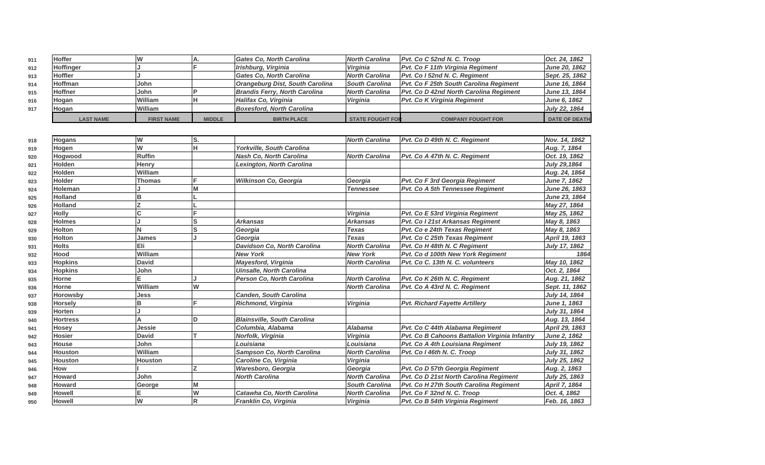| | LAST NAME | FIRST NAME | MIDDLE | BIRTH PLACE | STATE FOUGHT FOR | COMPANY FOUGHT FOR | DATE OF DEATH |
|---|---|---|---|---|---|---|---|
| 911 | Hoffer | W | A. | Gates Co, North Carolina | North Carolina | Pvt. Co C 52nd N. C. Troop | Oct. 24, 1862 |
| 912 | Hoffinger | J | F | Irishburg, Virginia | Virginia | Pvt. Co F 11th Virginia Regiment | June 20, 1862 |
| 913 | Hoffler | J | | Gates Co, North Carolina | North Carolina | Pvt. Co I 52nd N. C. Regiment | Sept. 25, 1862 |
| 914 | Hoffman | John | | Orangeburg Dist, South Carolina | South Carolina | Pvt. Co F 25th South Carolina Regiment | June 16, 1864 |
| 915 | Hoffner | John | P | Brandis Ferry, North Carolina | North Carolina | Pvt. Co D 42nd North Carolina Regiment | June 13, 1864 |
| 916 | Hogan | William | H | Halifax Co, Virginia | Virginia | Pvt. Co K Virginia Regiment | June 6, 1862 |
| 917 | Hogan | William | | Boxesford, North Carolina | | | July 22, 1864 |
| 918 | Hogans | W | S. | | North Carolina | Pvt. Co D 49th N. C. Regiment | Nov. 14, 1862 |
| 919 | Hogen | W | H | Yorkville, South Carolina | | | Aug. 7, 1864 |
| 920 | Hogwood | Ruffin | | Nash Co, North Carolina | North Carolina | Pvt. Co A 47th N. C. Regiment | Oct. 19, 1862 |
| 921 | Holden | Henry | | Lexington, North Carolina | | | July 29,1864 |
| 922 | Holden | William | | | | | Aug. 24, 1864 |
| 923 | Holder | Thomas | F | Wilkinson Co, Georgia | Georgia | Pvt. Co F 3rd Georgia Regiment | June 7, 1862 |
| 924 | Holeman | J | M | | Tennessee | Pvt. Co A 5th Tennessee Regiment | June 26, 1863 |
| 925 | Holland | B | L | | | | June 23, 1864 |
| 926 | Holland | Z | L | | | | May 27, 1864 |
| 927 | Holly | C | F | | Virginia | Pvt. Co E 53rd Virginia Regiment | May 25, 1862 |
| 928 | Holmes | J | S | Arkansas | Arkansas | Pvt. Co I 21st Arkansas Regiment | May 8, 1863 |
| 929 | Holton | N | S | Georgia | Texas | Pvt. Co e 24th Texas Regiment | May 8, 1863 |
| 930 | Holton | James | J | Georgia | Texas | Pvt. Co C 25th Texas Regiment | April 19, 1863 |
| 931 | Holts | Eli | | Davidson Co, North Carolina | North Carolina | Pvt. Co H 48th N. C Regiment | July 17, 1862 |
| 932 | Hood | William | | New York | New York | Pvt. Co d 100th New York Regiment | 1864 |
| 933 | Hopkins | David | | Mayesford, Virginia | North Carolina | Pvt. Co C. 13th N. C. volunteers | May 10, 1862 |
| 934 | Hopkins | John | | Uinsalle, North Carolina | | | Oct. 2, 1864 |
| 935 | Horne | E | J | Person Co, North Carolina | North Carolina | Pvt. Co K 26th N. C. Regiment | Aug. 21, 1862 |
| 936 | Horne | William | W | | North Carolina | Pvt. Co A 43rd N. C. Regiment | Sept. 11, 1862 |
| 937 | Horowsby | Jess | | Canden, South Carolina | | | July 14, 1864 |
| 938 | Horsely | B | F | Richmond, Virginia | Virginia | Pvt. Richard Fayette Artillery | June 1, 1863 |
| 939 | Horten | J | | | | | July 31, 1864 |
| 940 | Hortress | A | D | Blainsville, South Carolina | | | Aug. 13, 1864 |
| 941 | Hosey | Jessie | | Columbia, Alabama | Alabama | Pvt. Co C 44th Alabama Regiment | April 29, 1863 |
| 942 | Hosier | David | T | Norfolk, Virginia | Virginia | Pvt. Co B Cahoons Battalion Virginia Infantry | June 2, 1862 |
| 943 | House | John | | Louisiana | Louisiana | Pvt. Co A 4th Louisiana Regiment | July 19, 1862 |
| 944 | Houston | William | | Sampson Co, North Carolina | North Carolina | Pvt. Co I 46th N. C. Troop | July 31, 1862 |
| 945 | Houston | Houston | | Caroline Co, Virginia | Virginia | | July 25, 1862 |
| 946 | How | I | Z | Waresboro, Georgia | Georgia | Pvt. Co D 57th Georgia Regiment | Aug. 2, 1863 |
| 947 | Howard | John | | North Carolina | North Carolina | Pvt. Co D 21st North Carolina Regiment | July 25, 1863 |
| 948 | Howard | George | M | | South Carolina | Pvt. Co H 27th South Carolina Regiment | April 7, 1864 |
| 949 | Howell | E | W | Catawha Co, North Carolina | North Carolina | Pvt. Co F 32nd N. C. Troop | Oct. 4, 1862 |
| 950 | Howell | W | R | Franklin Co, Virginia | Virginia | Pvt. Co B 54th Virginia Regiment | Feb. 16, 1863 |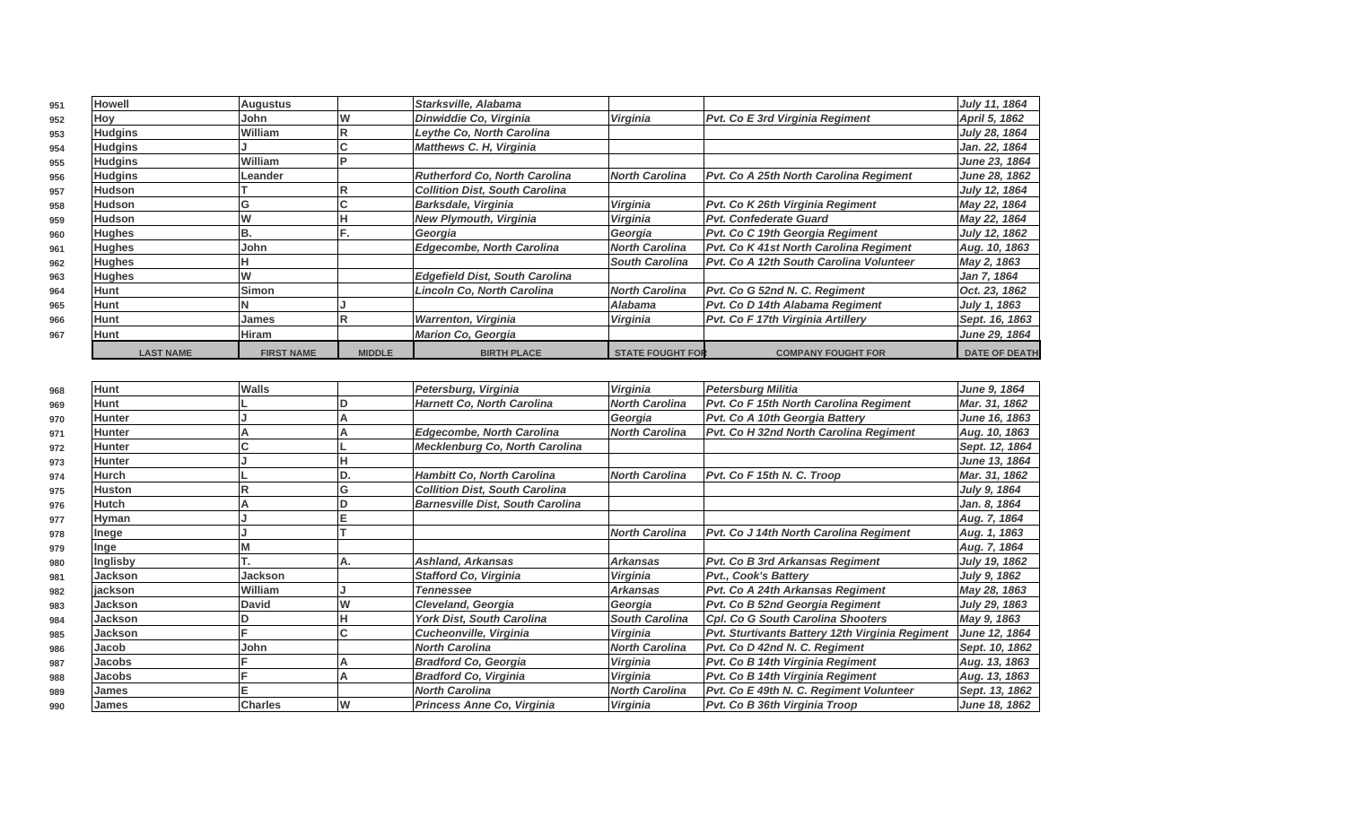| | LAST NAME | FIRST NAME | MIDDLE | BIRTH PLACE | STATE FOUGHT FOR | COMPANY FOUGHT FOR | DATE OF DEATH |
|---|---|---|---|---|---|---|---|
| 951 | Howell | Augustus | | *Starksville, Alabama* | | | *July 11, 1864* |
| 952 | Hoy | John | W | *Dinwiddie Co, Virginia* | *Virginia* | *Pvt. Co E 3rd Virginia Regiment* | *April 5, 1862* |
| 953 | Hudgins | William | R | *Leythe Co, North Carolina* | | | *July 28, 1864* |
| 954 | Hudgins | J | C | *Matthews C. H, Virginia* | | | *Jan. 22, 1864* |
| 955 | Hudgins | William | P | | | | *June 23, 1864* |
| 956 | Hudgins | Leander | | *Rutherford Co, North Carolina* | *North Carolina* | *Pvt. Co A 25th North Carolina Regiment* | *June 28, 1862* |
| 957 | Hudson | T | R | *Collition Dist, South Carolina* | | | *July 12, 1864* |
| 958 | Hudson | G | C | *Barksdale, Virginia* | *Virginia* | *Pvt. Co K 26th Virginia Regiment* | *May 22, 1864* |
| 959 | Hudson | W | H | *New Plymouth, Virginia* | *Virginia* | *Pvt. Confederate Guard* | *May 22, 1864* |
| 960 | Hughes | B. | F. | *Georgia* | *Georgia* | *Pvt. Co C 19th Georgia Regiment* | *July 12, 1862* |
| 961 | Hughes | John | | *Edgecombe, North Carolina* | *North Carolina* | *Pvt. Co K 41st North Carolina Regiment* | *Aug. 10, 1863* |
| 962 | Hughes | H | | | *South Carolina* | *Pvt. Co A 12th South Carolina Volunteer* | *May 2, 1863* |
| 963 | Hughes | W | | *Edgefield Dist, South Carolina* | | | *Jan 7, 1864* |
| 964 | Hunt | Simon | | *Lincoln Co, North Carolina* | *North Carolina* | *Pvt. Co G 52nd N. C. Regiment* | *Oct. 23, 1862* |
| 965 | Hunt | N | J | | *Alabama* | *Pvt. Co D 14th Alabama Regiment* | *July 1, 1863* |
| 966 | Hunt | James | R | *Warrenton, Virginia* | *Virginia* | *Pvt. Co F 17th Virginia Artillery* | *Sept. 16, 1863* |
| 967 | Hunt | Hiram | | *Marion Co, Georgia* | | | *June 29, 1864* |
| 968 | Hunt | Walls | | *Petersburg, Virginia* | *Virginia* | *Petersburg Militia* | *June 9, 1864* |
| 969 | Hunt | L | D | *Harnett Co, North Carolina* | *North Carolina* | *Pvt. Co F 15th North Carolina Regiment* | *Mar. 31, 1862* |
| 970 | Hunter | J | A | | *Georgia* | *Pvt. Co A 10th Georgia Battery* | *June 16, 1863* |
| 971 | Hunter | A | A | *Edgecombe, North Carolina* | *North Carolina* | *Pvt. Co H 32nd North Carolina Regiment* | *Aug. 10, 1863* |
| 972 | Hunter | C | L | *Mecklenburg Co, North Carolina* | | | *Sept. 12, 1864* |
| 973 | Hunter | J | H | | | | *June 13, 1864* |
| 974 | Hurch | L | D. | *Hambitt Co, North Carolina* | *North Carolina* | *Pvt. Co F 15th N. C. Troop* | *Mar. 31, 1862* |
| 975 | Huston | R | G | *Collition Dist, South Carolina* | | | *July 9, 1864* |
| 976 | Hutch | A | D | *Barnesville Dist, South Carolina* | | | *Jan. 8, 1864* |
| 977 | Hyman | J | E | | | | *Aug. 7, 1864* |
| 978 | Inege | J | T | | *North Carolina* | *Pvt. Co J 14th North Carolina Regiment* | *Aug. 1, 1863* |
| 979 | Inge | M | | | | | *Aug. 7, 1864* |
| 980 | Inglisby | T. | A. | *Ashland, Arkansas* | *Arkansas* | *Pvt. Co B 3rd Arkansas Regiment* | *July 19, 1862* |
| 981 | Jackson | Jackson | | *Stafford Co, Virginia* | *Virginia* | *Pvt., Cook's Battery* | *July 9, 1862* |
| 982 | jackson | William | J | *Tennessee* | *Arkansas* | *Pvt. Co A 24th Arkansas Regiment* | *May 28, 1863* |
| 983 | Jackson | David | W | *Cleveland, Georgia* | *Georgia* | *Pvt. Co B 52nd Georgia Regiment* | *July 29, 1863* |
| 984 | Jackson | D | H | *York Dist, South Carolina* | *South Carolina* | *Cpl. Co G South Carolina Shooters* | *May 9, 1863* |
| 985 | Jackson | F | C | *Cucheonville, Virginia* | *Virginia* | *Pvt. Sturtivants Battery 12th Virginia Regiment* | *June 12, 1864* |
| 986 | Jacob | John | | *North Carolina* | *North Carolina* | *Pvt. Co D 42nd N. C. Regiment* | *Sept. 10, 1862* |
| 987 | Jacobs | F | A | *Bradford Co, Georgia* | *Virginia* | *Pvt. Co B 14th Virginia Regiment* | *Aug. 13, 1863* |
| 988 | Jacobs | F | A | *Bradford Co, Virginia* | *Virginia* | *Pvt. Co B 14th Virginia Regiment* | *Aug. 13, 1863* |
| 989 | James | E | | *North Carolina* | *North Carolina* | *Pvt. Co E 49th N. C. Regiment Volunteer* | *Sept. 13, 1862* |
| 990 | James | Charles | W | *Princess Anne Co, Virginia* | *Virginia* | *Pvt. Co B 36th Virginia Troop* | *June 18, 1862* |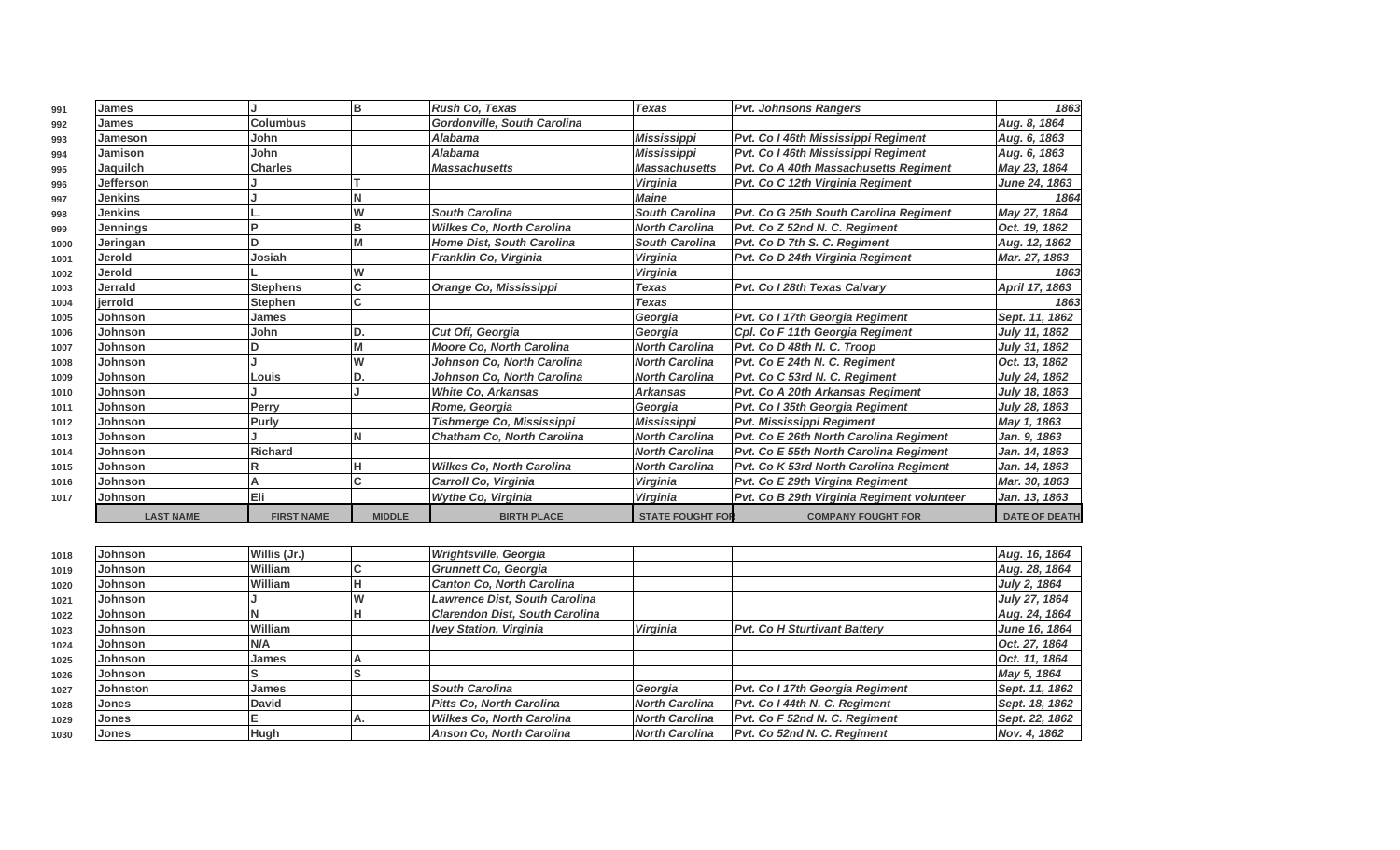| | LAST NAME | FIRST NAME | MIDDLE | BIRTH PLACE | STATE FOUGHT FOR | COMPANY FOUGHT FOR | DATE OF DEATH |
|---|---|---|---|---|---|---|---|
| 991 | James | J | B | *Rush Co, Texas* | *Texas* | *Pvt. Johnsons Rangers* | *1863* |
| 992 | James | Columbus | | *Gordonville, South Carolina* | | | *Aug. 8, 1864* |
| 993 | Jameson | John | | *Alabama* | *Mississippi* | *Pvt. Co I 46th Mississippi Regiment* | *Aug. 6, 1863* |
| 994 | Jamison | John | | *Alabama* | *Mississippi* | *Pvt. Co I 46th Mississippi Regiment* | *Aug. 6, 1863* |
| 995 | Jaquilch | Charles | | *Massachusetts* | *Massachusetts* | *Pvt. Co A 40th Massachusetts Regiment* | *May 23, 1864* |
| 996 | Jefferson | J | T | | *Virginia* | *Pvt. Co C 12th Virginia Regiment* | *June 24, 1863* |
| 997 | Jenkins | J | N | | *Maine* | | *1864* |
| 998 | Jenkins | L. | W | *South Carolina* | *South Carolina* | *Pvt. Co G 25th South Carolina Regiment* | *May 27, 1864* |
| 999 | Jennings | P | B | *Wilkes Co, North Carolina* | *North Carolina* | *Pvt. Co Z 52nd N. C. Regiment* | *Oct. 19, 1862* |
| 1000 | Jeringan | D | M | *Home Dist, South Carolina* | *South Carolina* | *Pvt. Co D 7th S. C. Regiment* | *Aug. 12, 1862* |
| 1001 | Jerold | Josiah | | *Franklin Co, Virginia* | *Virginia* | *Pvt. Co D 24th Virginia Regiment* | *Mar. 27, 1863* |
| 1002 | Jerold | L | W | | *Virginia* | | *1863* |
| 1003 | Jerrald | Stephens | C | *Orange Co, Mississippi* | *Texas* | *Pvt. Co I 28th Texas Calvary* | *April 17, 1863* |
| 1004 | jerrold | Stephen | C | | *Texas* | | *1863* |
| 1005 | Johnson | James | | | *Georgia* | *Pvt. Co I 17th Georgia Regiment* | *Sept. 11, 1862* |
| 1006 | Johnson | John | D. | *Cut Off, Georgia* | *Georgia* | *Cpl. Co F 11th Georgia Regiment* | *July 11, 1862* |
| 1007 | Johnson | D | M | *Moore Co, North Carolina* | *North Carolina* | *Pvt. Co D 48th N. C. Troop* | *July 31, 1862* |
| 1008 | Johnson | J | W | *Johnson Co, North Carolina* | *North Carolina* | *Pvt. Co E 24th N. C. Regiment* | *Oct. 13, 1862* |
| 1009 | Johnson | Louis | D. | *Johnson Co, North Carolina* | *North Carolina* | *Pvt. Co C 53rd N. C. Regiment* | *July 24, 1862* |
| 1010 | Johnson | J | J | *White Co, Arkansas* | *Arkansas* | *Pvt. Co A 20th Arkansas Regiment* | *July 18, 1863* |
| 1011 | Johnson | Perry | | *Rome, Georgia* | *Georgia* | *Pvt. Co I 35th Georgia Regiment* | *July 28, 1863* |
| 1012 | Johnson | Purly | | *Tishmerge Co, Mississippi* | *Mississippi* | *Pvt. Mississippi Regiment* | *May 1, 1863* |
| 1013 | Johnson | J | N | *Chatham Co, North Carolina* | *North Carolina* | *Pvt. Co E 26th North Carolina Regiment* | *Jan. 9, 1863* |
| 1014 | Johnson | Richard | | | *North Carolina* | *Pvt. Co E 55th North Carolina Regiment* | *Jan. 14, 1863* |
| 1015 | Johnson | R | H | *Wilkes Co, North Carolina* | *North Carolina* | *Pvt. Co K 53rd North Carolina Regiment* | *Jan. 14, 1863* |
| 1016 | Johnson | A | C | *Carroll Co, Virginia* | *Virginia* | *Pvt. Co E 29th Virgina Regiment* | *Mar. 30, 1863* |
| 1017 | Johnson | Eli | | *Wythe Co, Virginia* | *Virginia* | *Pvt. Co B 29th Virginia Regiment volunteer* | *Jan. 13, 1863* |
| 1018 | Johnson | Willis (Jr.) | | *Wrightsville, Georgia* | | | *Aug. 16, 1864* |
| 1019 | Johnson | William | C | *Grunnett Co, Georgia* | | | *Aug. 28, 1864* |
| 1020 | Johnson | William | H | *Canton Co, North Carolina* | | | *July 2, 1864* |
| 1021 | Johnson | J | W | *Lawrence Dist, South Carolina* | | | *July 27, 1864* |
| 1022 | Johnson | N | H | *Clarendon Dist, South Carolina* | | | *Aug. 24, 1864* |
| 1023 | Johnson | William | | *Ivey Station, Virginia* | *Virginia* | *Pvt. Co H Sturtivant Battery* | *June 16, 1864* |
| 1024 | Johnson | N/A | | | | | *Oct. 27, 1864* |
| 1025 | Johnson | James | A | | | | *Oct. 11, 1864* |
| 1026 | Johnson | S | S | | | | *May 5, 1864* |
| 1027 | Johnston | James | | *South Carolina* | *Georgia* | *Pvt. Co I 17th Georgia Regiment* | *Sept. 11, 1862* |
| 1028 | Jones | David | | *Pitts Co, North Carolina* | *North Carolina* | *Pvt. Co I 44th N. C. Regiment* | *Sept. 18, 1862* |
| 1029 | Jones | E | A. | *Wilkes Co, North Carolina* | *North Carolina* | *Pvt. Co F 52nd N. C. Regiment* | *Sept. 22, 1862* |
| 1030 | Jones | Hugh | | *Anson Co, North Carolina* | *North Carolina* | *Pvt. Co 52nd N. C. Regiment* | *Nov. 4, 1862* |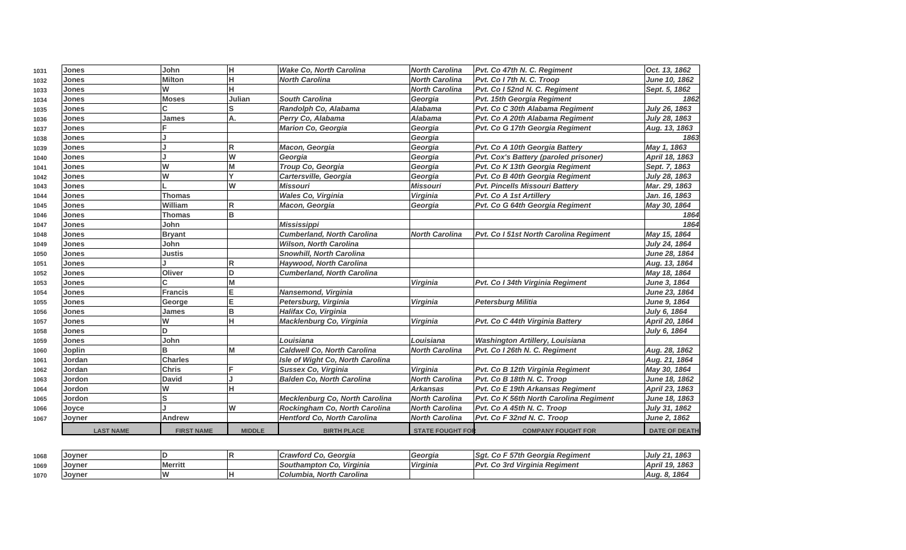| | LAST NAME | FIRST NAME | MIDDLE | BIRTH PLACE | STATE FOUGHT FOR | COMPANY FOUGHT FOR | DATE OF DEATH |
|---|---|---|---|---|---|---|---|
| 1031 | Jones | John | H | *Wake Co, North Carolina* | *North Carolina* | *Pvt. Co 47th N. C. Regiment* | *Oct. 13, 1862* |
| 1032 | Jones | Milton | H | *North Carolina* | *North Carolina* | *Pvt. Co I 7th N. C. Troop* | *June 10, 1862* |
| 1033 | Jones | W | H | | *North Carolina* | *Pvt. Co I 52nd N. C. Regiment* | *Sept. 5, 1862* |
| 1034 | Jones | Moses | Julian | *South Carolina* | *Georgia* | *Pvt. 15th Georgia Regiment* | *1862* |
| 1035 | Jones | C | S | *Randolph Co, Alabama* | *Alabama* | *Pvt. Co C 30th Alabama Regiment* | *July 26, 1863* |
| 1036 | Jones | James | A. | *Perry Co, Alabama* | *Alabama* | *Pvt. Co A 20th Alabama Regiment* | *July 28, 1863* |
| 1037 | Jones | F | | *Marion Co, Georgia* | *Georgia* | *Pvt. Co G 17th Georgia Regiment* | *Aug. 13, 1863* |
| 1038 | Jones | J | | | *Georgia* | | *1863* |
| 1039 | Jones | J | R | *Macon, Georgia* | *Georgia* | *Pvt. Co A 10th Georgia Battery* | *May 1, 1863* |
| 1040 | Jones | J | W | *Georgia* | *Georgia* | *Pvt. Cox's Battery (paroled prisoner)* | *April 18, 1863* |
| 1041 | Jones | W | M | *Troup Co, Georgia* | *Georgia* | *Pvt. Co K 13th Georgia Regiment* | *Sept. 7, 1863* |
| 1042 | Jones | W | Y | *Cartersville, Georgia* | *Georgia* | *Pvt. Co B 40th Georgia Regiment* | *July 28, 1863* |
| 1043 | Jones | L | W | *Missouri* | *Missouri* | *Pvt. Pincells Missouri Battery* | *Mar. 29, 1863* |
| 1044 | Jones | Thomas | | *Wales Co, Virginia* | *Virginia* | *Pvt. Co A 1st Artillery* | *Jan. 16, 1863* |
| 1045 | Jones | William | R | *Macon, Georgia* | *Georgia* | *Pvt. Co G 64th Georgia Regiment* | *May 30, 1864* |
| 1046 | Jones | Thomas | B | | | | *1864* |
| 1047 | Jones | John | | *Mississippi* | | | *1864* |
| 1048 | Jones | Bryant | | *Cumberland, North Carolina* | *North Carolina* | *Pvt. Co I 51st North Carolina Regiment* | *May 15, 1864* |
| 1049 | Jones | John | | *Wilson, North Carolina* | | | *July 24, 1864* |
| 1050 | Jones | Justis | | *Snowhill, North Carolina* | | | *June 28, 1864* |
| 1051 | Jones | J | R | *Haywood, North Carolina* | | | *Aug. 13, 1864* |
| 1052 | Jones | Oliver | D | *Cumberland, North Carolina* | | | *May 18, 1864* |
| 1053 | Jones | C | M | | *Virginia* | *Pvt. Co I 34th Virginia Regiment* | *June 3, 1864* |
| 1054 | Jones | Francis | E | *Nansemond, Virginia* | | | *June 23, 1864* |
| 1055 | Jones | George | E | *Petersburg, Virginia* | *Virginia* | *Petersburg Militia* | *June 9, 1864* |
| 1056 | Jones | James | B | *Halifax Co, Virginia* | | | *July 6, 1864* |
| 1057 | Jones | W | H | *Macklenburg Co, Virginia* | *Virginia* | *Pvt. Co C 44th Virginia Battery* | *April 20, 1864* |
| 1058 | Jones | D | | | | | *July 6, 1864* |
| 1059 | Jones | John | | *Louisiana* | *Louisiana* | *Washington Artillery, Louisiana* | |
| 1060 | Joplin | B | M | *Caldwell Co, North Carolina* | *North Carolina* | *Pvt. Co I 26th N. C. Regiment* | *Aug. 28, 1862* |
| 1061 | Jordan | Charles | | *Isle of Wight Co, North Carolina* | | | *Aug. 21, 1864* |
| 1062 | Jordan | Chris | F | *Sussex Co, Virginia* | *Virginia* | *Pvt. Co B 12th Virginia Regiment* | *May 30, 1864* |
| 1063 | Jordon | David | J | *Balden Co, North Carolina* | *North Carolina* | *Pvt. Co B 18th N. C. Troop* | *June 18, 1862* |
| 1064 | Jordon | W | H | | *Arkansas* | *Pvt. Co E 19th Arkansas Regiment* | *April 23, 1863* |
| 1065 | Jordon | S | | *Mecklenburg Co, North Carolina* | *North Carolina* | *Pvt. Co K 56th North Carolina Regiment* | *June 18, 1863* |
| 1066 | Joyce | J | W | *Rockingham Co, North Carolina* | *North Carolina* | *Pvt. Co A 45th N. C. Troop* | *July 31, 1862* |
| 1067 | Joyner | Andrew | | *Hentford Co, North Carolina* | *North Carolina* | *Pvt. Co F 32nd N. C. Troop* | *June 2, 1862* |
| 1068 | Joyner | D | R | *Crawford Co, Georgia* | *Georgia* | *Sgt. Co F 57th Georgia Regiment* | *July 21, 1863* |
| 1069 | Joyner | Merritt | | *Southampton Co, Virginia* | *Virginia* | *Pvt. Co 3rd Virginia Regiment* | *April 19, 1863* |
| 1070 | Joyner | W | H | *Columbia, North Carolina* | | | *Aug. 8, 1864* |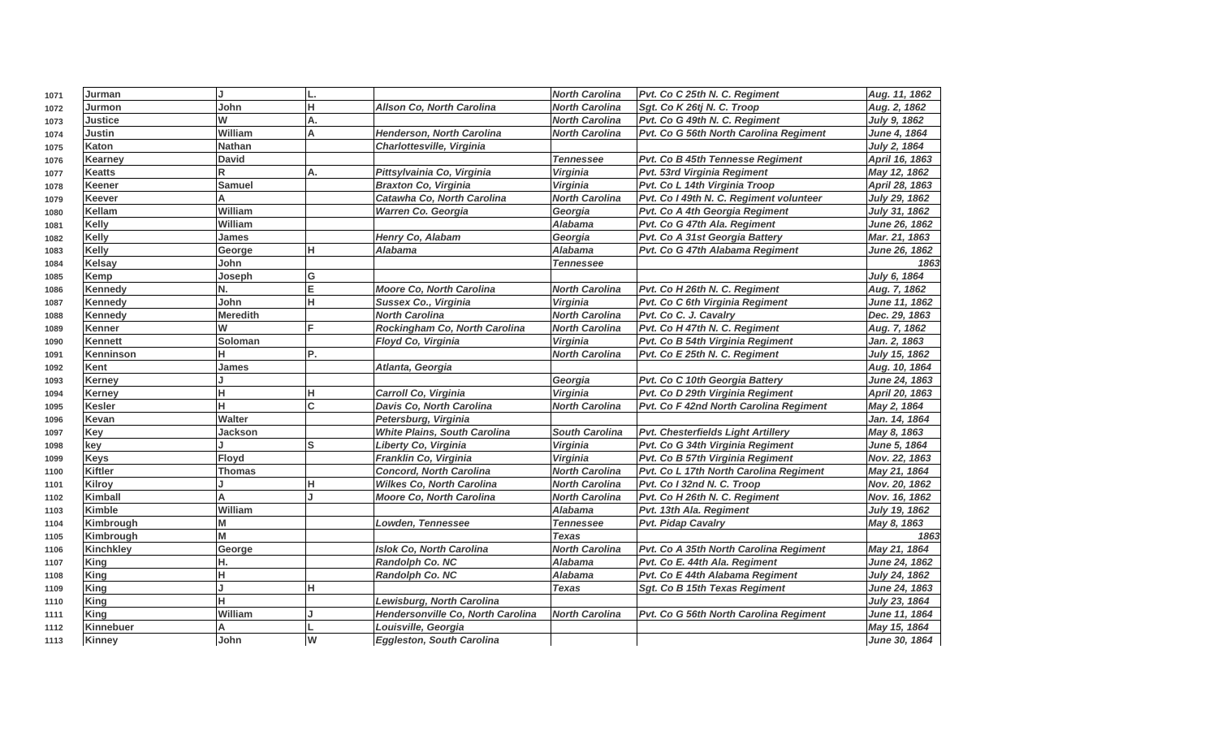| | | | | | | | |
|---|---|---|---|---|---|---|---|
| 1071 | Jurman | J | L. | | North Carolina | Pvt. Co C 25th N. C. Regiment | Aug. 11, 1862 |
| 1072 | Jurmon | John | H | Allson Co, North Carolina | North Carolina | Sgt. Co K 26tj N. C. Troop | Aug. 2, 1862 |
| 1073 | Justice | W | A. | | North Carolina | Pvt. Co G 49th N. C. Regiment | July 9, 1862 |
| 1074 | Justin | William | A | Henderson, North Carolina | North Carolina | Pvt. Co G 56th North Carolina Regiment | June 4, 1864 |
| 1075 | Katon | Nathan | | Charlottesville, Virginia | | | July 2, 1864 |
| 1076 | Kearney | David | | | Tennessee | Pvt. Co B 45th Tennesse Regiment | April 16, 1863 |
| 1077 | Keatts | R | A. | Pittsylvainia Co, Virginia | Virginia | Pvt. 53rd Virginia Regiment | May 12, 1862 |
| 1078 | Keener | Samuel | | Braxton Co, Virginia | Virginia | Pvt. Co L 14th Virginia Troop | April 28, 1863 |
| 1079 | Keever | A | | Catawha Co, North Carolina | North Carolina | Pvt. Co I 49th N. C. Regiment volunteer | July 29, 1862 |
| 1080 | Kellam | William | | Warren Co. Georgia | Georgia | Pvt. Co A 4th Georgia Regiment | July 31, 1862 |
| 1081 | Kelly | William | | | Alabama | Pvt. Co G 47th Ala. Regiment | June 26, 1862 |
| 1082 | Kelly | James | | Henry Co, Alabam | Georgia | Pvt. Co A 31st Georgia Battery | Mar. 21, 1863 |
| 1083 | Kelly | George | H | Alabama | Alabama | Pvt. Co G 47th Alabama Regiment | June 26, 1862 |
| 1084 | Kelsay | John | | | Tennessee | | 1863 |
| 1085 | Kemp | Joseph | G | | | | July 6, 1864 |
| 1086 | Kennedy | N. | E | Moore Co, North Carolina | North Carolina | Pvt. Co H 26th N. C. Regiment | Aug. 7, 1862 |
| 1087 | Kennedy | John | H | Sussex Co., Virginia | Virginia | Pvt. Co C 6th Virginia Regiment | June 11, 1862 |
| 1088 | Kennedy | Meredith | | North Carolina | North Carolina | Pvt. Co C. J. Cavalry | Dec. 29, 1863 |
| 1089 | Kenner | W | F | Rockingham Co, North Carolina | North Carolina | Pvt. Co H 47th N. C. Regiment | Aug. 7, 1862 |
| 1090 | Kennett | Soloman | | Floyd Co, Virginia | Virginia | Pvt. Co B 54th Virginia Regiment | Jan. 2, 1863 |
| 1091 | Kenninson | H | P. | | North Carolina | Pvt. Co E 25th N. C. Regiment | July 15, 1862 |
| 1092 | Kent | James | | Atlanta, Georgia | | | Aug. 10, 1864 |
| 1093 | Kerney | J | | | Georgia | Pvt. Co C 10th Georgia Battery | June 24, 1863 |
| 1094 | Kerney | H | H | Carroll Co, Virginia | Virginia | Pvt. Co D 29th Virginia Regiment | April 20, 1863 |
| 1095 | Kesler | H | C | Davis Co, North Carolina | North Carolina | Pvt. Co F 42nd North Carolina Regiment | May 2, 1864 |
| 1096 | Kevan | Walter | | Petersburg, Virginia | | | Jan. 14, 1864 |
| 1097 | Key | Jackson | | White Plains, South Carolina | South Carolina | Pvt. Chesterfields Light Artillery | May 8, 1863 |
| 1098 | key | J | S | Liberty Co, Virginia | Virginia | Pvt. Co G 34th Virginia Regiment | June 5, 1864 |
| 1099 | Keys | Floyd | | Franklin Co, Virginia | Virginia | Pvt. Co B 57th Virginia Regiment | Nov. 22, 1863 |
| 1100 | Kiftler | Thomas | | Concord, North Carolina | North Carolina | Pvt. Co L 17th North Carolina Regiment | May 21, 1864 |
| 1101 | Kilroy | J | H | Wilkes Co, North Carolina | North Carolina | Pvt. Co I 32nd N. C. Troop | Nov. 20, 1862 |
| 1102 | Kimball | A | J | Moore Co, North Carolina | North Carolina | Pvt. Co H 26th N. C. Regiment | Nov. 16, 1862 |
| 1103 | Kimble | William | | | Alabama | Pvt. 13th Ala. Regiment | July 19, 1862 |
| 1104 | Kimbrough | M | | Lowden, Tennessee | Tennessee | Pvt. Pidap Cavalry | May 8, 1863 |
| 1105 | Kimbrough | M | | | Texas | | 1863 |
| 1106 | Kinchkley | George | | Islok Co, North Carolina | North Carolina | Pvt. Co A 35th North Carolina Regiment | May 21, 1864 |
| 1107 | King | H. | | Randolph Co. NC | Alabama | Pvt. Co E. 44th Ala. Regiment | June 24, 1862 |
| 1108 | King | H | | Randolph Co. NC | Alabama | Pvt. Co E 44th Alabama Regiment | July 24, 1862 |
| 1109 | King | J | H | | Texas | Sgt. Co B 15th Texas Regiment | June 24, 1863 |
| 1110 | King | H | | Lewisburg, North Carolina | | | July 23, 1864 |
| 1111 | King | William | J | Hendersonville Co, North Carolina | North Carolina | Pvt. Co G 56th North Carolina Regiment | June 11, 1864 |
| 1112 | Kinnebuer | A | L | Louisville, Georgia | | | May 15, 1864 |
| 1113 | Kinney | John | W | Eggleston, South Carolina | | | June 30, 1864 |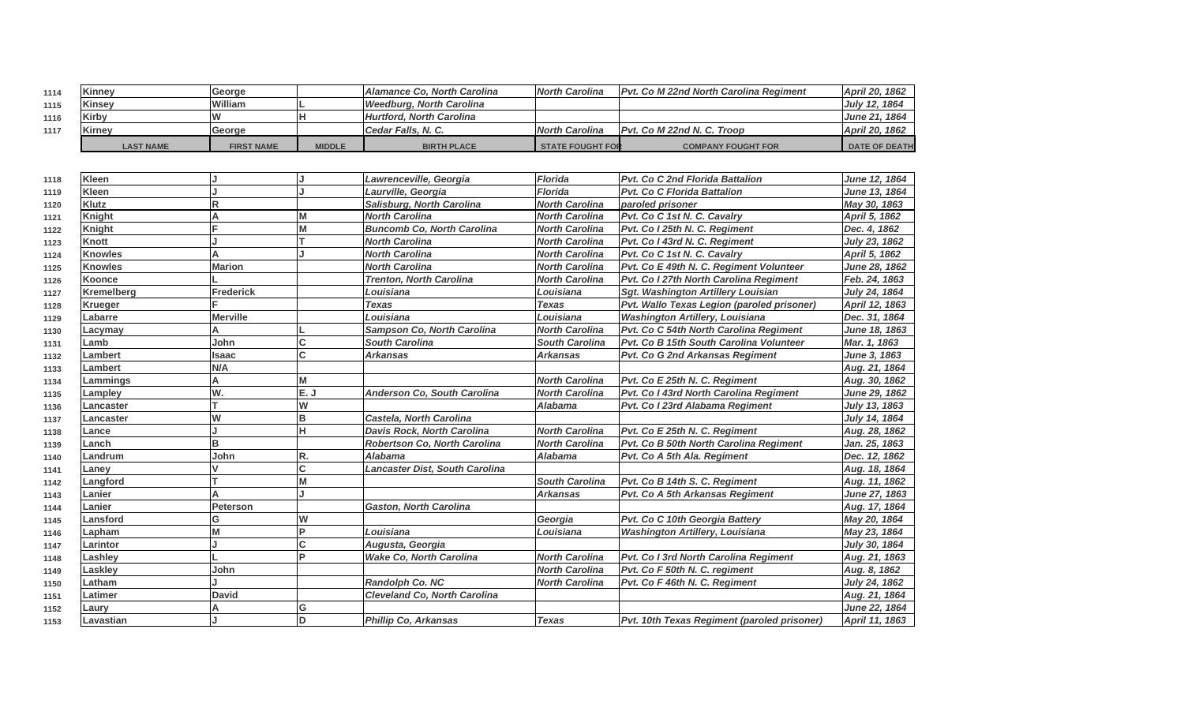| | LAST NAME | FIRST NAME | MIDDLE | BIRTH PLACE | STATE FOUGHT FOR | COMPANY FOUGHT FOR | DATE OF DEATH |
|---|---|---|---|---|---|---|---|
| 1114 | Kinney | George | | *Alamance Co, North Carolina* | *North Carolina* | *Pvt. Co M 22nd North Carolina Regiment* | *April 20, 1862* |
| 1115 | Kinsey | William | L | *Weedburg, North Carolina* | | | *July 12, 1864* |
| 1116 | Kirby | W | H | *Hurtford, North Carolina* | | | *June 21, 1864* |
| 1117 | Kirney | George | | *Cedar Falls, N. C.* | *North Carolina* | *Pvt. Co M 22nd N. C. Troop* | *April 20, 1862* |
| 1118 | Kleen | J | J | *Lawrenceville, Georgia* | *Florida* | *Pvt. Co C 2nd Florida Battalion* | *June 12, 1864* |
| 1119 | Kleen | J | J | *Laurville, Georgia* | *Florida* | *Pvt. Co C Florida Battalion* | *June 13, 1864* |
| 1120 | Klutz | R | | *Salisburg, North Carolina* | *North Carolina* | *paroled prisoner* | *May 30, 1863* |
| 1121 | Knight | A | M | *North Carolina* | *North Carolina* | *Pvt. Co C 1st N. C. Cavalry* | *April 5, 1862* |
| 1122 | Knight | F | M | *Buncomb Co, North Carolina* | *North Carolina* | *Pvt. Co I 25th N. C. Regiment* | *Dec. 4, 1862* |
| 1123 | Knott | J | T | *North Carolina* | *North Carolina* | *Pvt. Co I 43rd N. C. Regiment* | *July 23, 1862* |
| 1124 | Knowles | A | J | *North Carolina* | *North Carolina* | *Pvt. Co C 1st N. C. Cavalry* | *April 5, 1862* |
| 1125 | Knowles | Marion | | *North Carolina* | *North Carolina* | *Pvt. Co E 49th N. C. Regiment Volunteer* | *June 28, 1862* |
| 1126 | Koonce | L | | *Trenton, North Carolina* | *North Carolina* | *Pvt. Co I 27th North Carolina Regiment* | *Feb. 24, 1863* |
| 1127 | Kremelberg | Frederick | | *Louisiana* | *Louisiana* | *Sgt. Washington Artillery Louisian* | *July 24, 1864* |
| 1128 | Krueger | F | | *Texas* | *Texas* | *Pvt. Wallo Texas Legion (paroled prisoner)* | *April 12, 1863* |
| 1129 | Labarre | Merville | | *Louisiana* | *Louisiana* | *Washington Artillery, Louisiana* | *Dec. 31, 1864* |
| 1130 | Lacymay | A | L | *Sampson Co, North Carolina* | *North Carolina* | *Pvt. Co C 54th North Carolina Regiment* | *June 18, 1863* |
| 1131 | Lamb | John | C | *South Carolina* | *South Carolina* | *Pvt. Co B 15th South Carolina Volunteer* | *Mar. 1, 1863* |
| 1132 | Lambert | Isaac | C | *Arkansas* | *Arkansas* | *Pvt. Co G 2nd Arkansas Regiment* | *June 3, 1863* |
| 1133 | Lambert | N/A | | | | | *Aug. 21, 1864* |
| 1134 | Lammings | A | M | | *North Carolina* | *Pvt. Co E 25th N. C. Regiment* | *Aug. 30, 1862* |
| 1135 | Lampley | W. | E. J | *Anderson Co, South Carolina* | *North Carolina* | *Pvt. Co I 43rd North Carolina Regiment* | *June 29, 1862* |
| 1136 | Lancaster | T | W | | *Alabama* | *Pvt. Co I 23rd Alabama Regiment* | *July 13, 1863* |
| 1137 | Lancaster | W | B | *Castela, North Carolina* | | | *July 14, 1864* |
| 1138 | Lance | J | H | *Davis Rock, North Carolina* | *North Carolina* | *Pvt. Co E 25th N. C. Regiment* | *Aug. 28, 1862* |
| 1139 | Lanch | B | | *Robertson Co, North Carolina* | *North Carolina* | *Pvt. Co B 50th North Carolina Regiment* | *Jan. 25, 1863* |
| 1140 | Landrum | John | R. | *Alabama* | *Alabama* | *Pvt. Co A 5th Ala. Regiment* | *Dec. 12, 1862* |
| 1141 | Laney | V | C | *Lancaster Dist, South Carolina* | | | *Aug. 18, 1864* |
| 1142 | Langford | T | M | | *South Carolina* | *Pvt. Co B 14th S. C. Regiment* | *Aug. 11, 1862* |
| 1143 | Lanier | A | J | | *Arkansas* | *Pvt. Co A 5th Arkansas Regiment* | *June 27, 1863* |
| 1144 | Lanier | Peterson | | *Gaston, North Carolina* | | | *Aug. 17, 1864* |
| 1145 | Lansford | G | W | | *Georgia* | *Pvt. Co C 10th Georgia Battery* | *May 20, 1864* |
| 1146 | Lapham | M | P | *Louisiana* | *Louisiana* | *Washington Artillery, Louisiana* | *May 23, 1864* |
| 1147 | Larintor | J | C | *Augusta, Georgia* | | | *July 30, 1864* |
| 1148 | Lashley | L | P | *Wake Co, North Carolina* | *North Carolina* | *Pvt. Co I 3rd North Carolina Regiment* | *Aug. 21, 1863* |
| 1149 | Laskley | John | | | *North Carolina* | *Pvt. Co F 50th N. C. regiment* | *Aug. 8, 1862* |
| 1150 | Latham | J | | *Randolph Co. NC* | *North Carolina* | *Pvt. Co F 46th N. C. Regiment* | *July 24, 1862* |
| 1151 | Latimer | David | | *Cleveland Co, North Carolina* | | | *Aug. 21, 1864* |
| 1152 | Laury | A | G | | | | *June 22, 1864* |
| 1153 | Lavastian | J | D | *Phillip Co, Arkansas* | *Texas* | *Pvt. 10th Texas Regiment (paroled prisoner)* | *April 11, 1863* |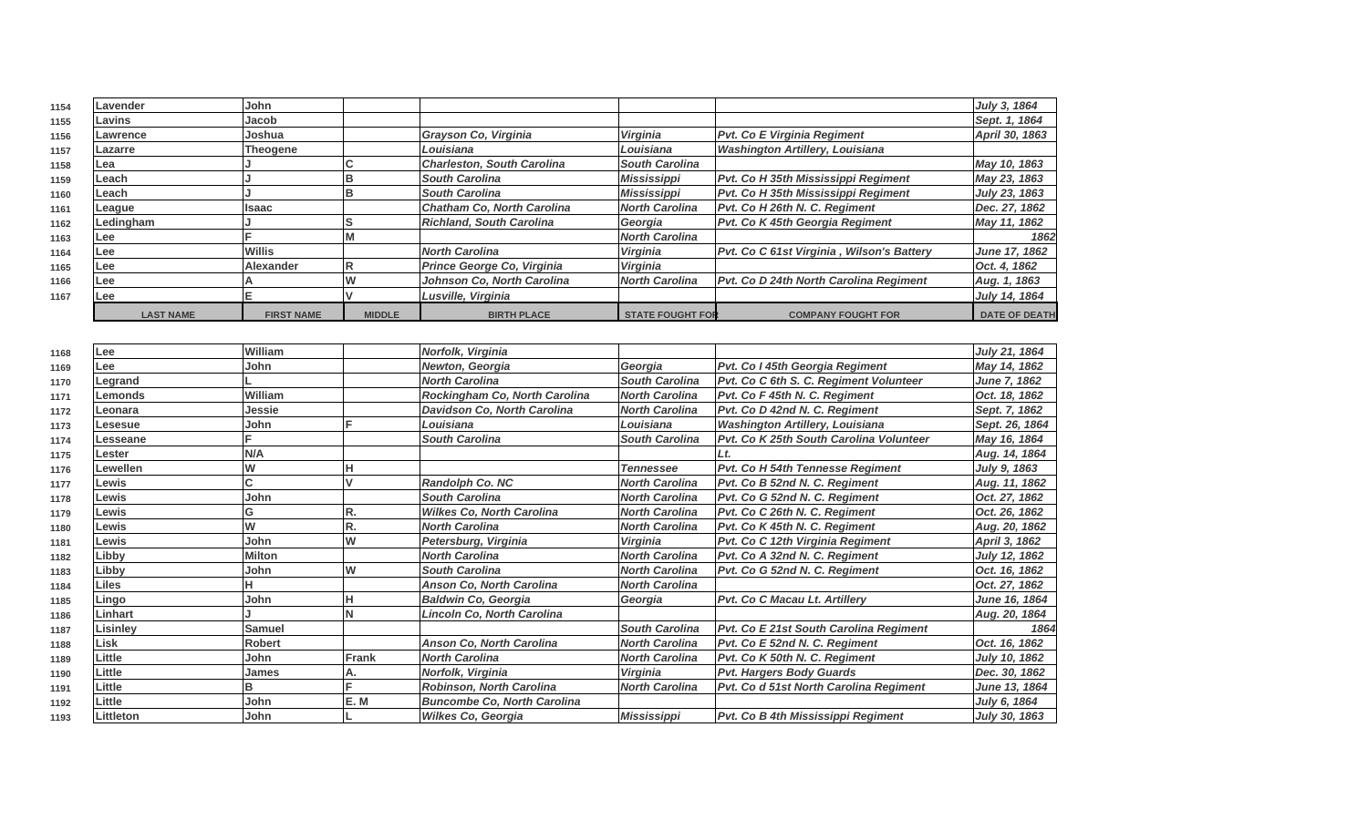| | LAST NAME | FIRST NAME | MIDDLE | BIRTH PLACE | STATE FOUGHT FOR | COMPANY FOUGHT FOR | DATE OF DEATH |
|---|---|---|---|---|---|---|---|
| 1154 | Lavender | John | | | | | *July 3, 1864* |
| 1155 | Lavins | Jacob | | | | | *Sept. 1, 1864* |
| 1156 | Lawrence | Joshua | | *Grayson Co, Virginia* | *Virginia* | *Pvt. Co E Virginia Regiment* | *April 30, 1863* |
| 1157 | Lazarre | Theogene | | *Louisiana* | *Louisiana* | *Washington Artillery, Louisiana* | |
| 1158 | Lea | J | C | *Charleston, South Carolina* | *South Carolina* | | *May 10, 1863* |
| 1159 | Leach | J | B | *South Carolina* | *Mississippi* | *Pvt. Co H 35th Mississippi Regiment* | *May 23, 1863* |
| 1160 | Leach | J | B | *South Carolina* | *Mississippi* | *Pvt. Co H 35th Mississippi Regiment* | *July 23, 1863* |
| 1161 | League | Isaac | | *Chatham Co, North Carolina* | *North Carolina* | *Pvt. Co H 26th N. C. Regiment* | *Dec. 27, 1862* |
| 1162 | Ledingham | J | S | *Richland, South Carolina* | *Georgia* | *Pvt. Co K 45th Georgia Regiment* | *May 11, 1862* |
| 1163 | Lee | F | M | | *North Carolina* | | *1862* |
| 1164 | Lee | Willis | | *North Carolina* | *Virginia* | *Pvt. Co C 61st Virginia , Wilson's Battery* | *June 17, 1862* |
| 1165 | Lee | Alexander | R | *Prince George Co, Virginia* | *Virginia* | | *Oct. 4, 1862* |
| 1166 | Lee | A | W | *Johnson Co, North Carolina* | *North Carolina* | *Pvt. Co D 24th North Carolina Regiment* | *Aug. 1, 1863* |
| 1167 | Lee | E | V | *Lusville, Virginia* | | | *July 14, 1864* |
| 1168 | Lee | William | | *Norfolk, Virginia* | | | *July 21, 1864* |
| 1169 | Lee | John | | *Newton, Georgia* | *Georgia* | *Pvt. Co I 45th Georgia Regiment* | *May 14, 1862* |
| 1170 | Legrand | L | | *North Carolina* | *South Carolina* | *Pvt. Co C 6th S. C. Regiment Volunteer* | *June 7, 1862* |
| 1171 | Lemonds | William | | *Rockingham Co, North Carolina* | *North Carolina* | *Pvt. Co F 45th N. C. Regiment* | *Oct. 18, 1862* |
| 1172 | Leonara | Jessie | | *Davidson Co, North Carolina* | *North Carolina* | *Pvt. Co D 42nd N. C. Regiment* | *Sept. 7, 1862* |
| 1173 | Lesesue | John | F | *Louisiana* | *Louisiana* | *Washington Artillery, Louisiana* | *Sept. 26, 1864* |
| 1174 | Lesseane | F | | *South Carolina* | *South Carolina* | *Pvt. Co K 25th South Carolina Volunteer* | *May 16, 1864* |
| 1175 | Lester | N/A | | | | *Lt.* | *Aug. 14, 1864* |
| 1176 | Lewellen | W | H | | *Tennessee* | *Pvt. Co H 54th Tennesse Regiment* | *July 9, 1863* |
| 1177 | Lewis | C | V | *Randolph Co. NC* | *North Carolina* | *Pvt. Co B 52nd N. C. Regiment* | *Aug. 11, 1862* |
| 1178 | Lewis | John | | *South Carolina* | *North Carolina* | *Pvt. Co G 52nd N. C. Regiment* | *Oct. 27, 1862* |
| 1179 | Lewis | G | R. | *Wilkes Co, North Carolina* | *North Carolina* | *Pvt. Co C 26th N. C. Regiment* | *Oct. 26, 1862* |
| 1180 | Lewis | W | R. | *North Carolina* | *North Carolina* | *Pvt. Co K 45th N. C. Regiment* | *Aug. 20, 1862* |
| 1181 | Lewis | John | W | *Petersburg, Virginia* | *Virginia* | *Pvt. Co C 12th Virginia Regiment* | *April 3, 1862* |
| 1182 | Libby | Milton | | *North Carolina* | *North Carolina* | *Pvt. Co A 32nd N. C. Regiment* | *July 12, 1862* |
| 1183 | Libby | John | W | *South Carolina* | *North Carolina* | *Pvt. Co G 52nd N. C. Regiment* | *Oct. 16, 1862* |
| 1184 | Liles | H | | *Anson Co, North Carolina* | *North Carolina* | | *Oct. 27, 1862* |
| 1185 | Lingo | John | H | *Baldwin Co, Georgia* | *Georgia* | *Pvt. Co C Macau Lt. Artillery* | *June 16, 1864* |
| 1186 | Linhart | J | N | *Lincoln Co, North Carolina* | | | *Aug. 20, 1864* |
| 1187 | Lisinley | Samuel | | | *South Carolina* | *Pvt. Co E 21st South Carolina Regiment* | *1864* |
| 1188 | Lisk | Robert | | *Anson Co, North Carolina* | *North Carolina* | *Pvt. Co E 52nd N. C. Regiment* | *Oct. 16, 1862* |
| 1189 | Little | John | Frank | *North Carolina* | *North Carolina* | *Pvt. Co K 50th N. C. Regiment* | *July 10, 1862* |
| 1190 | Little | James | A. | *Norfolk, Virginia* | *Virginia* | *Pvt. Hargers Body Guards* | *Dec. 30, 1862* |
| 1191 | Little | B | F | *Robinson, North Carolina* | *North Carolina* | *Pvt. Co d 51st North Carolina Regiment* | *June 13, 1864* |
| 1192 | Little | John | E. M | *Buncombe Co, North Carolina* | | | *July 6, 1864* |
| 1193 | Littleton | John | L | *Wilkes Co, Georgia* | *Mississippi* | *Pvt. Co B 4th Mississippi Regiment* | *July 30, 1863* |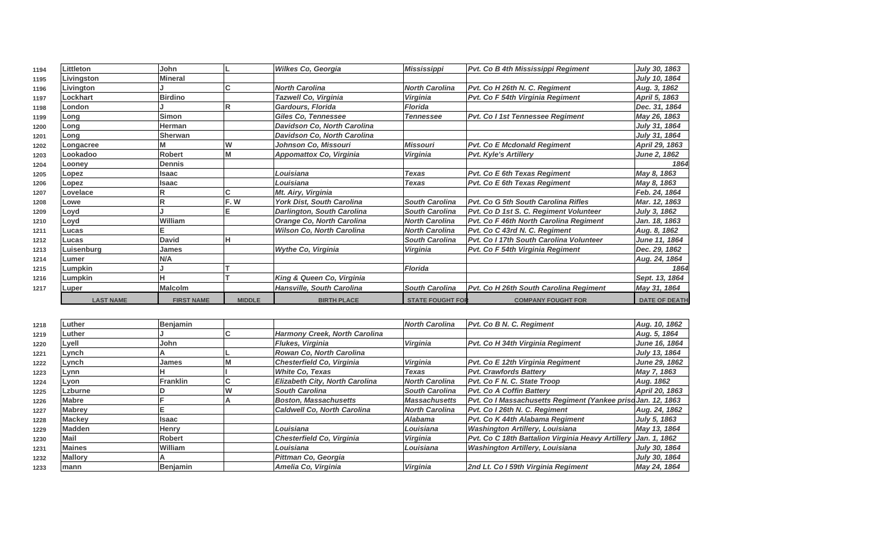| | LAST NAME | FIRST NAME | MIDDLE | BIRTH PLACE | STATE FOUGHT FOR | COMPANY FOUGHT FOR | DATE OF DEATH |
|---|---|---|---|---|---|---|---|
| 1194 | Littleton | John | L | *Wilkes Co, Georgia* | *Mississippi* | *Pvt. Co B 4th Mississippi Regiment* | *July 30, 1863* |
| 1195 | Livingston | Mineral | | | | | *July 10, 1864* |
| 1196 | Livington | J | C | *North Carolina* | *North Carolina* | *Pvt. Co H 26th N. C. Regiment* | *Aug. 3, 1862* |
| 1197 | Lockhart | Birdino | | *Tazwell Co, Virginia* | *Virginia* | *Pvt. Co F 54th Virginia Regiment* | *April 5, 1863* |
| 1198 | London | J | R | *Gardours, Florida* | *Florida* | | *Dec. 31, 1864* |
| 1199 | Long | Simon | | *Giles Co, Tennessee* | *Tennessee* | *Pvt. Co I 1st Tennessee Regiment* | *May 26, 1863* |
| 1200 | Long | Herman | | *Davidson Co, North Carolina* | | | *July 31, 1864* |
| 1201 | Long | Sherwan | | *Davidson Co, North Carolina* | | | *July 31, 1864* |
| 1202 | Longacree | M | W | *Johnson Co, Missouri* | *Missouri* | *Pvt. Co E Mcdonald Regiment* | *April 29, 1863* |
| 1203 | Lookadoo | Robert | M | *Appomattox Co, Virginia* | *Virginia* | *Pvt. Kyle's Artillery* | *June 2, 1862* |
| 1204 | Looney | Dennis | | | | | *1864* |
| 1205 | Lopez | Isaac | | *Louisiana* | *Texas* | *Pvt. Co E 6th Texas Regiment* | *May 8, 1863* |
| 1206 | Lopez | Isaac | | *Louisiana* | *Texas* | *Pvt. Co E 6th Texas Regiment* | *May 8, 1863* |
| 1207 | Lovelace | R | C | *Mt. Airy, Virginia* | | | *Feb. 24, 1864* |
| 1208 | Lowe | R | F. W | *York Dist, South Carolina* | *South Carolina* | *Pvt. Co G 5th South Carolina Rifles* | *Mar. 12, 1863* |
| 1209 | Loyd | J | E | *Darlington, South Carolina* | *South Carolina* | *Pvt. Co D 1st S. C. Regiment Volunteer* | *July 3, 1862* |
| 1210 | Loyd | William | | *Orange Co, North Carolina* | *North Carolina* | *Pvt. Co F 46th North Carolina Regiment* | *Jan. 18, 1863* |
| 1211 | Lucas | E | | *Wilson Co, North Carolina* | *North Carolina* | *Pvt. Co C 43rd N. C. Regiment* | *Aug. 8, 1862* |
| 1212 | Lucas | David | H | | *South Carolina* | *Pvt. Co I 17th South Carolina Volunteer* | *June 11, 1864* |
| 1213 | Luisenburg | James | | *Wythe Co, Virginia* | *Virginia* | *Pvt. Co F 54th Virginia Regiment* | *Dec. 29, 1862* |
| 1214 | Lumer | N/A | | | | | *Aug. 24, 1864* |
| 1215 | Lumpkin | J | T | | *Florida* | | *1864* |
| 1216 | Lumpkin | H | T | *King & Queen Co, Virginia* | | | *Sept. 13, 1864* |
| 1217 | Luper | Malcolm | | *Hansville, South Carolina* | *South Carolina* | *Pvt. Co H 26th South Carolina Regiment* | *May 31, 1864* |
| 1218 | Luther | Benjamin | | | *North Carolina* | *Pvt. Co B N. C. Regiment* | *Aug. 10, 1862* |
| 1219 | Luther | J | C | *Harmony Creek, North Carolina* | | | *Aug. 5, 1864* |
| 1220 | Lyell | John | | *Flukes, Virginia* | *Virginia* | *Pvt. Co H 34th Virginia Regiment* | *June 16, 1864* |
| 1221 | Lynch | A | L | *Rowan Co, North Carolina* | | | *July 13, 1864* |
| 1222 | Lynch | James | M | *Chesterfield Co, Virginia* | *Virginia* | *Pvt. Co E 12th Virginia Regiment* | *June 29, 1862* |
| 1223 | Lynn | H | I | *White Co, Texas* | *Texas* | *Pvt. Crawfords Battery* | *May 7, 1863* |
| 1224 | Lyon | Franklin | C | *Elizabeth City, North Carolina* | *North Carolina* | *Pvt. Co F N. C. State Troop* | *Aug. 1862* |
| 1225 | Lzburne | D | W | *South Carolina* | *South Carolina* | *Pvt. Co A Coffin Battery* | *April 20, 1863* |
| 1226 | Mabre | F | A | *Boston, Massachusetts* | *Massachusetts* | *Pvt. Co I Massachusetts Regiment (Yankee priso* | *Jan. 12, 1863* |
| 1227 | Mabrey | E | | *Caldwell Co, North Carolina* | *North Carolina* | *Pvt. Co I 26th N. C. Regiment* | *Aug. 24, 1862* |
| 1228 | Mackey | Isaac | | | *Alabama* | *Pvt. Co K 44th Alabama Regiment* | *July 5, 1863* |
| 1229 | Madden | Henry | | *Louisiana* | *Louisiana* | *Washington Artillery, Louisiana* | *May 13, 1864* |
| 1230 | Mail | Robert | | *Chesterfield Co, Virginia* | *Virginia* | *Pvt. Co C 18th Battalion Virginia Heavy Artillery* | *Jan. 1, 1862* |
| 1231 | Maines | William | | *Louisiana* | *Louisiana* | *Washington Artillery, Louisiana* | *July 30, 1864* |
| 1232 | Mallory | A | | *Pittman Co, Georgia* | | | *July 30, 1864* |
| 1233 | mann | Benjamin | | *Amelia Co, Virginia* | *Virginia* | *2nd Lt. Co I 59th Virginia Regiment* | *May 24, 1864* |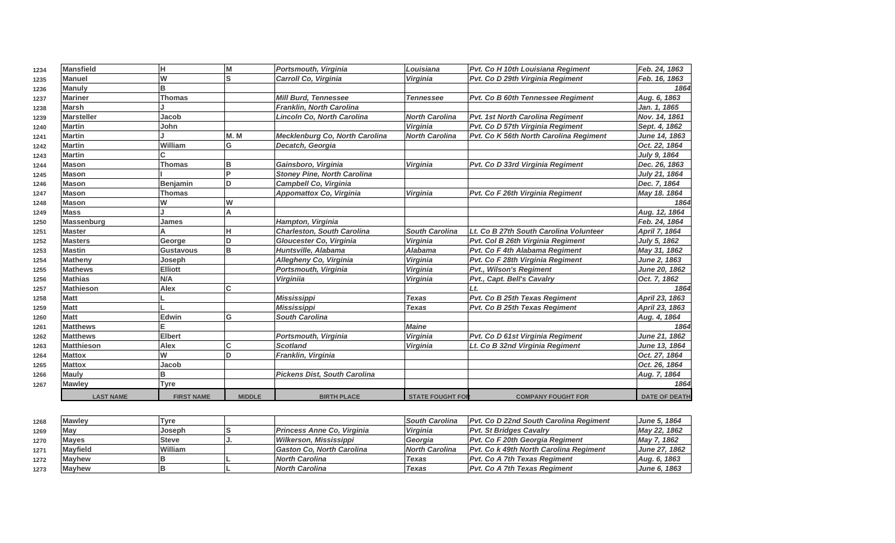| | LAST NAME | FIRST NAME | MIDDLE | BIRTH PLACE | STATE FOUGHT FOR | COMPANY FOUGHT FOR | DATE OF DEATH |
|---|---|---|---|---|---|---|---|
| 1234 | Mansfield | H | M | Portsmouth, Virginia | Louisiana | Pvt. Co H 10th Louisiana Regiment | Feb. 24, 1863 |
| 1235 | Manuel | W | S | Carroll Co, Virginia | Virginia | Pvt. Co D 29th Virginia Regiment | Feb. 16, 1863 |
| 1236 | Manuly | B | | | | | 1864 |
| 1237 | Mariner | Thomas | | Mill Burd, Tennessee | Tennessee | Pvt. Co B 60th Tennessee Regiment | Aug. 6, 1863 |
| 1238 | Marsh | J | | Franklin, North Carolina | | | Jan. 1, 1865 |
| 1239 | Marsteller | Jacob | | Lincoln Co, North Carolina | North Carolina | Pvt. 1st North Carolina Regiment | Nov. 14, 1861 |
| 1240 | Martin | John | | | Virginia | Pvt. Co D 57th Virginia Regiment | Sept. 4, 1862 |
| 1241 | Martin | J | M. M | Mecklenburg Co, North Carolina | North Carolina | Pvt. Co K 56th North Carolina Regiment | June 14, 1863 |
| 1242 | Martin | William | G | Decatch, Georgia | | | Oct. 22, 1864 |
| 1243 | Martin | C | | | | | July 9, 1864 |
| 1244 | Mason | Thomas | B | Gainsboro, Virginia | Virginia | Pvt. Co D 33rd Virginia Regiment | Dec. 26, 1863 |
| 1245 | Mason | I | P | Stoney Pine, North Carolina | | | July 21, 1864 |
| 1246 | Mason | Benjamin | D | Campbell Co, Virginia | | | Dec. 7, 1864 |
| 1247 | Mason | Thomas | | Appomattox Co, Virginia | Virginia | Pvt. Co F 26th Virginia Regiment | May 18. 1864 |
| 1248 | Mason | W | W | | | | 1864 |
| 1249 | Mass | J | A | | | | Aug. 12, 1864 |
| 1250 | Massenburg | James | | Hampton, Virginia | | | Feb. 24, 1864 |
| 1251 | Master | A | H | Charleston, South Carolina | South Carolina | Lt. Co B 27th South Carolina Volunteer | April 7, 1864 |
| 1252 | Masters | George | D | Gloucester Co, Virginia | Virginia | Pvt. Col B 26th Virginia Regiment | July 5, 1862 |
| 1253 | Mastin | Gustavous | B | Huntsville, Alabama | Alabama | Pvt. Co F 4th Alabama Regiment | May 31, 1862 |
| 1254 | Matheny | Joseph | | Allegheny Co, Virginia | Virginia | Pvt. Co F 28th Virginia Regiment | June 2, 1863 |
| 1255 | Mathews | Elliott | | Portsmouth, Virginia | Virginia | Pvt., Wilson's Regiment | June 20, 1862 |
| 1256 | Mathias | N/A | | Virginiia | Virginia | Pvt., Capt. Bell's Cavalry | Oct. 7, 1862 |
| 1257 | Mathieson | Alex | C | | | Lt. | 1864 |
| 1258 | Matt | L | | Mississippi | Texas | Pvt. Co B 25th Texas Regiment | April 23, 1863 |
| 1259 | Matt | L | | Mississippi | Texas | Pvt. Co B 25th Texas Regiment | April 23, 1863 |
| 1260 | Matt | Edwin | G | South Carolina | | | Aug. 4, 1864 |
| 1261 | Matthews | E | | | Maine | | 1864 |
| 1262 | Matthews | Elbert | | Portsmouth, Virginia | Virginia | Pvt. Co D 61st Virginia Regiment | June 21, 1862 |
| 1263 | Matthieson | Alex | C | Scotland | Virginia | Lt. Co B 32nd Virginia Regiment | June 13, 1864 |
| 1264 | Mattox | W | D | Franklin, Virginia | | | Oct. 27, 1864 |
| 1265 | Mattox | Jacob | | | | | Oct. 26, 1864 |
| 1266 | Mauly | B | | Pickens Dist, South Carolina | | | Aug. 7, 1864 |
| 1267 | Mawley | Tyre | | | | | 1864 |
| 1268 | Mawley | Tyre | | | South Carolina | Pvt. Co D 22nd South Carolina Regiment | June 5, 1864 |
| 1269 | May | Joseph | S | Princess Anne Co, Virginia | Virginia | Pvt. St Bridges Cavalry | May 22, 1862 |
| 1270 | Mayes | Steve | J. | Wilkerson, Mississippi | Georgia | Pvt. Co F 20th Georgia Regiment | May 7, 1862 |
| 1271 | Mayfield | William | | Gaston Co, North Carolina | North Carolina | Pvt. Co k 49th North Carolina Regiment | June 27, 1862 |
| 1272 | Mayhew | B | L | North Carolina | Texas | Pvt. Co A 7th Texas Regiment | Aug. 6, 1863 |
| 1273 | Mayhew | B | L | North Carolina | Texas | Pvt. Co A 7th Texas Regiment | June 6, 1863 |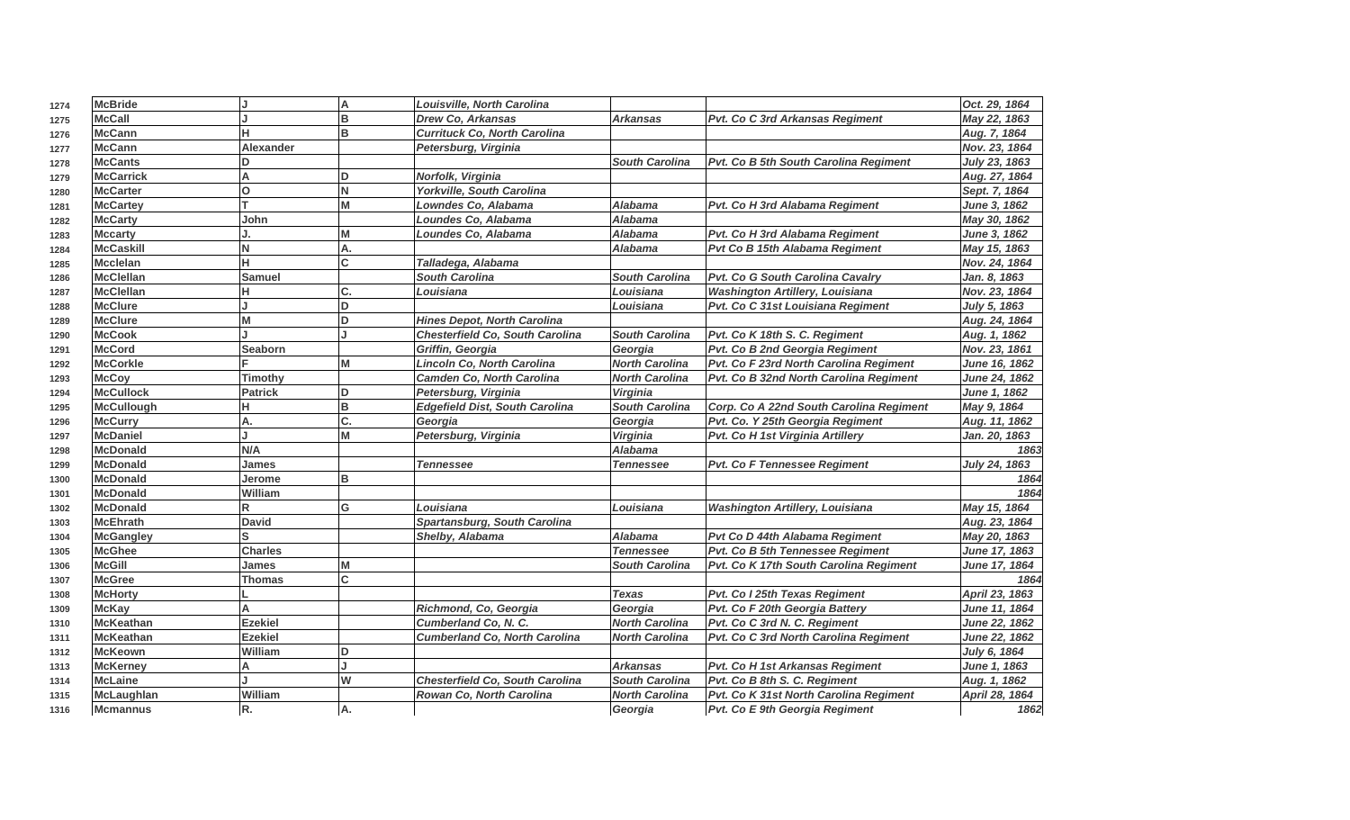| | | | | | | | |
|---|---|---|---|---|---|---|---|
| 1274 | **McBride** | **J** | **A** | ***Louisville, North Carolina*** | | | ***Oct. 29, 1864*** |
| 1275 | **McCall** | **J** | **B** | ***Drew Co, Arkansas*** | ***Arkansas*** | ***Pvt. Co C 3rd Arkansas Regiment*** | ***May 22, 1863*** |
| 1276 | **McCann** | **H** | **B** | ***Currituck Co, North Carolina*** | | | ***Aug. 7, 1864*** |
| 1277 | **McCann** | **Alexander** | | ***Petersburg, Virginia*** | | | ***Nov. 23, 1864*** |
| 1278 | **McCants** | **D** | | | ***South Carolina*** | ***Pvt. Co B 5th South Carolina Regiment*** | ***July 23, 1863*** |
| 1279 | **McCarrick** | **A** | **D** | ***Norfolk, Virginia*** | | | ***Aug. 27, 1864*** |
| 1280 | **McCarter** | **O** | **N** | ***Yorkville, South Carolina*** | | | ***Sept. 7, 1864*** |
| 1281 | **McCartey** | **T** | **M** | ***Lowndes Co, Alabama*** | ***Alabama*** | ***Pvt. Co H 3rd Alabama Regiment*** | ***June 3, 1862*** |
| 1282 | **McCarty** | **John** | | ***Loundes Co, Alabama*** | ***Alabama*** | | ***May 30, 1862*** |
| 1283 | **Mccarty** | **J.** | **M** | ***Loundes Co, Alabama*** | ***Alabama*** | ***Pvt. Co H 3rd Alabama Regiment*** | ***June 3, 1862*** |
| 1284 | **McCaskill** | **N** | **A.** | | ***Alabama*** | ***Pvt Co B 15th Alabama Regiment*** | ***May 15, 1863*** |
| 1285 | **Mcclelan** | **H** | **C** | ***Talladega, Alabama*** | | | ***Nov. 24, 1864*** |
| 1286 | **McClellan** | **Samuel** | | ***South Carolina*** | ***South Carolina*** | ***Pvt. Co G South Carolina Cavalry*** | ***Jan. 8, 1863*** |
| 1287 | **McClellan** | **H** | **C.** | ***Louisiana*** | ***Louisiana*** | ***Washington Artillery, Louisiana*** | ***Nov. 23, 1864*** |
| 1288 | **McClure** | **J** | **D** | | ***Louisiana*** | ***Pvt. Co C 31st Louisiana Regiment*** | ***July 5, 1863*** |
| 1289 | **McClure** | **M** | **D** | ***Hines Depot, North Carolina*** | | | ***Aug. 24, 1864*** |
| 1290 | **McCook** | **J** | **J** | ***Chesterfield Co, South Carolina*** | ***South Carolina*** | ***Pvt. Co K 18th S. C. Regiment*** | ***Aug. 1, 1862*** |
| 1291 | **McCord** | **Seaborn** | | ***Griffin, Georgia*** | ***Georgia*** | ***Pvt. Co B 2nd Georgia Regiment*** | ***Nov. 23, 1861*** |
| 1292 | **McCorkle** | **F** | **M** | ***Lincoln Co, North Carolina*** | ***North Carolina*** | ***Pvt. Co F 23rd North Carolina Regiment*** | ***June 16, 1862*** |
| 1293 | **McCoy** | **Timothy** | | ***Camden Co, North Carolina*** | ***North Carolina*** | ***Pvt. Co B 32nd North Carolina Regiment*** | ***June 24, 1862*** |
| 1294 | **McCullock** | **Patrick** | **D** | ***Petersburg, Virginia*** | ***Virginia*** | | ***June 1, 1862*** |
| 1295 | **McCullough** | **H** | **B** | ***Edgefield Dist, South Carolina*** | ***South Carolina*** | ***Corp. Co A 22nd South Carolina Regiment*** | ***May 9, 1864*** |
| 1296 | **McCurry** | **A.** | **C.** | ***Georgia*** | ***Georgia*** | ***Pvt. Co. Y 25th Georgia Regiment*** | ***Aug. 11, 1862*** |
| 1297 | **McDaniel** | **J** | **M** | ***Petersburg, Virginia*** | ***Virginia*** | ***Pvt. Co H 1st Virginia Artillery*** | ***Jan. 20, 1863*** |
| 1298 | **McDonald** | **N/A** | | | ***Alabama*** | | ***1863*** |
| 1299 | **McDonald** | **James** | | ***Tennessee*** | ***Tennessee*** | ***Pvt. Co F Tennessee Regiment*** | ***July 24, 1863*** |
| 1300 | **McDonald** | **Jerome** | **B** | | | | ***1864*** |
| 1301 | **McDonald** | **William** | | | | | ***1864*** |
| 1302 | **McDonald** | **R** | **G** | ***Louisiana*** | ***Louisiana*** | ***Washington Artillery, Louisiana*** | ***May 15, 1864*** |
| 1303 | **McEhrath** | **David** | | ***Spartansburg, South Carolina*** | | | ***Aug. 23, 1864*** |
| 1304 | **McGangley** | **S** | | ***Shelby, Alabama*** | ***Alabama*** | ***Pvt Co D 44th Alabama Regiment*** | ***May 20, 1863*** |
| 1305 | **McGhee** | **Charles** | | | ***Tennessee*** | ***Pvt. Co B 5th Tennessee Regiment*** | ***June 17, 1863*** |
| 1306 | **McGill** | **James** | **M** | | ***South Carolina*** | ***Pvt. Co K 17th South Carolina Regiment*** | ***June 17, 1864*** |
| 1307 | **McGree** | **Thomas** | **C** | | | | ***1864*** |
| 1308 | **McHorty** | **L** | | | ***Texas*** | ***Pvt. Co I 25th Texas Regiment*** | ***April 23, 1863*** |
| 1309 | **McKay** | **A** | | ***Richmond, Co, Georgia*** | ***Georgia*** | ***Pvt. Co F 20th Georgia Battery*** | ***June 11, 1864*** |
| 1310 | **McKeathan** | **Ezekiel** | | ***Cumberland Co, N. C.*** | ***North Carolina*** | ***Pvt. Co C 3rd N. C. Regiment*** | ***June 22, 1862*** |
| 1311 | **McKeathan** | **Ezekiel** | | ***Cumberland Co, North Carolina*** | ***North Carolina*** | ***Pvt. Co C 3rd North Carolina Regiment*** | ***June 22, 1862*** |
| 1312 | **McKeown** | **William** | **D** | | | | ***July 6, 1864*** |
| 1313 | **McKerney** | **A** | **J** | | ***Arkansas*** | ***Pvt. Co H 1st Arkansas Regiment*** | ***June 1, 1863*** |
| 1314 | **McLaine** | **J** | **W** | ***Chesterfield Co, South Carolina*** | ***South Carolina*** | ***Pvt. Co B 8th S. C. Regiment*** | ***Aug. 1, 1862*** |
| 1315 | **McLaughlan** | **William** | | ***Rowan Co, North Carolina*** | ***North Carolina*** | ***Pvt. Co K 31st North Carolina Regiment*** | ***April 28, 1864*** |
| 1316 | **Mcmannus** | **R.** | **A.** | | ***Georgia*** | ***Pvt. Co E 9th Georgia Regiment*** | ***1862*** |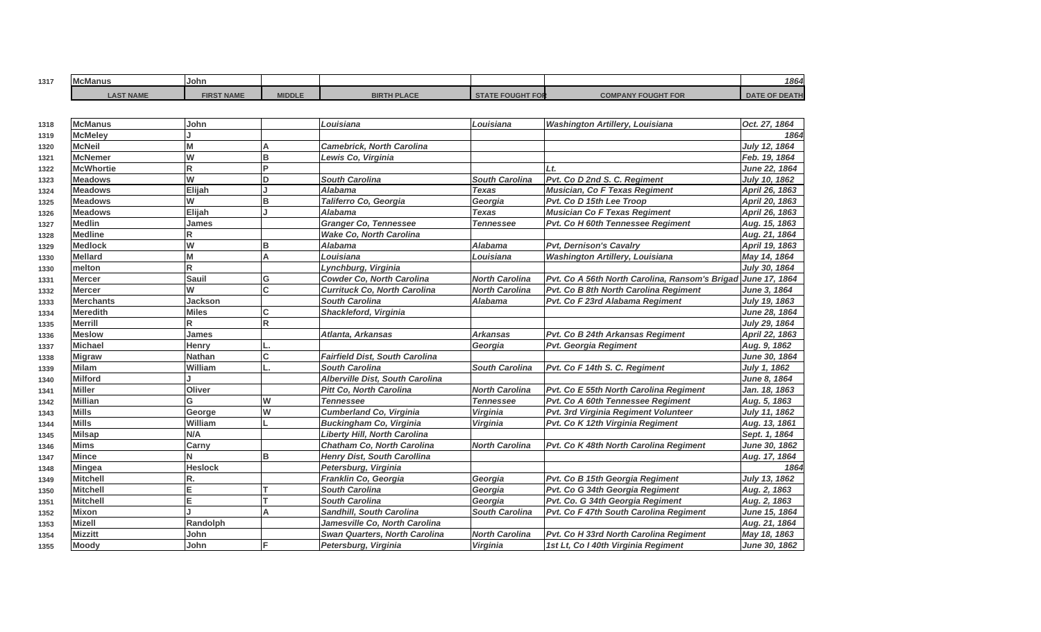| | LAST NAME | FIRST NAME | MIDDLE | BIRTH PLACE | STATE FOUGHT FOR | COMPANY FOUGHT FOR | DATE OF DEATH |
|---|---|---|---|---|---|---|---|
| 1317 | McManus | John | | | | | 1864 |
| 1318 | McManus | John | | Louisiana | Louisiana | Washington Artillery, Louisiana | Oct. 27, 1864 |
| 1319 | McMeley | J | | | | | 1864 |
| 1320 | McNeil | M | A | Camebrick, North Carolina | | | July 12, 1864 |
| 1321 | McNemer | W | B | Lewis Co, Virginia | | | Feb. 19, 1864 |
| 1322 | McWhortie | R | P | | | Lt. | June 22, 1864 |
| 1323 | Meadows | W | D | South Carolina | South Carolina | Pvt. Co D 2nd S. C. Regiment | July 10, 1862 |
| 1324 | Meadows | Elijah | J | Alabama | Texas | Musician, Co F Texas Regiment | April 26, 1863 |
| 1325 | Meadows | W | B | Taliferro Co, Georgia | Georgia | Pvt. Co D 15th Lee Troop | April 20, 1863 |
| 1326 | Meadows | Elijah | J | Alabama | Texas | Musician Co F Texas Regiment | April 26, 1863 |
| 1327 | Medlin | James | | Granger Co, Tennessee | Tennessee | Pvt. Co H 60th Tennessee Regiment | Aug. 15, 1863 |
| 1328 | Medline | R | | Wake Co, North Carolina | | | Aug. 21, 1864 |
| 1329 | Medlock | W | B | Alabama | Alabama | Pvt, Dernison's Cavalry | April 19, 1863 |
| 1330 | Mellard | M | A | Louisiana | Louisiana | Washington Artillery, Louisiana | May 14, 1864 |
| 1330 | melton | R | | Lynchburg, Virginia | | | July 30, 1864 |
| 1331 | Mercer | Sauil | G | Cowder Co, North Carolina | North Carolina | Pvt. Co A 56th North Carolina, Ransom's Brigad | June 17, 1864 |
| 1332 | Mercer | W | C | Currituck Co, North Carolina | North Carolina | Pvt. Co B 8th North Carolina Regiment | June 3, 1864 |
| 1333 | Merchants | Jackson | | South Carolina | Alabama | Pvt. Co F 23rd Alabama Regiment | July 19, 1863 |
| 1334 | Meredith | Miles | C | Shackleford, Virginia | | | June 28, 1864 |
| 1335 | Merrill | R | R | | | | July 29, 1864 |
| 1336 | Meslow | James | | Atlanta, Arkansas | Arkansas | Pvt. Co B 24th Arkansas Regiment | April 22, 1863 |
| 1337 | Michael | Henry | L. | | Georgia | Pvt. Georgia Regiment | Aug. 9, 1862 |
| 1338 | Migraw | Nathan | C | Fairfield Dist, South Carolina | | | June 30, 1864 |
| 1339 | Milam | William | L. | South Carolina | South Carolina | Pvt. Co F 14th S. C. Regiment | July 1, 1862 |
| 1340 | Milford | J | | Alberville Dist, South Carolina | | | June 8, 1864 |
| 1341 | Miller | Oliver | | Pitt Co, North Carolina | North Carolina | Pvt. Co E 55th North Carolina Regiment | Jan. 18, 1863 |
| 1342 | Millian | G | W | Tennessee | Tennessee | Pvt. Co A 60th Tennessee Regiment | Aug. 5, 1863 |
| 1343 | Mills | George | W | Cumberland Co, Virginia | Virginia | Pvt. 3rd Virginia Regiment Volunteer | July 11, 1862 |
| 1344 | Mills | William | L | Buckingham Co, Virginia | Virginia | Pvt. Co K 12th Virginia Regiment | Aug. 13, 1861 |
| 1345 | Milsap | N/A | | Liberty Hill, North Carolina | | | Sept. 1, 1864 |
| 1346 | Mims | Carny | | Chatham Co, North Carolina | North Carolina | Pvt. Co K 48th North Carolina Regiment | June 30, 1862 |
| 1347 | Mince | N | B | Henry Dist, South Carollina | | | Aug. 17, 1864 |
| 1348 | Mingea | Heslock | | Petersburg, Virginia | | | 1864 |
| 1349 | Mitchell | R. | | Franklin Co, Georgia | Georgia | Pvt. Co B 15th Georgia Regiment | July 13, 1862 |
| 1350 | Mitchell | E | T | South Carolina | Georgia | Pvt. Co G 34th Georgia Regiment | Aug. 2, 1863 |
| 1351 | Mitchell | E | T | South Carolina | Georgia | Pvt. Co. G 34th Georgia Regiment | Aug. 2, 1863 |
| 1352 | Mixon | J | A | Sandhill, South Carolina | South Carolina | Pvt. Co F 47th South Carolina Regiment | June 15, 1864 |
| 1353 | Mizell | Randolph | | Jamesville Co, North Carolina | | | Aug. 21, 1864 |
| 1354 | Mizzitt | John | | Swan Quarters, North Carolina | North Carolina | Pvt. Co H 33rd North Carolina Regiment | May 18, 1863 |
| 1355 | Moody | John | F | Petersburg, Virginia | Virginia | 1st Lt, Co I 40th Virginia Regiment | June 30, 1862 |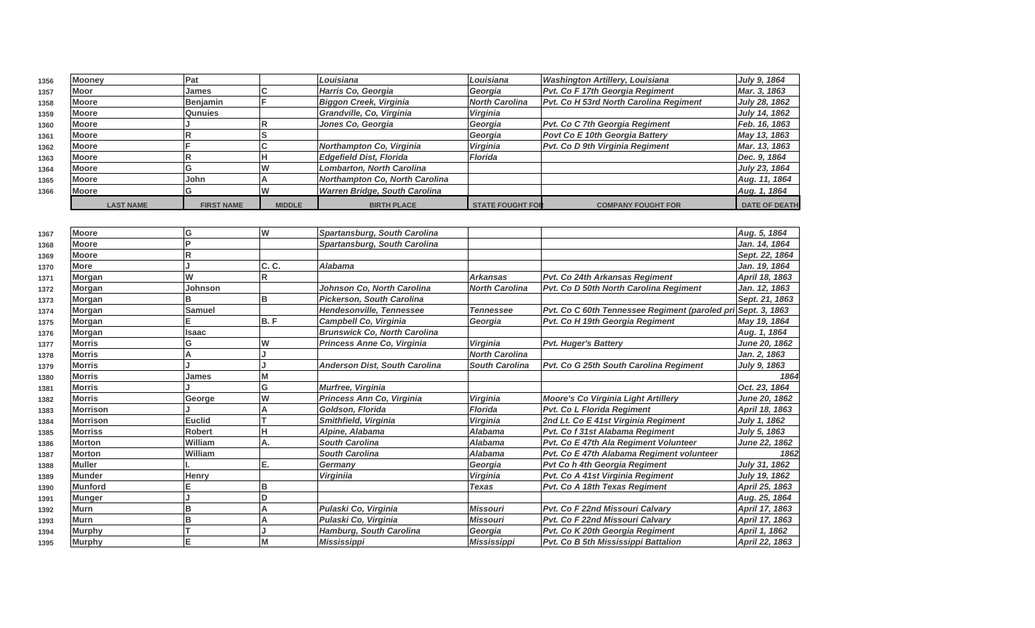| | LAST NAME | FIRST NAME | MIDDLE | BIRTH PLACE | STATE FOUGHT FOR | COMPANY FOUGHT FOR | DATE OF DEATH |
|---|---|---|---|---|---|---|---|
| 1356 | Mooney | Pat | | Louisiana | Louisiana | Washington Artillery, Louisiana | July 9, 1864 |
| 1357 | Moor | James | C | Harris Co, Georgia | Georgia | Pvt. Co F 17th Georgia Regiment | Mar. 3, 1863 |
| 1358 | Moore | Benjamin | F | Biggon Creek, Virginia | North Carolina | Pvt. Co H 53rd North Carolina Regiment | July 28, 1862 |
| 1359 | Moore | Qunuies | | Grandville, Co, Virginia | Virginia | | July 14, 1862 |
| 1360 | Moore | J | R | Jones Co, Georgia | Georgia | Pvt. Co C 7th Georgia Regiment | Feb. 16, 1863 |
| 1361 | Moore | R | S | | Georgia | Povt Co E 10th Georgia Battery | May 13, 1863 |
| 1362 | Moore | F | C | Northampton Co, Virginia | Virginia | Pvt. Co D 9th Virginia Regiment | Mar. 13, 1863 |
| 1363 | Moore | R | H | Edgefield Dist, Florida | Florida | | Dec. 9, 1864 |
| 1364 | Moore | G | W | Lombarton, North Carolina | | | July 23, 1864 |
| 1365 | Moore | John | A | Northampton Co, North Carolina | | | Aug. 11, 1864 |
| 1366 | Moore | G | W | Warren Bridge, South Carolina | | | Aug. 1, 1864 |
| 1367 | Moore | G | W | Spartansburg, South Carolina | | | Aug. 5, 1864 |
| 1368 | Moore | P | | Spartansburg, South Carolina | | | Jan. 14, 1864 |
| 1369 | Moore | R | | | | | Sept. 22, 1864 |
| 1370 | More | J | C. C. | Alabama | | | Jan. 19, 1864 |
| 1371 | Morgan | W | R | | Arkansas | Pvt. Co 24th Arkansas Regiment | April 18, 1863 |
| 1372 | Morgan | Johnson | | Johnson Co, North Carolina | North Carolina | Pvt. Co D 50th North Carolina Regiment | Jan. 12, 1863 |
| 1373 | Morgan | B | B | Pickerson, South Carolina | | | Sept. 21, 1863 |
| 1374 | Morgan | Samuel | | Hendesonville, Tennessee | Tennessee | Pvt. Co C 60th Tennessee Regiment (paroled pri | Sept. 3, 1863 |
| 1375 | Morgan | E | B. F | Campbell Co, Virginia | Georgia | Pvt. Co H 19th Georgia Regiment | May 19, 1864 |
| 1376 | Morgan | Isaac | | Brunswick Co, North Carolina | | | Aug. 1, 1864 |
| 1377 | Morris | G | W | Princess Anne Co, Virginia | Virginia | Pvt. Huger's Battery | June 20, 1862 |
| 1378 | Morris | A | J | | North Carolina | | Jan. 2, 1863 |
| 1379 | Morris | J | J | Anderson Dist, South Carolina | South Carolina | Pvt. Co G 25th South Carolina Regiment | July 9, 1863 |
| 1380 | Morris | James | M | | | | 1864 |
| 1381 | Morris | J | G | Murfree, Virginia | | | Oct. 23, 1864 |
| 1382 | Morris | George | W | Princess Ann Co, Virginia | Virginia | Moore's Co Virginia Light Artillery | June 20, 1862 |
| 1383 | Morrison | J | A | Goldson, Florida | Florida | Pvt. Co L Florida Regiment | April 18, 1863 |
| 1384 | Morrison | Euclid | T | Smithfield, Virginia | Virginia | 2nd Lt. Co E 41st Virginia Regiment | July 1, 1862 |
| 1385 | Morriss | Robert | H | Alpine, Alabama | Alabama | Pvt. Co f 31st Alabama Regiment | July 5, 1863 |
| 1386 | Morton | William | A. | South Carolina | Alabama | Pvt. Co E 47th Ala Regiment Volunteer | June 22, 1862 |
| 1387 | Morton | William | | South Carolina | Alabama | Pvt. Co E 47th Alabama Regiment volunteer | 1862 |
| 1388 | Muller | I. | E. | Germany | Georgia | Pvt Co h 4th Georgia Regiment | July 31, 1862 |
| 1389 | Munder | Henry | | Virginiia | Virginia | Pvt. Co A 41st Virginia Regiment | July 19, 1862 |
| 1390 | Munford | E | B | | Texas | Pvt. Co A 18th Texas Regiment | April 25, 1863 |
| 1391 | Munger | J | D | | | | Aug. 25, 1864 |
| 1392 | Murn | B | A | Pulaski Co, Virginia | Missouri | Pvt. Co F 22nd Missouri Calvary | April 17, 1863 |
| 1393 | Murn | B | A | Pulaski Co, Virginia | Missouri | Pvt. Co F 22nd Missouri Calvary | April 17, 1863 |
| 1394 | Murphy | T | J | Hamburg, South Carolina | Georgia | Pvt. Co K 20th Georgia Regiment | April 1, 1862 |
| 1395 | Murphy | E | M | Mississippi | Mississippi | Pvt. Co B 5th Mississippi Battalion | April 22, 1863 |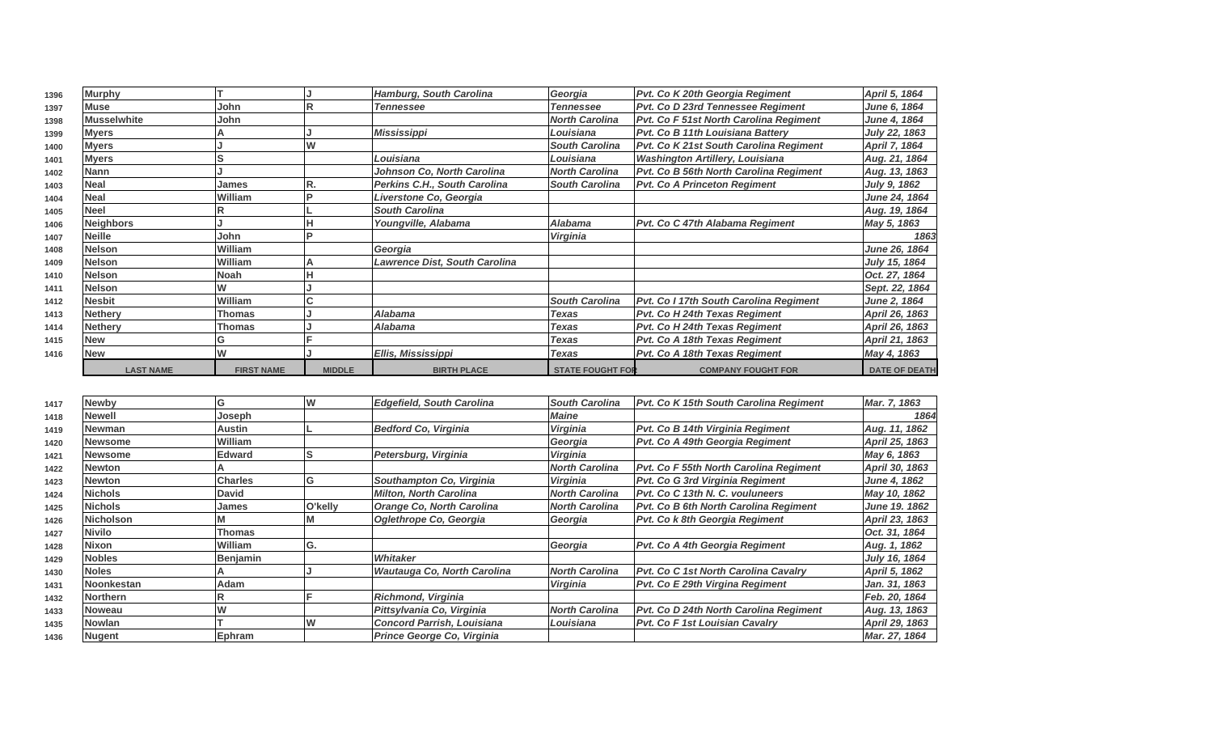| | LAST NAME | FIRST NAME | MIDDLE | BIRTH PLACE | STATE FOUGHT FOR | COMPANY FOUGHT FOR | DATE OF DEATH |
|---|---|---|---|---|---|---|---|
| 1396 | Murphy | T | J | Hamburg, South Carolina | Georgia | Pvt. Co K 20th Georgia Regiment | April 5, 1864 |
| 1397 | Muse | John | R | Tennessee | Tennessee | Pvt. Co D 23rd Tennessee Regiment | June 6, 1864 |
| 1398 | Musselwhite | John | | | North Carolina | Pvt. Co F 51st North Carolina Regiment | June 4, 1864 |
| 1399 | Myers | A | J | Mississippi | Louisiana | Pvt. Co B 11th Louisiana Battery | July 22, 1863 |
| 1400 | Myers | J | W | | South Carolina | Pvt. Co K 21st South Carolina Regiment | April 7, 1864 |
| 1401 | Myers | S | | Louisiana | Louisiana | Washington Artillery, Louisiana | Aug. 21, 1864 |
| 1402 | Nann | J | | Johnson Co, North Carolina | North Carolina | Pvt. Co B 56th North Carolina Regiment | Aug. 13, 1863 |
| 1403 | Neal | James | R. | Perkins C.H., South Carolina | South Carolina | Pvt. Co A Princeton Regiment | July 9, 1862 |
| 1404 | Neal | William | P | Liverstone Co, Georgia | | | June 24, 1864 |
| 1405 | Neel | R | L | South Carolina | | | Aug. 19, 1864 |
| 1406 | Neighbors | J | H | Youngville, Alabama | Alabama | Pvt. Co C 47th Alabama Regiment | May 5, 1863 |
| 1407 | Neille | John | P | | Virginia | | 1863 |
| 1408 | Nelson | William | | Georgia | | | June 26, 1864 |
| 1409 | Nelson | William | A | Lawrence Dist, South Carolina | | | July 15, 1864 |
| 1410 | Nelson | Noah | H | | | | Oct. 27, 1864 |
| 1411 | Nelson | W | J | | | | Sept. 22, 1864 |
| 1412 | Nesbit | William | C | | South Carolina | Pvt. Co I 17th South Carolina Regiment | June 2, 1864 |
| 1413 | Nethery | Thomas | J | Alabama | Texas | Pvt. Co H 24th Texas Regiment | April 26, 1863 |
| 1414 | Nethery | Thomas | J | Alabama | Texas | Pvt. Co H 24th Texas Regiment | April 26, 1863 |
| 1415 | New | G | F | | Texas | Pvt. Co A 18th Texas Regiment | April 21, 1863 |
| 1416 | New | W | J | Ellis, Mississippi | Texas | Pvt. Co A 18th Texas Regiment | May 4, 1863 |
| 1417 | Newby | G | W | Edgefield, South Carolina | South Carolina | Pvt. Co K 15th South Carolina Regiment | Mar. 7, 1863 |
| 1418 | Newell | Joseph | | | Maine | | 1864 |
| 1419 | Newman | Austin | L | Bedford Co, Virginia | Virginia | Pvt. Co B 14th Virginia Regiment | Aug. 11, 1862 |
| 1420 | Newsome | William | | | Georgia | Pvt. Co A 49th Georgia Regiment | April 25, 1863 |
| 1421 | Newsome | Edward | S | Petersburg, Virginia | Virginia | | May 6, 1863 |
| 1422 | Newton | A | | | North Carolina | Pvt. Co F 55th North Carolina Regiment | April 30, 1863 |
| 1423 | Newton | Charles | G | Southampton Co, Virginia | Virginia | Pvt. Co G 3rd Virginia Regiment | June 4, 1862 |
| 1424 | Nichols | David | | Milton, North Carolina | North Carolina | Pvt. Co C 13th N. C. vouluneers | May 10, 1862 |
| 1425 | Nichols | James | O'kelly | Orange Co, North Carolina | North Carolina | Pvt. Co B 6th North Carolina Regiment | June 19. 1862 |
| 1426 | Nicholson | M | M | Oglethrope Co, Georgia | Georgia | Pvt. Co k 8th Georgia Regiment | April 23, 1863 |
| 1427 | Nivilo | Thomas | | | | | Oct. 31, 1864 |
| 1428 | Nixon | William | G. | | Georgia | Pvt. Co A 4th Georgia Regiment | Aug. 1, 1862 |
| 1429 | Nobles | Benjamin | | Whitaker | | | July 16, 1864 |
| 1430 | Noles | A | J | Wautauga Co, North Carolina | North Carolina | Pvt. Co C 1st North Carolina Cavalry | April 5, 1862 |
| 1431 | Noonkestan | Adam | | | Virginia | Pvt. Co E 29th Virgina Regiment | Jan. 31, 1863 |
| 1432 | Northern | R | F | Richmond, Virginia | | | Feb. 20, 1864 |
| 1433 | Noweau | W | | Pittsylvania Co, Virginia | North Carolina | Pvt. Co D 24th North Carolina Regiment | Aug. 13, 1863 |
| 1435 | Nowlan | T | W | Concord Parrish, Louisiana | Louisiana | Pvt. Co F 1st Louisian Cavalry | April 29, 1863 |
| 1436 | Nugent | Ephram | | Prince George Co, Virginia | | | Mar. 27, 1864 |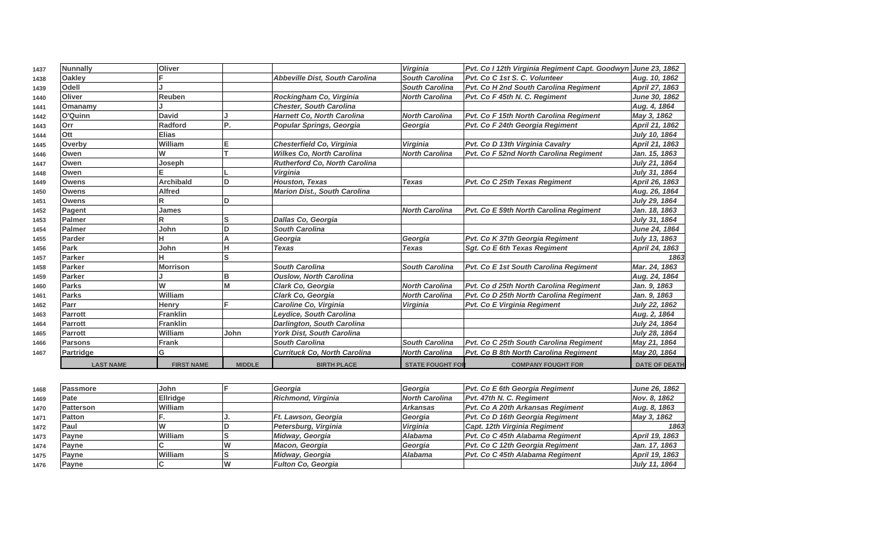| | LAST NAME | FIRST NAME | MIDDLE | BIRTH PLACE | STATE FOUGHT FOR | COMPANY FOUGHT FOR | DATE OF DEATH |
|---|---|---|---|---|---|---|---|
| 1437 | **Nunnally** | **Oliver** | | | *Virginia* | *Pvt. Co I 12th Virginia Regiment Capt. Goodwyn* | *June 23, 1862* |
| 1438 | **Oakley** | **F** | | *Abbeville Dist, South Carolina* | *South Carolina* | *Pvt. Co C 1st S. C. Volunteer* | *Aug. 10, 1862* |
| 1439 | **Odell** | **J** | | | *South Carolina* | *Pvt. Co H 2nd South Carolina Regiment* | *April 27, 1863* |
| 1440 | **Oliver** | **Reuben** | | *Rockingham Co, Virginia* | *North Carolina* | *Pvt. Co F 45th N. C. Regiment* | *June 30, 1862* |
| 1441 | **Omanamy** | **J** | | *Chester, South Carolina* | | | *Aug. 4, 1864* |
| 1442 | **O'Quinn** | **David** | **J** | *Harnett Co, North Carolina* | *North Carolina* | *Pvt. Co F 15th North Carolina Regiment* | *May 3, 1862* |
| 1443 | **Orr** | **Radford** | **P.** | *Popular Springs, Georgia* | *Georgia* | *Pvt. Co F 24th Georgia Regiment* | *April 21, 1862* |
| 1444 | **Ott** | **Elias** | | | | | *July 10, 1864* |
| 1445 | **Overby** | **William** | **E** | *Chesterfield Co, Virginia* | *Virginia* | *Pvt. Co D 13th Virginia Cavalry* | *April 21, 1863* |
| 1446 | **Owen** | **W** | **T** | *Wilkes Co, North Carolina* | *North Carolina* | *Pvt. Co F 52nd North Carolina Regiment* | *Jan. 15, 1863* |
| 1447 | **Owen** | **Joseph** | | *Rutherford Co, North Carolina* | | | *July 21, 1864* |
| 1448 | **Owen** | **E** | **L** | *Virginia* | | | *July 31, 1864* |
| 1449 | **Owens** | **Archibald** | **D** | *Houston, Texas* | *Texas* | *Pvt. Co C 25th Texas Regiment* | *April 26, 1863* |
| 1450 | **Owens** | **Alfred** | | *Marion Dist., South Carolina* | | | *Aug. 26, 1864* |
| 1451 | **Owens** | **R** | **D** | | | | *July 29, 1864* |
| 1452 | **Pagent** | **James** | | | *North Carolina* | *Pvt. Co E 59th North Carolina Regiment* | *Jan. 18, 1863* |
| 1453 | **Palmer** | **R** | **S** | *Dallas Co, Georgia* | | | *July 31, 1864* |
| 1454 | **Palmer** | **John** | **D** | *South Carolina* | | | *June 24, 1864* |
| 1455 | **Parder** | **H** | **A** | *Georgia* | *Georgia* | *Pvt. Co K 37th Georgia Regiment* | *July 13, 1863* |
| 1456 | **Park** | **John** | **H** | *Texas* | *Texas* | *Sgt. Co E 6th Texas Regiment* | *April 24, 1863* |
| 1457 | **Parker** | **H** | **S** | | | | *1863* |
| 1458 | **Parker** | **Morrison** | | *South Carolina* | *South Carolina* | *Pvt. Co E 1st South Carolina Regiment* | *Mar. 24, 1863* |
| 1459 | **Parker** | **J** | **B** | *Ouslow, North Carolina* | | | *Aug. 24, 1864* |
| 1460 | **Parks** | **W** | **M** | *Clark Co, Georgia* | *North Carolina* | *Pvt. Co d 25th North Carolina Regiment* | *Jan. 9, 1863* |
| 1461 | **Parks** | **William** | | *Clark Co, Georgia* | *North Carolina* | *Pvt. Co D 25th North Carolina Regiment* | *Jan. 9, 1863* |
| 1462 | **Parr** | **Henry** | **F** | *Caroline Co, Virginia* | *Virginia* | *Pvt. Co E Virginia Regiment* | *July 22, 1862* |
| 1463 | **Parrott** | **Franklin** | | *Leydice, South Carolina* | | | *Aug. 2, 1864* |
| 1464 | **Parrott** | **Franklin** | | *Darlington, South Carolina* | | | *July 24, 1864* |
| 1465 | **Parrott** | **William** | **John** | *York Dist, South Carolina* | | | *July 28, 1864* |
| 1466 | **Parsons** | **Frank** | | *South Carolina* | *South Carolina* | *Pvt. Co C 25th South Carolina Regiment* | *May 21, 1864* |
| 1467 | **Partridge** | **G** | | *Currituck Co, North Carolina* | *North Carolina* | *Pvt. Co B 8th North Carolina Regiment* | *May 20, 1864* |
| 1468 | **Passmore** | **John** | **F** | *Georgia* | *Georgia* | *Pvt. Co E 6th Georgia Regiment* | *June 26, 1862* |
| 1469 | **Pate** | **Ellridge** | | *Richmond, Virginia* | *North Carolina* | *Pvt. 47th N. C. Regiment* | *Nov. 8, 1862* |
| 1470 | **Patterson** | **William** | | | *Arkansas* | *Pvt. Co A 20th Arkansas Regiment* | *Aug. 8, 1863* |
| 1471 | **Patton** | **F.** | **J.** | *Ft. Lawson, Georgia* | *Georgia* | *Pvt. Co D 16th Georgia Regiment* | *May 3, 1862* |
| 1472 | **Paul** | **W** | **D** | *Petersburg, Virginia* | *Virginia* | *Capt. 12th Virginia Regiment* | *1863* |
| 1473 | **Payne** | **William** | **S** | *Midway, Georgia* | *Alabama* | *Pvt. Co C 45th Alabama Regiment* | *April 19, 1863* |
| 1474 | **Payne** | **C** | **W** | *Macon, Georgia* | *Georgia* | *Pvt. Co C 12th Georgia Regiment* | *Jan. 17, 1863* |
| 1475 | **Payne** | **William** | **S** | *Midway, Georgia* | *Alabama* | *Pvt. Co C 45th Alabama Regiment* | *April 19, 1863* |
| 1476 | **Payne** | **C** | **W** | *Fulton Co, Georgia* | | | *July 11, 1864* |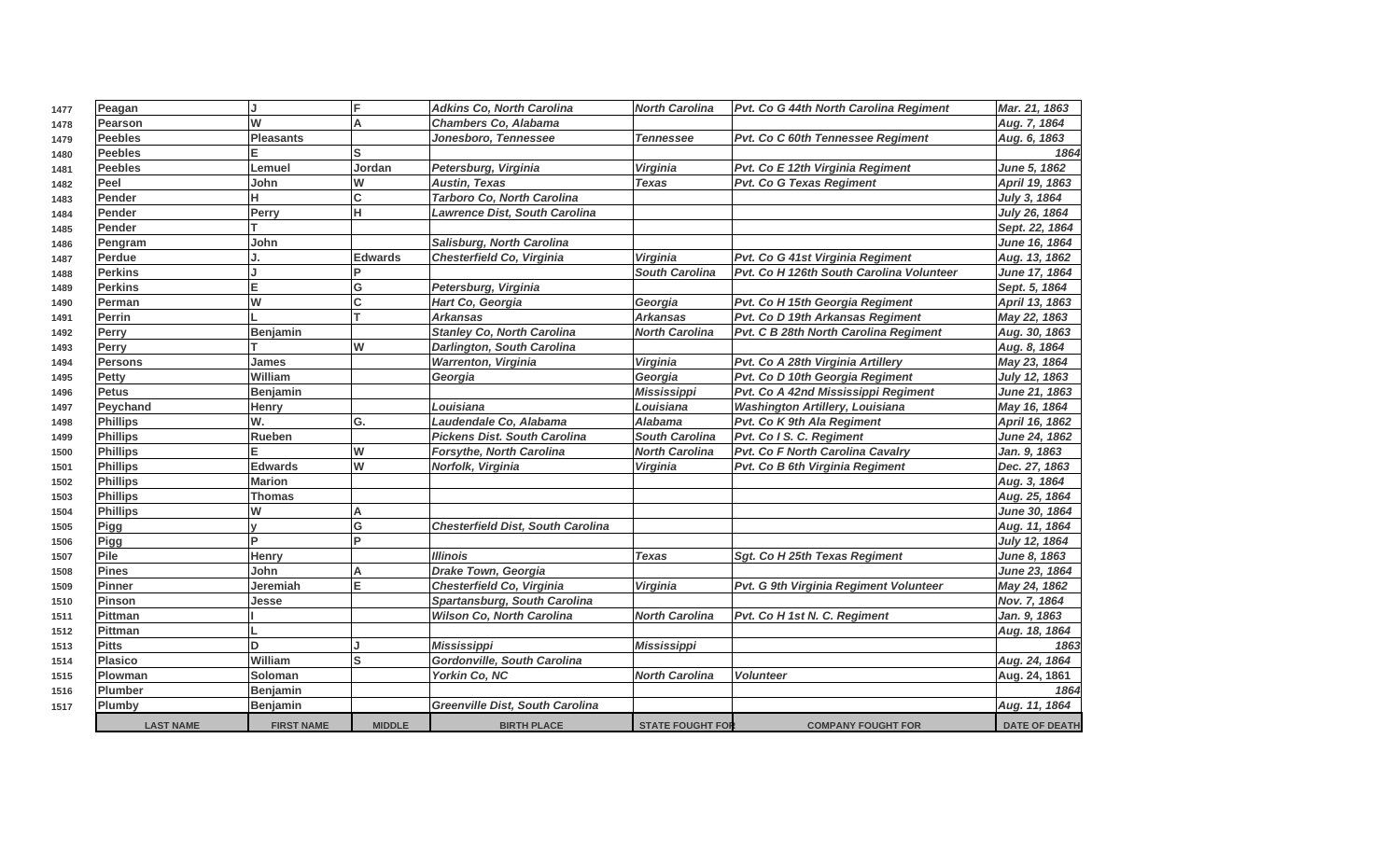|  | LAST NAME | FIRST NAME | MIDDLE | BIRTH PLACE | STATE FOUGHT FOR | COMPANY FOUGHT FOR | DATE OF DEATH |
|---|---|---|---|---|---|---|---|
| 1477 | Peagan | J | F | Adkins Co, North Carolina | North Carolina | Pvt. Co G 44th North Carolina Regiment | Mar. 21, 1863 |
| 1478 | Pearson | W | A | Chambers Co, Alabama |  |  | Aug. 7, 1864 |
| 1479 | Peebles | Pleasants |  | Jonesboro, Tennessee | Tennessee | Pvt. Co C 60th Tennessee Regiment | Aug. 6, 1863 |
| 1480 | Peebles | E | S |  |  |  | 1864 |
| 1481 | Peebles | Lemuel | Jordan | Petersburg, Virginia | Virginia | Pvt. Co E 12th Virginia Regiment | June 5, 1862 |
| 1482 | Peel | John | W | Austin, Texas | Texas | Pvt. Co G Texas Regiment | April 19, 1863 |
| 1483 | Pender | H | C | Tarboro Co, North Carolina |  |  | July 3, 1864 |
| 1484 | Pender | Perry | H | Lawrence Dist, South Carolina |  |  | July 26, 1864 |
| 1485 | Pender | T |  |  |  |  | Sept. 22, 1864 |
| 1486 | Pengram | John |  | Salisburg, North Carolina |  |  | June 16, 1864 |
| 1487 | Perdue | J. | Edwards | Chesterfield Co, Virginia | Virginia | Pvt. Co G 41st Virginia Regiment | Aug. 13, 1862 |
| 1488 | Perkins | J | P |  | South Carolina | Pvt. Co H 126th South Carolina Volunteer | June 17, 1864 |
| 1489 | Perkins | E | G | Petersburg, Virginia |  |  | Sept. 5, 1864 |
| 1490 | Perman | W | C | Hart Co, Georgia | Georgia | Pvt. Co H 15th Georgia Regiment | April 13, 1863 |
| 1491 | Perrin | L | T | Arkansas | Arkansas | Pvt. Co D 19th Arkansas Regiment | May 22, 1863 |
| 1492 | Perry | Benjamin |  | Stanley Co, North Carolina | North Carolina | Pvt. C B 28th North Carolina Regiment | Aug. 30, 1863 |
| 1493 | Perry | T | W | Darlington, South Carolina |  |  | Aug. 8, 1864 |
| 1494 | Persons | James |  | Warrenton, Virginia | Virginia | Pvt. Co A 28th Virginia Artillery | May 23, 1864 |
| 1495 | Petty | William |  | Georgia | Georgia | Pvt. Co D 10th Georgia Regiment | July 12, 1863 |
| 1496 | Petus | Benjamin |  |  | Mississippi | Pvt. Co A 42nd Mississippi Regiment | June 21, 1863 |
| 1497 | Peychand | Henry |  | Louisiana | Louisiana | Washington Artillery, Louisiana | May 16, 1864 |
| 1498 | Phillips | W. | G. | Laudendale Co, Alabama | Alabama | Pvt. Co K 9th Ala Regiment | April 16, 1862 |
| 1499 | Phillips | Rueben |  | Pickens Dist. South Carolina | South Carolina | Pvt. Co I S. C. Regiment | June 24, 1862 |
| 1500 | Phillips | E | W | Forsythe, North Carolina | North Carolina | Pvt. Co F North Carolina Cavalry | Jan. 9, 1863 |
| 1501 | Phillips | Edwards | W | Norfolk, Virginia | Virginia | Pvt. Co B 6th Virginia Regiment | Dec. 27, 1863 |
| 1502 | Phillips | Marion |  |  |  |  | Aug. 3, 1864 |
| 1503 | Phillips | Thomas |  |  |  |  | Aug. 25, 1864 |
| 1504 | Phillips | W | A |  |  |  | June 30, 1864 |
| 1505 | Pigg | y | G | Chesterfield Dist, South Carolina |  |  | Aug. 11, 1864 |
| 1506 | Pigg | P | P |  |  |  | July 12, 1864 |
| 1507 | Pile | Henry |  | Illinois | Texas | Sgt. Co H 25th Texas Regiment | June 8, 1863 |
| 1508 | Pines | John | A | Drake Town, Georgia |  |  | June 23, 1864 |
| 1509 | Pinner | Jeremiah | E | Chesterfield Co, Virginia | Virginia | Pvt. G 9th Virginia Regiment Volunteer | May 24, 1862 |
| 1510 | Pinson | Jesse |  | Spartansburg, South Carolina |  |  | Nov. 7, 1864 |
| 1511 | Pittman | I |  | Wilson Co, North Carolina | North Carolina | Pvt. Co H 1st N. C. Regiment | Jan. 9, 1863 |
| 1512 | Pittman | L |  |  |  |  | Aug. 18, 1864 |
| 1513 | Pitts | D | J | Mississippi | Mississippi |  | 1863 |
| 1514 | Plasico | William | S | Gordonville, South Carolina |  |  | Aug. 24, 1864 |
| 1515 | Plowman | Soloman |  | Yorkin Co, NC | North Carolina | Volunteer | Aug. 24, 1861 |
| 1516 | Plumber | Benjamin |  |  |  |  | 1864 |
| 1517 | Plumby | Benjamin |  | Greenville Dist, South Carolina |  |  | Aug. 11, 1864 |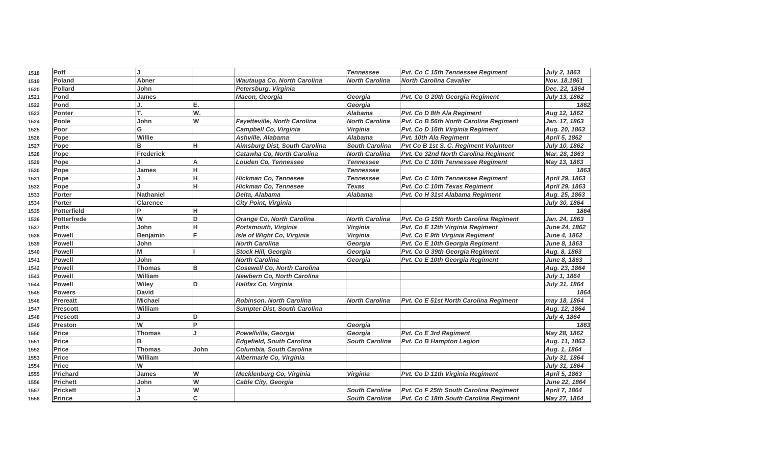| | | | | | | | |
|---|---|---|---|---|---|---|---|
| 1518 | Poff | J | | | *Tennessee* | *Pvt. Co C 15th Tennessee Regiment* | *July 2, 1863* |
| 1519 | Poland | Abner | | *Wautauga Co, North Carolina* | *North Carolina* | *North Carolina Cavalier* | *Nov. 18,1861* |
| 1520 | Pollard | John | | *Petersburg, Virginia* | | | *Dec. 22, 1864* |
| 1521 | Pond | James | | *Macon, Georgia* | *Georgia* | *Pvt. Co G 20th Georgia Regiment* | *July 13, 1862* |
| 1522 | Pond | J. | E. | | *Georgia* | | *1862* |
| 1523 | Ponter | T. | W. | | *Alabama* | *Pvt. Co D 8th Ala Regiment* | *Aug 12, 1862* |
| 1524 | Poole | John | W | *Fayetteville, North Carolina* | *North Carolina* | *Pvt. Co B 56th North Carolina Regiment* | *Jan. 17, 1863* |
| 1525 | Poor | G | | *Campbell Co, Virginia* | *Virginia* | *Pvt. Co D 16th Virginia Regiment* | *Aug. 20, 1863* |
| 1526 | Pope | Willie | | *Ashville, Alabama* | *Alabama* | *Pvt. 10th Ala Regiment* | *April 5, 1862* |
| 1527 | Pope | B | H | *Aimsburg Dist, South Carolina* | *South Carolina* | *Pvt Co B 1st S. C. Regiment Volunteer* | *July 10, 1862* |
| 1528 | Pope | Frederick | | *Catawha Co, North Carolina* | *North Carolina* | *Pvt. Co 32nd North Carolina Regiment* | *Mar. 28, 1863* |
| 1529 | Pope | J | A | *Louden Co, Tennessee* | *Tennessee* | *Pvt. Co C 10th Tennessee Regiment* | *May 13, 1863* |
| 1530 | Pope | James | H | | *Tennessee* | | *1863* |
| 1531 | Pope | J | H | *Hickman Co, Tennesee* | *Tennessee* | *Pvt. Co C 10th Tennessee Regiment* | *April 29, 1863* |
| 1532 | Pope | J | H | *Hickman Co, Tennesee* | *Texas* | *Pvt. Co C 10th Texas Regiment* | *April 29, 1863* |
| 1533 | Porter | Nathaniel | | *Delta, Alabama* | *Alabama* | *Pvt. Co H 31st Alabama Regiment* | *Aug. 25, 1863* |
| 1534 | Porter | Clarence | | *City Point, Virginia* | | | *July 30, 1864* |
| 1535 | Potterfield | P | H | | | | *1864* |
| 1536 | Potterfrede | W | D | *Orange Co, North Carolina* | *North Carolina* | *Pvt. Co G 15th North Carolina Regiment* | *Jan. 24, 1863* |
| 1537 | Potts | John | H | *Portsmouth, Virginia* | *Virginia* | *Pvt. Co E 12th Virginia Regiment* | *June 24, 1862* |
| 1538 | Powell | Benjamin | F | *Isle of Wight Co, Virginia* | *Virginia* | *Pvt. Co E 9th Virginia Regiment* | *June 4, 1862* |
| 1539 | Powell | John | | *North Carolina* | *Georgia* | *Pvt. Co E 10th Georgia Regiment* | *June 8, 1863* |
| 1540 | Powell | M | I | *Stock Hill, Georgia* | *Georgia* | *Pvt. Co G 39th Georgia Regiment* | *Aug. 8, 1863* |
| 1541 | Powell | John | | *North Carolina* | *Georgia* | *Pvt. Co E 10th Georgia Regiment* | *June 8, 1863* |
| 1542 | Powell | Thomas | B | *Cosewell Co, North Carolina* | | | *Aug. 23, 1864* |
| 1543 | Powell | William | | *Newbern Co, North Carolina* | | | *July 1, 1864* |
| 1544 | Powell | Wiley | D | *Halifax Co, Virginia* | | | *July 31, 1864* |
| 1545 | Powers | David | | | | | *1864* |
| 1546 | Prereatt | Michael | | *Robinson, North Carolina* | *North Carolina* | *Pvt. Co E 51st North Carolina Regiment* | *may 18, 1864* |
| 1547 | Prescott | William | | *Sumpter Dist, South Carolina* | | | *Aug. 12, 1864* |
| 1548 | Prescott | J | D | | | | *July 4, 1864* |
| 1549 | Preston | W | P | | *Georgia* | | *1863* |
| 1550 | Price | Thomas | J | *Powellville, Georgia* | *Georgia* | *Pvt. Co E 3rd Regiment* | *May 28, 1862* |
| 1551 | Price | B | | *Edgefield, South Carolina* | *South Carolina* | *Pvt. Co B Hampton Legion* | *Aug. 11, 1863* |
| 1552 | Price | Thomas | John | *Columbia, South Carolina* | | | *Aug. 1, 1864* |
| 1553 | Price | William | | *Albermarle Co, Virginia* | | | *July 31, 1864* |
| 1554 | Price | W | | | | | *July 31, 1864* |
| 1555 | Prichard | James | W | *Mecklenburg Co, Virginia* | *Virginia* | *Pvt. Co D 11th Virginia Regiment* | *April 5, 1863* |
| 1556 | Prichett | John | W | *Cable City, Georgia* | | | *June 22, 1864* |
| 1557 | Prickett | J | W | | *South Carolina* | *Pvt. Co F 25th South Carolina Regiment* | *April 7, 1864* |
| 1558 | Prince | J | C | | *South Carolina* | *Pvt. Co C 18th South Carolina Regiment* | *May 27, 1864* |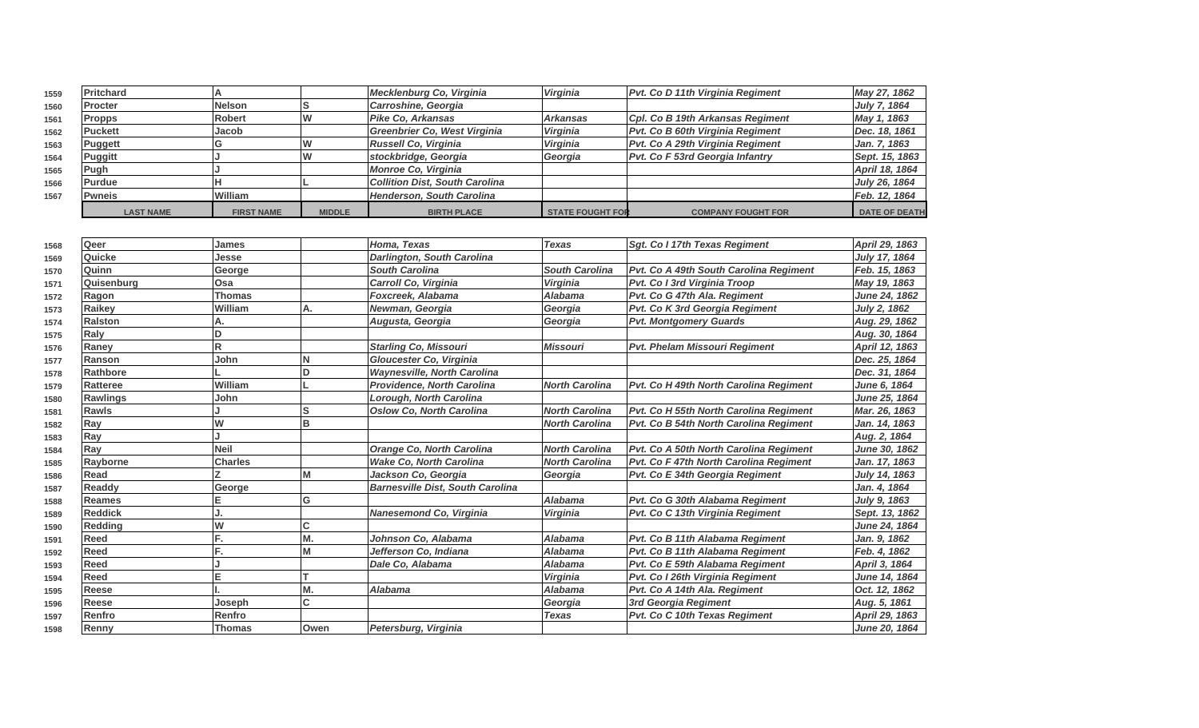| | LAST NAME | FIRST NAME | MIDDLE | BIRTH PLACE | STATE FOUGHT FOR | COMPANY FOUGHT FOR | DATE OF DEATH |
|---|---|---|---|---|---|---|---|
| 1559 | Pritchard | A | | Mecklenburg Co, Virginia | Virginia | Pvt. Co D 11th Virginia Regiment | May 27, 1862 |
| 1560 | Procter | Nelson | S | Carroshine, Georgia | | | July 7, 1864 |
| 1561 | Propps | Robert | W | Pike Co, Arkansas | Arkansas | Cpl. Co B 19th Arkansas Regiment | May 1, 1863 |
| 1562 | Puckett | Jacob | | Greenbrier Co, West Virginia | Virginia | Pvt. Co B 60th Virginia Regiment | Dec. 18, 1861 |
| 1563 | Puggett | G | W | Russell Co, Virginia | Virginia | Pvt. Co A 29th Virginia Regiment | Jan. 7, 1863 |
| 1564 | Puggitt | J | W | stockbridge, Georgia | Georgia | Pvt. Co F 53rd Georgia Infantry | Sept. 15, 1863 |
| 1565 | Pugh | J | | Monroe Co, Virginia | | | April 18, 1864 |
| 1566 | Purdue | H | L | Collition Dist, South Carolina | | | July 26, 1864 |
| 1567 | Pwneis | William | | Henderson, South Carolina | | | Feb. 12, 1864 |
| 1568 | Qeer | James | | Homa, Texas | Texas | Sgt. Co I 17th Texas Regiment | April 29, 1863 |
| 1569 | Quicke | Jesse | | Darlington, South Carolina | | | July 17, 1864 |
| 1570 | Quinn | George | | South Carolina | South Carolina | Pvt. Co A 49th South Carolina Regiment | Feb. 15, 1863 |
| 1571 | Quisenburg | Osa | | Carroll Co, Virginia | Virginia | Pvt. Co I 3rd Virginia Troop | May 19, 1863 |
| 1572 | Ragon | Thomas | | Foxcreek, Alabama | Alabama | Pvt. Co G 47th Ala. Regiment | June 24, 1862 |
| 1573 | Raikey | William | A. | Newman, Georgia | Georgia | Pvt. Co K 3rd Georgia Regiment | July 2, 1862 |
| 1574 | Ralston | A. | | Augusta, Georgia | Georgia | Pvt. Montgomery Guards | Aug. 29, 1862 |
| 1575 | Raly | D | | | | | Aug. 30, 1864 |
| 1576 | Raney | R | | Starling Co, Missouri | Missouri | Pvt. Phelam Missouri Regiment | April 12, 1863 |
| 1577 | Ranson | John | N | Gloucester Co, Virginia | | | Dec. 25, 1864 |
| 1578 | Rathbore | L | D | Waynesville, North Carolina | | | Dec. 31, 1864 |
| 1579 | Ratteree | William | L | Providence, North Carolina | North Carolina | Pvt. Co H 49th North Carolina Regiment | June 6, 1864 |
| 1580 | Rawlings | John | | Lorough, North Carolina | | | June 25, 1864 |
| 1581 | Rawls | J | S | Oslow Co, North Carolina | North Carolina | Pvt. Co H 55th North Carolina Regiment | Mar. 26, 1863 |
| 1582 | Ray | W | B | | North Carolina | Pvt. Co B 54th North Carolina Regiment | Jan. 14, 1863 |
| 1583 | Ray | J | | | | | Aug. 2, 1864 |
| 1584 | Ray | Neil | | Orange Co, North Carolina | North Carolina | Pvt. Co A 50th North Carolina Regiment | June 30, 1862 |
| 1585 | Rayborne | Charles | | Wake Co, North Carolina | North Carolina | Pvt. Co F 47th North Carolina Regiment | Jan. 17, 1863 |
| 1586 | Read | Z | M | Jackson Co, Georgia | Georgia | Pvt. Co E 34th Georgia Regiment | July 14, 1863 |
| 1587 | Readdy | George | | Barnesville Dist, South Carolina | | | Jan. 4, 1864 |
| 1588 | Reames | E | G | | Alabama | Pvt. Co G 30th Alabama Regiment | July 9, 1863 |
| 1589 | Reddick | J. | | Nanesemond Co, Virginia | Virginia | Pvt. Co C 13th Virginia Regiment | Sept. 13, 1862 |
| 1590 | Redding | W | C | | | | June 24, 1864 |
| 1591 | Reed | F. | M. | Johnson Co, Alabama | Alabama | Pvt. Co B 11th Alabama Regiment | Jan. 9, 1862 |
| 1592 | Reed | F. | M | Jefferson Co, Indiana | Alabama | Pvt. Co B 11th Alabama Regiment | Feb. 4, 1862 |
| 1593 | Reed | J | | Dale Co, Alabama | Alabama | Pvt. Co E 59th Alabama Regiment | April 3, 1864 |
| 1594 | Reed | E | T | | Virginia | Pvt. Co I 26th Virginia Regiment | June 14, 1864 |
| 1595 | Reese | I. | M. | Alabama | Alabama | Pvt. Co A 14th Ala. Regiment | Oct. 12, 1862 |
| 1596 | Reese | Joseph | C | | Georgia | 3rd Georgia Regiment | Aug. 5, 1861 |
| 1597 | Renfro | Renfro | | | Texas | Pvt. Co C 10th Texas Regiment | April 29, 1863 |
| 1598 | Renny | Thomas | Owen | Petersburg, Virginia | | | June 20, 1864 |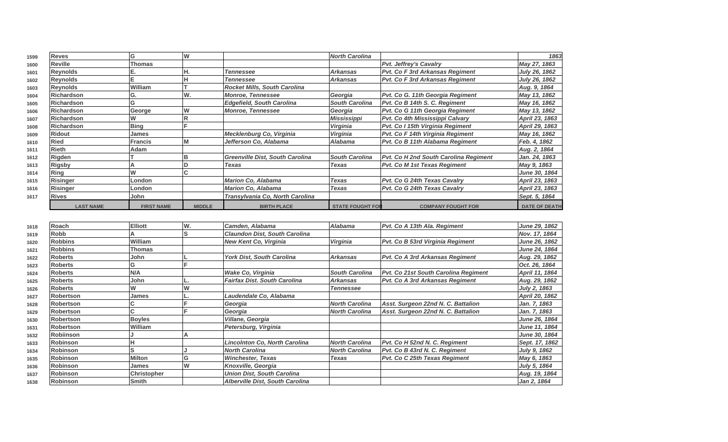| | LAST NAME | FIRST NAME | MIDDLE | BIRTH PLACE | STATE FOUGHT FOR | COMPANY FOUGHT FOR | DATE OF DEATH |
|---|---|---|---|---|---|---|---|
| 1599 | **Reves** | **G** | **W** | | ***North Carolina*** | | ***1863*** |
| 1600 | **Reville** | **Thomas** | | | | ***Pvt. Jeffrey's Cavalry*** | ***May 27, 1863*** |
| 1601 | **Reynolds** | **E.** | **H.** | ***Tennessee*** | ***Arkansas*** | ***Pvt. Co F 3rd Arkansas Regiment*** | ***July 26, 1862*** |
| 1602 | **Reynolds** | **E** | **H** | ***Tennessee*** | ***Arkansas*** | ***Pvt. Co F 3rd Arkansas Regiment*** | ***July 26, 1862*** |
| 1603 | **Reynolds** | **William** | **T** | ***Rocket Mills, South Carolina*** | | | ***Aug. 9, 1864*** |
| 1604 | **Richardson** | **G.** | **W.** | ***Monroe, Tennessee*** | ***Georgia*** | ***Pvt. Co G. 11th Georgia Regiment*** | ***May 13, 1862*** |
| 1605 | **Richardson** | **G** | | ***Edgefield, South Carolina*** | ***South Carolina*** | ***Pvt. Co B 14th S. C. Regiment*** | ***May 16, 1862*** |
| 1606 | **Richardson** | **George** | **W** | ***Monroe, Tennessee*** | ***Georgia*** | ***Pvt. Co G 11th Georgia Regiment*** | ***May 13, 1862*** |
| 1607 | **Richardson** | **W** | **R** | | ***Mississippi*** | ***Pvt. Co 4th Mississippi Calvary*** | ***April 23, 1863*** |
| 1608 | **Richardson** | **Bing** | **F** | | ***Virginia*** | ***Pvt. Co I 15th Virginia Regiment*** | ***April 29, 1863*** |
| 1609 | **Ridout** | **James** | | ***Mecklenburg Co, Virginia*** | ***Virginia*** | ***Pvt. Co F 14th Virginia Regiment*** | ***May 16, 1862*** |
| 1610 | **Ried** | **Francis** | **M** | ***Jefferson Co, Alabama*** | ***Alabama*** | ***Pvt. Co B 11th Alabama Regiment*** | ***Feb. 4, 1862*** |
| 1611 | **Rieth** | **Adam** | | | | | ***Aug. 2, 1864*** |
| 1612 | **Rigden** | **T** | **B** | ***Greenville Dist, South Carolina*** | ***South Carolina*** | ***Pvt. Co H 2nd South Carolina Regiment*** | ***Jan. 24, 1863*** |
| 1613 | **Rigsby** | **A** | **D** | ***Texas*** | ***Texas*** | ***Pvt. Co M 1st Texas Regiment*** | ***May 9, 1863*** |
| 1614 | **Ring** | **W** | **C** | | | | ***June 30, 1864*** |
| 1615 | **Risinger** | **London** | | ***Marion Co, Alabama*** | ***Texas*** | ***Pvt. Co G 24th Texas Cavalry*** | ***April 23, 1863*** |
| 1616 | **Risinger** | **London** | | ***Marion Co, Alabama*** | ***Texas*** | ***Pvt. Co G 24th Texas Cavalry*** | ***April 23, 1863*** |
| 1617 | **Rives** | **John** | | ***Transylvania Co, North Carolina*** | | | ***Sept. 5, 1864*** |
| 1618 | **Roach** | **Elliott** | **W.** | ***Camden, Alabama*** | ***Alabama*** | ***Pvt. Co A 13th Ala. Regiment*** | ***June 29, 1862*** |
| 1619 | **Robb** | **A** | **S** | ***Claundon Dist, South Carolina*** | | | ***Nov. 17, 1864*** |
| 1620 | **Robbins** | **William** | | ***New Kent Co, Virginia*** | ***Virginia*** | ***Pvt. Co B 53rd Virginia Regiment*** | ***June 26, 1862*** |
| 1621 | **Robbins** | **Thomas** | | | | | ***June 24, 1864*** |
| 1622 | **Roberts** | **John** | **L** | ***York Dist, South Carolina*** | ***Arkansas*** | ***Pvt. Co A 3rd Arkansas Regiment*** | ***Aug. 29, 1862*** |
| 1623 | **Roberts** | **G** | **F** | | | | ***Oct. 26, 1864*** |
| 1624 | **Roberts** | **N/A** | | ***Wake Co, Virginia*** | ***South Carolina*** | ***Pvt. Co 21st South Carolina Regiment*** | ***April 11, 1864*** |
| 1625 | **Roberts** | **John** | **L.** | ***Fairfax Dist. South Carolina*** | ***Arkansas*** | ***Pvt. Co A 3rd Arkansas Regiment*** | ***Aug. 29, 1862*** |
| 1626 | **Roberts** | **W** | **W** | | ***Tennessee*** | | ***July 2, 1863*** |
| 1627 | **Robertson** | **James** | **L.** | ***Laudendale Co, Alabama*** | | | ***April 20, 1862*** |
| 1628 | **Robertson** | **C** | **F** | ***Georgia*** | ***North Carolina*** | ***Asst. Surgeon 22nd N. C. Battalion*** | ***Jan. 7, 1863*** |
| 1629 | **Robertson** | **C** | **F** | ***Georgia*** | ***North Carolina*** | ***Asst. Surgeon 22nd N. C. Battalion*** | ***Jan. 7, 1863*** |
| 1630 | **Robertson** | **Boyles** | | ***Villane, Georgia*** | | | ***June 26, 1864*** |
| 1631 | **Robertson** | **William** | | ***Petersburg, Virginia*** | | | ***June 11, 1864*** |
| 1632 | **Robiinson** | **J** | **A** | | | | ***June 30, 1864*** |
| 1633 | **Robinson** | **H** | | ***Lincolnton Co, North Carolina*** | ***North Carolina*** | ***Pvt. Co H 52nd N. C. Regiment*** | ***Sept. 17, 1862*** |
| 1634 | **Robinson** | **S** | **J** | ***North Carolina*** | ***North Carolina*** | ***Pvt. Co B 43rd N. C. Regiment*** | ***July 9, 1862*** |
| 1635 | **Robinson** | **Milton** | **G** | ***Winchester, Texas*** | ***Texas*** | ***Pvt. Co C 25th Texas Regiment*** | ***May 6, 1863*** |
| 1636 | **Robinson** | **James** | **W** | ***Knoxville, Georgia*** | | | ***July 5, 1864*** |
| 1637 | **Robinson** | **Christopher** | | ***Union Dist, South Carolina*** | | | ***Aug. 19, 1864*** |
| 1638 | **Robinson** | **Smith** | | ***Alberville Dist, South Carolina*** | | | ***Jan 2, 1864*** |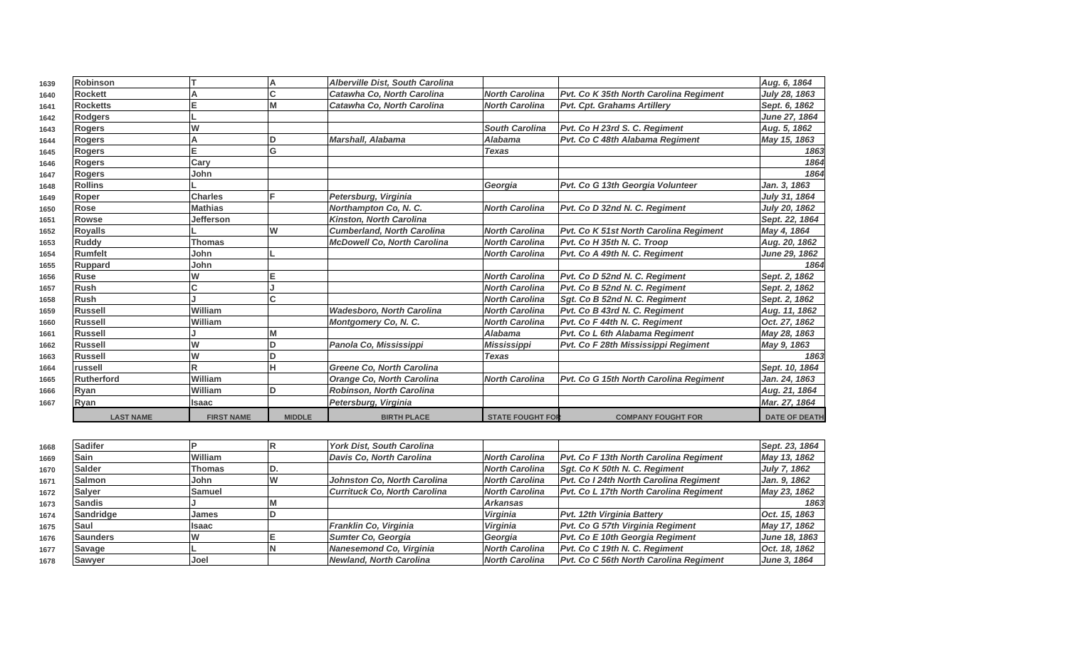| | LAST NAME | FIRST NAME | MIDDLE | BIRTH PLACE | STATE FOUGHT FOR | COMPANY FOUGHT FOR | DATE OF DEATH |
|---|---|---|---|---|---|---|---|
| 1639 | Robinson | T | A | *Alberville Dist, South Carolina* | | | *Aug. 6, 1864* |
| 1640 | Rockett | A | C | *Catawha Co, North Carolina* | *North Carolina* | *Pvt. Co K 35th North Carolina Regiment* | *July 28, 1863* |
| 1641 | Rocketts | E | M | *Catawha Co, North Carolina* | *North Carolina* | *Pvt. Cpt. Grahams Artillery* | *Sept. 6, 1862* |
| 1642 | Rodgers | L | | | | | *June 27, 1864* |
| 1643 | Rogers | W | | | *South Carolina* | *Pvt. Co H 23rd S. C. Regiment* | *Aug. 5, 1862* |
| 1644 | Rogers | A | D | *Marshall, Alabama* | *Alabama* | *Pvt. Co C 48th Alabama Regiment* | *May 15, 1863* |
| 1645 | Rogers | E | G | | *Texas* | | *1863* |
| 1646 | Rogers | Cary | | | | | *1864* |
| 1647 | Rogers | John | | | | | *1864* |
| 1648 | Rollins | L | | | *Georgia* | *Pvt. Co G 13th Georgia Volunteer* | *Jan. 3, 1863* |
| 1649 | Roper | Charles | F | *Petersburg, Virginia* | | | *July 31, 1864* |
| 1650 | Rose | Mathias | | *Northampton Co, N. C.* | *North Carolina* | *Pvt. Co D 32nd N. C. Regiment* | *July 20, 1862* |
| 1651 | Rowse | Jefferson | | *Kinston, North Carolina* | | | *Sept. 22, 1864* |
| 1652 | Royalls | L | W | *Cumberland, North Carolina* | *North Carolina* | *Pvt. Co K 51st North Carolina Regiment* | *May 4, 1864* |
| 1653 | Ruddy | Thomas | | *McDowell Co, North Carolina* | *North Carolina* | *Pvt. Co H 35th N. C. Troop* | *Aug. 20, 1862* |
| 1654 | Rumfelt | John | L | | *North Carolina* | *Pvt. Co A 49th N. C. Regiment* | *June 29, 1862* |
| 1655 | Ruppard | John | | | | | *1864* |
| 1656 | Ruse | W | E | | *North Carolina* | *Pvt. Co D 52nd N. C. Regiment* | *Sept. 2, 1862* |
| 1657 | Rush | C | J | | *North Carolina* | *Pvt. Co B 52nd N. C. Regiment* | *Sept. 2, 1862* |
| 1658 | Rush | J | C | | *North Carolina* | *Sgt. Co B 52nd N. C. Regiment* | *Sept. 2, 1862* |
| 1659 | Russell | William | | *Wadesboro, North Carolina* | *North Carolina* | *Pvt. Co B 43rd N. C. Regiment* | *Aug. 11, 1862* |
| 1660 | Russell | William | | *Montgomery Co, N. C.* | *North Carolina* | *Pvt. Co F 44th N. C. Regiment* | *Oct. 27, 1862* |
| 1661 | Russell | J | M | | *Alabama* | *Pvt. Co L 6th Alabama Regiment* | *May 28, 1863* |
| 1662 | Russell | W | D | *Panola Co, Mississippi* | *Mississippi* | *Pvt. Co F 28th Mississippi Regiment* | *May 9, 1863* |
| 1663 | Russell | W | D | | *Texas* | | *1863* |
| 1664 | russell | R | H | *Greene Co, North Carolina* | | | *Sept. 10, 1864* |
| 1665 | Rutherford | William | | *Orange Co, North Carolina* | *North Carolina* | *Pvt. Co G 15th North Carolina Regiment* | *Jan. 24, 1863* |
| 1666 | Ryan | William | D | *Robinson, North Carolina* | | | *Aug. 21, 1864* |
| 1667 | Ryan | Isaac | | *Petersburg, Virginia* | | | *Mar. 27, 1864* |
| 1668 | Sadifer | P | R | *York Dist, South Carolina* | | | *Sept. 23, 1864* |
| 1669 | Sain | William | | *Davis Co, North Carolina* | *North Carolina* | *Pvt. Co F 13th North Carolina Regiment* | *May 13, 1862* |
| 1670 | Salder | Thomas | D. | | *North Carolina* | *Sgt. Co K 50th N. C. Regiment* | *July 7, 1862* |
| 1671 | Salmon | John | W | *Johnston Co, North Carolina* | *North Carolina* | *Pvt. Co I 24th North Carolina Regiment* | *Jan. 9, 1862* |
| 1672 | Salyer | Samuel | | *Currituck Co, North Carolina* | *North Carolina* | *Pvt. Co L 17th North Carolina Regiment* | *May 23, 1862* |
| 1673 | Sandis | J | M | | *Arkansas* | | *1863* |
| 1674 | Sandridge | James | D | | *Virginia* | *Pvt. 12th Virginia Battery* | *Oct. 15, 1863* |
| 1675 | Saul | Isaac | | *Franklin Co, Virginia* | *Virginia* | *Pvt. Co G 57th Virginia Regiment* | *May 17, 1862* |
| 1676 | Saunders | W | E | *Sumter Co, Georgia* | *Georgia* | *Pvt. Co E 10th Georgia Regiment* | *June 18, 1863* |
| 1677 | Savage | L | N | *Nanesemond Co, Virginia* | *North Carolina* | *Pvt. Co C 19th N. C. Regiment* | *Oct. 18, 1862* |
| 1678 | Sawyer | Joel | | *Newland, North Carolina* | *North Carolina* | *Pvt. Co C 56th North Carolina Regiment* | *June 3, 1864* |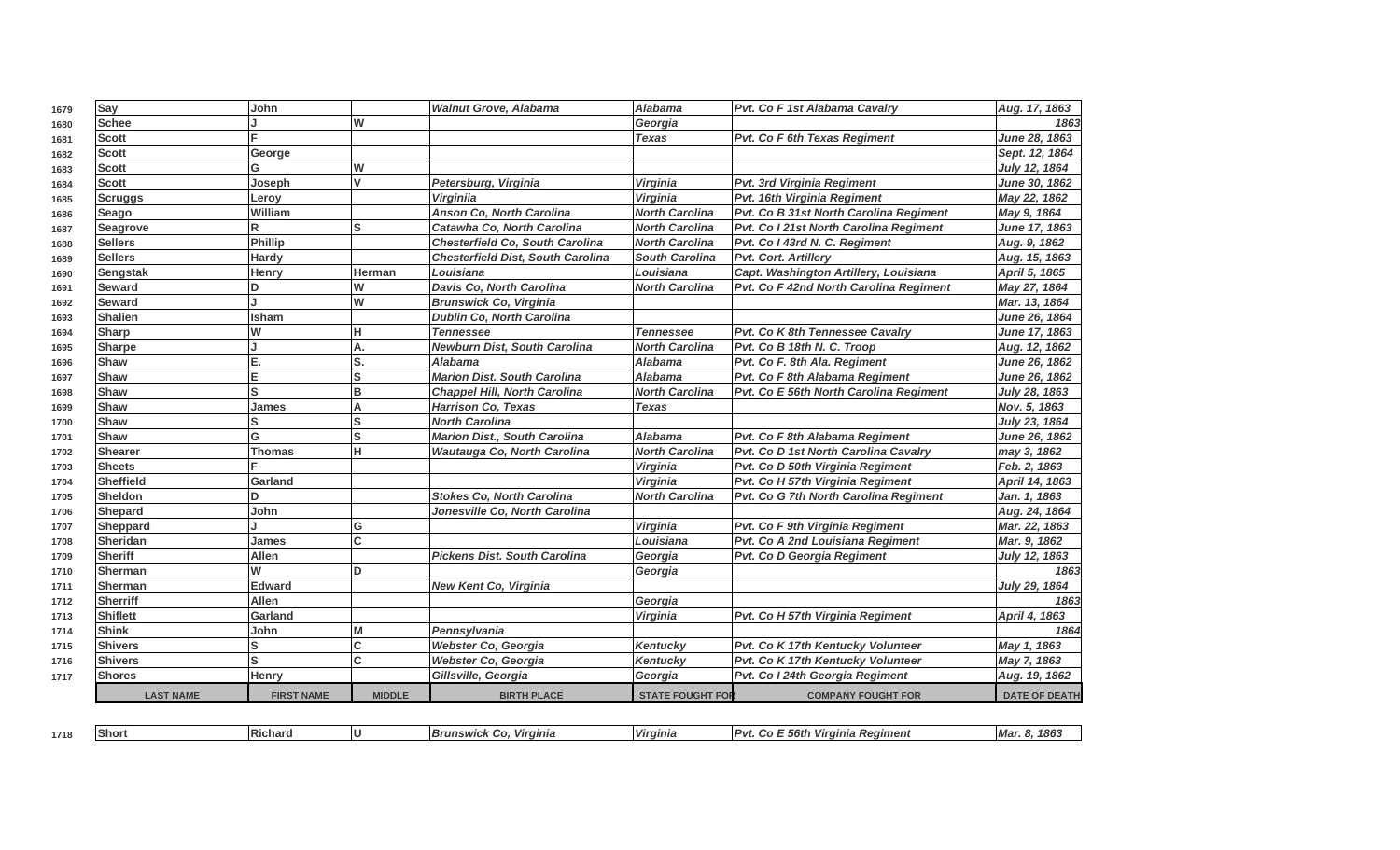| | LAST NAME | FIRST NAME | MIDDLE | BIRTH PLACE | STATE FOUGHT FOR | COMPANY FOUGHT FOR | DATE OF DEATH |
|---|---|---|---|---|---|---|---|
| 1679 | Say | John | | *Walnut Grove, Alabama* | *Alabama* | *Pvt. Co F 1st Alabama Cavalry* | *Aug. 17, 1863* |
| 1680 | Schee | J | W | | *Georgia* | | *1863* |
| 1681 | Scott | F | | | *Texas* | *Pvt. Co F 6th Texas Regiment* | *June 28, 1863* |
| 1682 | Scott | George | | | | | *Sept. 12, 1864* |
| 1683 | Scott | G | W | | | | *July 12, 1864* |
| 1684 | Scott | Joseph | V | *Petersburg, Virginia* | *Virginia* | *Pvt. 3rd Virginia Regiment* | *June 30, 1862* |
| 1685 | Scruggs | Leroy | | *Virginiia* | *Virginia* | *Pvt. 16th Virginia Regiment* | *May 22, 1862* |
| 1686 | Seago | William | | *Anson Co, North Carolina* | *North Carolina* | *Pvt. Co B 31st North Carolina Regiment* | *May 9, 1864* |
| 1687 | Seagrove | R | S | *Catawha Co, North Carolina* | *North Carolina* | *Pvt. Co I 21st North Carolina Regiment* | *June 17, 1863* |
| 1688 | Sellers | Phillip | | *Chesterfield Co, South Carolina* | *North Carolina* | *Pvt. Co I 43rd N. C. Regiment* | *Aug. 9, 1862* |
| 1689 | Sellers | Hardy | | *Chesterfield Dist, South Carolina* | *South Carolina* | *Pvt. Cort. Artillery* | *Aug. 15, 1863* |
| 1690 | Sengstak | Henry | Herman | *Louisiana* | *Louisiana* | *Capt. Washington Artillery, Louisiana* | *April 5, 1865* |
| 1691 | Seward | D | W | *Davis Co, North Carolina* | *North Carolina* | *Pvt. Co F 42nd North Carolina Regiment* | *May 27, 1864* |
| 1692 | Seward | J | W | *Brunswick Co, Virginia* | | | *Mar. 13, 1864* |
| 1693 | Shalien | Isham | | *Dublin Co, North Carolina* | | | *June 26, 1864* |
| 1694 | Sharp | W | H | *Tennessee* | *Tennessee* | *Pvt. Co K 8th Tennessee Cavalry* | *June 17, 1863* |
| 1695 | Sharpe | J | A. | *Newburn Dist, South Carolina* | *North Carolina* | *Pvt. Co B 18th N. C. Troop* | *Aug. 12, 1862* |
| 1696 | Shaw | E. | S. | *Alabama* | *Alabama* | *Pvt. Co F. 8th Ala. Regiment* | *June 26, 1862* |
| 1697 | Shaw | E | S | *Marion Dist. South Carolina* | *Alabama* | *Pvt. Co F 8th Alabama Regiment* | *June 26, 1862* |
| 1698 | Shaw | S | B | *Chappel Hill, North Carolina* | *North Carolina* | *Pvt. Co E 56th North Carolina Regiment* | *July 28, 1863* |
| 1699 | Shaw | James | A | *Harrison Co, Texas* | *Texas* | | *Nov. 5, 1863* |
| 1700 | Shaw | S | S | *North Carolina* | | | *July 23, 1864* |
| 1701 | Shaw | G | S | *Marion Dist., South Carolina* | *Alabama* | *Pvt. Co F 8th Alabama Regiment* | *June 26, 1862* |
| 1702 | Shearer | Thomas | H | *Wautauga Co, North Carolina* | *North Carolina* | *Pvt. Co D 1st North Carolina Cavalry* | *may 3, 1862* |
| 1703 | Sheets | F | | | *Virginia* | *Pvt. Co D 50th Virginia Regiment* | *Feb. 2, 1863* |
| 1704 | Sheffield | Garland | | | *Virginia* | *Pvt. Co H 57th Virginia Regiment* | *April 14, 1863* |
| 1705 | Sheldon | D | | *Stokes Co, North Carolina* | *North Carolina* | *Pvt. Co G 7th North Carolina Regiment* | *Jan. 1, 1863* |
| 1706 | Shepard | John | | *Jonesville Co, North Carolina* | | | *Aug. 24, 1864* |
| 1707 | Sheppard | J | G | | *Virginia* | *Pvt. Co F 9th Virginia Regiment* | *Mar. 22, 1863* |
| 1708 | Sheridan | James | C | | *Louisiana* | *Pvt. Co A 2nd Louisiana Regiment* | *Mar. 9, 1862* |
| 1709 | Sheriff | Allen | | *Pickens Dist. South Carolina* | *Georgia* | *Pvt. Co D Georgia Regiment* | *July 12, 1863* |
| 1710 | Sherman | W | D | | *Georgia* | | *1863* |
| 1711 | Sherman | Edward | | *New Kent Co, Virginia* | | | *July 29, 1864* |
| 1712 | Sherriff | Allen | | | *Georgia* | | *1863* |
| 1713 | Shiflett | Garland | | | *Virginia* | *Pvt. Co H 57th Virginia Regiment* | *April 4, 1863* |
| 1714 | Shink | John | M | *Pennsylvania* | | | *1864* |
| 1715 | Shivers | S | C | *Webster Co, Georgia* | *Kentucky* | *Pvt. Co K 17th Kentucky Volunteer* | *May 1, 1863* |
| 1716 | Shivers | S | C | *Webster Co, Georgia* | *Kentucky* | *Pvt. Co K 17th Kentucky Volunteer* | *May 7, 1863* |
| 1717 | Shores | Henry | | *Gillsville, Georgia* | *Georgia* | *Pvt. Co I 24th Georgia Regiment* | *Aug. 19, 1862* |
| 1718 | Short | Richard | U | *Brunswick Co, Virginia* | *Virginia* | *Pvt. Co E 56th Virginia Regiment* | *Mar. 8, 1863* |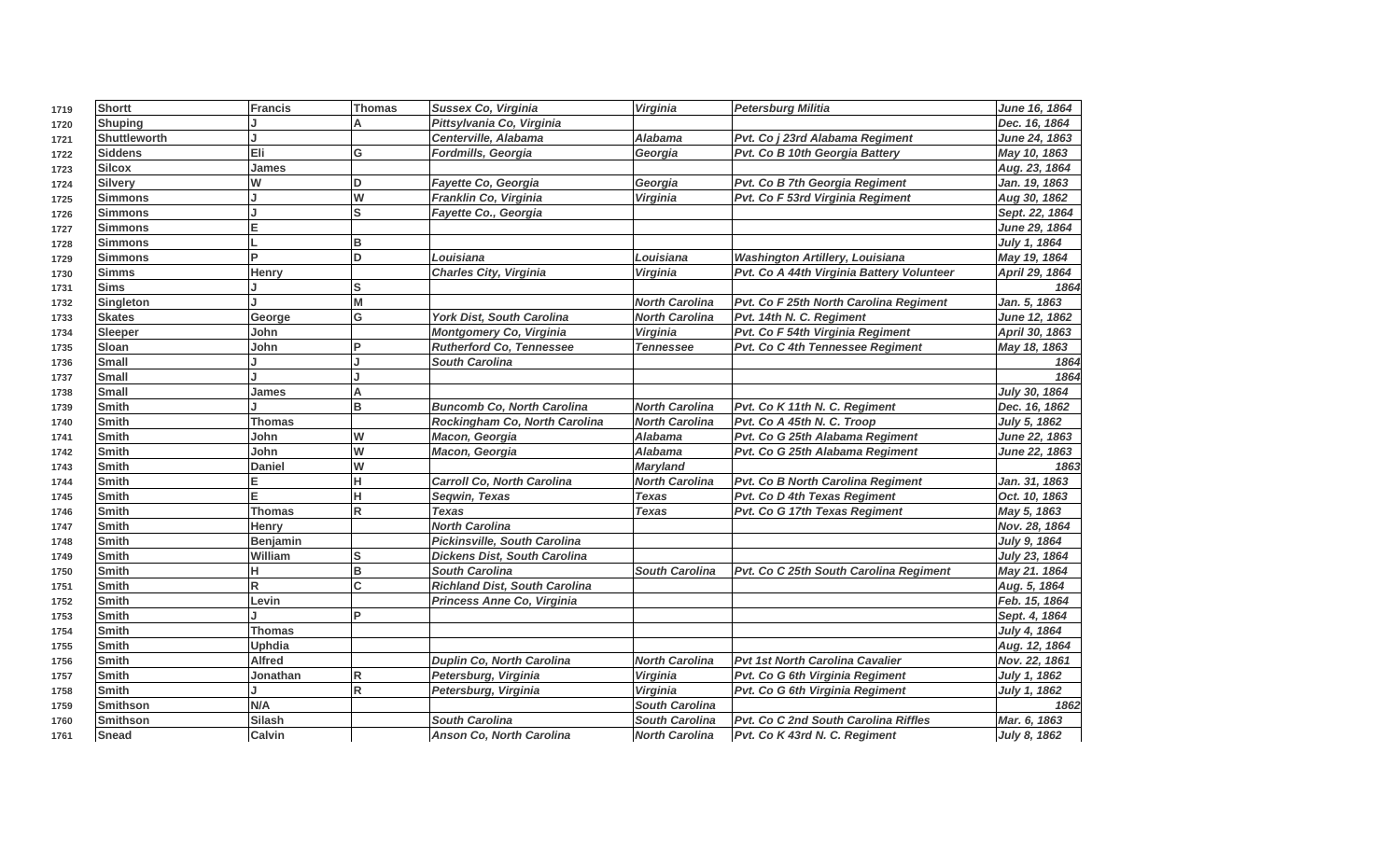| | | | | | | | |
|---|---|---|---|---|---|---|---|
| 1719 | **Shortt** | **Francis** | **Thomas** | ***Sussex Co, Virginia*** | ***Virginia*** | ***Petersburg Militia*** | ***June 16, 1864*** |
| 1720 | **Shuping** | **J** | **A** | ***Pittsylvania Co, Virginia*** | | | ***Dec. 16, 1864*** |
| 1721 | **Shuttleworth** | **J** | | ***Centerville, Alabama*** | ***Alabama*** | ***Pvt. Co j 23rd Alabama Regiment*** | ***June 24, 1863*** |
| 1722 | **Siddens** | **Eli** | **G** | ***Fordmills, Georgia*** | ***Georgia*** | ***Pvt. Co B 10th Georgia Battery*** | ***May 10, 1863*** |
| 1723 | **Silcox** | **James** | | | | | ***Aug. 23, 1864*** |
| 1724 | **Silvery** | **W** | **D** | ***Fayette Co, Georgia*** | ***Georgia*** | ***Pvt. Co B 7th Georgia Regiment*** | ***Jan. 19, 1863*** |
| 1725 | **Simmons** | **J** | **W** | ***Franklin Co, Virginia*** | ***Virginia*** | ***Pvt. Co F 53rd Virginia Regiment*** | ***Aug 30, 1862*** |
| 1726 | **Simmons** | **J** | **S** | ***Fayette Co., Georgia*** | | | ***Sept. 22, 1864*** |
| 1727 | **Simmons** | **E** | | | | | ***June 29, 1864*** |
| 1728 | **Simmons** | **L** | **B** | | | | ***July 1, 1864*** |
| 1729 | **Simmons** | **P** | **D** | ***Louisiana*** | ***Louisiana*** | ***Washington Artillery, Louisiana*** | ***May 19, 1864*** |
| 1730 | **Simms** | **Henry** | | ***Charles City, Virginia*** | ***Virginia*** | ***Pvt. Co A 44th Virginia Battery Volunteer*** | ***April 29, 1864*** |
| 1731 | **Sims** | **J** | **S** | | | | ***1864*** |
| 1732 | **Singleton** | **J** | **M** | | ***North Carolina*** | ***Pvt. Co F 25th North Carolina Regiment*** | ***Jan. 5, 1863*** |
| 1733 | **Skates** | **George** | **G** | ***York Dist, South Carolina*** | ***North Carolina*** | ***Pvt. 14th N. C. Regiment*** | ***June 12, 1862*** |
| 1734 | **Sleeper** | **John** | | ***Montgomery Co, Virginia*** | ***Virginia*** | ***Pvt. Co F 54th Virginia Regiment*** | ***April 30, 1863*** |
| 1735 | **Sloan** | **John** | **P** | ***Rutherford Co, Tennessee*** | ***Tennessee*** | ***Pvt. Co C 4th Tennessee Regiment*** | ***May 18, 1863*** |
| 1736 | **Small** | **J** | **J** | ***South Carolina*** | | | ***1864*** |
| 1737 | **Small** | **J** | **J** | | | | ***1864*** |
| 1738 | **Small** | **James** | **A** | | | | ***July 30, 1864*** |
| 1739 | **Smith** | **J** | **B** | ***Buncomb Co, North Carolina*** | ***North Carolina*** | ***Pvt. Co K 11th N. C. Regiment*** | ***Dec. 16, 1862*** |
| 1740 | **Smith** | **Thomas** | | ***Rockingham Co, North Carolina*** | ***North Carolina*** | ***Pvt. Co A 45th N. C. Troop*** | ***July 5, 1862*** |
| 1741 | **Smith** | **John** | **W** | ***Macon, Georgia*** | ***Alabama*** | ***Pvt. Co G 25th Alabama Regiment*** | ***June 22, 1863*** |
| 1742 | **Smith** | **John** | **W** | ***Macon, Georgia*** | ***Alabama*** | ***Pvt. Co G 25th Alabama Regiment*** | ***June 22, 1863*** |
| 1743 | **Smith** | **Daniel** | **W** | | ***Maryland*** | | ***1863*** |
| 1744 | **Smith** | **E** | **H** | ***Carroll Co, North Carolina*** | ***North Carolina*** | ***Pvt. Co B North Carolina Regiment*** | ***Jan. 31, 1863*** |
| 1745 | **Smith** | **E** | **H** | ***Seqwin, Texas*** | ***Texas*** | ***Pvt. Co D 4th Texas Regiment*** | ***Oct. 10, 1863*** |
| 1746 | **Smith** | **Thomas** | **R** | ***Texas*** | ***Texas*** | ***Pvt. Co G 17th Texas Regiment*** | ***May 5, 1863*** |
| 1747 | **Smith** | **Henry** | | ***North Carolina*** | | | ***Nov. 28, 1864*** |
| 1748 | **Smith** | **Benjamin** | | ***Pickinsville, South Carolina*** | | | ***July 9, 1864*** |
| 1749 | **Smith** | **William** | **S** | ***Dickens Dist, South Carolina*** | | | ***July 23, 1864*** |
| 1750 | **Smith** | **H** | **B** | ***South Carolina*** | ***South Carolina*** | ***Pvt. Co C 25th South Carolina Regiment*** | ***May 21. 1864*** |
| 1751 | **Smith** | **R** | **C** | ***Richland Dist, South Carolina*** | | | ***Aug. 5, 1864*** |
| 1752 | **Smith** | **Levin** | | ***Princess Anne Co, Virginia*** | | | ***Feb. 15, 1864*** |
| 1753 | **Smith** | **J** | **P** | | | | ***Sept. 4, 1864*** |
| 1754 | **Smith** | **Thomas** | | | | | ***July 4, 1864*** |
| 1755 | **Smith** | **Uphdia** | | | | | ***Aug. 12, 1864*** |
| 1756 | **Smith** | **Alfred** | | ***Duplin Co, North Carolina*** | ***North Carolina*** | ***Pvt 1st North Carolina Cavalier*** | ***Nov. 22, 1861*** |
| 1757 | **Smith** | **Jonathan** | **R** | ***Petersburg, Virginia*** | ***Virginia*** | ***Pvt. Co G 6th Virginia Regiment*** | ***July 1, 1862*** |
| 1758 | **Smith** | **J** | **R** | ***Petersburg, Virginia*** | ***Virginia*** | ***Pvt. Co G 6th Virginia Regiment*** | ***July 1, 1862*** |
| 1759 | **Smithson** | **N/A** | | | ***South Carolina*** | | ***1862*** |
| 1760 | **Smithson** | **Silash** | | ***South Carolina*** | ***South Carolina*** | ***Pvt. Co C 2nd South Carolina Riffles*** | ***Mar. 6, 1863*** |
| 1761 | **Snead** | **Calvin** | | ***Anson Co, North Carolina*** | ***North Carolina*** | ***Pvt. Co K 43rd N. C. Regiment*** | ***July 8, 1862*** |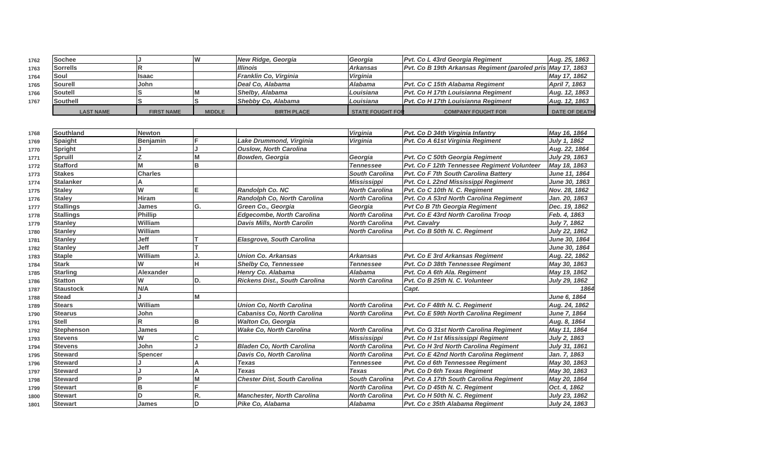| | LAST NAME | FIRST NAME | MIDDLE | BIRTH PLACE | STATE FOUGHT FOR | COMPANY FOUGHT FOR | DATE OF DEATH |
|---|---|---|---|---|---|---|---|
| 1762 | Sochee | J | W | *New Ridge, Georgia* | *Georgia* | *Pvt. Co L 43rd Georgia Regiment* | *Aug. 25, 1863* |
| 1763 | Sorrells | R | | *Illinois* | *Arkansas* | *Pvt. Co B 19th Arkansas Regiment (paroled pris* | *May 17, 1863* |
| 1764 | Soul | Isaac | | *Franklin Co, Virginia* | *Virginia* | | *May 17, 1862* |
| 1765 | Sourell | John | | *Deal Co, Alabama* | *Alabama* | *Pvt. Co C 15th Alabama Regiment* | *April 7, 1863* |
| 1766 | Soutell | S | M | *Shelby, Alabama* | *Louisiana* | *Pvt. Co H 17th Louisianna Regiment* | *Aug. 12, 1863* |
| 1767 | Southell | S | S | *Shebby Co, Alabama* | *Louisiana* | *Pvt. Co H 17th Louisianna Regiment* | *Aug. 12, 1863* |
| 1768 | Southland | Newton | | | *Virginia* | *Pvt. Co D 34th Virginia Infantry* | *May 16, 1864* |
| 1769 | Spaight | Benjamin | F | *Lake Drummond, Virginia* | *Virginia* | *Pvt. Co A 61st Virginia Regiment* | *July 1, 1862* |
| 1770 | Spright | J | J | *Ouslow, North Carolina* | | | *Aug. 22, 1864* |
| 1771 | Spruill | Z | M | *Bowden, Georgia* | *Georgia* | *Pvt. Co C 50th Georgia Regiment* | *July 29, 1863* |
| 1772 | Stafford | M | B | | *Tennessee* | *Pvt. Co F 12th Tennessee Regiment Volunteer* | *May 18, 1863* |
| 1773 | Stakes | Charles | | | *South Carolina* | *Pvt. Co F 7th South Carolina Battery* | *June 11, 1864* |
| 1774 | Stalanker | A | | | *Mississippi* | *Pvt. Co L 22nd Mississippi Regiment* | *June 30, 1863* |
| 1775 | Staley | W | E | *Randolph Co. NC* | *North Carolina* | *Pvt. Co C 10th N. C. Regiment* | *Nov. 28, 1862* |
| 1776 | Staley | Hiram | | *Randolph Co, North Carolina* | *North Carolina* | *Pvt. Co A 53rd North Carolina Regiment* | *Jan. 20, 1863* |
| 1777 | Stallings | James | G. | *Green Co., Georgia* | *Georgia* | *Pvt Co B 7th Georgia Regiment* | *Dec. 19, 1862* |
| 1778 | Stallings | Phillip | | *Edgecombe, North Carolina* | *North Carolina* | *Pvt. Co E 43rd North Carolina Troop* | *Feb. 4, 1863* |
| 1779 | Stanley | William | | *Davis Mills, North Carolin* | *North Carolina* | *Pvt. Cavalry* | *July 7, 1862* |
| 1780 | Stanley | William | | | *North Carolina* | *Pvt. Co B 50th N. C. Regiment* | *July 22, 1862* |
| 1781 | Stanley | Jeff | T | *Elasgrove, South Carolina* | | | *June 30, 1864* |
| 1782 | Stanley | Jeff | T | | | | *June 30, 1864* |
| 1783 | Staple | William | J. | *Union Co. Arkansas* | *Arkansas* | *Pvt. Co E 3rd Arkansas Regiment* | *Aug. 22, 1862* |
| 1784 | Stark | W | H | *Shelby Co, Tennessee* | *Tennessee* | *Pvt. Co D 38th Tennessee Regiment* | *May 30, 1863* |
| 1785 | Starling | Alexander | | *Henry Co. Alabama* | *Alabama* | *Pvt. Co A 6th Ala. Regiment* | *May 19, 1862* |
| 1786 | Statton | W | D. | *Rickens Dist., South Carolina* | *North Carolina* | *Pvt. Co B 25th N. C. Volunteer* | *July 29, 1862* |
| 1787 | Staustock | N/A | | | | *Capt.* | *1864* |
| 1788 | Stead | J | M | | | | *June 6, 1864* |
| 1789 | Stears | William | | *Union Co, North Carolina* | *North Carolina* | *Pvt. Co F 48th N. C. Regiment* | *Aug. 24, 1862* |
| 1790 | Stearus | John | | *Cabaniss Co, North Carolina* | *North Carolina* | *Pvt. Co E 59th North Carolina Regiment* | *June 7, 1864* |
| 1791 | Stell | R | B | *Walton Co, Georgia* | | | *Aug. 8, 1864* |
| 1792 | Stephenson | James | | *Wake Co, North Carolina* | *North Carolina* | *Pvt. Co G 31st North Carolina Regiment* | *May 11, 1864* |
| 1793 | Stevens | W | C | | *Mississippi* | *Pvt. Co H 1st Mississippi Regiment* | *July 2, 1863* |
| 1794 | Stevens | John | J | *Bladen Co, North Carolina* | *North Carolina* | *Pvt. Co H 3rd North Carolina Regiment* | *July 31, 1861* |
| 1795 | Steward | Spencer | | *Davis Co, North Carolina* | *North Carolina* | *Pvt. Co E 42nd North Carolina Regiment* | *Jan. 7, 1863* |
| 1796 | Steward | J | A | *Texas* | *Tennessee* | *Pvt. Co d 6th Tennessee Regiment* | *May 30, 1863* |
| 1797 | Steward | J | A | *Texas* | *Texas* | *Pvt. Co D 6th Texas Regiment* | *May 30, 1863* |
| 1798 | Steward | P | M | *Chester Dist, South Carolina* | *South Carolina* | *Pvt. Co A 17th South Carolina Regiment* | *May 20, 1864* |
| 1799 | Stewart | B | F | | *North Carolina* | *Pvt. Co D 45th N. C. Regiment* | *Oct. 4, 1862* |
| 1800 | Stewart | D | R. | *Manchester, North Carolina* | *North Carolina* | *Pvt. Co H 50th N. C. Regiment* | *July 23, 1862* |
| 1801 | Stewart | James | D | *Pike Co, Alabama* | *Alabama* | *Pvt. Co c 35th Alabama Regiment* | *July 24, 1863* |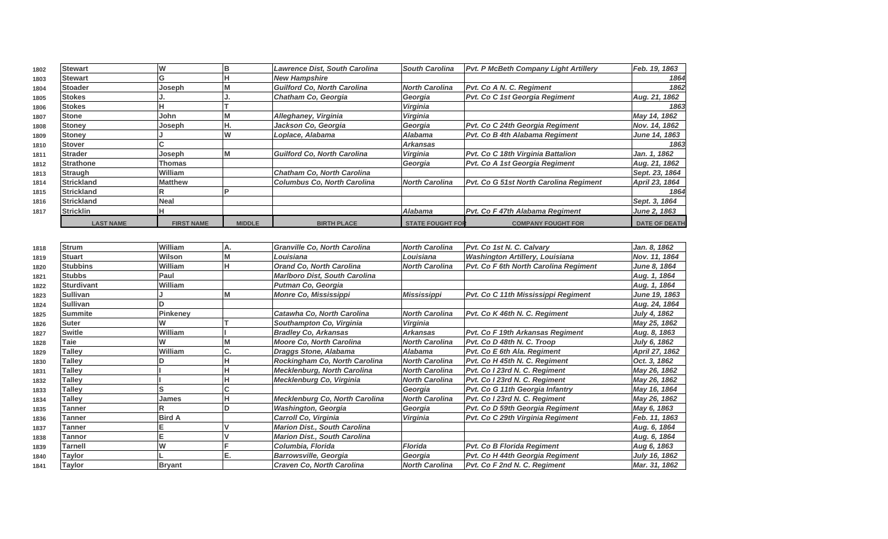| | LAST NAME | FIRST NAME | MIDDLE | BIRTH PLACE | STATE FOUGHT FOR | COMPANY FOUGHT FOR | DATE OF DEATH |
|---|---|---|---|---|---|---|---|
| 1802 | Stewart | W | B | *Lawrence Dist, South Carolina* | *South Carolina* | *Pvt. P McBeth Company Light Artillery* | *Feb. 19, 1863* |
| 1803 | Stewart | G | H | *New Hampshire* | | | *1864* |
| 1804 | Stoader | Joseph | M | *Guilford Co, North Carolina* | *North Carolina* | *Pvt. Co A N. C. Regiment* | *1862* |
| 1805 | Stokes | J. | J. | *Chatham Co, Georgia* | *Georgia* | *Pvt. Co C 1st Georgia Regiment* | *Aug. 21, 1862* |
| 1806 | Stokes | H | T | | *Virginia* | | *1863* |
| 1807 | Stone | John | M | *Alleghaney, Virginia* | *Virginia* | | *May 14, 1862* |
| 1808 | Stoney | Joseph | H. | *Jackson Co, Georgia* | *Georgia* | *Pvt. Co C 24th Georgia Regiment* | *Nov. 14, 1862* |
| 1809 | Stoney | J | W | *Loplace, Alabama* | *Alabama* | *Pvt. Co B 4th Alabama Regiment* | *June 14, 1863* |
| 1810 | Stover | C | | | *Arkansas* | | *1863* |
| 1811 | Strader | Joseph | M | *Guilford Co, North Carolina* | *Virginia* | *Pvt. Co C 18th Virginia Battalion* | *Jan. 1, 1862* |
| 1812 | Strathone | Thomas | | | *Georgia* | *Pvt. Co A 1st Georgia Regiment* | *Aug. 21, 1862* |
| 1813 | Straugh | William | | *Chatham Co, North Carolina* | | | *Sept. 23, 1864* |
| 1814 | Strickland | Matthew | | *Columbus Co, North Carolina* | *North Carolina* | *Pvt. Co G 51st North Carolina Regiment* | *April 23, 1864* |
| 1815 | Strickland | R | P | | | | *1864* |
| 1816 | Strickland | Neal | | | | | *Sept. 3, 1864* |
| 1817 | Stricklin | H | | | *Alabama* | *Pvt. Co F 47th Alabama Regiment* | *June 2, 1863* |
| 1818 | Strum | William | A. | *Granville Co, North Carolina* | *North Carolina* | *Pvt. Co 1st N. C. Calvary* | *Jan. 8, 1862* |
| 1819 | Stuart | Wilson | M | *Louisiana* | *Louisiana* | *Washington Artillery, Louisiana* | *Nov. 11, 1864* |
| 1820 | Stubbins | William | H | *Orand Co, North Carolina* | *North Carolina* | *Pvt. Co F 6th North Carolina Regiment* | *June 8, 1864* |
| 1821 | Stubbs | Paul | | *Marlboro Dist, South Carolina* | | | *Aug. 1, 1864* |
| 1822 | Sturdivant | William | | *Putman Co, Georgia* | | | *Aug. 1, 1864* |
| 1823 | Sullivan | J | M | *Monre Co, Mississippi* | *Mississippi* | *Pvt. Co C 11th Mississippi Regiment* | *June 19, 1863* |
| 1824 | Sullivan | D | | | | | *Aug. 24, 1864* |
| 1825 | Summite | Pinkeney | | *Catawha Co, North Carolina* | *North Carolina* | *Pvt. Co K 46th N. C. Regiment* | *July 4, 1862* |
| 1826 | Suter | W | T | *Southampton Co, Virginia* | *Virginia* | | *May 25, 1862* |
| 1827 | Switle | William | I | *Bradley Co, Arkansas* | *Arkansas* | *Pvt. Co F 19th Arkansas Regiment* | *Aug. 8, 1863* |
| 1828 | Taie | W | M | *Moore Co, North Carolina* | *North Carolina* | *Pvt. Co D 48th N. C. Troop* | *July 6, 1862* |
| 1829 | Talley | William | C. | *Draggs Stone, Alabama* | *Alabama* | *Pvt. Co E 6th Ala. Regiment* | *April 27, 1862* |
| 1830 | Talley | D | H | *Rockingham Co, North Carolina* | *North Carolina* | *Pvt. Co H 45th N. C. Regiment* | *Oct. 3, 1862* |
| 1831 | Talley | I | H | *Mecklenburg, North Carolina* | *North Carolina* | *Pvt. Co I 23rd N. C. Regiment* | *May 26, 1862* |
| 1832 | Talley | I | H | *Mecklenburg Co, Virginia* | *North Carolina* | *Pvt. Co I 23rd N. C. Regiment* | *May 26, 1862* |
| 1833 | Talley | S | C | | *Georgia* | *Pvt. Co G 11th Georgia Infantry* | *May 16, 1864* |
| 1834 | Talley | James | H | *Mecklenburg Co, North Carolina* | *North Carolina* | *Pvt. Co I 23rd N. C. Regiment* | *May 26, 1862* |
| 1835 | Tanner | R | D | *Washington, Georgia* | *Georgia* | *Pvt. Co D 59th Georgia Regiment* | *May 6, 1863* |
| 1836 | Tanner | Bird A | | *Carroll Co, Virginia* | *Virginia* | *Pvt. Co C 29th Virginia Regiment* | *Feb. 11, 1863* |
| 1837 | Tanner | E | V | *Marion Dist., South Carolina* | | | *Aug. 6, 1864* |
| 1838 | Tannor | E | V | *Marion Dist., South Carolina* | | | *Aug. 6, 1864* |
| 1839 | Tarnell | W | F | *Columbia, Florida* | *Florida* | *Pvt. Co B Florida Regiment* | *Aug 6, 1863* |
| 1840 | Taylor | L | E. | *Barrowsville, Georgia* | *Georgia* | *Pvt. Co H 44th Georgia Regiment* | *July 16, 1862* |
| 1841 | Taylor | Bryant | | *Craven Co, North Carolina* | *North Carolina* | *Pvt. Co F 2nd N. C. Regiment* | *Mar. 31, 1862* |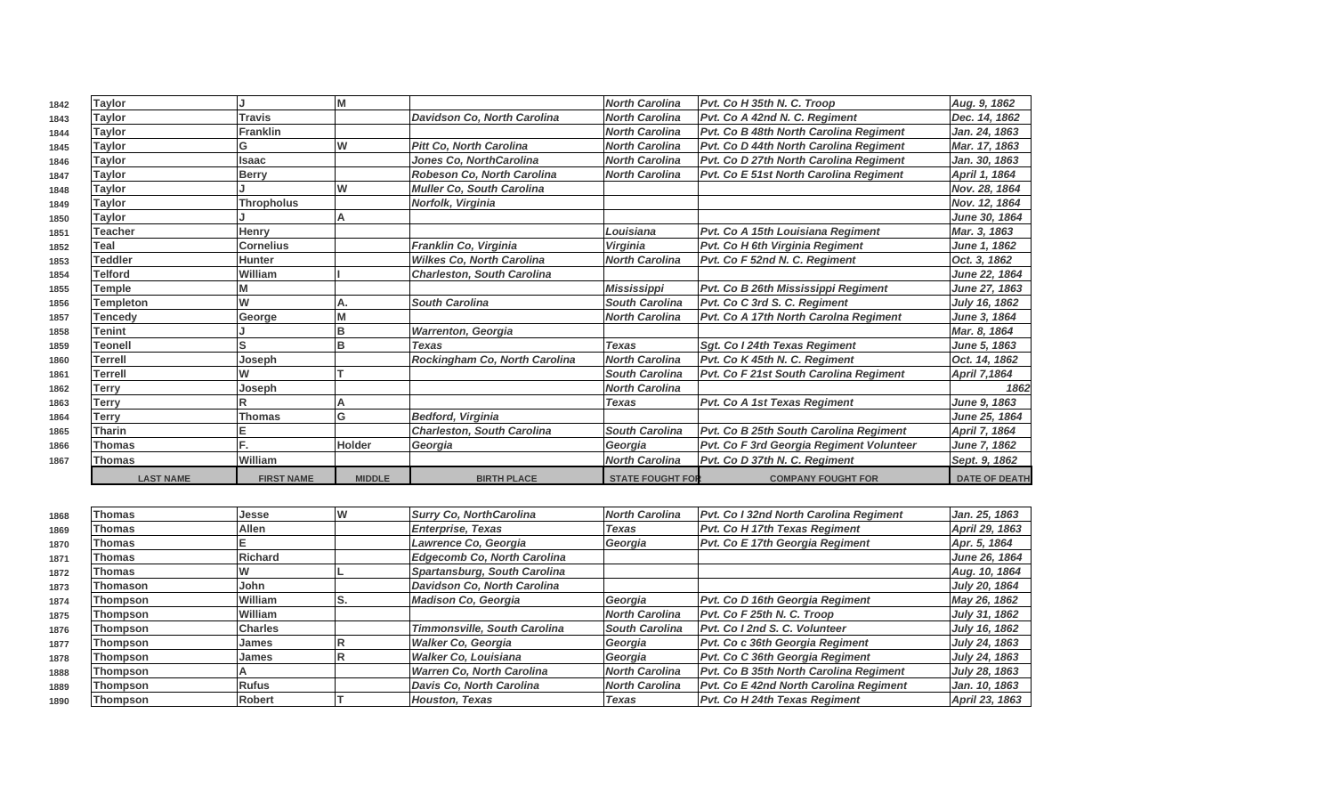| | LAST NAME | FIRST NAME | MIDDLE | BIRTH PLACE | STATE FOUGHT FOR | COMPANY FOUGHT FOR | DATE OF DEATH |
|---|---|---|---|---|---|---|---|
| 1842 | Taylor | J | M | | North Carolina | Pvt. Co H 35th N. C. Troop | Aug. 9, 1862 |
| 1843 | Taylor | Travis | | Davidson Co, North Carolina | North Carolina | Pvt. Co A 42nd N. C. Regiment | Dec. 14, 1862 |
| 1844 | Taylor | Franklin | | | North Carolina | Pvt. Co B 48th North Carolina Regiment | Jan. 24, 1863 |
| 1845 | Taylor | G | W | Pitt Co, North Carolina | North Carolina | Pvt. Co D 44th North Carolina Regiment | Mar. 17, 1863 |
| 1846 | Taylor | Isaac | | Jones Co, NorthCarolina | North Carolina | Pvt. Co D 27th North Carolina Regiment | Jan. 30, 1863 |
| 1847 | Taylor | Berry | | Robeson Co, North Carolina | North Carolina | Pvt. Co E 51st North Carolina Regiment | April 1, 1864 |
| 1848 | Taylor | J | W | Muller Co, South Carolina | | | Nov. 28, 1864 |
| 1849 | Taylor | Thropholus | | Norfolk, Virginia | | | Nov. 12, 1864 |
| 1850 | Taylor | J | A | | | | June 30, 1864 |
| 1851 | Teacher | Henry | | | Louisiana | Pvt. Co A 15th Louisiana Regiment | Mar. 3, 1863 |
| 1852 | Teal | Cornelius | | Franklin Co, Virginia | Virginia | Pvt. Co H 6th Virginia Regiment | June 1, 1862 |
| 1853 | Teddler | Hunter | | Wilkes Co, North Carolina | North Carolina | Pvt. Co F 52nd N. C. Regiment | Oct. 3, 1862 |
| 1854 | Telford | William | I | Charleston, South Carolina | | | June 22, 1864 |
| 1855 | Temple | M | | | Mississippi | Pvt. Co B 26th Mississippi Regiment | June 27, 1863 |
| 1856 | Templeton | W | A. | South Carolina | South Carolina | Pvt. Co C 3rd S. C. Regiment | July 16, 1862 |
| 1857 | Tencedy | George | M | | North Carolina | Pvt. Co A 17th North Carolna Regiment | June 3, 1864 |
| 1858 | Tenint | J | B | Warrenton, Georgia | | | Mar. 8, 1864 |
| 1859 | Teonell | S | B | Texas | Texas | Sgt. Co I 24th Texas Regiment | June 5, 1863 |
| 1860 | Terrell | Joseph | | Rockingham Co, North Carolina | North Carolina | Pvt. Co K 45th N. C. Regiment | Oct. 14, 1862 |
| 1861 | Terrell | W | T | | South Carolina | Pvt. Co F 21st South Carolina Regiment | April 7,1864 |
| 1862 | Terry | Joseph | | | North Carolina | | 1862 |
| 1863 | Terry | R | A | | Texas | Pvt. Co A 1st Texas Regiment | June 9, 1863 |
| 1864 | Terry | Thomas | G | Bedford, Virginia | | | June 25, 1864 |
| 1865 | Tharin | E | | Charleston, South Carolina | South Carolina | Pvt. Co B 25th South Carolina Regiment | April 7, 1864 |
| 1866 | Thomas | F. | Holder | Georgia | Georgia | Pvt. Co F 3rd Georgia Regiment Volunteer | June 7, 1862 |
| 1867 | Thomas | William | | | North Carolina | Pvt. Co D 37th N. C. Regiment | Sept. 9, 1862 |
| 1868 | Thomas | Jesse | W | Surry Co, NorthCarolina | North Carolina | Pvt. Co I 32nd North Carolina Regiment | Jan. 25, 1863 |
| 1869 | Thomas | Allen | | Enterprise, Texas | Texas | Pvt. Co H 17th Texas Regiment | April 29, 1863 |
| 1870 | Thomas | E | | Lawrence Co, Georgia | Georgia | Pvt. Co E 17th Georgia Regiment | Apr. 5, 1864 |
| 1871 | Thomas | Richard | | Edgecomb Co, North Carolina | | | June 26, 1864 |
| 1872 | Thomas | W | L | Spartansburg, South Carolina | | | Aug. 10, 1864 |
| 1873 | Thomason | John | | Davidson Co, North Carolina | | | July 20, 1864 |
| 1874 | Thompson | William | S. | Madison Co, Georgia | Georgia | Pvt. Co D 16th Georgia Regiment | May 26, 1862 |
| 1875 | Thompson | William | | | North Carolina | Pvt. Co F 25th N. C. Troop | July 31, 1862 |
| 1876 | Thompson | Charles | | Timmonsville, South Carolina | South Carolina | Pvt. Co I 2nd S. C. Volunteer | July 16, 1862 |
| 1877 | Thompson | James | R | Walker Co, Georgia | Georgia | Pvt. Co c 36th Georgia Regiment | July 24, 1863 |
| 1878 | Thompson | James | R | Walker Co, Louisiana | Georgia | Pvt. Co C 36th Georgia Regiment | July 24, 1863 |
| 1888 | Thompson | A | | Warren Co, North Carolina | North Carolina | Pvt. Co B 35th North Carolina Regiment | July 28, 1863 |
| 1889 | Thompson | Rufus | | Davis Co, North Carolina | North Carolina | Pvt. Co E 42nd North Carolina Regiment | Jan. 10, 1863 |
| 1890 | Thompson | Robert | T | Houston, Texas | Texas | Pvt. Co H 24th Texas Regiment | April 23, 1863 |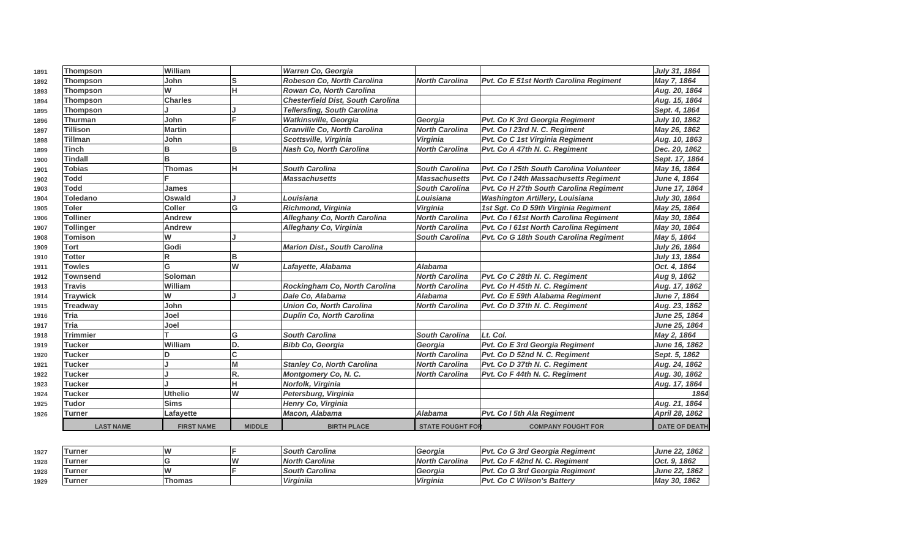| | LAST NAME | FIRST NAME | MIDDLE | BIRTH PLACE | STATE FOUGHT FOR | COMPANY FOUGHT FOR | DATE OF DEATH |
|---|---|---|---|---|---|---|---|
| 1891 | Thompson | William | | *Warren Co, Georgia* | | | *July 31, 1864* |
| 1892 | Thompson | John | S | *Robeson Co, North Carolina* | *North Carolina* | *Pvt. Co E 51st North Carolina Regiment* | *May 7, 1864* |
| 1893 | Thompson | W | H | *Rowan Co, North Carolina* | | | *Aug. 20, 1864* |
| 1894 | Thompson | Charles | | *Chesterfield Dist, South Carolina* | | | *Aug. 15, 1864* |
| 1895 | Thompson | J | J | *Tellersfing, South Carolina* | | | *Sept. 4, 1864* |
| 1896 | Thurman | John | F | *Watkinsville, Georgia* | *Georgia* | *Pvt. Co K 3rd Georgia Regiment* | *July 10, 1862* |
| 1897 | Tillison | Martin | | *Granville Co, North Carolina* | *North Carolina* | *Pvt. Co I 23rd N. C. Regiment* | *May 26, 1862* |
| 1898 | Tillman | John | | *Scottsville, Virginia* | *Virginia* | *Pvt. Co C 1st Virginia Regiment* | *Aug. 10, 1863* |
| 1899 | Tinch | B | B | *Nash Co, North Carolina* | *North Carolina* | *Pvt. Co A 47th N. C. Regiment* | *Dec. 20, 1862* |
| 1900 | Tindall | B | | | | | *Sept. 17, 1864* |
| 1901 | Tobias | Thomas | H | *South Carolina* | *South Carolina* | *Pvt. Co I 25th South Carolina Volunteer* | *May 16, 1864* |
| 1902 | Todd | F | | *Massachusetts* | *Massachusetts* | *Pvt. Co I 24th Massachusetts Regiment* | *June 4, 1864* |
| 1903 | Todd | James | | | *South Carolina* | *Pvt. Co H 27th South Carolina Regiment* | *June 17, 1864* |
| 1904 | Toledano | Oswald | J | *Louisiana* | *Louisiana* | *Washington Artillery, Louisiana* | *July 30, 1864* |
| 1905 | Toler | Coller | G | *Richmond, Virginia* | *Virginia* | *1st Sgt. Co D 59th Virginia Regiment* | *May 25, 1864* |
| 1906 | Tolliner | Andrew | | *Alleghany Co, North Carolina* | *North Carolina* | *Pvt. Co I 61st North Carolina Regiment* | *May 30, 1864* |
| 1907 | Tollinger | Andrew | | *Alleghany Co, Virginia* | *North Carolina* | *Pvt. Co I 61st North Carolina Regiment* | *May 30, 1864* |
| 1908 | Tomison | W | J | | *South Carolina* | *Pvt. Co G 18th South Carolina Regiment* | *May 5, 1864* |
| 1909 | Tort | Godi | | *Marion Dist., South Carolina* | | | *July 26, 1864* |
| 1910 | Totter | R | B | | | | *July 13, 1864* |
| 1911 | Towles | G | W | *Lafayette, Alabama* | *Alabama* | | *Oct. 4, 1864* |
| 1912 | Townsend | Soloman | | | *North Carolina* | *Pvt. Co C 28th N. C. Regiment* | *Aug 9, 1862* |
| 1913 | Travis | William | | *Rockingham Co, North Carolina* | *North Carolina* | *Pvt. Co H 45th N. C. Regiment* | *Aug. 17, 1862* |
| 1914 | Traywick | W | J | *Dale Co, Alabama* | *Alabama* | *Pvt. Co E 59th Alabama Regiment* | *June 7, 1864* |
| 1915 | Treadway | John | | *Union Co, North Carolina* | *North Carolina* | *Pvt. Co D 37th N. C. Regiment* | *Aug. 23, 1862* |
| 1916 | Tria | Joel | | *Duplin Co, North Carolina* | | | *June 25, 1864* |
| 1917 | Tria | Joel | | | | | *June 25, 1864* |
| 1918 | Trimmier | T | G | *South Carolina* | *South Carolina* | *Lt. Col.* | *May 2, 1864* |
| 1919 | Tucker | William | D. | *Bibb Co, Georgia* | *Georgia* | *Pvt. Co E 3rd Georgia Regiment* | *June 16, 1862* |
| 1920 | Tucker | D | C | | *North Carolina* | *Pvt. Co D 52nd N. C. Regiment* | *Sept. 5, 1862* |
| 1921 | Tucker | J | M | *Stanley Co, North Carolina* | *North Carolina* | *Pvt. Co D 37th N. C. Regiment* | *Aug. 24, 1862* |
| 1922 | Tucker | J | R. | *Montgomery Co, N. C.* | *North Carolina* | *Pvt. Co F 44th N. C. Regiment* | *Aug. 30, 1862* |
| 1923 | Tucker | J | H | *Norfolk, Virginia* | | | *Aug. 17, 1864* |
| 1924 | Tucker | Uthelio | W | *Petersburg, Virginia* | | | *1864* |
| 1925 | Tudor | Sims | | *Henry Co, Virginia* | | | *Aug. 21, 1864* |
| 1926 | Turner | Lafayette | | *Macon, Alabama* | *Alabama* | *Pvt. Co I 5th Ala Regiment* | *April 28, 1862* |
| 1927 | Turner | W | F | *South Carolina* | *Georgia* | *Pvt. Co G 3rd Georgia Regiment* | *June 22, 1862* |
| 1928 | Turner | G | W | *North Carolina* | *North Carolina* | *Pvt. Co F 42nd N. C. Regiment* | *Oct. 9, 1862* |
| 1928 | Turner | W | F | *South Carolina* | *Georgia* | *Pvt. Co G 3rd Georgia Regiment* | *June 22, 1862* |
| 1929 | Turner | Thomas | | *Virginiia* | *Virginia* | *Pvt. Co C Wilson's Battery* | *May 30, 1862* |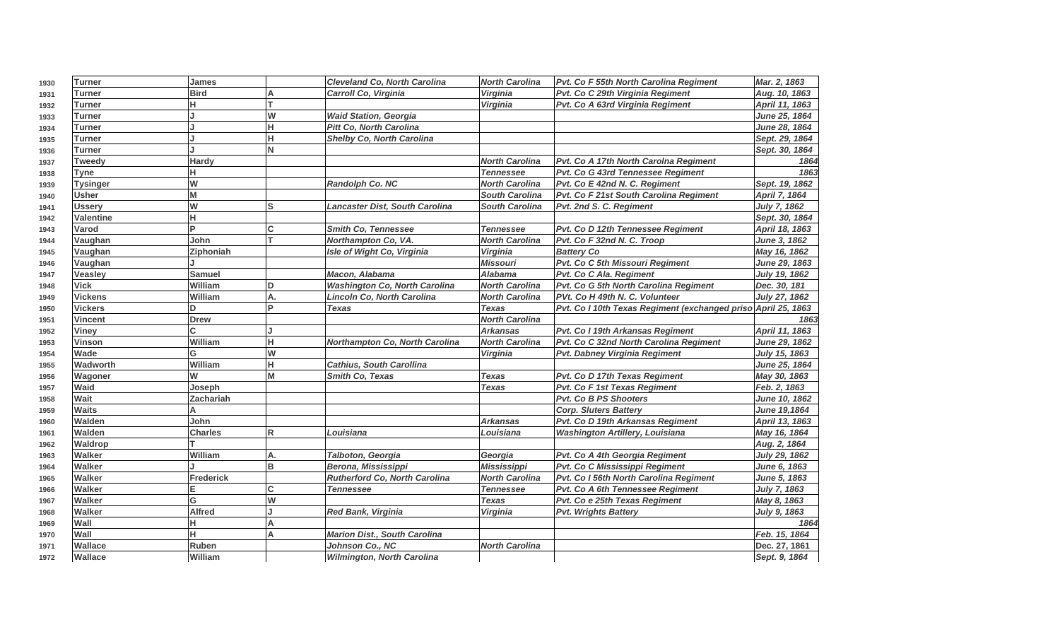| | | | | | | | |
|---|---|---|---|---|---|---|---|
| 1930 | Turner | James | | Cleveland Co, North Carolina | North Carolina | Pvt. Co F 55th North Carolina Regiment | Mar. 2, 1863 |
| 1931 | Turner | Bird | A | Carroll Co, Virginia | Virginia | Pvt. Co C 29th Virginia Regiment | Aug. 10, 1863 |
| 1932 | Turner | H | T | | Virginia | Pvt. Co A 63rd Virginia Regiment | April 11, 1863 |
| 1933 | Turner | J | W | Waid Station, Georgia | | | June 25, 1864 |
| 1934 | Turner | J | H | Pitt Co, North Carolina | | | June 28, 1864 |
| 1935 | Turner | J | H | Shelby Co, North Carolina | | | Sept. 29, 1864 |
| 1936 | Turner | J | N | | | | Sept. 30, 1864 |
| 1937 | Tweedy | Hardy | | | North Carolina | Pvt. Co A 17th North Carolna Regiment | 1864 |
| 1938 | Tyne | H | | | Tennessee | Pvt. Co G 43rd Tennessee Regiment | 1863 |
| 1939 | Tysinger | W | | Randolph Co. NC | North Carolina | Pvt. Co E 42nd N. C. Regiment | Sept. 19, 1862 |
| 1940 | Usher | M | | | South Carolina | Pvt. Co F 21st South Carolina Regiment | April 7, 1864 |
| 1941 | Ussery | W | S | Lancaster Dist, South Carolina | South Carolina | Pvt. 2nd S. C. Regiment | July 7, 1862 |
| 1942 | Valentine | H | | | | | Sept. 30, 1864 |
| 1943 | Varod | P | C | Smith Co, Tennessee | Tennessee | Pvt. Co D 12th Tennessee Regiment | April 18, 1863 |
| 1944 | Vaughan | John | T | Northampton Co, VA. | North Carolina | Pvt. Co F 32nd N. C. Troop | June 3, 1862 |
| 1945 | Vaughan | Ziphoniah | | Isle of Wight Co, Virginia | Virginia | Battery Co | May 16, 1862 |
| 1946 | Vaughan | J | | | Missouri | Pvt. Co C 5th Missouri Regiment | June 29, 1863 |
| 1947 | Veasley | Samuel | | Macon, Alabama | Alabama | Pvt. Co C Ala. Regiment | July 19, 1862 |
| 1948 | Vick | William | D | Washington Co, North Carolina | North Carolina | Pvt. Co G 5th North Carolina Regiment | Dec. 30, 181 |
| 1949 | Vickens | William | A. | Lincoln Co, North Carolina | North Carolina | PVt. Co H 49th N. C. Volunteer | July 27, 1862 |
| 1950 | Vickers | D | P | Texas | Texas | Pvt. Co I 10th Texas Regiment (exchanged priso | April 25, 1863 |
| 1951 | Vincent | Drew | | | North Carolina | | 1863 |
| 1952 | Viney | C | J | | Arkansas | Pvt. Co I 19th Arkansas Regiment | April 11, 1863 |
| 1953 | Vinson | William | H | Northampton Co, North Carolina | North Carolina | Pvt. Co C 32nd North Carolina Regiment | June 29, 1862 |
| 1954 | Wade | G | W | | Virginia | Pvt. Dabney Virginia Regiment | July 15, 1863 |
| 1955 | Wadworth | William | H | Cathius, South Carollina | | | June 25, 1864 |
| 1956 | Wagoner | W | M | Smith Co, Texas | Texas | Pvt. Co D 17th Texas Regiment | May 30, 1863 |
| 1957 | Waid | Joseph | | | Texas | Pvt. Co F 1st Texas Regiment | Feb. 2, 1863 |
| 1958 | Wait | Zachariah | | | | Pvt. Co B PS Shooters | June 10, 1862 |
| 1959 | Waits | A | | | | Corp. Sluters Battery | June 19,1864 |
| 1960 | Walden | John | | | Arkansas | Pvt. Co D 19th Arkansas Regiment | April 13, 1863 |
| 1961 | Walden | Charles | R | Louisiana | Louisiana | Washington Artillery, Louisiana | May 16, 1864 |
| 1962 | Waldrop | T | | | | | Aug. 2, 1864 |
| 1963 | Walker | William | A. | Talboton, Georgia | Georgia | Pvt. Co A 4th Georgia Regiment | July 29, 1862 |
| 1964 | Walker | J | B | Berona, Mississippi | Mississippi | Pvt. Co C Mississippi Regiment | June 6, 1863 |
| 1965 | Walker | Frederick | | Rutherford Co, North Carolina | North Carolina | Pvt. Co I 56th North Carolina Regiment | June 5, 1863 |
| 1966 | Walker | E | C | Tennessee | Tennessee | Pvt. Co A 6th Tennessee Regiment | July 7, 1863 |
| 1967 | Walker | G | W | | Texas | Pvt. Co e 25th Texas Regiment | May 8, 1863 |
| 1968 | Walker | Alfred | J | Red Bank, Virginia | Virginia | Pvt. Wrights Battery | July 9, 1863 |
| 1969 | Wall | H | A | | | | 1864 |
| 1970 | Wall | H | A | Marion Dist., South Carolina | | | Feb. 15, 1864 |
| 1971 | Wallace | Ruben | | Johnson Co., NC | North Carolina | | Dec. 27, 1861 |
| 1972 | Wallace | William | | Wilmington, North Carolina | | | Sept. 9, 1864 |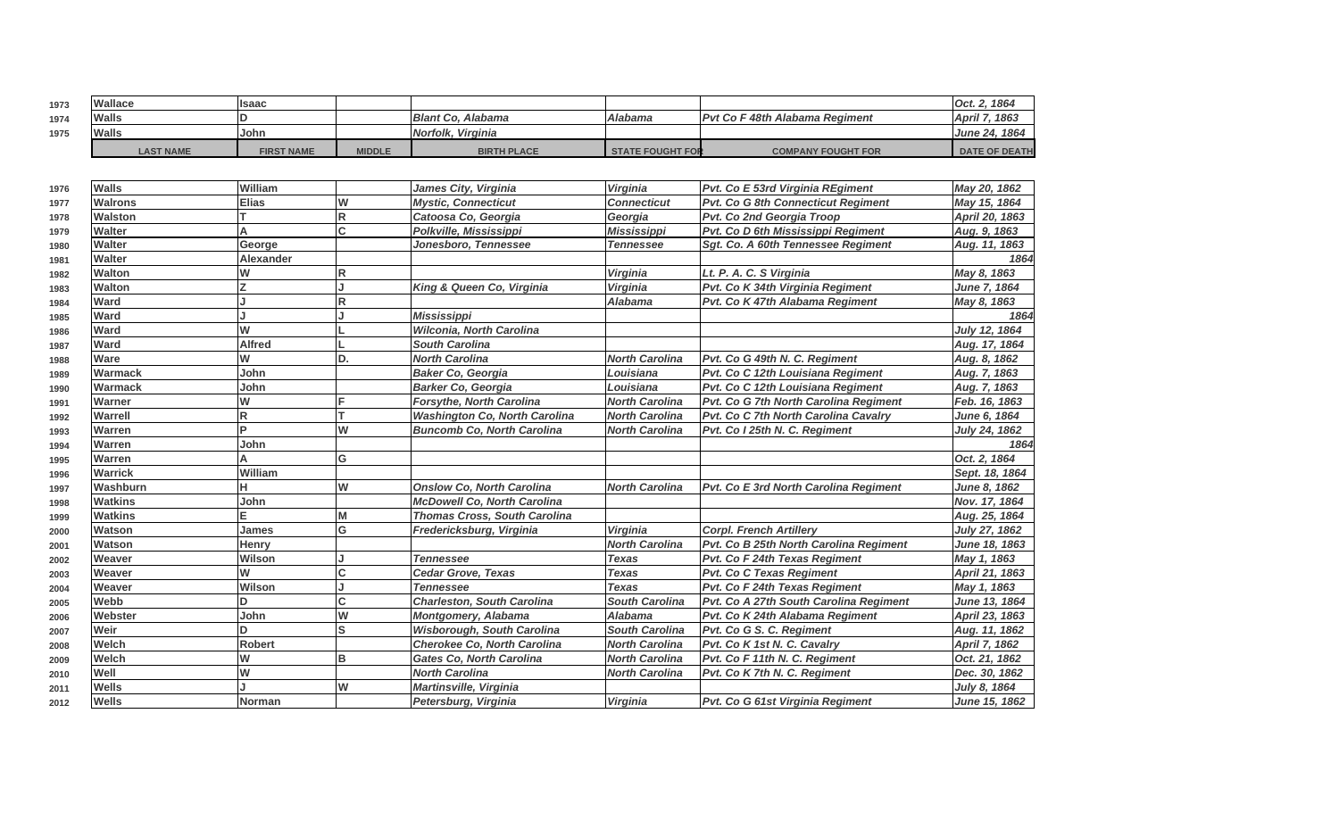| | LAST NAME | FIRST NAME | MIDDLE | BIRTH PLACE | STATE FOUGHT FOR | COMPANY FOUGHT FOR | DATE OF DEATH |
|---|---|---|---|---|---|---|---|
| 1973 | Wallace | Isaac | | | | | *Oct. 2, 1864* |
| 1974 | Walls | D | | *Blant Co, Alabama* | *Alabama* | *Pvt Co F 48th Alabama Regiment* | *April 7, 1863* |
| 1975 | Walls | John | | *Norfolk, Virginia* | | | *June 24, 1864* |
| 1976 | Walls | William | | *James City, Virginia* | *Virginia* | *Pvt. Co E 53rd Virginia REgiment* | *May 20, 1862* |
| 1977 | Walrons | Elias | W | *Mystic, Connecticut* | *Connecticut* | *Pvt. Co G 8th Connecticut Regiment* | *May 15, 1864* |
| 1978 | Walston | T | R | *Catoosa Co, Georgia* | *Georgia* | *Pvt. Co 2nd Georgia Troop* | *April 20, 1863* |
| 1979 | Walter | A | C | *Polkville, Mississippi* | *Mississippi* | *Pvt. Co D 6th Mississippi Regiment* | *Aug. 9, 1863* |
| 1980 | Walter | George | | *Jonesboro, Tennessee* | *Tennessee* | *Sgt. Co. A 60th Tennessee Regiment* | *Aug. 11, 1863* |
| 1981 | Walter | Alexander | | | | | *1864* |
| 1982 | Walton | W | R | | *Virginia* | *Lt. P. A. C. S Virginia* | *May 8, 1863* |
| 1983 | Walton | Z | J | *King & Queen Co, Virginia* | *Virginia* | *Pvt. Co K 34th Virginia Regiment* | *June 7, 1864* |
| 1984 | Ward | J | R | | *Alabama* | *Pvt. Co K 47th Alabama Regiment* | *May 8, 1863* |
| 1985 | Ward | J | J | *Mississippi* | | | *1864* |
| 1986 | Ward | W | L | *Wilconia, North Carolina* | | | *July 12, 1864* |
| 1987 | Ward | Alfred | L | *South Carolina* | | | *Aug. 17, 1864* |
| 1988 | Ware | W | D. | *North Carolina* | *North Carolina* | *Pvt. Co G 49th N. C. Regiment* | *Aug. 8, 1862* |
| 1989 | Warmack | John | | *Baker Co, Georgia* | *Louisiana* | *Pvt. Co C 12th Louisiana Regiment* | *Aug. 7, 1863* |
| 1990 | Warmack | John | | *Barker Co, Georgia* | *Louisiana* | *Pvt. Co C 12th Louisiana Regiment* | *Aug. 7, 1863* |
| 1991 | Warner | W | F | *Forsythe, North Carolina* | *North Carolina* | *Pvt. Co G 7th North Carolina Regiment* | *Feb. 16, 1863* |
| 1992 | Warrell | R | T | *Washington Co, North Carolina* | *North Carolina* | *Pvt. Co C 7th North Carolina Cavalry* | *June 6, 1864* |
| 1993 | Warren | P | W | *Buncomb Co, North Carolina* | *North Carolina* | *Pvt. Co I 25th N. C. Regiment* | *July 24, 1862* |
| 1994 | Warren | John | | | | | *1864* |
| 1995 | Warren | A | G | | | | *Oct. 2, 1864* |
| 1996 | Warrick | William | | | | | *Sept. 18, 1864* |
| 1997 | Washburn | H | W | *Onslow Co, North Carolina* | *North Carolina* | *Pvt. Co E 3rd North Carolina Regiment* | *June 8, 1862* |
| 1998 | Watkins | John | | *McDowell Co, North Carolina* | | | *Nov. 17, 1864* |
| 1999 | Watkins | E | M | *Thomas Cross, South Carolina* | | | *Aug. 25, 1864* |
| 2000 | Watson | James | G | *Fredericksburg, Virginia* | *Virginia* | *Corpl. French Artillery* | *July 27, 1862* |
| 2001 | Watson | Henry | | | *North Carolina* | *Pvt. Co B 25th North Carolina Regiment* | *June 18, 1863* |
| 2002 | Weaver | Wilson | J | *Tennessee* | *Texas* | *Pvt. Co F 24th Texas Regiment* | *May 1, 1863* |
| 2003 | Weaver | W | C | *Cedar Grove, Texas* | *Texas* | *Pvt. Co C Texas Regiment* | *April 21, 1863* |
| 2004 | Weaver | Wilson | J | *Tennessee* | *Texas* | *Pvt. Co F 24th Texas Regiment* | *May 1, 1863* |
| 2005 | Webb | D | C | *Charleston, South Carolina* | *South Carolina* | *Pvt. Co A 27th South Carolina Regiment* | *June 13, 1864* |
| 2006 | Webster | John | W | *Montgomery, Alabama* | *Alabama* | *Pvt. Co K 24th Alabama Regiment* | *April 23, 1863* |
| 2007 | Weir | D | S | *Wisborough, South Carolina* | *South Carolina* | *Pvt. Co G S. C. Regiment* | *Aug. 11, 1862* |
| 2008 | Welch | Robert | | *Cherokee Co, North Carolina* | *North Carolina* | *Pvt. Co K 1st N. C. Cavalry* | *April 7, 1862* |
| 2009 | Welch | W | B | *Gates Co, North Carolina* | *North Carolina* | *Pvt. Co F 11th N. C. Regiment* | *Oct. 21, 1862* |
| 2010 | Well | W | | *North Carolina* | *North Carolina* | *Pvt. Co K 7th N. C. Regiment* | *Dec. 30, 1862* |
| 2011 | Wells | J | W | *Martinsville, Virginia* | | | *July 8, 1864* |
| 2012 | Wells | Norman | | *Petersburg, Virginia* | *Virginia* | *Pvt. Co G 61st Virginia Regiment* | *June 15, 1862* |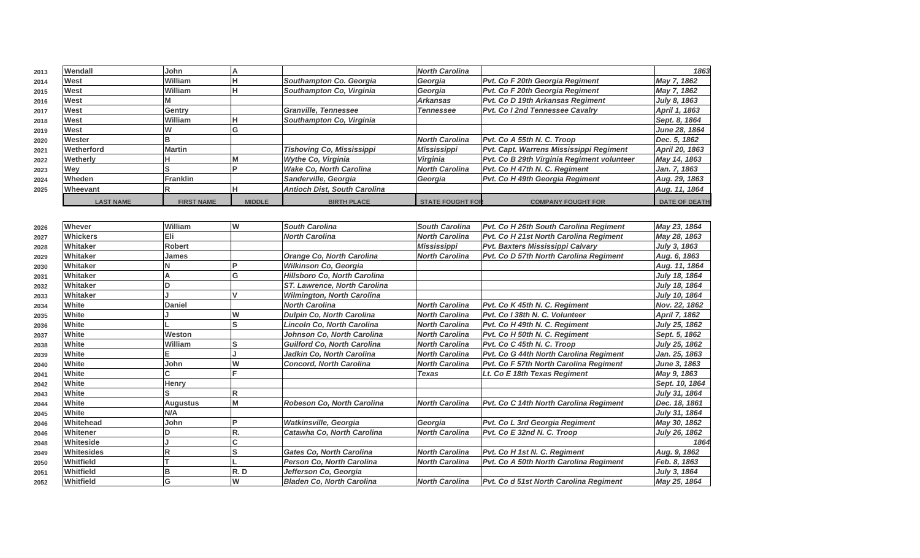| | LAST NAME | FIRST NAME | MIDDLE | BIRTH PLACE | STATE FOUGHT FOR | COMPANY FOUGHT FOR | DATE OF DEATH |
|---|---|---|---|---|---|---|---|
| 2013 | Wendall | John | A | | North Carolina | | 1863 |
| 2014 | West | William | H | Southampton Co. Georgia | Georgia | Pvt. Co F 20th Georgia Regiment | May 7, 1862 |
| 2015 | West | William | H | Southampton Co, Virginia | Georgia | Pvt. Co F 20th Georgia Regiment | May 7, 1862 |
| 2016 | West | M | | | Arkansas | Pvt. Co D 19th Arkansas Regiment | July 8, 1863 |
| 2017 | West | Gentry | | Granville, Tennessee | Tennessee | Pvt. Co I 2nd Tennessee Cavalry | April 1, 1863 |
| 2018 | West | William | H | Southampton Co, Virginia | | | Sept. 8, 1864 |
| 2019 | West | W | G | | | | June 28, 1864 |
| 2020 | Wester | B | | | North Carolina | Pvt. Co A 55th N. C. Troop | Dec. 5, 1862 |
| 2021 | Wetherford | Martin | | Tishoving Co, Mississippi | Mississippi | Pvt. Capt. Warrens Mississippi Regiment | April 20, 1863 |
| 2022 | Wetherly | H | M | Wythe Co, Virginia | Virginia | Pvt. Co B 29th Virginia Regiment volunteer | May 14, 1863 |
| 2023 | Wey | S | P | Wake Co, North Carolina | North Carolina | Pvt. Co H 47th N. C. Regiment | Jan. 7, 1863 |
| 2024 | Wheden | Franklin | | Sanderville, Georgia | Georgia | Pvt. Co H 49th Georgia Regiment | Aug. 29, 1863 |
| 2025 | Wheevant | R | H | Antioch Dist, South Carolina | | | Aug. 11, 1864 |
| 2026 | Whever | William | W | South Carolina | South Carolina | Pvt. Co H 26th South Carolina Regiment | May 23, 1864 |
| 2027 | Whickers | Eli | | North Carolina | North Carolina | Pvt. Co H 21st North Carolina Regiment | May 28, 1863 |
| 2028 | Whitaker | Robert | | | Mississippi | Pvt. Baxters Mississippi Calvary | July 3, 1863 |
| 2029 | Whitaker | James | | Orange Co, North Carolina | North Carolina | Pvt. Co D 57th North Carolina Regiment | Aug. 6, 1863 |
| 2030 | Whitaker | N | P | Wilkinson Co, Georgia | | | Aug. 11, 1864 |
| 2031 | Whitaker | A | G | Hillsboro Co, North Carolina | | | July 18, 1864 |
| 2032 | Whitaker | D | | ST. Lawrence, North Carolina | | | July 18, 1864 |
| 2033 | Whitaker | J | V | Wilmington, North Carolina | | | July 10, 1864 |
| 2034 | White | Daniel | | North Carolina | North Carolina | Pvt. Co K 45th N. C. Regiment | Nov. 22, 1862 |
| 2035 | White | J | W | Dulpin Co, North Carolina | North Carolina | Pvt. Co I 38th N. C. Volunteer | April 7, 1862 |
| 2036 | White | L | S | Lincoln Co, North Carolina | North Carolina | Pvt. Co H 49th N. C. Regiment | July 25, 1862 |
| 2037 | White | Weston | | Johnson Co, North Carolina | North Carolina | Pvt. Co H 50th N. C. Regiment | Sept. 5, 1862 |
| 2038 | White | William | S | Guilford Co, North Carolina | North Carolina | Pvt. Co C 45th N. C. Troop | July 25, 1862 |
| 2039 | White | E | J | Jadkin Co, North Carolina | North Carolina | Pvt. Co G 44th North Carolina Regiment | Jan. 25, 1863 |
| 2040 | White | John | W | Concord, North Carolina | North Carolina | Pvt. Co F 57th North Carolina Regiment | June 3, 1863 |
| 2041 | White | C | F | | Texas | Lt. Co E 18th Texas Regiment | May 9, 1863 |
| 2042 | White | Henry | | | | | Sept. 10, 1864 |
| 2043 | White | S | R | | | | July 31, 1864 |
| 2044 | White | Augustus | M | Robeson Co, North Carolina | North Carolina | Pvt. Co C 14th North Carolina Regiment | Dec. 18, 1861 |
| 2045 | White | N/A | | | | | July 31, 1864 |
| 2046 | Whitehead | John | P | Watkinsville, Georgia | Georgia | Pvt. Co L 3rd Georgia Regiment | May 30, 1862 |
| 2046 | Whitener | D | R. | Catawha Co, North Carolina | North Carolina | Pvt. Co E 32nd N. C. Troop | July 26, 1862 |
| 2048 | Whiteside | J | C | | | | 1864 |
| 2049 | Whitesides | R | S | Gates Co, North Carolina | North Carolina | Pvt. Co H 1st N. C. Regiment | Aug. 9, 1862 |
| 2050 | Whitfield | T | L | Person Co, North Carolina | North Carolina | Pvt. Co A 50th North Carolina Regiment | Feb. 8, 1863 |
| 2051 | Whitfield | B | R. D | Jefferson Co, Georgia | | | July 3, 1864 |
| 2052 | Whitfield | G | W | Bladen Co, North Carolina | North Carolina | Pvt. Co d 51st North Carolina Regiment | May 25, 1864 |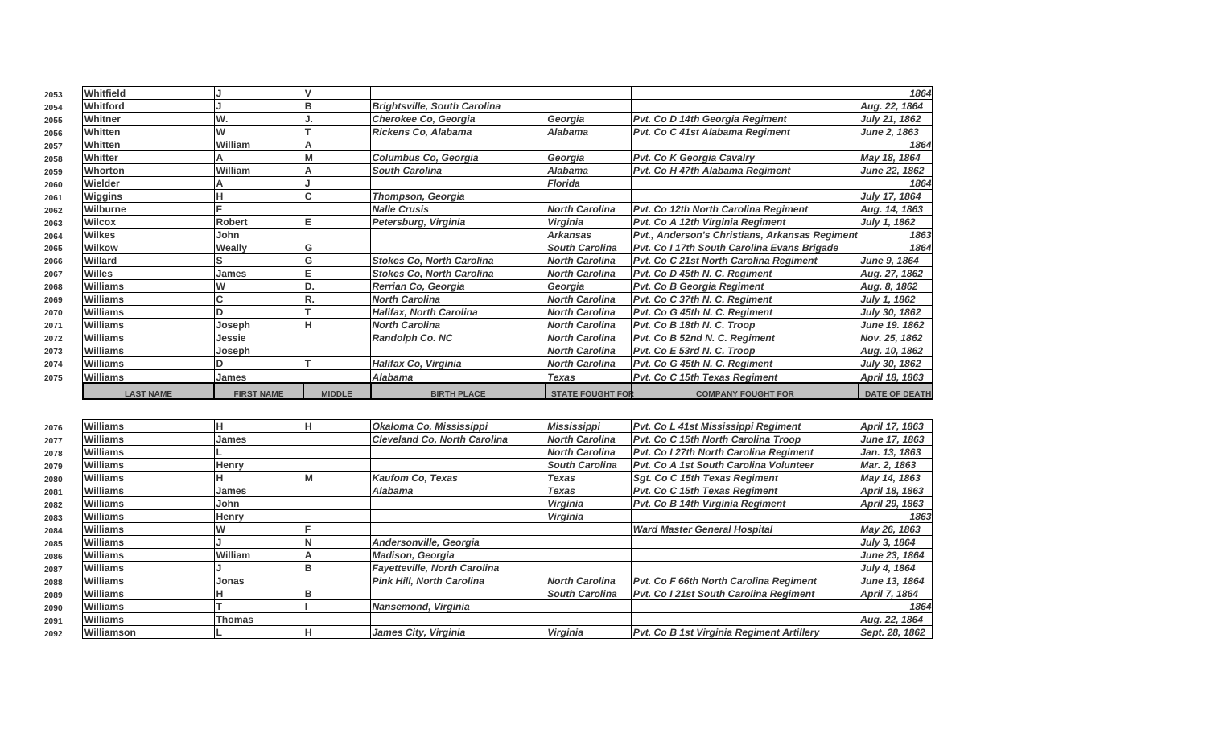| | LAST NAME | FIRST NAME | MIDDLE | BIRTH PLACE | STATE FOUGHT FOR | COMPANY FOUGHT FOR | DATE OF DEATH |
|---|---|---|---|---|---|---|---|
| 2053 | Whitfield | J | V | | | | 1864 |
| 2054 | Whitford | J | B | *Brightsville, South Carolina* | | | *Aug. 22, 1864* |
| 2055 | Whitner | W. | J. | *Cherokee Co, Georgia* | *Georgia* | *Pvt. Co D 14th Georgia Regiment* | *July 21, 1862* |
| 2056 | Whitten | W | T | *Rickens Co, Alabama* | *Alabama* | *Pvt. Co C 41st Alabama Regiment* | *June 2, 1863* |
| 2057 | Whitten | William | A | | | | 1864 |
| 2058 | Whitter | A | M | *Columbus Co, Georgia* | *Georgia* | *Pvt. Co K Georgia Cavalry* | *May 18, 1864* |
| 2059 | Whorton | William | A | *South Carolina* | *Alabama* | *Pvt. Co H 47th Alabama Regiment* | *June 22, 1862* |
| 2060 | Wielder | A | J | | *Florida* | | 1864 |
| 2061 | Wiggins | H | C | *Thompson, Georgia* | | | *July 17, 1864* |
| 2062 | Wilburne | F | | *Nalle Crusis* | *North Carolina* | *Pvt. Co 12th North Carolina Regiment* | *Aug. 14, 1863* |
| 2063 | Wilcox | Robert | E | *Petersburg, Virginia* | *Virginia* | *Pvt. Co A 12th Virginia Regiment* | *July 1, 1862* |
| 2064 | Wilkes | John | | | *Arkansas* | *Pvt., Anderson's Christians, Arkansas Regiment* | 1863 |
| 2065 | Wilkow | Weally | G | | *South Carolina* | *Pvt. Co I 17th South Carolina Evans Brigade* | 1864 |
| 2066 | Willard | S | G | *Stokes Co, North Carolina* | *North Carolina* | *Pvt. Co C 21st North Carolina Regiment* | *June 9, 1864* |
| 2067 | Willes | James | E | *Stokes Co, North Carolina* | *North Carolina* | *Pvt. Co D 45th N. C. Regiment* | *Aug. 27, 1862* |
| 2068 | Williams | W | D. | *Rerrian Co, Georgia* | *Georgia* | *Pvt. Co B Georgia Regiment* | *Aug. 8, 1862* |
| 2069 | Williams | C | R. | *North Carolina* | *North Carolina* | *Pvt. Co C 37th N. C. Regiment* | *July 1, 1862* |
| 2070 | Williams | D | T | *Halifax, North Carolina* | *North Carolina* | *Pvt. Co G 45th N. C. Regiment* | *July 30, 1862* |
| 2071 | Williams | Joseph | H | *North Carolina* | *North Carolina* | *Pvt. Co B 18th N. C. Troop* | *June 19. 1862* |
| 2072 | Williams | Jessie | | *Randolph Co. NC* | *North Carolina* | *Pvt. Co B 52nd N. C. Regiment* | *Nov. 25, 1862* |
| 2073 | Williams | Joseph | | | *North Carolina* | *Pvt. Co E 53rd N. C. Troop* | *Aug. 10, 1862* |
| 2074 | Williams | D | T | *Halifax Co, Virginia* | *North Carolina* | *Pvt. Co G 45th N. C. Regiment* | *July 30, 1862* |
| 2075 | Williams | James | | *Alabama* | *Texas* | *Pvt. Co C 15th Texas Regiment* | *April 18, 1863* |
| 2076 | Williams | H | H | *Okaloma Co, Mississippi* | *Mississippi* | *Pvt. Co L 41st Mississippi Regiment* | *April 17, 1863* |
| 2077 | Williams | James | | *Cleveland Co, North Carolina* | *North Carolina* | *Pvt. Co C 15th North Carolina Troop* | *June 17, 1863* |
| 2078 | Williams | L | | | *North Carolina* | *Pvt. Co I 27th North Carolina Regiment* | *Jan. 13, 1863* |
| 2079 | Williams | Henry | | | *South Carolina* | *Pvt. Co A 1st South Carolina Volunteer* | *Mar. 2, 1863* |
| 2080 | Williams | H | M | *Kaufom Co, Texas* | *Texas* | *Sgt. Co C 15th Texas Regiment* | *May 14, 1863* |
| 2081 | Williams | James | | *Alabama* | *Texas* | *Pvt. Co C 15th Texas Regiment* | *April 18, 1863* |
| 2082 | Williams | John | | | *Virginia* | *Pvt. Co B 14th Virginia Regiment* | *April 29, 1863* |
| 2083 | Williams | Henry | | | *Virginia* | | 1863 |
| 2084 | Williams | W | F | | | *Ward Master General Hospital* | *May 26, 1863* |
| 2085 | Williams | J | N | *Andersonville, Georgia* | | | *July 3, 1864* |
| 2086 | Williams | William | A | *Madison, Georgia* | | | *June 23, 1864* |
| 2087 | Williams | J | B | *Fayetteville, North Carolina* | | | *July 4, 1864* |
| 2088 | Williams | Jonas | | *Pink Hill, North Carolina* | *North Carolina* | *Pvt. Co F 66th North Carolina Regiment* | *June 13, 1864* |
| 2089 | Williams | H | B | | *South Carolina* | *Pvt. Co I 21st South Carolina Regiment* | *April 7, 1864* |
| 2090 | Williams | T | I | *Nansemond, Virginia* | | | 1864 |
| 2091 | Williams | Thomas | | | | | *Aug. 22, 1864* |
| 2092 | Williamson | L | H | *James City, Virginia* | *Virginia* | *Pvt. Co B 1st Virginia Regiment Artillery* | *Sept. 28, 1862* |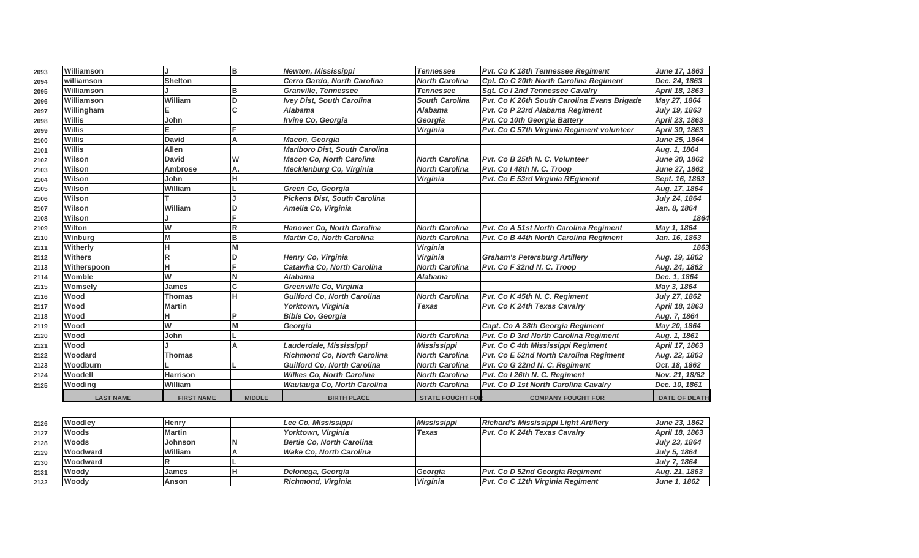| | LAST NAME | FIRST NAME | MIDDLE | BIRTH PLACE | STATE FOUGHT FOR | COMPANY FOUGHT FOR | DATE OF DEATH |
|---|---|---|---|---|---|---|---|
| 2093 | Williamson | J | B | Newton, Mississippi | Tennessee | Pvt. Co K 18th Tennessee Regiment | June 17, 1863 |
| 2094 | williamson | Shelton | | Cerro Gardo, North Carolina | North Carolina | Cpl. Co C 20th North Carolina Regiment | Dec. 24, 1863 |
| 2095 | Williamson | J | B | Granville, Tennessee | Tennessee | Sgt. Co I 2nd Tennessee Cavalry | April 18, 1863 |
| 2096 | Williamson | William | D | Ivey Dist, South Carolina | South Carolina | Pvt. Co K 26th South Carolina Evans Brigade | May 27, 1864 |
| 2097 | Willingham | E | C | Alabama | Alabama | Pvt. Co P 23rd Alabama Regiment | July 19, 1863 |
| 2098 | Willis | John | | Irvine Co, Georgia | Georgia | Pvt. Co 10th Georgia Battery | April 23, 1863 |
| 2099 | Willis | E | F | | Virginia | Pvt. Co C 57th Virginia Regiment volunteer | April 30, 1863 |
| 2100 | Willis | David | A | Macon, Georgia | | | June 25, 1864 |
| 2101 | Willis | Allen | | Marlboro Dist, South Carolina | | | Aug. 1, 1864 |
| 2102 | Wilson | David | W | Macon Co, North Carolina | North Carolina | Pvt. Co B 25th N. C. Volunteer | June 30, 1862 |
| 2103 | Wilson | Ambrose | A. | Mecklenburg Co, Virginia | North Carolina | Pvt. Co I 48th N. C. Troop | June 27, 1862 |
| 2104 | Wilson | John | H | | Virginia | Pvt. Co E 53rd Virginia REgiment | Sept. 16, 1863 |
| 2105 | Wilson | William | L | Green Co, Georgia | | | Aug. 17, 1864 |
| 2106 | Wilson | T | J | Pickens Dist, South Carolina | | | July 24, 1864 |
| 2107 | Wilson | William | D | Amelia Co, Virginia | | | Jan. 8, 1864 |
| 2108 | Wilson | J | F | | | | 1864 |
| 2109 | Wilton | W | R | Hanover Co, North Carolina | North Carolina | Pvt. Co A 51st North Carolina Regiment | May 1, 1864 |
| 2110 | Winburg | M | B | Martin Co, North Carolina | North Carolina | Pvt. Co B 44th North Carolina Regiment | Jan. 16, 1863 |
| 2111 | Witherly | H | M | | Virginia | | 1863 |
| 2112 | Withers | R | D | Henry Co, Virginia | Virginia | Graham's Petersburg Artillery | Aug. 19, 1862 |
| 2113 | Witherspoon | H | F | Catawha Co, North Carolina | North Carolina | Pvt. Co F 32nd N. C. Troop | Aug. 24, 1862 |
| 2114 | Womble | W | N | Alabama | Alabama | | Dec. 1, 1864 |
| 2115 | Womsely | James | C | Greenville Co, Virginia | | | May 3, 1864 |
| 2116 | Wood | Thomas | H | Guilford Co, North Carolina | North Carolina | Pvt. Co K 45th N. C. Regiment | July 27, 1862 |
| 2117 | Wood | Martin | | Yorktown, Virginia | Texas | Pvt. Co K 24th Texas Cavalry | April 18, 1863 |
| 2118 | Wood | H | P | Bible Co, Georgia | | | Aug. 7, 1864 |
| 2119 | Wood | W | M | Georgia | | Capt. Co A 28th Georgia Regiment | May 20, 1864 |
| 2120 | Wood | John | L | | North Carolina | Pvt. Co D 3rd North Carolina Regiment | Aug. 1, 1861 |
| 2121 | Wood | J | A | Lauderdale, Mississippi | Mississippi | Pvt. Co C 4th Mississippi Regiment | April 17, 1863 |
| 2122 | Woodard | Thomas | | Richmond Co, North Carolina | North Carolina | Pvt. Co E 52nd North Carolina Regiment | Aug. 22, 1863 |
| 2123 | Woodburn | L | L | Guilford Co, North Carolina | North Carolina | Pvt. Co G 22nd N. C. Regiment | Oct. 18, 1862 |
| 2124 | Woodell | Harrison | | Wilkes Co, North Carolina | North Carolina | Pvt. Co I 26th N. C. Regiment | Nov. 21, 18/62 |
| 2125 | Wooding | William | | Wautauga Co, North Carolina | North Carolina | Pvt. Co D 1st North Carolina Cavalry | Dec. 10, 1861 |
| 2126 | Woodley | Henry | | Lee Co, Mississippi | Mississippi | Richard's Mississippi Light Artillery | June 23, 1862 |
| 2127 | Woods | Martin | | Yorktown, Virginia | Texas | Pvt. Co K 24th Texas Cavalry | April 18, 1863 |
| 2128 | Woods | Johnson | N | Bertie Co, North Carolina | | | July 23, 1864 |
| 2129 | Woodward | William | A | Wake Co, North Carolina | | | July 5, 1864 |
| 2130 | Woodward | R | L | | | | July 7, 1864 |
| 2131 | Woody | James | H | Delonega, Georgia | Georgia | Pvt. Co D 52nd Georgia Regiment | Aug. 21, 1863 |
| 2132 | Woody | Anson | | Richmond, Virginia | Virginia | Pvt. Co C 12th Virginia Regiment | June 1, 1862 |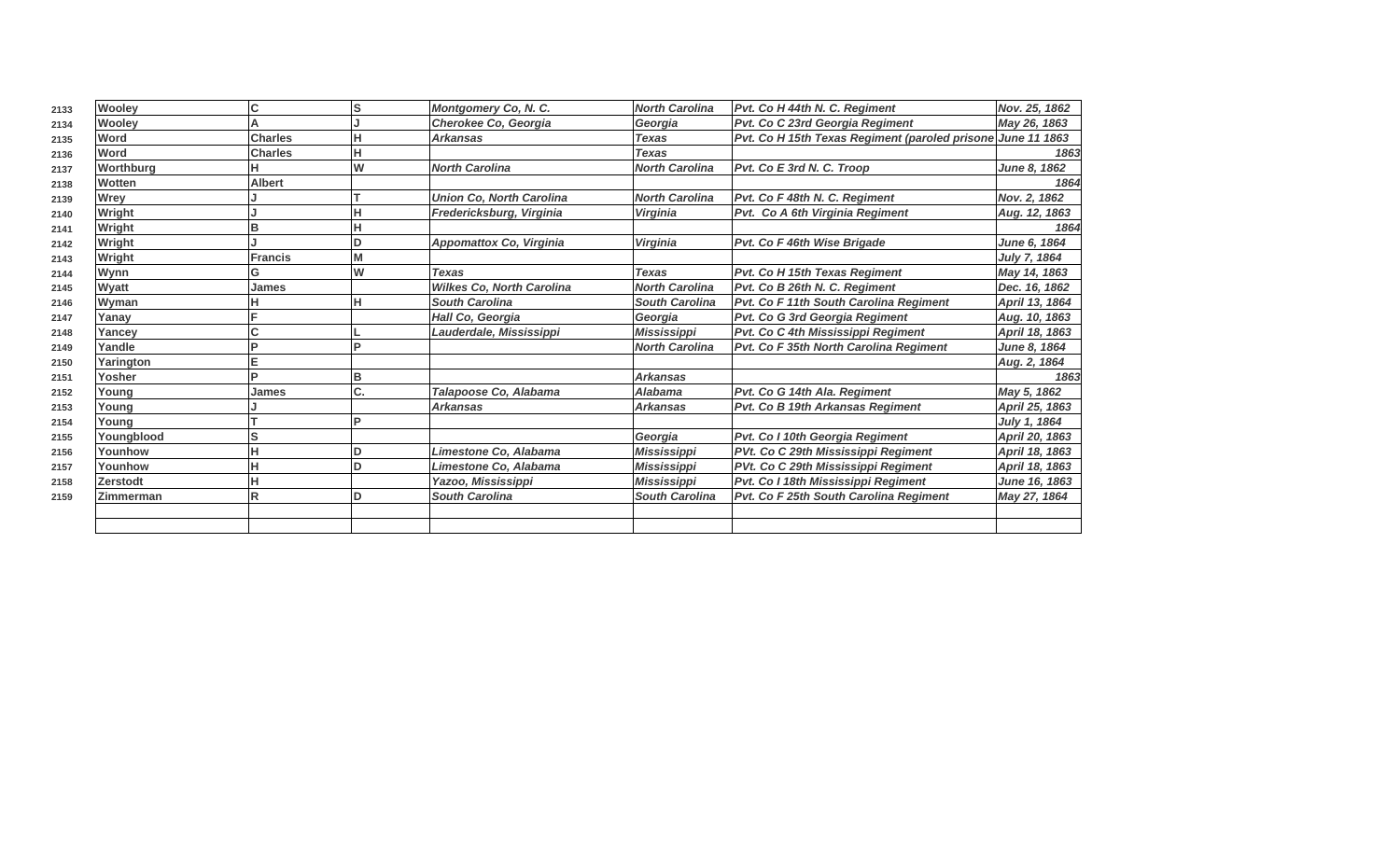| | | | | | | | |
|---|---|---|---|---|---|---|---|
| 2133 | Wooley | C | S | *Montgomery Co, N. C.* | *North Carolina* | *Pvt. Co H 44th N. C. Regiment* | *Nov. 25, 1862* |
| 2134 | Wooley | A | J | *Cherokee Co, Georgia* | *Georgia* | *Pvt. Co C 23rd Georgia Regiment* | *May 26, 1863* |
| 2135 | Word | Charles | H | *Arkansas* | *Texas* | *Pvt. Co H 15th Texas Regiment (paroled prisone* | *June 11 1863* |
| 2136 | Word | Charles | H | | *Texas* | | *1863* |
| 2137 | Worthburg | H | W | *North Carolina* | *North Carolina* | *Pvt. Co E 3rd N. C. Troop* | *June 8, 1862* |
| 2138 | Wotten | Albert | | | | | *1864* |
| 2139 | Wrey | J | T | *Union Co, North Carolina* | *North Carolina* | *Pvt. Co F 48th N. C. Regiment* | *Nov. 2, 1862* |
| 2140 | Wright | J | H | *Fredericksburg, Virginia* | *Virginia* | *Pvt. Co A 6th Virginia Regiment* | *Aug. 12, 1863* |
| 2141 | Wright | B | H | | | | *1864* |
| 2142 | Wright | J | D | *Appomattox Co, Virginia* | *Virginia* | *Pvt. Co F 46th Wise Brigade* | *June 6, 1864* |
| 2143 | Wright | Francis | M | | | | *July 7, 1864* |
| 2144 | Wynn | G | W | *Texas* | *Texas* | *Pvt. Co H 15th Texas Regiment* | *May 14, 1863* |
| 2145 | Wyatt | James | | *Wilkes Co, North Carolina* | *North Carolina* | *Pvt. Co B 26th N. C. Regiment* | *Dec. 16, 1862* |
| 2146 | Wyman | H | H | *South Carolina* | *South Carolina* | *Pvt. Co F 11th South Carolina Regiment* | *April 13, 1864* |
| 2147 | Yanay | F | | *Hall Co, Georgia* | *Georgia* | *Pvt. Co G 3rd Georgia Regiment* | *Aug. 10, 1863* |
| 2148 | Yancey | C | L | *Lauderdale, Mississippi* | *Mississippi* | *Pvt. Co C 4th Mississippi Regiment* | *April 18, 1863* |
| 2149 | Yandle | P | P | | *North Carolina* | *Pvt. Co F 35th North Carolina Regiment* | *June 8, 1864* |
| 2150 | Yarington | E | | | | | *Aug. 2, 1864* |
| 2151 | Yosher | P | B | | *Arkansas* | | *1863* |
| 2152 | Young | James | C. | *Talapoose Co, Alabama* | *Alabama* | *Pvt. Co G 14th Ala. Regiment* | *May 5, 1862* |
| 2153 | Young | J | | *Arkansas* | *Arkansas* | *Pvt. Co B 19th Arkansas Regiment* | *April 25, 1863* |
| 2154 | Young | T | P | | | | *July 1, 1864* |
| 2155 | Youngblood | S | | | *Georgia* | *Pvt. Co I 10th Georgia Regiment* | *April 20, 1863* |
| 2156 | Younhow | H | D | *Limestone Co, Alabama* | *Mississippi* | *PVt. Co C 29th Mississippi Regiment* | *April 18, 1863* |
| 2157 | Younhow | H | D | *Limestone Co, Alabama* | *Mississippi* | *PVt. Co C 29th Mississippi Regiment* | *April 18, 1863* |
| 2158 | Zerstodt | H | | *Yazoo, Mississippi* | *Mississippi* | *Pvt. Co I 18th Mississippi Regiment* | *June 16, 1863* |
| 2159 | Zimmerman | R | D | *South Carolina* | *South Carolina* | *Pvt. Co F 25th South Carolina Regiment* | *May 27, 1864* |